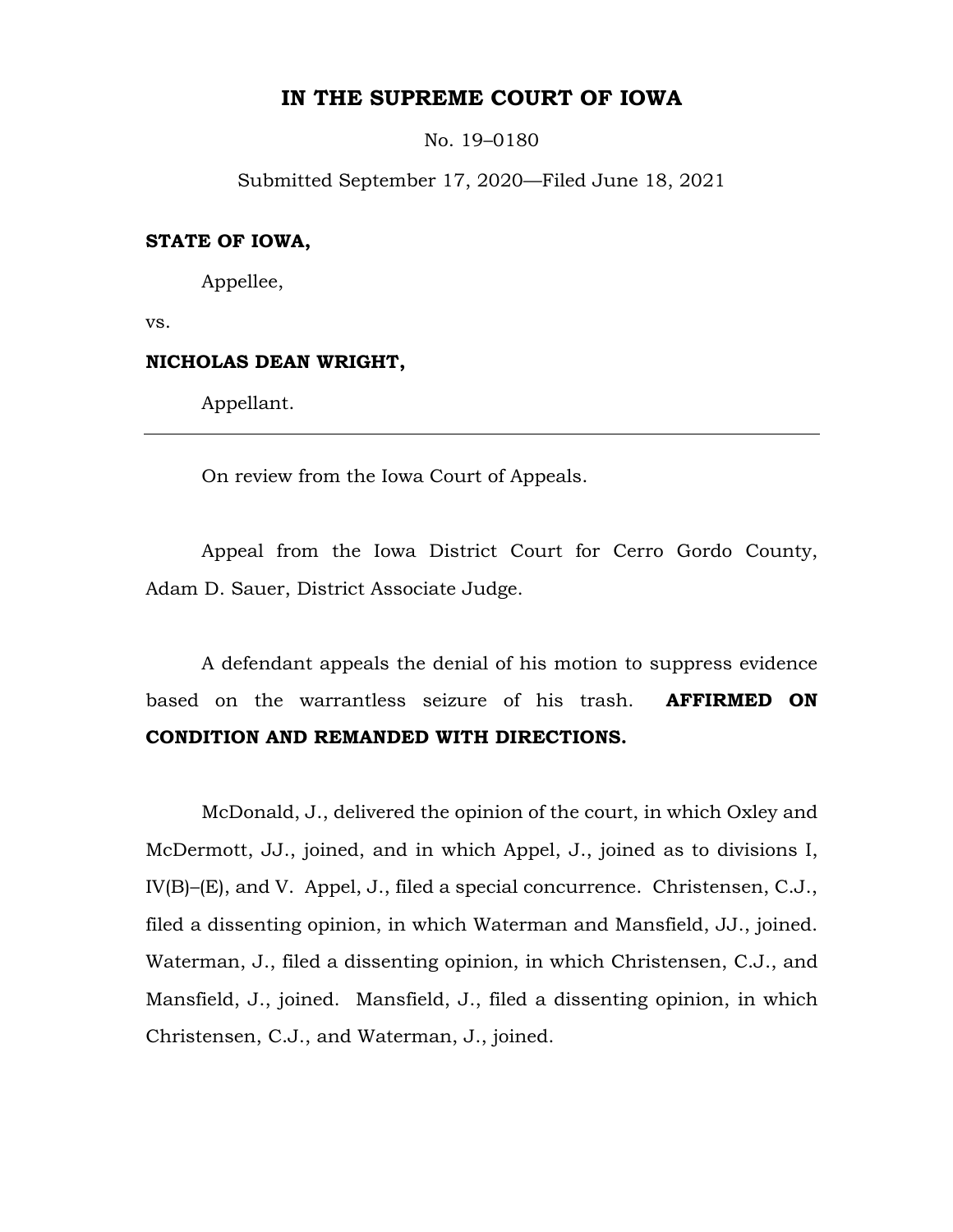# IN THE SUPREME COURT OF IOWA

No. 19–0180

Submitted September 17, 2020—Filed June 18, 2021

**STATE OF IOWA,**

Appellee,

vs.

**NICHOLAS DEAN WRIGHT,**

Appellant.

---

On review from the Iowa Court of Appeals.

Appeal from the Iowa District Court for Cerro Gordo County, Adam D. Sauer, District Associate Judge.

A defendant appeals the denial of his motion to suppress evidence based on the warrantless seizure of his trash. **AFFIRMED ON CONDITION AND REMANDED WITH DIRECTIONS.**

McDonald, J., delivered the opinion of the court, in which Oxley and McDermott, JJ., joined, and in which Appel, J., joined as to divisions I, IV(B)–(E), and V. Appel, J., filed a special concurrence. Christensen, C.J., filed a dissenting opinion, in which Waterman and Mansfield, JJ., joined. Waterman, J., filed a dissenting opinion, in which Christensen, C.J., and Mansfield, J., joined. Mansfield, J., filed a dissenting opinion, in which Christensen, C.J., and Waterman, J., joined.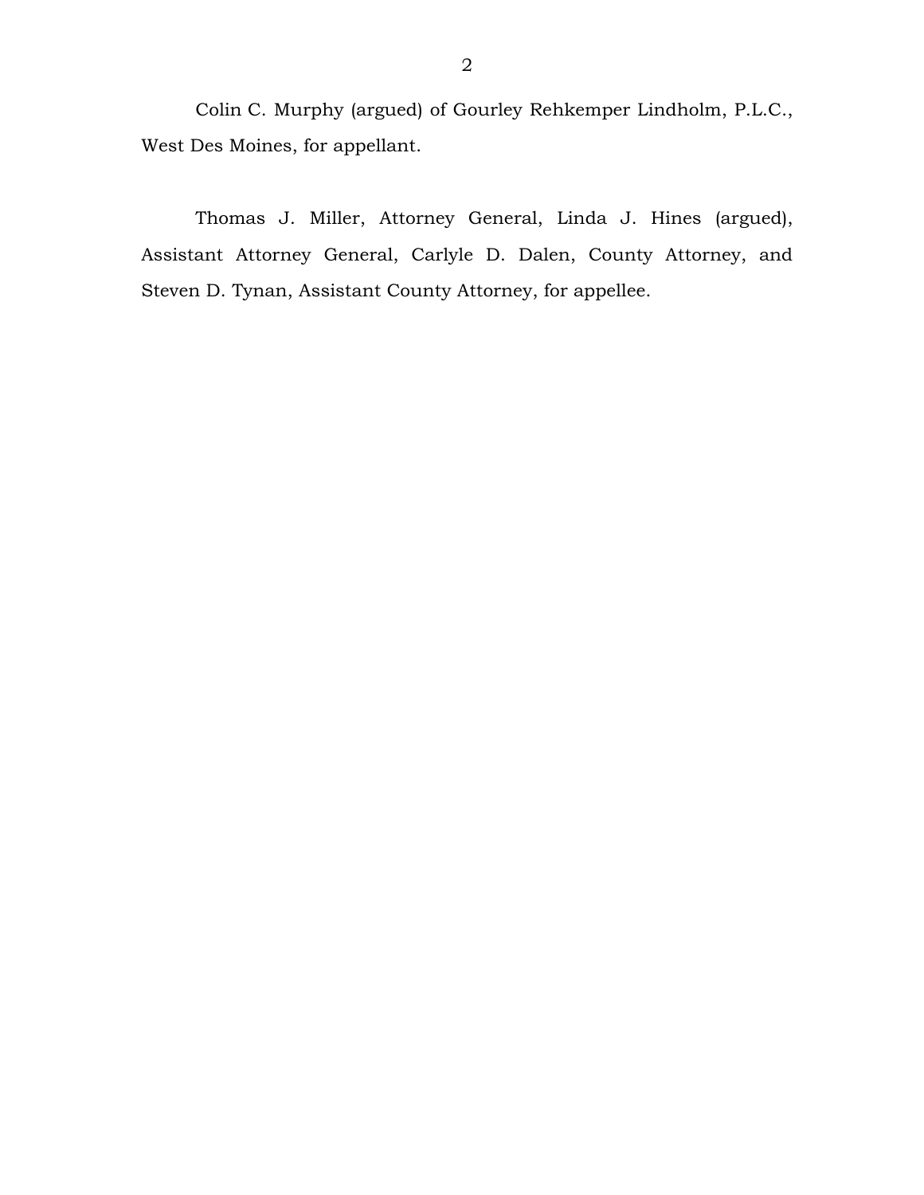Colin C. Murphy (argued) of Gourley Rehkemper Lindholm, P.L.C., West Des Moines, for appellant.

Thomas J. Miller, Attorney General, Linda J. Hines (argued), Assistant Attorney General, Carlyle D. Dalen, County Attorney, and Steven D. Tynan, Assistant County Attorney, for appellee.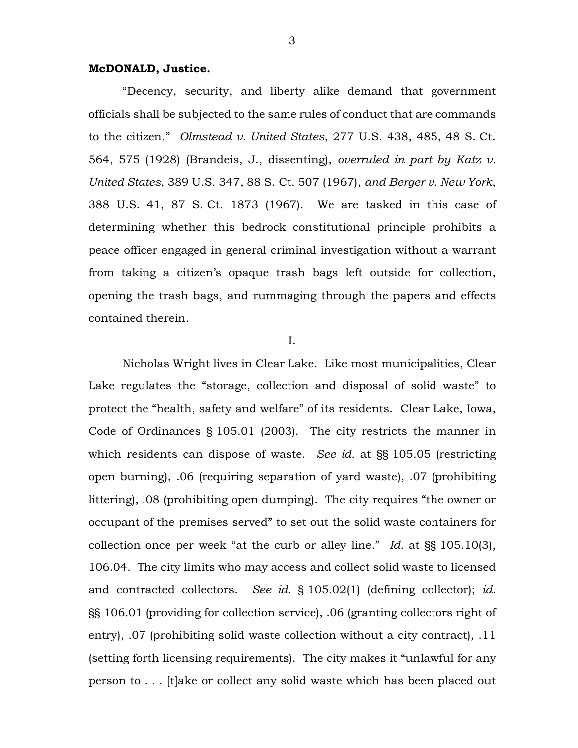**McDONALD, Justice.**

"Decency, security, and liberty alike demand that government officials shall be subjected to the same rules of conduct that are commands to the citizen." *Olmstead v. United States*, 277 U.S. 438, 485, 48 S. Ct. 564, 575 (1928) (Brandeis, J., dissenting), *overruled in part by Katz v. United States*, 389 U.S. 347, 88 S. Ct. 507 (1967), *and Berger v. New York*, 388 U.S. 41, 87 S. Ct. 1873 (1967). We are tasked in this case of determining whether this bedrock constitutional principle prohibits a peace officer engaged in general criminal investigation without a warrant from taking a citizen's opaque trash bags left outside for collection, opening the trash bags, and rummaging through the papers and effects contained therein.

I.

Nicholas Wright lives in Clear Lake. Like most municipalities, Clear Lake regulates the "storage, collection and disposal of solid waste" to protect the "health, safety and welfare" of its residents. Clear Lake, Iowa, Code of Ordinances § 105.01 (2003). The city restricts the manner in which residents can dispose of waste. *See id.* at §§ 105.05 (restricting open burning), .06 (requiring separation of yard waste), .07 (prohibiting littering), .08 (prohibiting open dumping). The city requires "the owner or occupant of the premises served" to set out the solid waste containers for collection once per week "at the curb or alley line." *Id.* at §§ 105.10(3), 106.04. The city limits who may access and collect solid waste to licensed and contracted collectors. *See id.* § 105.02(1) (defining collector); *id.* §§ 106.01 (providing for collection service), .06 (granting collectors right of entry), .07 (prohibiting solid waste collection without a city contract), .11 (setting forth licensing requirements). The city makes it "unlawful for any person to . . . [t]ake or collect any solid waste which has been placed out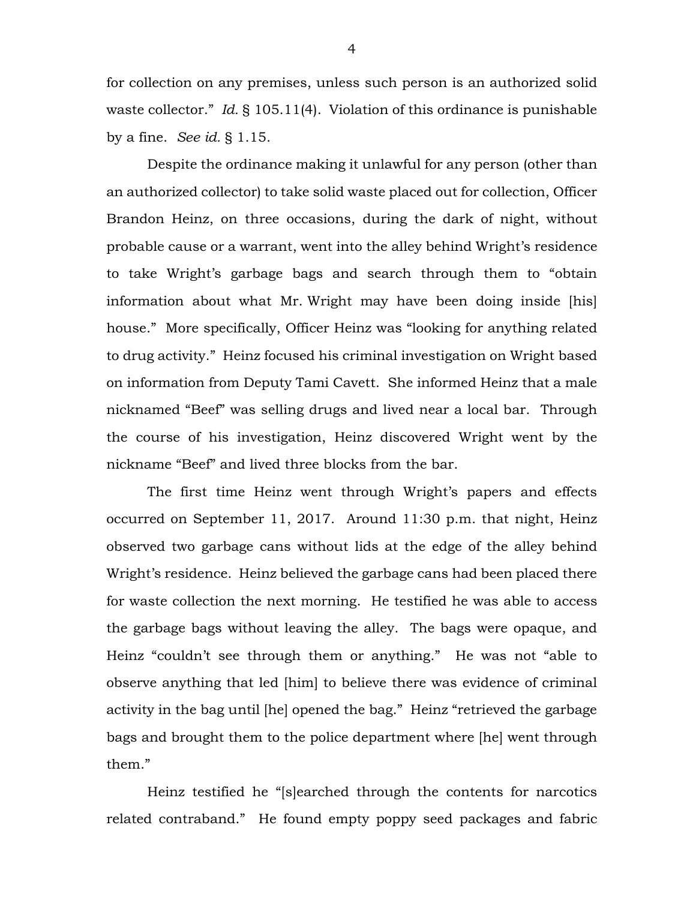for collection on any premises, unless such person is an authorized solid waste collector." *Id.* § 105.11(4). Violation of this ordinance is punishable by a fine. *See id.* § 1.15.

Despite the ordinance making it unlawful for any person (other than an authorized collector) to take solid waste placed out for collection, Officer Brandon Heinz, on three occasions, during the dark of night, without probable cause or a warrant, went into the alley behind Wright's residence to take Wright's garbage bags and search through them to "obtain information about what Mr. Wright may have been doing inside [his] house." More specifically, Officer Heinz was "looking for anything related to drug activity." Heinz focused his criminal investigation on Wright based on information from Deputy Tami Cavett. She informed Heinz that a male nicknamed "Beef" was selling drugs and lived near a local bar. Through the course of his investigation, Heinz discovered Wright went by the nickname "Beef" and lived three blocks from the bar.

The first time Heinz went through Wright's papers and effects occurred on September 11, 2017. Around 11:30 p.m. that night, Heinz observed two garbage cans without lids at the edge of the alley behind Wright's residence. Heinz believed the garbage cans had been placed there for waste collection the next morning. He testified he was able to access the garbage bags without leaving the alley. The bags were opaque, and Heinz "couldn't see through them or anything." He was not "able to observe anything that led [him] to believe there was evidence of criminal activity in the bag until [he] opened the bag." Heinz "retrieved the garbage bags and brought them to the police department where [he] went through them."

Heinz testified he "[s]earched through the contents for narcotics related contraband." He found empty poppy seed packages and fabric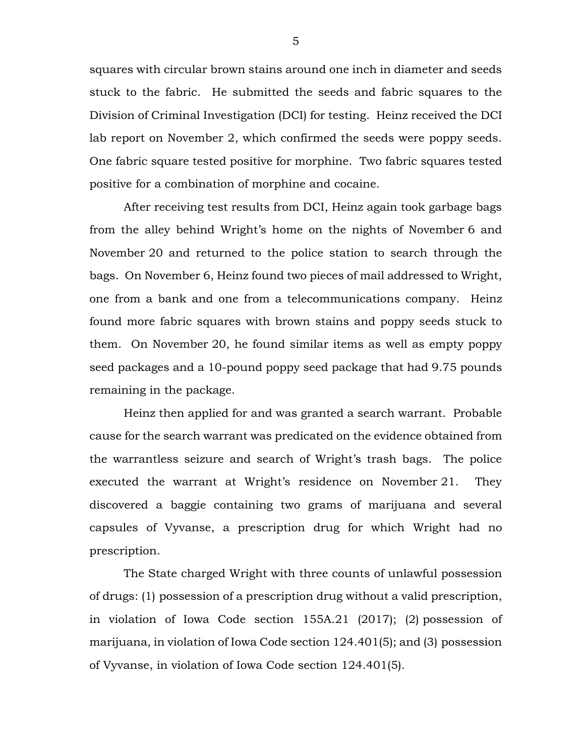squares with circular brown stains around one inch in diameter and seeds stuck to the fabric. He submitted the seeds and fabric squares to the Division of Criminal Investigation (DCI) for testing. Heinz received the DCI lab report on November 2, which confirmed the seeds were poppy seeds. One fabric square tested positive for morphine. Two fabric squares tested positive for a combination of morphine and cocaine.

After receiving test results from DCI, Heinz again took garbage bags from the alley behind Wright's home on the nights of November 6 and November 20 and returned to the police station to search through the bags. On November 6, Heinz found two pieces of mail addressed to Wright, one from a bank and one from a telecommunications company. Heinz found more fabric squares with brown stains and poppy seeds stuck to them. On November 20, he found similar items as well as empty poppy seed packages and a 10-pound poppy seed package that had 9.75 pounds remaining in the package.

Heinz then applied for and was granted a search warrant. Probable cause for the search warrant was predicated on the evidence obtained from the warrantless seizure and search of Wright's trash bags. The police executed the warrant at Wright's residence on November 21. They discovered a baggie containing two grams of marijuana and several capsules of Vyvanse, a prescription drug for which Wright had no prescription.

The State charged Wright with three counts of unlawful possession of drugs: (1) possession of a prescription drug without a valid prescription, in violation of Iowa Code section 155A.21 (2017); (2) possession of marijuana, in violation of Iowa Code section 124.401(5); and (3) possession of Vyvanse, in violation of Iowa Code section 124.401(5).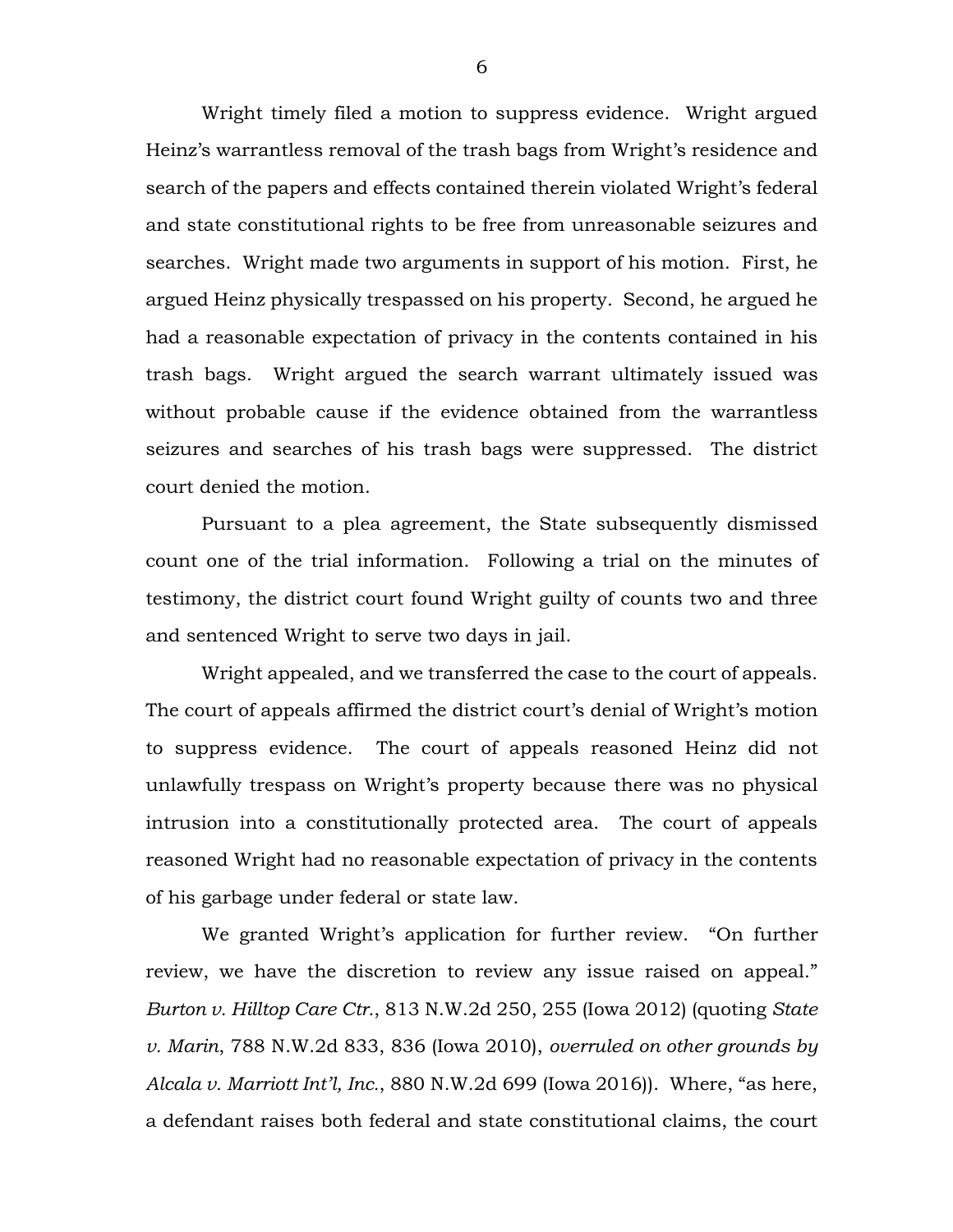Wright timely filed a motion to suppress evidence. Wright argued Heinz's warrantless removal of the trash bags from Wright's residence and search of the papers and effects contained therein violated Wright's federal and state constitutional rights to be free from unreasonable seizures and searches. Wright made two arguments in support of his motion. First, he argued Heinz physically trespassed on his property. Second, he argued he had a reasonable expectation of privacy in the contents contained in his trash bags. Wright argued the search warrant ultimately issued was without probable cause if the evidence obtained from the warrantless seizures and searches of his trash bags were suppressed. The district court denied the motion.

Pursuant to a plea agreement, the State subsequently dismissed count one of the trial information. Following a trial on the minutes of testimony, the district court found Wright guilty of counts two and three and sentenced Wright to serve two days in jail.

Wright appealed, and we transferred the case to the court of appeals. The court of appeals affirmed the district court's denial of Wright's motion to suppress evidence. The court of appeals reasoned Heinz did not unlawfully trespass on Wright's property because there was no physical intrusion into a constitutionally protected area. The court of appeals reasoned Wright had no reasonable expectation of privacy in the contents of his garbage under federal or state law.

We granted Wright's application for further review. "On further review, we have the discretion to review any issue raised on appeal." *Burton v. Hilltop Care Ctr.*, 813 N.W.2d 250, 255 (Iowa 2012) (quoting *State v. Marin*, 788 N.W.2d 833, 836 (Iowa 2010), *overruled on other grounds by Alcala v. Marriott Int'l, Inc.*, 880 N.W.2d 699 (Iowa 2016)). Where, "as here, a defendant raises both federal and state constitutional claims, the court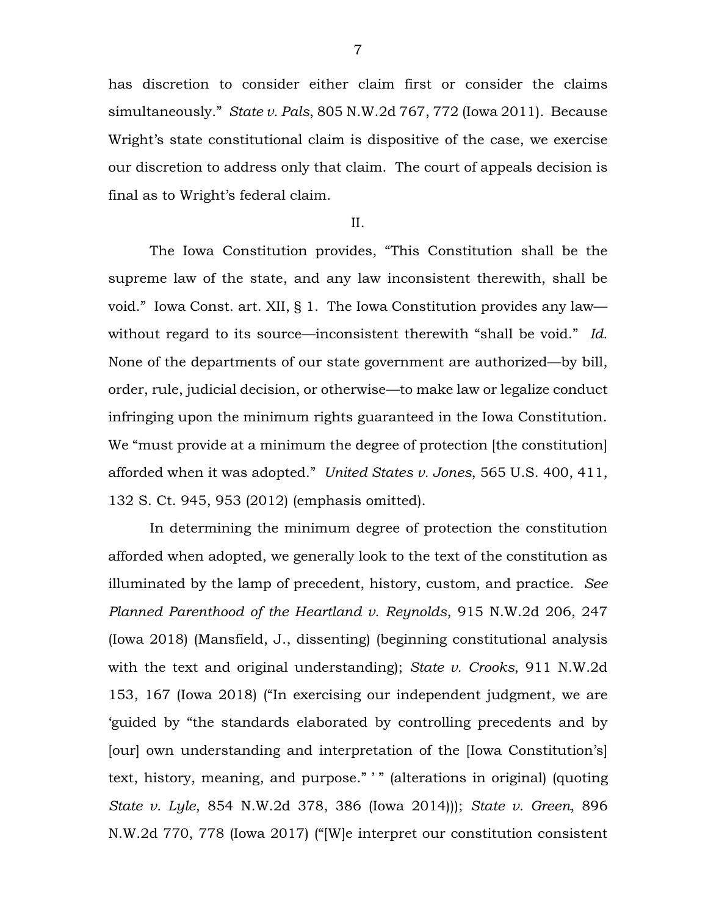has discretion to consider either claim first or consider the claims simultaneously." *State v. Pals*, 805 N.W.2d 767, 772 (Iowa 2011). Because Wright's state constitutional claim is dispositive of the case, we exercise our discretion to address only that claim. The court of appeals decision is final as to Wright's federal claim.

II.

The Iowa Constitution provides, "This Constitution shall be the supreme law of the state, and any law inconsistent therewith, shall be void." Iowa Const. art. XII, § 1. The Iowa Constitution provides any law—without regard to its source—inconsistent therewith "shall be void." *Id.* None of the departments of our state government are authorized—by bill, order, rule, judicial decision, or otherwise—to make law or legalize conduct infringing upon the minimum rights guaranteed in the Iowa Constitution. We "must provide at a minimum the degree of protection [the constitution] afforded when it was adopted." *United States v. Jones*, 565 U.S. 400, 411, 132 S. Ct. 945, 953 (2012) (emphasis omitted).

In determining the minimum degree of protection the constitution afforded when adopted, we generally look to the text of the constitution as illuminated by the lamp of precedent, history, custom, and practice. *See Planned Parenthood of the Heartland v. Reynolds*, 915 N.W.2d 206, 247 (Iowa 2018) (Mansfield, J., dissenting) (beginning constitutional analysis with the text and original understanding); *State v. Crooks*, 911 N.W.2d 153, 167 (Iowa 2018) ("In exercising our independent judgment, we are 'guided by "the standards elaborated by controlling precedents and by [our] own understanding and interpretation of the [Iowa Constitution's] text, history, meaning, and purpose." ' " (alterations in original) (quoting *State v. Lyle*, 854 N.W.2d 378, 386 (Iowa 2014))); *State v. Green*, 896 N.W.2d 770, 778 (Iowa 2017) ("[W]e interpret our constitution consistent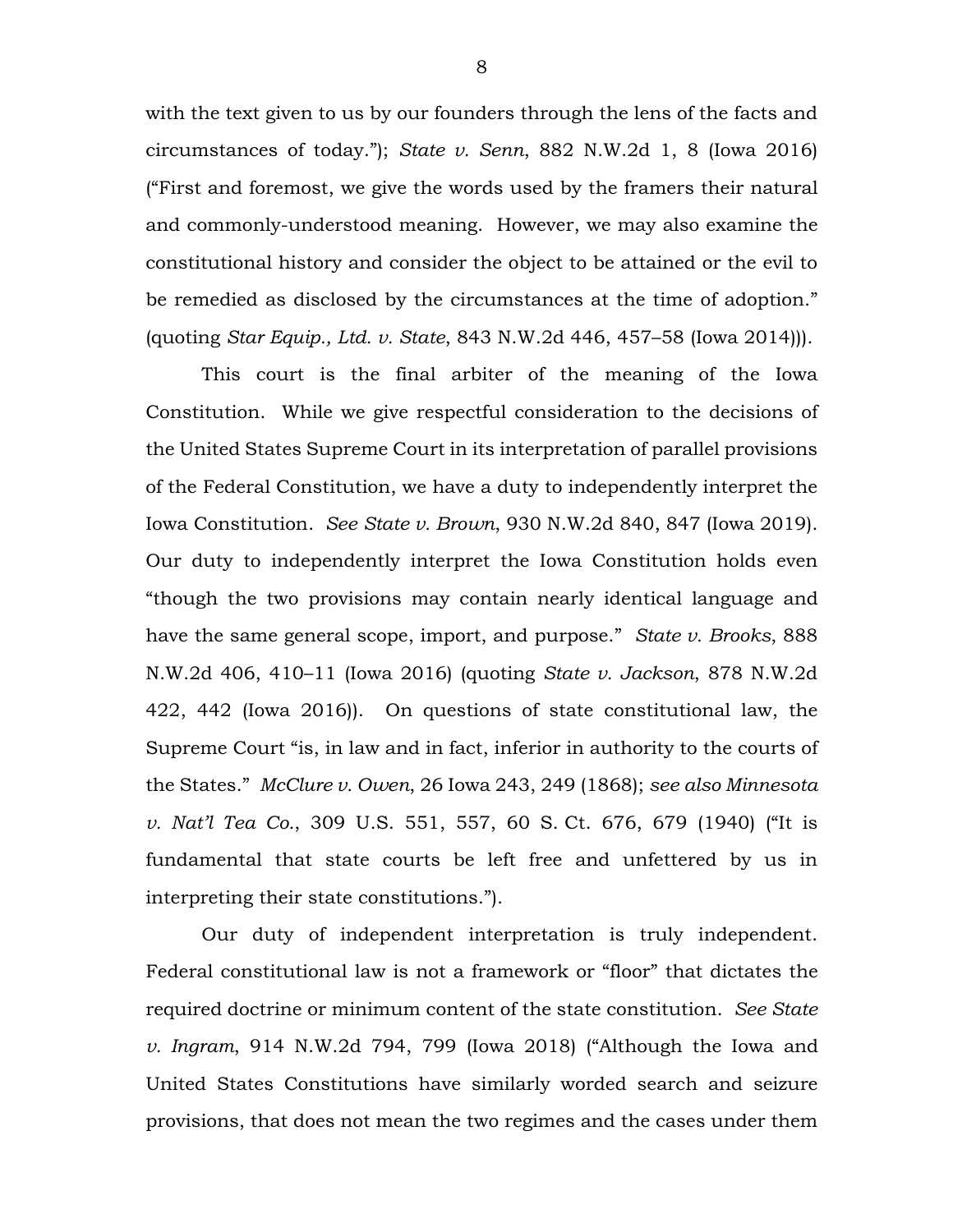with the text given to us by our founders through the lens of the facts and circumstances of today."); *State v. Senn*, 882 N.W.2d 1, 8 (Iowa 2016) ("First and foremost, we give the words used by the framers their natural and commonly-understood meaning. However, we may also examine the constitutional history and consider the object to be attained or the evil to be remedied as disclosed by the circumstances at the time of adoption." (quoting *Star Equip., Ltd. v. State*, 843 N.W.2d 446, 457–58 (Iowa 2014))).

This court is the final arbiter of the meaning of the Iowa Constitution. While we give respectful consideration to the decisions of the United States Supreme Court in its interpretation of parallel provisions of the Federal Constitution, we have a duty to independently interpret the Iowa Constitution. *See State v. Brown*, 930 N.W.2d 840, 847 (Iowa 2019). Our duty to independently interpret the Iowa Constitution holds even "though the two provisions may contain nearly identical language and have the same general scope, import, and purpose." *State v. Brooks*, 888 N.W.2d 406, 410–11 (Iowa 2016) (quoting *State v. Jackson*, 878 N.W.2d 422, 442 (Iowa 2016)). On questions of state constitutional law, the Supreme Court "is, in law and in fact, inferior in authority to the courts of the States." *McClure v. Owen*, 26 Iowa 243, 249 (1868); *see also Minnesota v. Nat'l Tea Co.*, 309 U.S. 551, 557, 60 S. Ct. 676, 679 (1940) ("It is fundamental that state courts be left free and unfettered by us in interpreting their state constitutions.").

Our duty of independent interpretation is truly independent. Federal constitutional law is not a framework or "floor" that dictates the required doctrine or minimum content of the state constitution. *See State v. Ingram*, 914 N.W.2d 794, 799 (Iowa 2018) ("Although the Iowa and United States Constitutions have similarly worded search and seizure provisions, that does not mean the two regimes and the cases under them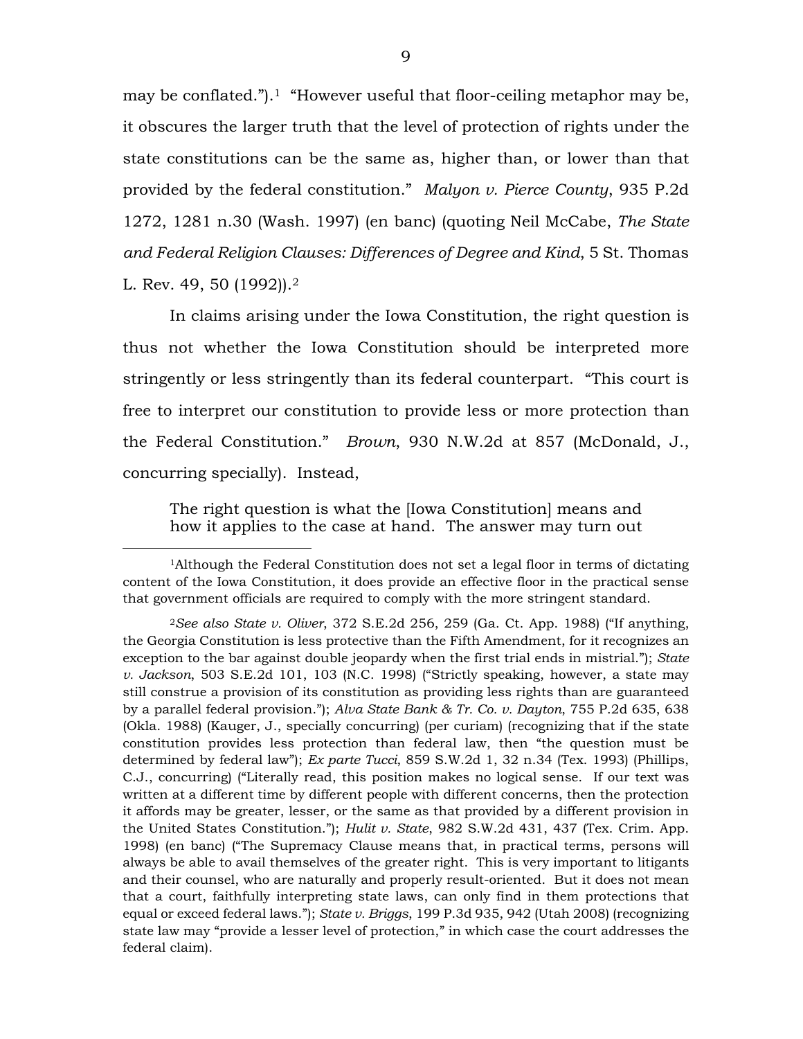may be conflated.").[1] "However useful that floor-ceiling metaphor may be, it obscures the larger truth that the level of protection of rights under the state constitutions can be the same as, higher than, or lower than that provided by the federal constitution." *Malyon v. Pierce County*, 935 P.2d 1272, 1281 n.30 (Wash. 1997) (en banc) (quoting Neil McCabe, *The State and Federal Religion Clauses: Differences of Degree and Kind*, 5 St. Thomas L. Rev. 49, 50 (1992)).[2]

In claims arising under the Iowa Constitution, the right question is thus not whether the Iowa Constitution should be interpreted more stringently or less stringently than its federal counterpart. "This court is free to interpret our constitution to provide less or more protection than the Federal Constitution." *Brown*, 930 N.W.2d at 857 (McDonald, J., concurring specially). Instead,

> The right question is what the [Iowa Constitution] means and how it applies to the case at hand. The answer may turn out

---

[1]Although the Federal Constitution does not set a legal floor in terms of dictating content of the Iowa Constitution, it does provide an effective floor in the practical sense that government officials are required to comply with the more stringent standard.

[2]*See also State v. Oliver*, 372 S.E.2d 256, 259 (Ga. Ct. App. 1988) ("If anything, the Georgia Constitution is less protective than the Fifth Amendment, for it recognizes an exception to the bar against double jeopardy when the first trial ends in mistrial."); *State v. Jackson*, 503 S.E.2d 101, 103 (N.C. 1998) ("Strictly speaking, however, a state may still construe a provision of its constitution as providing less rights than are guaranteed by a parallel federal provision."); *Alva State Bank & Tr. Co. v. Dayton*, 755 P.2d 635, 638 (Okla. 1988) (Kauger, J., specially concurring) (per curiam) (recognizing that if the state constitution provides less protection than federal law, then "the question must be determined by federal law"); *Ex parte Tucci*, 859 S.W.2d 1, 32 n.34 (Tex. 1993) (Phillips, C.J., concurring) ("Literally read, this position makes no logical sense. If our text was written at a different time by different people with different concerns, then the protection it affords may be greater, lesser, or the same as that provided by a different provision in the United States Constitution."); *Hulit v. State*, 982 S.W.2d 431, 437 (Tex. Crim. App. 1998) (en banc) ("The Supremacy Clause means that, in practical terms, persons will always be able to avail themselves of the greater right. This is very important to litigants and their counsel, who are naturally and properly result-oriented. But it does not mean that a court, faithfully interpreting state laws, can only find in them protections that equal or exceed federal laws."); *State v. Briggs*, 199 P.3d 935, 942 (Utah 2008) (recognizing state law may "provide a lesser level of protection," in which case the court addresses the federal claim).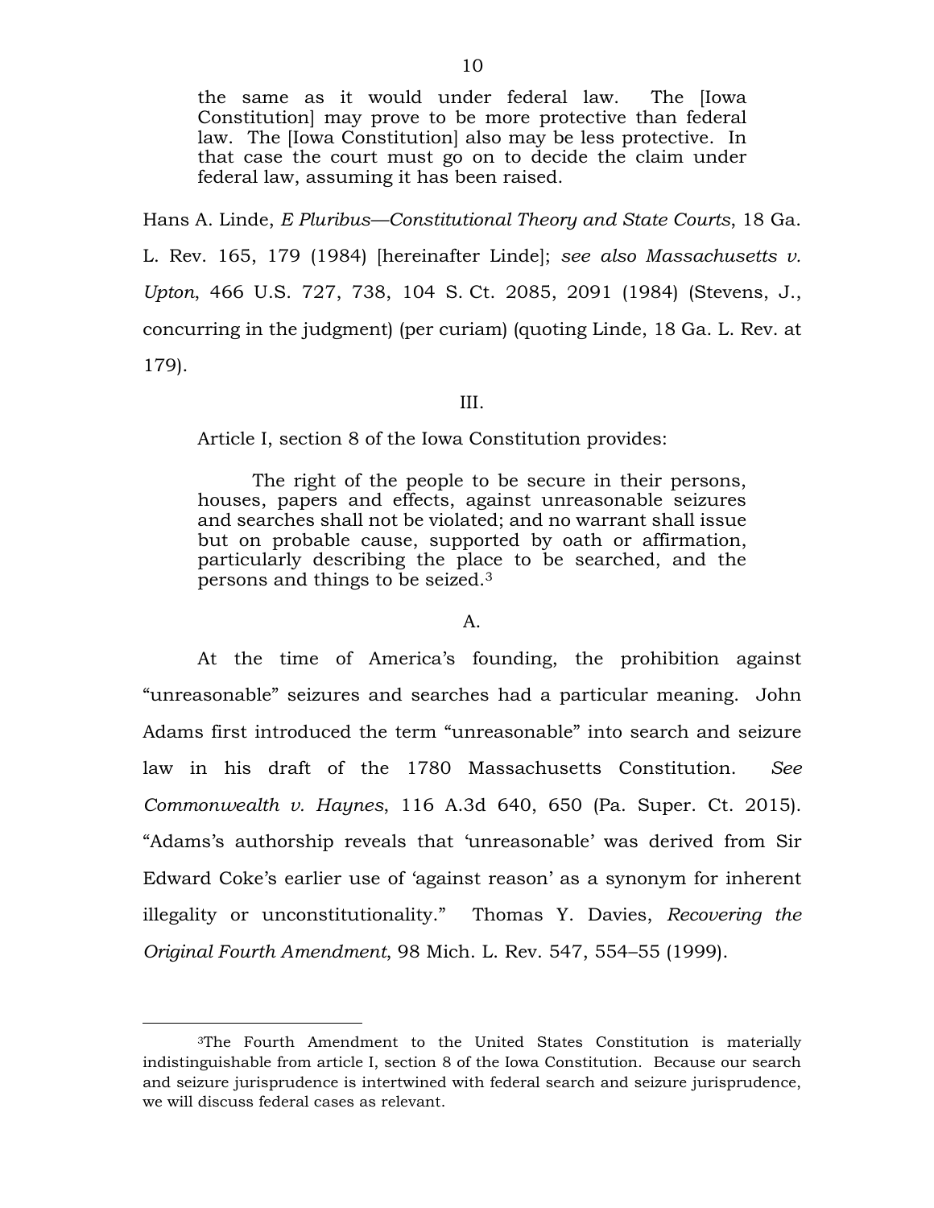> the same as it would under federal law. The [Iowa Constitution] may prove to be more protective than federal law. The [Iowa Constitution] also may be less protective. In that case the court must go on to decide the claim under federal law, assuming it has been raised.

Hans A. Linde, *E Pluribus—Constitutional Theory and State Courts*, 18 Ga. L. Rev. 165, 179 (1984) [hereinafter Linde]; *see also Massachusetts v. Upton*, 466 U.S. 727, 738, 104 S. Ct. 2085, 2091 (1984) (Stevens, J., concurring in the judgment) (per curiam) (quoting Linde, 18 Ga. L. Rev. at 179).

III.

Article I, section 8 of the Iowa Constitution provides:

> The right of the people to be secure in their persons, houses, papers and effects, against unreasonable seizures and searches shall not be violated; and no warrant shall issue but on probable cause, supported by oath or affirmation, particularly describing the place to be searched, and the persons and things to be seized.[3]

A.

At the time of America's founding, the prohibition against "unreasonable" seizures and searches had a particular meaning. John Adams first introduced the term "unreasonable" into search and seizure law in his draft of the 1780 Massachusetts Constitution. *See Commonwealth v. Haynes*, 116 A.3d 640, 650 (Pa. Super. Ct. 2015). "Adams's authorship reveals that 'unreasonable' was derived from Sir Edward Coke's earlier use of 'against reason' as a synonym for inherent illegality or unconstitutionality." Thomas Y. Davies, *Recovering the Original Fourth Amendment*, 98 Mich. L. Rev. 547, 554–55 (1999).

---

[3]The Fourth Amendment to the United States Constitution is materially indistinguishable from article I, section 8 of the Iowa Constitution. Because our search and seizure jurisprudence is intertwined with federal search and seizure jurisprudence, we will discuss federal cases as relevant.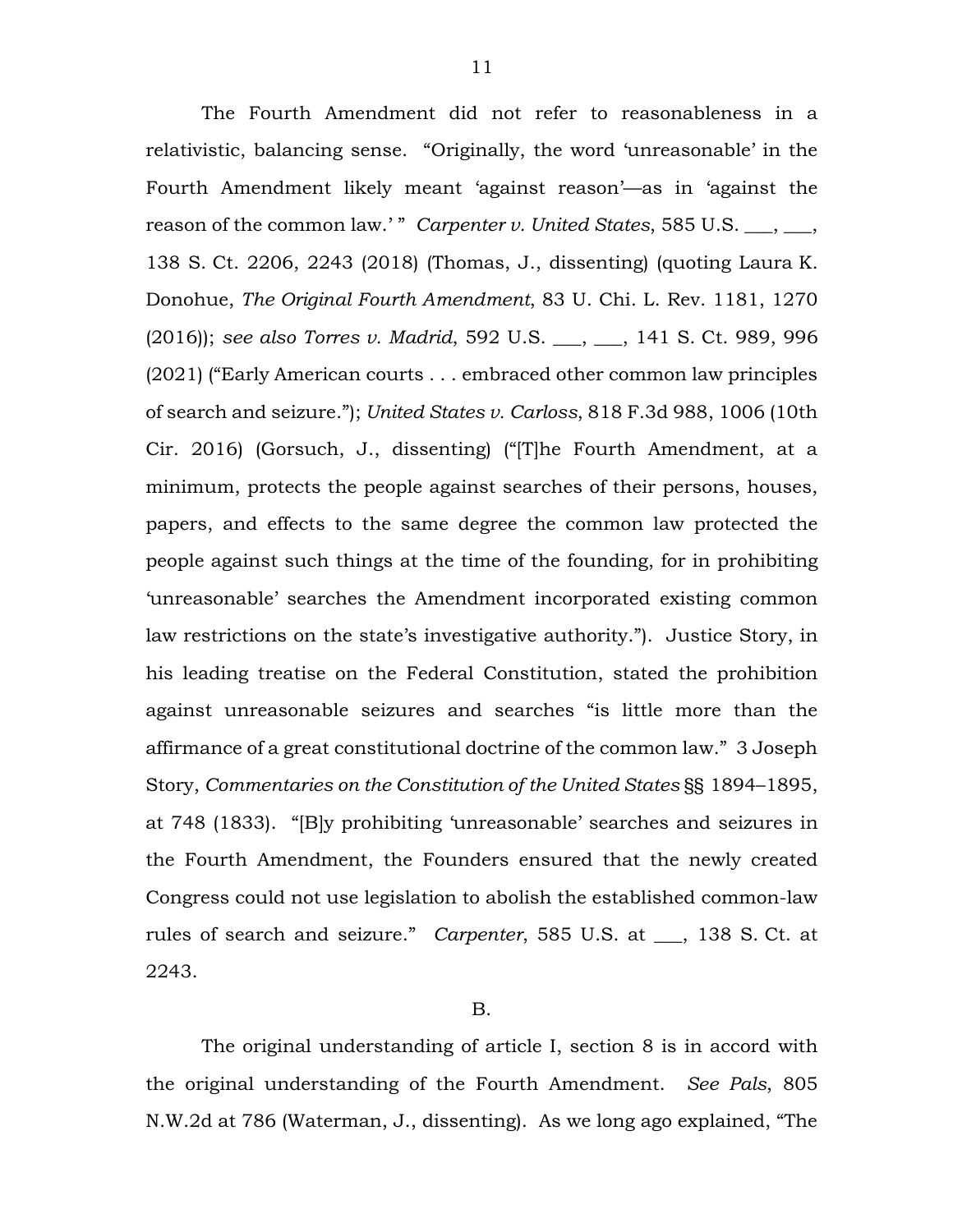The Fourth Amendment did not refer to reasonableness in a relativistic, balancing sense. "Originally, the word 'unreasonable' in the Fourth Amendment likely meant 'against reason'—as in 'against the reason of the common law.' " *Carpenter v. United States*, 585 U.S. ___, ___, 138 S. Ct. 2206, 2243 (2018) (Thomas, J., dissenting) (quoting Laura K. Donohue, *The Original Fourth Amendment*, 83 U. Chi. L. Rev. 1181, 1270 (2016)); *see also Torres v. Madrid*, 592 U.S. ___, ___, 141 S. Ct. 989, 996 (2021) ("Early American courts . . . embraced other common law principles of search and seizure."); *United States v. Carloss*, 818 F.3d 988, 1006 (10th Cir. 2016) (Gorsuch, J., dissenting) ("[T]he Fourth Amendment, at a minimum, protects the people against searches of their persons, houses, papers, and effects to the same degree the common law protected the people against such things at the time of the founding, for in prohibiting 'unreasonable' searches the Amendment incorporated existing common law restrictions on the state's investigative authority."). Justice Story, in his leading treatise on the Federal Constitution, stated the prohibition against unreasonable seizures and searches "is little more than the affirmance of a great constitutional doctrine of the common law." 3 Joseph Story, *Commentaries on the Constitution of the United States* §§ 1894–1895, at 748 (1833). "[B]y prohibiting 'unreasonable' searches and seizures in the Fourth Amendment, the Founders ensured that the newly created Congress could not use legislation to abolish the established common-law rules of search and seizure." *Carpenter*, 585 U.S. at ___, 138 S. Ct. at 2243.

B.

The original understanding of article I, section 8 is in accord with the original understanding of the Fourth Amendment. *See Pals*, 805 N.W.2d at 786 (Waterman, J., dissenting). As we long ago explained, "The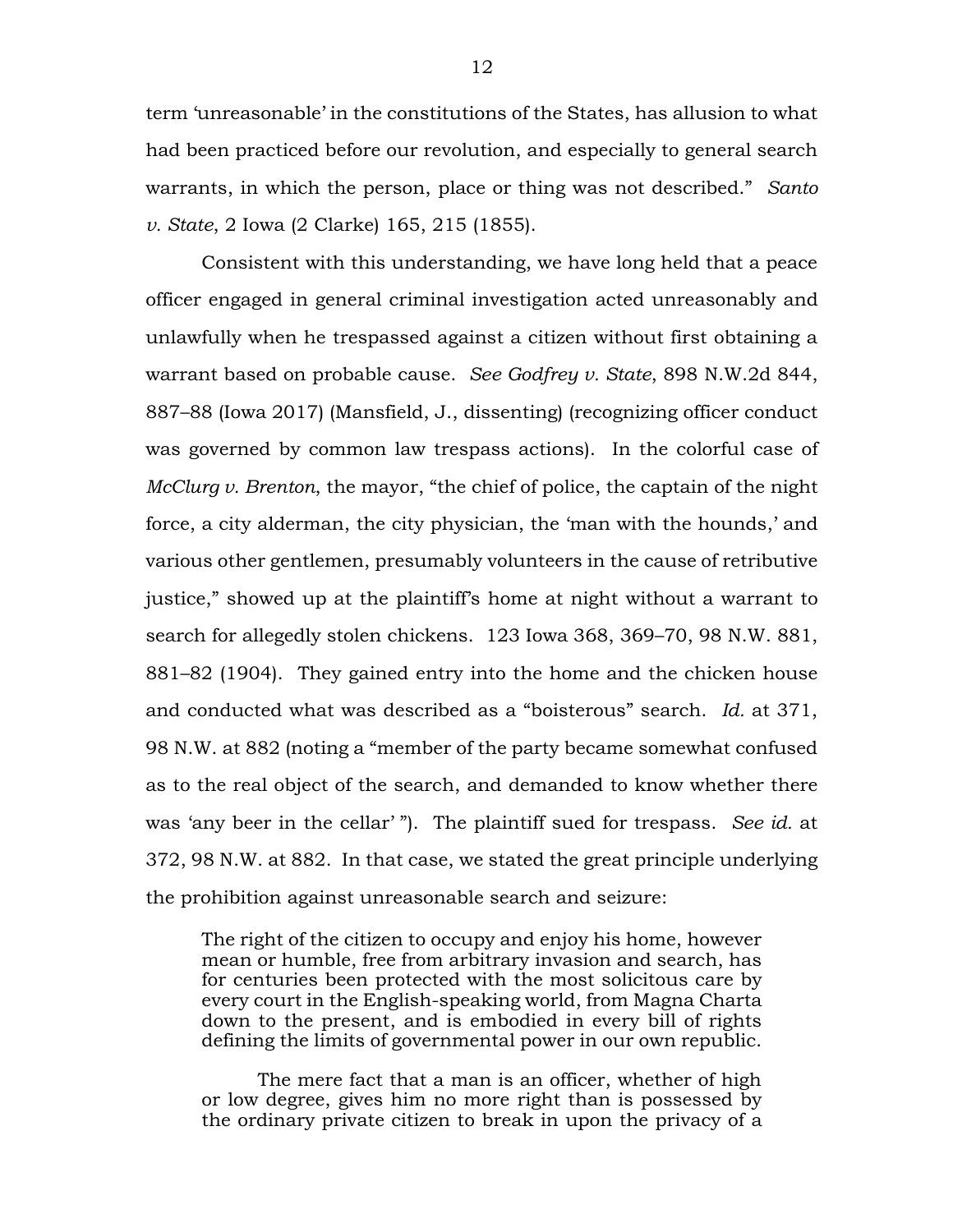term 'unreasonable' in the constitutions of the States, has allusion to what had been practiced before our revolution, and especially to general search warrants, in which the person, place or thing was not described." *Santo v. State*, 2 Iowa (2 Clarke) 165, 215 (1855).

Consistent with this understanding, we have long held that a peace officer engaged in general criminal investigation acted unreasonably and unlawfully when he trespassed against a citizen without first obtaining a warrant based on probable cause. *See Godfrey v. State*, 898 N.W.2d 844, 887–88 (Iowa 2017) (Mansfield, J., dissenting) (recognizing officer conduct was governed by common law trespass actions). In the colorful case of *McClurg v. Brenton*, the mayor, "the chief of police, the captain of the night force, a city alderman, the city physician, the 'man with the hounds,' and various other gentlemen, presumably volunteers in the cause of retributive justice," showed up at the plaintiff's home at night without a warrant to search for allegedly stolen chickens. 123 Iowa 368, 369–70, 98 N.W. 881, 881–82 (1904). They gained entry into the home and the chicken house and conducted what was described as a "boisterous" search. *Id.* at 371, 98 N.W. at 882 (noting a "member of the party became somewhat confused as to the real object of the search, and demanded to know whether there was 'any beer in the cellar' "). The plaintiff sued for trespass. *See id.* at 372, 98 N.W. at 882. In that case, we stated the great principle underlying the prohibition against unreasonable search and seizure:

> The right of the citizen to occupy and enjoy his home, however mean or humble, free from arbitrary invasion and search, has for centuries been protected with the most solicitous care by every court in the English-speaking world, from Magna Charta down to the present, and is embodied in every bill of rights defining the limits of governmental power in our own republic.
>
> The mere fact that a man is an officer, whether of high or low degree, gives him no more right than is possessed by the ordinary private citizen to break in upon the privacy of a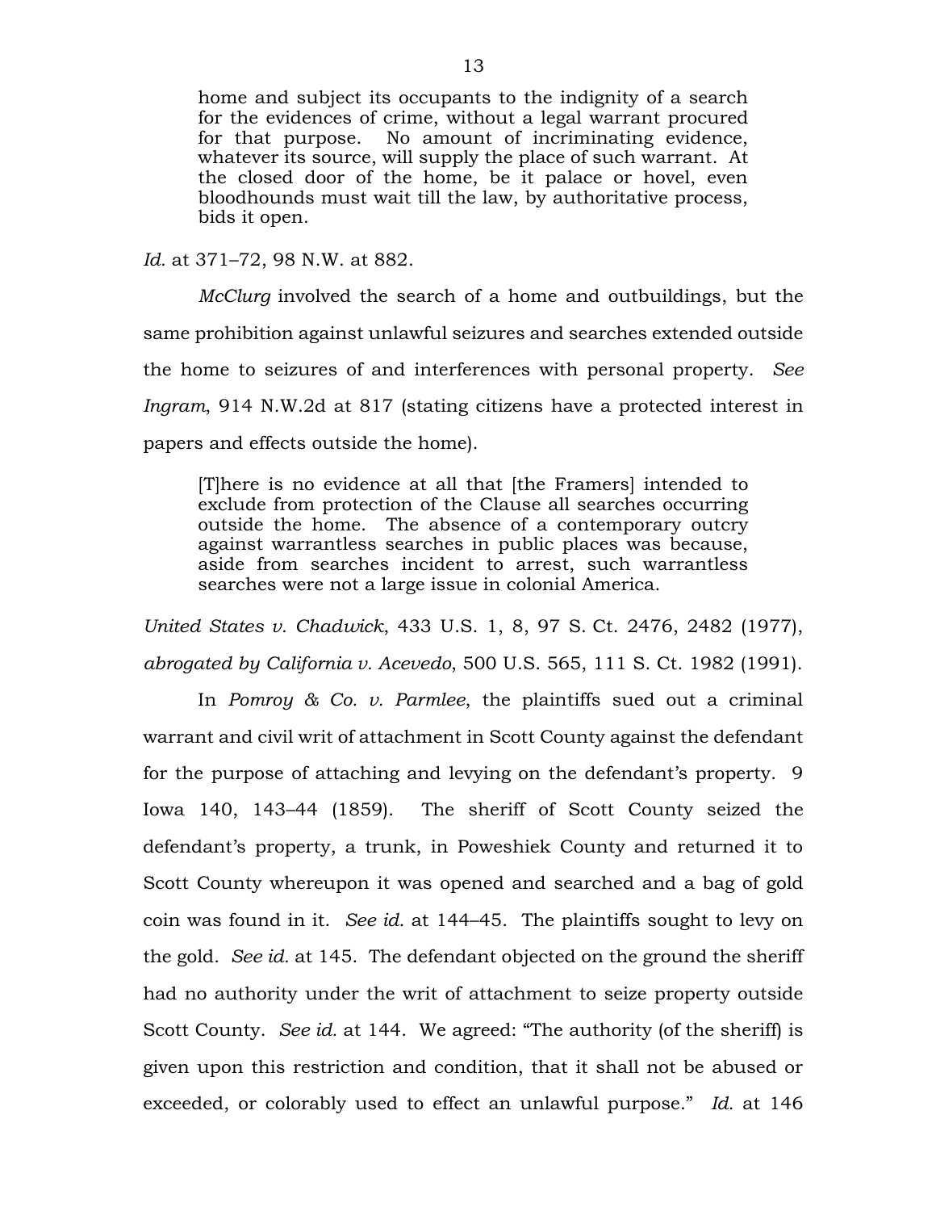> home and subject its occupants to the indignity of a search for the evidences of crime, without a legal warrant procured for that purpose. No amount of incriminating evidence, whatever its source, will supply the place of such warrant. At the closed door of the home, be it palace or hovel, even bloodhounds must wait till the law, by authoritative process, bids it open.

*Id.* at 371–72, 98 N.W. at 882.

*McClurg* involved the search of a home and outbuildings, but the same prohibition against unlawful seizures and searches extended outside the home to seizures of and interferences with personal property. *See Ingram*, 914 N.W.2d at 817 (stating citizens have a protected interest in papers and effects outside the home).

> [T]here is no evidence at all that [the Framers] intended to exclude from protection of the Clause all searches occurring outside the home. The absence of a contemporary outcry against warrantless searches in public places was because, aside from searches incident to arrest, such warrantless searches were not a large issue in colonial America.

*United States v. Chadwick*, 433 U.S. 1, 8, 97 S. Ct. 2476, 2482 (1977), *abrogated by California v. Acevedo*, 500 U.S. 565, 111 S. Ct. 1982 (1991).

In *Pomroy & Co. v. Parmlee*, the plaintiffs sued out a criminal warrant and civil writ of attachment in Scott County against the defendant for the purpose of attaching and levying on the defendant's property. 9 Iowa 140, 143–44 (1859). The sheriff of Scott County seized the defendant's property, a trunk, in Poweshiek County and returned it to Scott County whereupon it was opened and searched and a bag of gold coin was found in it. *See id.* at 144–45. The plaintiffs sought to levy on the gold. *See id.* at 145. The defendant objected on the ground the sheriff had no authority under the writ of attachment to seize property outside Scott County. *See id.* at 144. We agreed: "The authority (of the sheriff) is given upon this restriction and condition, that it shall not be abused or exceeded, or colorably used to effect an unlawful purpose." *Id.* at 146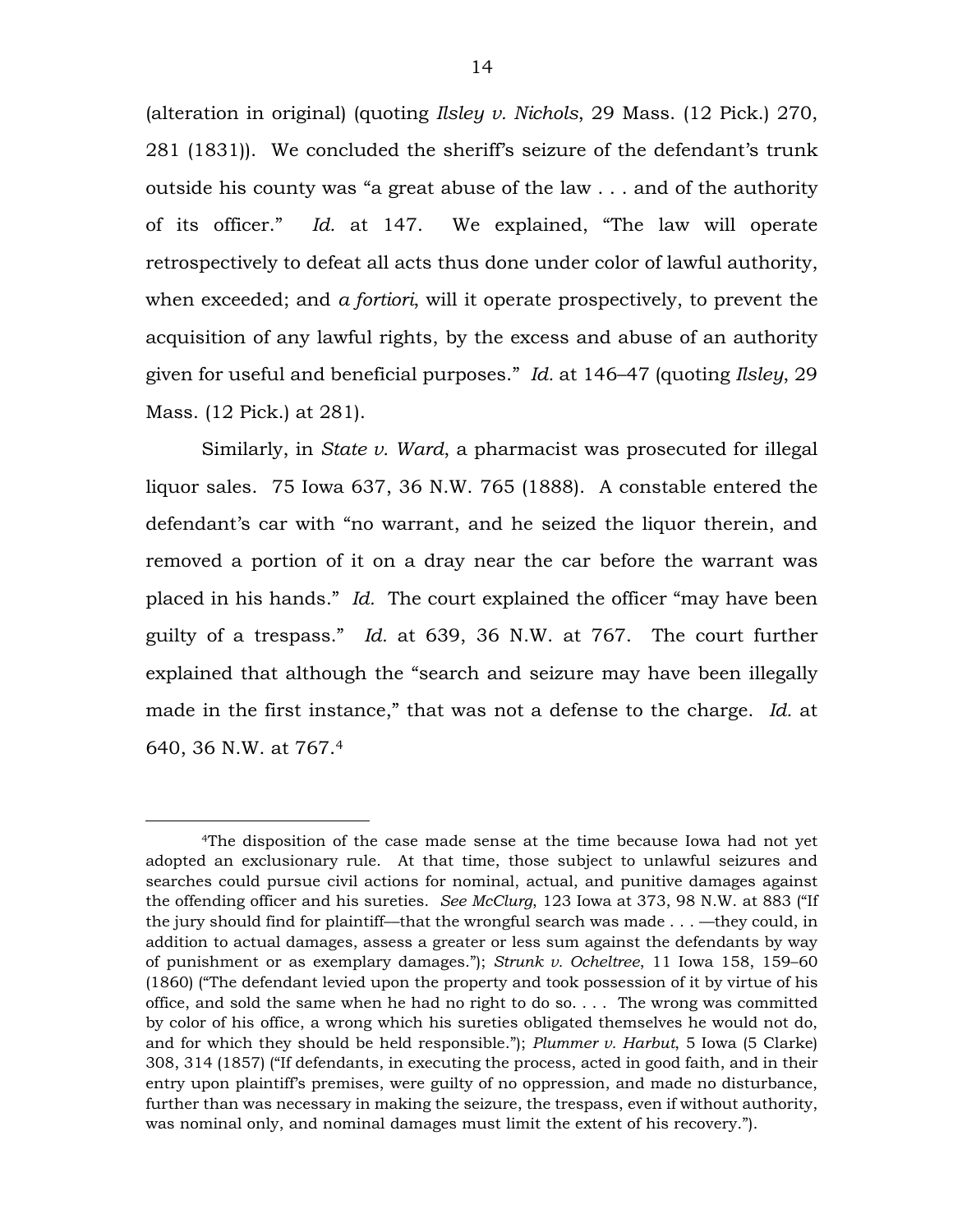(alteration in original) (quoting *Ilsley v. Nichols*, 29 Mass. (12 Pick.) 270, 281 (1831)). We concluded the sheriff's seizure of the defendant's trunk outside his county was "a great abuse of the law . . . and of the authority of its officer." *Id.* at 147. We explained, "The law will operate retrospectively to defeat all acts thus done under color of lawful authority, when exceeded; and *a fortiori*, will it operate prospectively, to prevent the acquisition of any lawful rights, by the excess and abuse of an authority given for useful and beneficial purposes." *Id.* at 146–47 (quoting *Ilsley*, 29 Mass. (12 Pick.) at 281).

Similarly, in *State v. Ward*, a pharmacist was prosecuted for illegal liquor sales. 75 Iowa 637, 36 N.W. 765 (1888). A constable entered the defendant's car with "no warrant, and he seized the liquor therein, and removed a portion of it on a dray near the car before the warrant was placed in his hands." *Id.* The court explained the officer "may have been guilty of a trespass." *Id.* at 639, 36 N.W. at 767. The court further explained that although the "search and seizure may have been illegally made in the first instance," that was not a defense to the charge. *Id.* at 640, 36 N.W. at 767.[4]

---

[4]The disposition of the case made sense at the time because Iowa had not yet adopted an exclusionary rule. At that time, those subject to unlawful seizures and searches could pursue civil actions for nominal, actual, and punitive damages against the offending officer and his sureties. *See McClurg*, 123 Iowa at 373, 98 N.W. at 883 ("If the jury should find for plaintiff—that the wrongful search was made . . . —they could, in addition to actual damages, assess a greater or less sum against the defendants by way of punishment or as exemplary damages."); *Strunk v. Ocheltree*, 11 Iowa 158, 159–60 (1860) ("The defendant levied upon the property and took possession of it by virtue of his office, and sold the same when he had no right to do so. . . . The wrong was committed by color of his office, a wrong which his sureties obligated themselves he would not do, and for which they should be held responsible."); *Plummer v. Harbut*, 5 Iowa (5 Clarke) 308, 314 (1857) ("If defendants, in executing the process, acted in good faith, and in their entry upon plaintiff's premises, were guilty of no oppression, and made no disturbance, further than was necessary in making the seizure, the trespass, even if without authority, was nominal only, and nominal damages must limit the extent of his recovery.").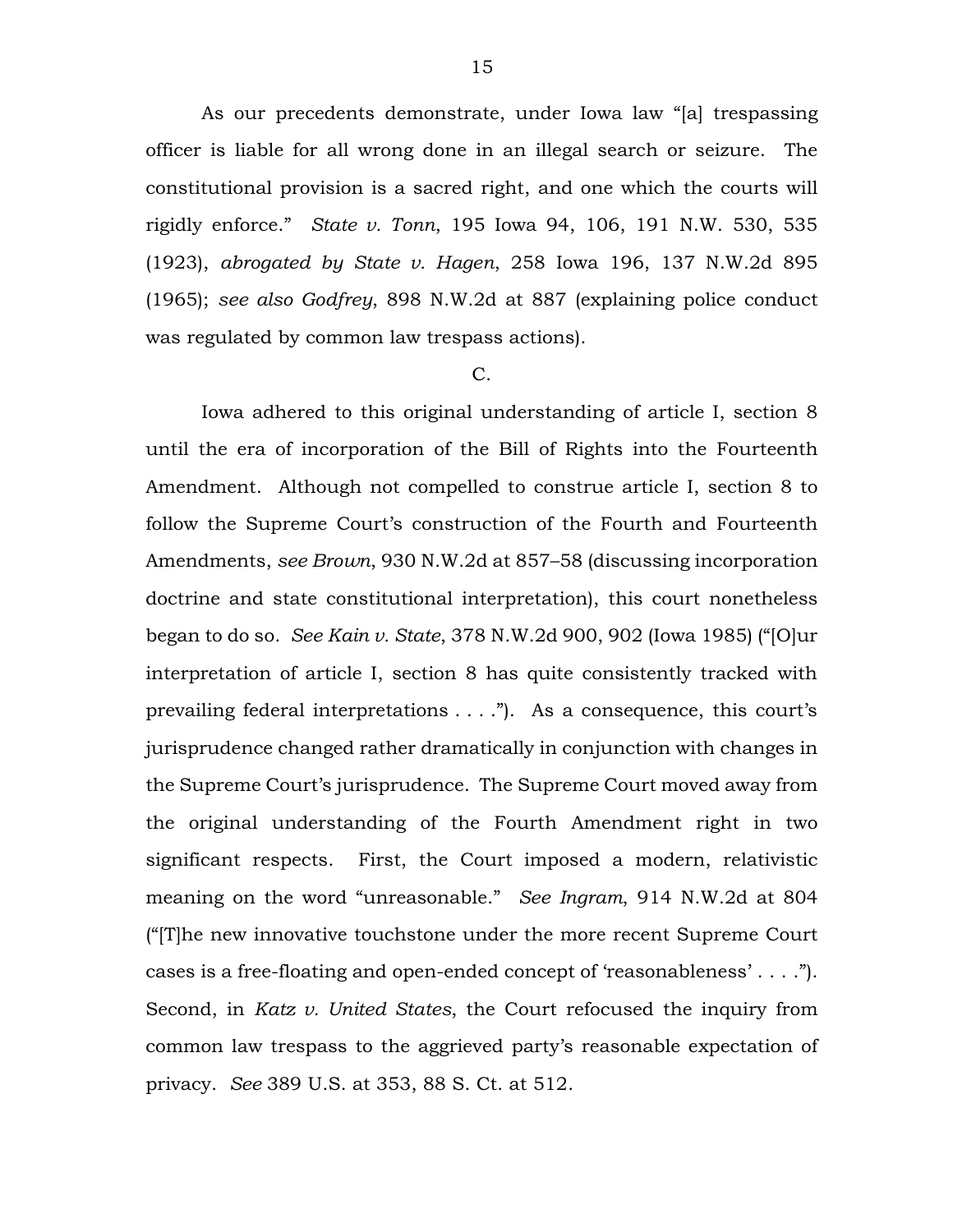As our precedents demonstrate, under Iowa law "[a] trespassing officer is liable for all wrong done in an illegal search or seizure. The constitutional provision is a sacred right, and one which the courts will rigidly enforce." *State v. Tonn*, 195 Iowa 94, 106, 191 N.W. 530, 535 (1923), *abrogated by State v. Hagen*, 258 Iowa 196, 137 N.W.2d 895 (1965); *see also Godfrey*, 898 N.W.2d at 887 (explaining police conduct was regulated by common law trespass actions).

C.

Iowa adhered to this original understanding of article I, section 8 until the era of incorporation of the Bill of Rights into the Fourteenth Amendment. Although not compelled to construe article I, section 8 to follow the Supreme Court's construction of the Fourth and Fourteenth Amendments, *see Brown*, 930 N.W.2d at 857–58 (discussing incorporation doctrine and state constitutional interpretation), this court nonetheless began to do so. *See Kain v. State*, 378 N.W.2d 900, 902 (Iowa 1985) ("[O]ur interpretation of article I, section 8 has quite consistently tracked with prevailing federal interpretations . . . ."). As a consequence, this court's jurisprudence changed rather dramatically in conjunction with changes in the Supreme Court's jurisprudence. The Supreme Court moved away from the original understanding of the Fourth Amendment right in two significant respects. First, the Court imposed a modern, relativistic meaning on the word "unreasonable." *See Ingram*, 914 N.W.2d at 804 ("[T]he new innovative touchstone under the more recent Supreme Court cases is a free-floating and open-ended concept of 'reasonableness' . . . ."). Second, in *Katz v. United States*, the Court refocused the inquiry from common law trespass to the aggrieved party's reasonable expectation of privacy. *See* 389 U.S. at 353, 88 S. Ct. at 512.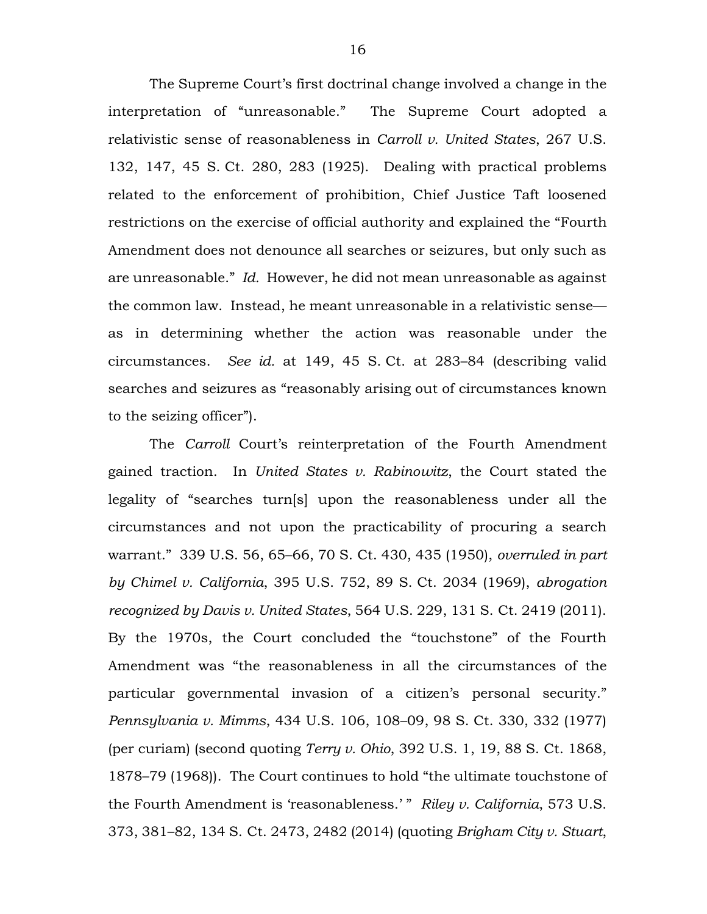The Supreme Court's first doctrinal change involved a change in the interpretation of "unreasonable." The Supreme Court adopted a relativistic sense of reasonableness in *Carroll v. United States*, 267 U.S. 132, 147, 45 S. Ct. 280, 283 (1925). Dealing with practical problems related to the enforcement of prohibition, Chief Justice Taft loosened restrictions on the exercise of official authority and explained the "Fourth Amendment does not denounce all searches or seizures, but only such as are unreasonable." *Id.* However, he did not mean unreasonable as against the common law. Instead, he meant unreasonable in a relativistic sense—as in determining whether the action was reasonable under the circumstances. *See id.* at 149, 45 S. Ct. at 283–84 (describing valid searches and seizures as "reasonably arising out of circumstances known to the seizing officer").

The *Carroll* Court's reinterpretation of the Fourth Amendment gained traction. In *United States v. Rabinowitz*, the Court stated the legality of "searches turn[s] upon the reasonableness under all the circumstances and not upon the practicability of procuring a search warrant." 339 U.S. 56, 65–66, 70 S. Ct. 430, 435 (1950), *overruled in part by Chimel v. California*, 395 U.S. 752, 89 S. Ct. 2034 (1969), *abrogation recognized by Davis v. United States*, 564 U.S. 229, 131 S. Ct. 2419 (2011). By the 1970s, the Court concluded the "touchstone" of the Fourth Amendment was "the reasonableness in all the circumstances of the particular governmental invasion of a citizen's personal security." *Pennsylvania v. Mimms*, 434 U.S. 106, 108–09, 98 S. Ct. 330, 332 (1977) (per curiam) (second quoting *Terry v. Ohio*, 392 U.S. 1, 19, 88 S. Ct. 1868, 1878–79 (1968)). The Court continues to hold "the ultimate touchstone of the Fourth Amendment is 'reasonableness.' " *Riley v. California*, 573 U.S. 373, 381–82, 134 S. Ct. 2473, 2482 (2014) (quoting *Brigham City v. Stuart*,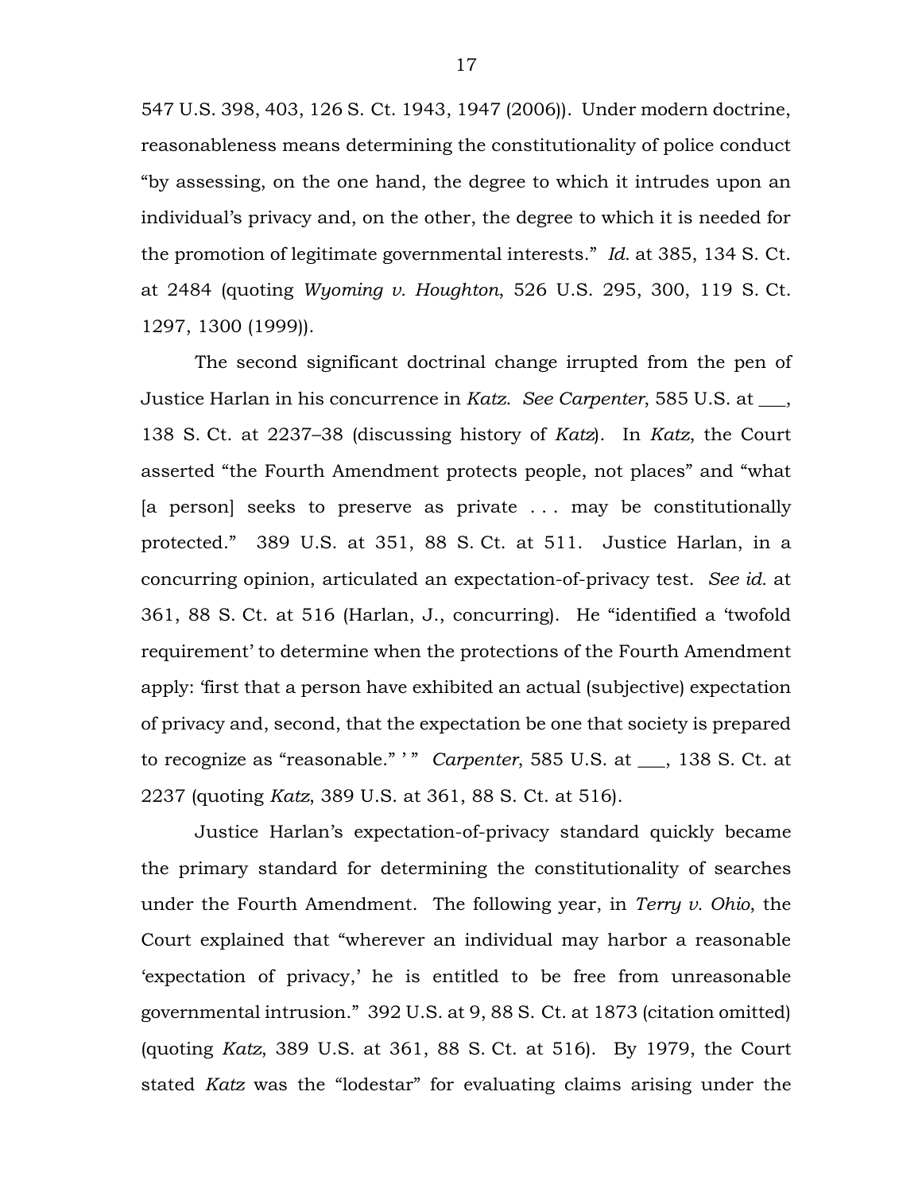547 U.S. 398, 403, 126 S. Ct. 1943, 1947 (2006)). Under modern doctrine, reasonableness means determining the constitutionality of police conduct "by assessing, on the one hand, the degree to which it intrudes upon an individual's privacy and, on the other, the degree to which it is needed for the promotion of legitimate governmental interests." *Id.* at 385, 134 S. Ct. at 2484 (quoting *Wyoming v. Houghton*, 526 U.S. 295, 300, 119 S. Ct. 1297, 1300 (1999)).

The second significant doctrinal change irrupted from the pen of Justice Harlan in his concurrence in *Katz*. *See Carpenter*, 585 U.S. at ___, 138 S. Ct. at 2237–38 (discussing history of *Katz*). In *Katz*, the Court asserted "the Fourth Amendment protects people, not places" and "what [a person] seeks to preserve as private . . . may be constitutionally protected." 389 U.S. at 351, 88 S. Ct. at 511. Justice Harlan, in a concurring opinion, articulated an expectation-of-privacy test. *See id.* at 361, 88 S. Ct. at 516 (Harlan, J., concurring). He "identified a 'twofold requirement' to determine when the protections of the Fourth Amendment apply: 'first that a person have exhibited an actual (subjective) expectation of privacy and, second, that the expectation be one that society is prepared to recognize as "reasonable." ' " *Carpenter*, 585 U.S. at ___, 138 S. Ct. at 2237 (quoting *Katz*, 389 U.S. at 361, 88 S. Ct. at 516).

Justice Harlan's expectation-of-privacy standard quickly became the primary standard for determining the constitutionality of searches under the Fourth Amendment. The following year, in *Terry v. Ohio*, the Court explained that "wherever an individual may harbor a reasonable 'expectation of privacy,' he is entitled to be free from unreasonable governmental intrusion." 392 U.S. at 9, 88 S. Ct. at 1873 (citation omitted) (quoting *Katz*, 389 U.S. at 361, 88 S. Ct. at 516). By 1979, the Court stated *Katz* was the "lodestar" for evaluating claims arising under the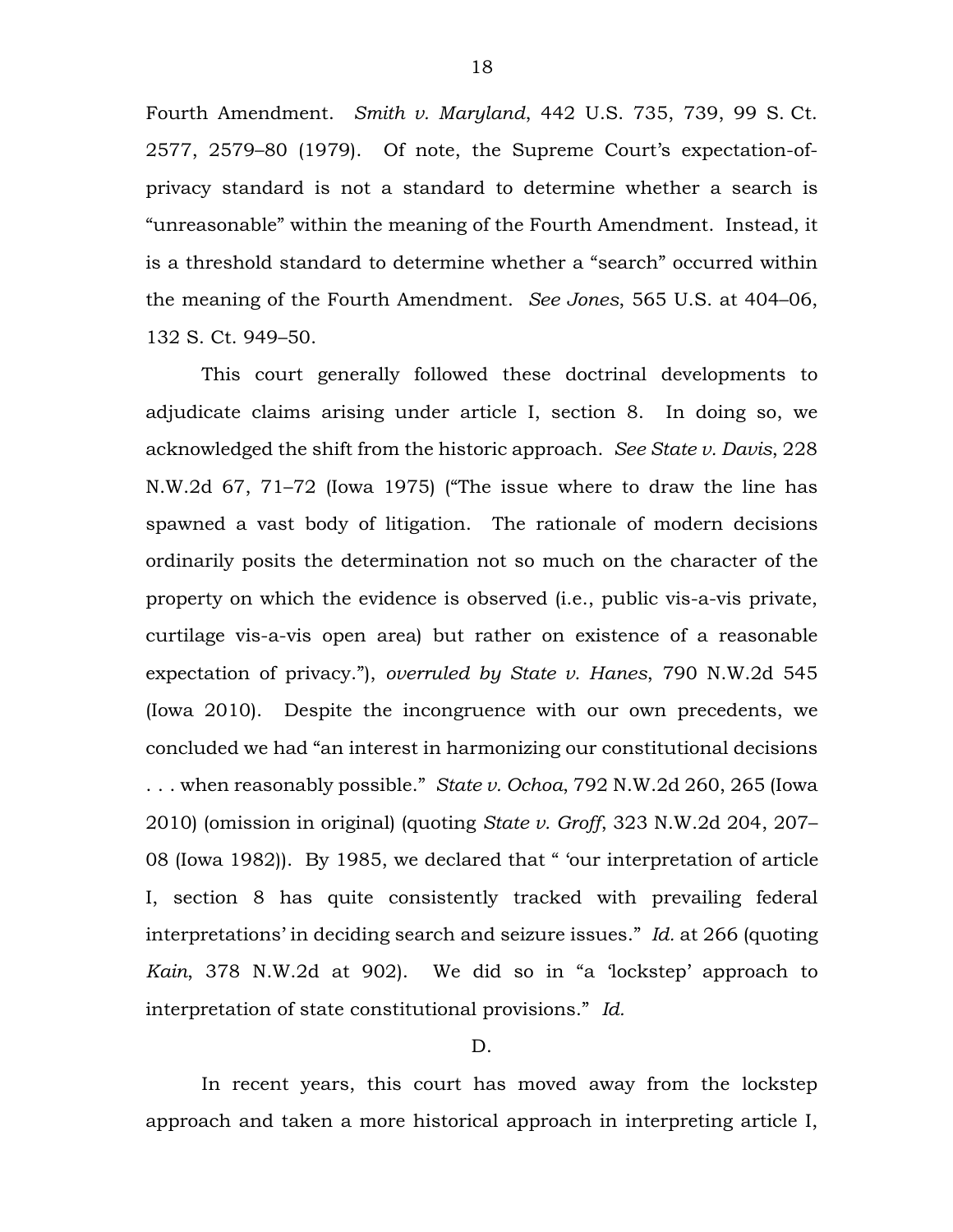Fourth Amendment. *Smith v. Maryland*, 442 U.S. 735, 739, 99 S. Ct. 2577, 2579–80 (1979). Of note, the Supreme Court's expectation-of-privacy standard is not a standard to determine whether a search is "unreasonable" within the meaning of the Fourth Amendment. Instead, it is a threshold standard to determine whether a "search" occurred within the meaning of the Fourth Amendment. *See Jones*, 565 U.S. at 404–06, 132 S. Ct. 949–50.

This court generally followed these doctrinal developments to adjudicate claims arising under article I, section 8. In doing so, we acknowledged the shift from the historic approach. *See State v. Davis*, 228 N.W.2d 67, 71–72 (Iowa 1975) ("The issue where to draw the line has spawned a vast body of litigation. The rationale of modern decisions ordinarily posits the determination not so much on the character of the property on which the evidence is observed (i.e., public vis-a-vis private, curtilage vis-a-vis open area) but rather on existence of a reasonable expectation of privacy."), *overruled by State v. Hanes*, 790 N.W.2d 545 (Iowa 2010). Despite the incongruence with our own precedents, we concluded we had "an interest in harmonizing our constitutional decisions . . . when reasonably possible." *State v. Ochoa*, 792 N.W.2d 260, 265 (Iowa 2010) (omission in original) (quoting *State v. Groff*, 323 N.W.2d 204, 207–08 (Iowa 1982)). By 1985, we declared that " 'our interpretation of article I, section 8 has quite consistently tracked with prevailing federal interpretations' in deciding search and seizure issues." *Id.* at 266 (quoting *Kain*, 378 N.W.2d at 902). We did so in "a 'lockstep' approach to interpretation of state constitutional provisions." *Id.*

D.

In recent years, this court has moved away from the lockstep approach and taken a more historical approach in interpreting article I,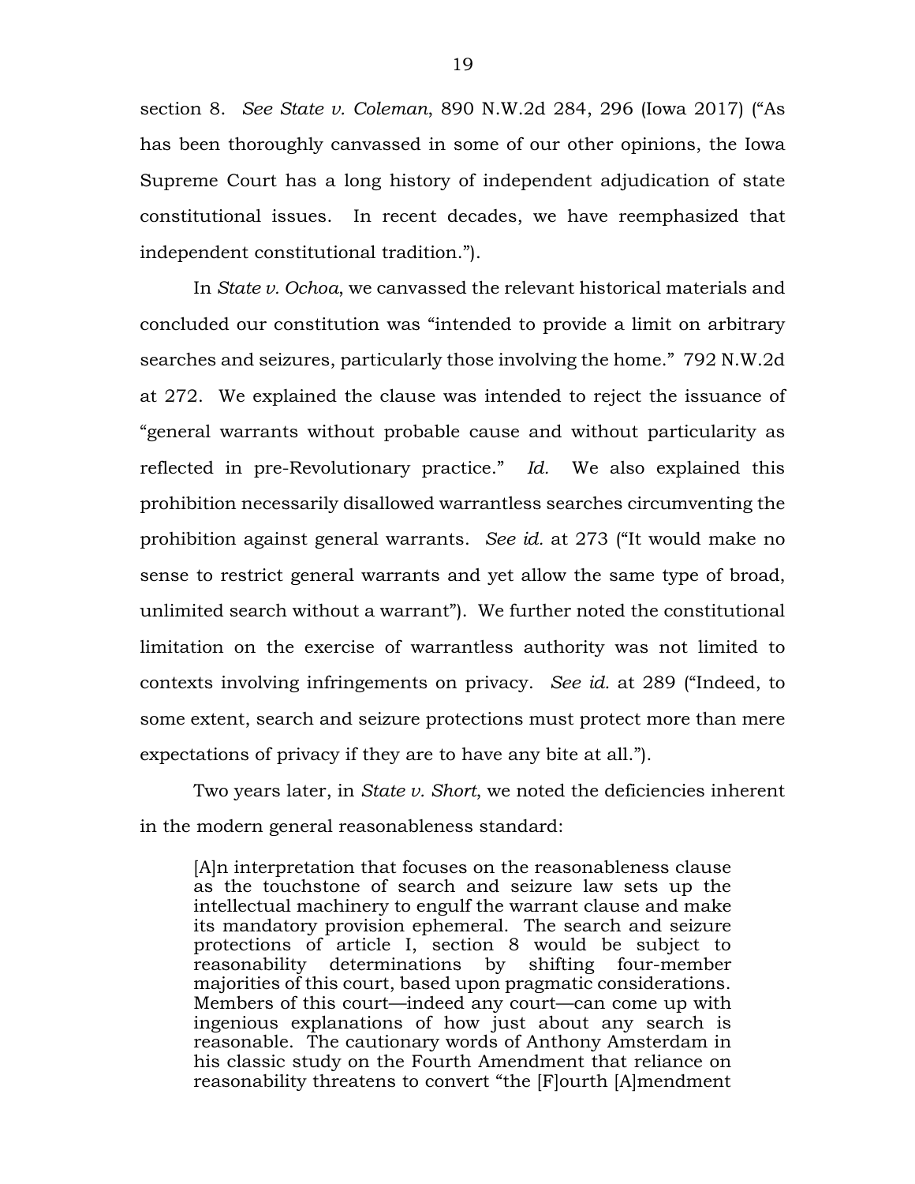section 8. *See State v. Coleman*, 890 N.W.2d 284, 296 (Iowa 2017) ("As has been thoroughly canvassed in some of our other opinions, the Iowa Supreme Court has a long history of independent adjudication of state constitutional issues. In recent decades, we have reemphasized that independent constitutional tradition.").

In *State v. Ochoa*, we canvassed the relevant historical materials and concluded our constitution was "intended to provide a limit on arbitrary searches and seizures, particularly those involving the home." 792 N.W.2d at 272. We explained the clause was intended to reject the issuance of "general warrants without probable cause and without particularity as reflected in pre-Revolutionary practice." *Id.* We also explained this prohibition necessarily disallowed warrantless searches circumventing the prohibition against general warrants. *See id.* at 273 ("It would make no sense to restrict general warrants and yet allow the same type of broad, unlimited search without a warrant"). We further noted the constitutional limitation on the exercise of warrantless authority was not limited to contexts involving infringements on privacy. *See id.* at 289 ("Indeed, to some extent, search and seizure protections must protect more than mere expectations of privacy if they are to have any bite at all.").

Two years later, in *State v. Short*, we noted the deficiencies inherent in the modern general reasonableness standard:

> [A]n interpretation that focuses on the reasonableness clause as the touchstone of search and seizure law sets up the intellectual machinery to engulf the warrant clause and make its mandatory provision ephemeral. The search and seizure protections of article I, section 8 would be subject to reasonability determinations by shifting four-member majorities of this court, based upon pragmatic considerations. Members of this court—indeed any court—can come up with ingenious explanations of how just about any search is reasonable. The cautionary words of Anthony Amsterdam in his classic study on the Fourth Amendment that reliance on reasonability threatens to convert "the [F]ourth [A]mendment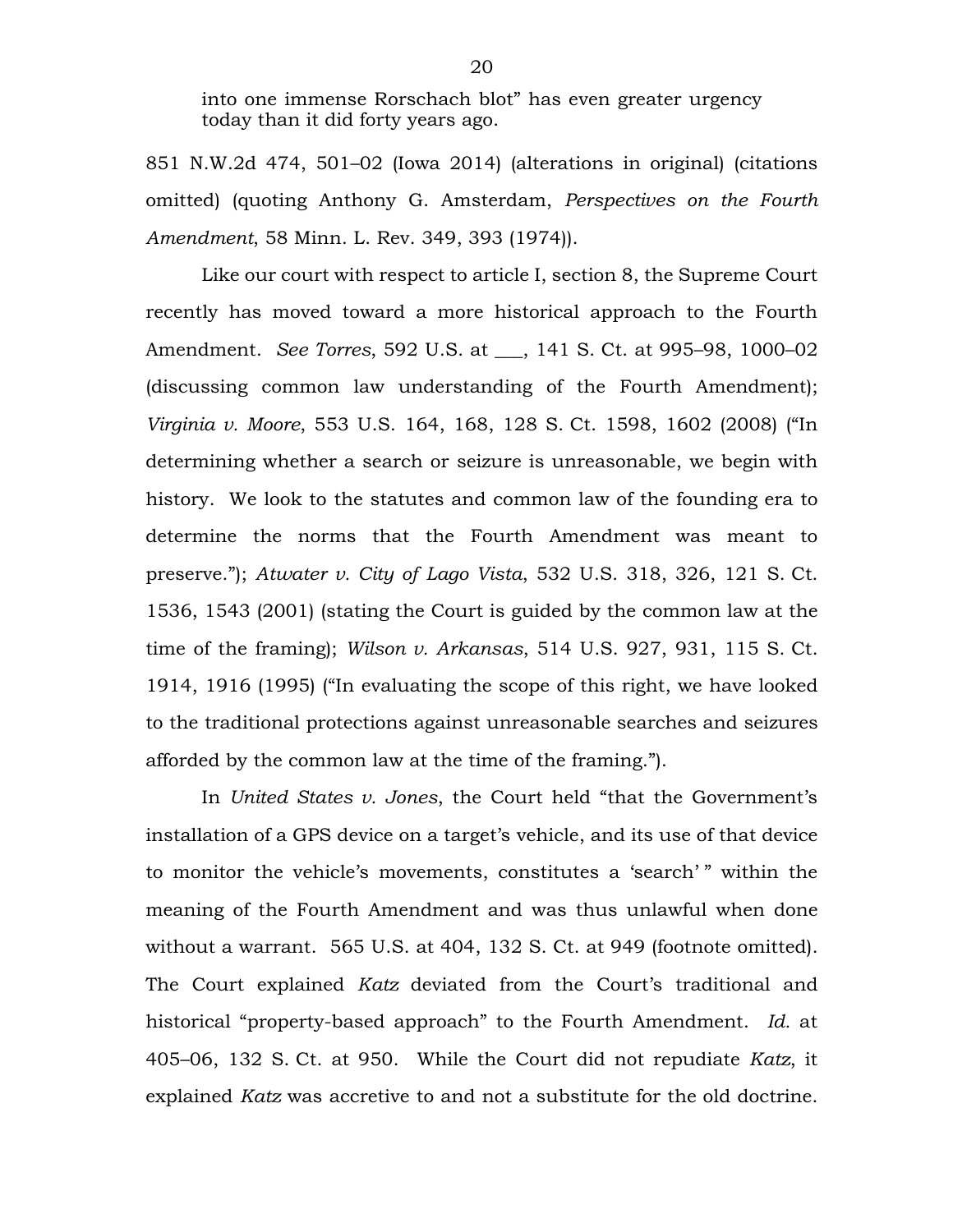> into one immense Rorschach blot" has even greater urgency today than it did forty years ago.

851 N.W.2d 474, 501–02 (Iowa 2014) (alterations in original) (citations omitted) (quoting Anthony G. Amsterdam, *Perspectives on the Fourth Amendment*, 58 Minn. L. Rev. 349, 393 (1974)).

Like our court with respect to article I, section 8, the Supreme Court recently has moved toward a more historical approach to the Fourth Amendment. *See Torres*, 592 U.S. at ___, 141 S. Ct. at 995–98, 1000–02 (discussing common law understanding of the Fourth Amendment); *Virginia v. Moore*, 553 U.S. 164, 168, 128 S. Ct. 1598, 1602 (2008) ("In determining whether a search or seizure is unreasonable, we begin with history. We look to the statutes and common law of the founding era to determine the norms that the Fourth Amendment was meant to preserve."); *Atwater v. City of Lago Vista*, 532 U.S. 318, 326, 121 S. Ct. 1536, 1543 (2001) (stating the Court is guided by the common law at the time of the framing); *Wilson v. Arkansas*, 514 U.S. 927, 931, 115 S. Ct. 1914, 1916 (1995) ("In evaluating the scope of this right, we have looked to the traditional protections against unreasonable searches and seizures afforded by the common law at the time of the framing.").

In *United States v. Jones*, the Court held "that the Government's installation of a GPS device on a target's vehicle, and its use of that device to monitor the vehicle's movements, constitutes a 'search' " within the meaning of the Fourth Amendment and was thus unlawful when done without a warrant. 565 U.S. at 404, 132 S. Ct. at 949 (footnote omitted). The Court explained *Katz* deviated from the Court's traditional and historical "property-based approach" to the Fourth Amendment. *Id.* at 405–06, 132 S. Ct. at 950. While the Court did not repudiate *Katz*, it explained *Katz* was accretive to and not a substitute for the old doctrine.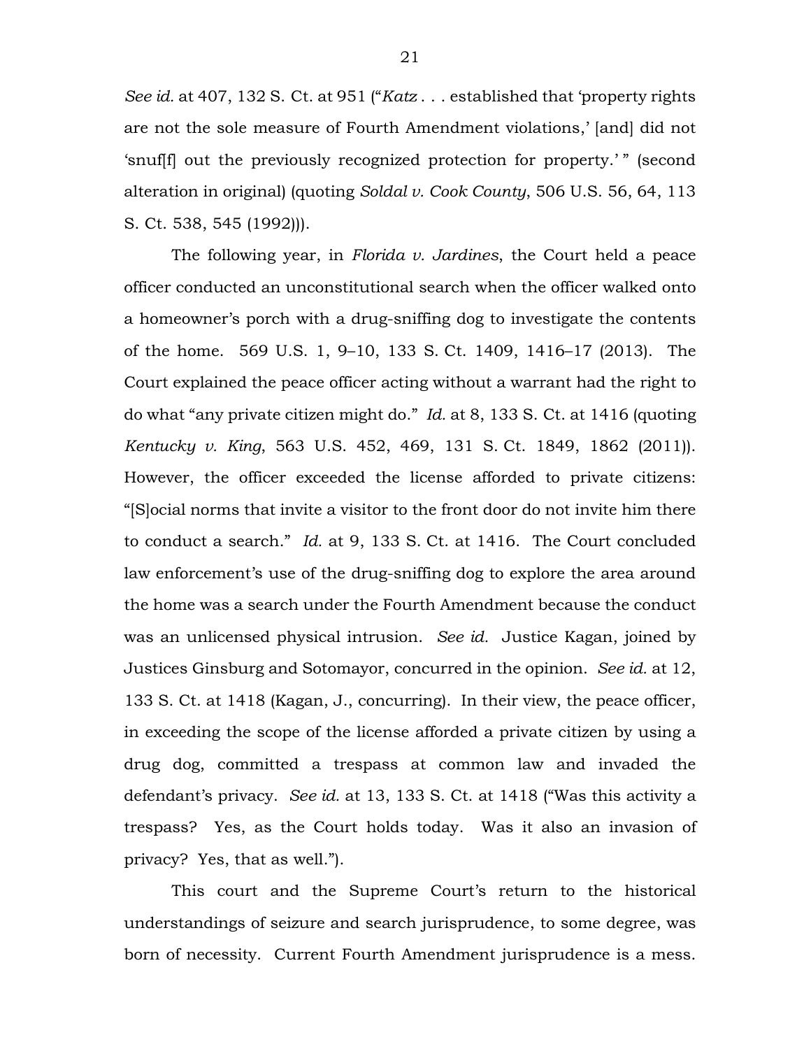*See id.* at 407, 132 S. Ct. at 951 ("*Katz* . . . established that 'property rights are not the sole measure of Fourth Amendment violations,' [and] did not 'snuf[f] out the previously recognized protection for property.' " (second alteration in original) (quoting *Soldal v. Cook County*, 506 U.S. 56, 64, 113 S. Ct. 538, 545 (1992))).

The following year, in *Florida v. Jardines*, the Court held a peace officer conducted an unconstitutional search when the officer walked onto a homeowner's porch with a drug-sniffing dog to investigate the contents of the home. 569 U.S. 1, 9–10, 133 S. Ct. 1409, 1416–17 (2013). The Court explained the peace officer acting without a warrant had the right to do what "any private citizen might do." *Id.* at 8, 133 S. Ct. at 1416 (quoting *Kentucky v. King*, 563 U.S. 452, 469, 131 S. Ct. 1849, 1862 (2011)). However, the officer exceeded the license afforded to private citizens: "[S]ocial norms that invite a visitor to the front door do not invite him there to conduct a search." *Id.* at 9, 133 S. Ct. at 1416. The Court concluded law enforcement's use of the drug-sniffing dog to explore the area around the home was a search under the Fourth Amendment because the conduct was an unlicensed physical intrusion. *See id.* Justice Kagan, joined by Justices Ginsburg and Sotomayor, concurred in the opinion. *See id.* at 12, 133 S. Ct. at 1418 (Kagan, J., concurring). In their view, the peace officer, in exceeding the scope of the license afforded a private citizen by using a drug dog, committed a trespass at common law and invaded the defendant's privacy. *See id.* at 13, 133 S. Ct. at 1418 ("Was this activity a trespass? Yes, as the Court holds today. Was it also an invasion of privacy? Yes, that as well.").

This court and the Supreme Court's return to the historical understandings of seizure and search jurisprudence, to some degree, was born of necessity. Current Fourth Amendment jurisprudence is a mess.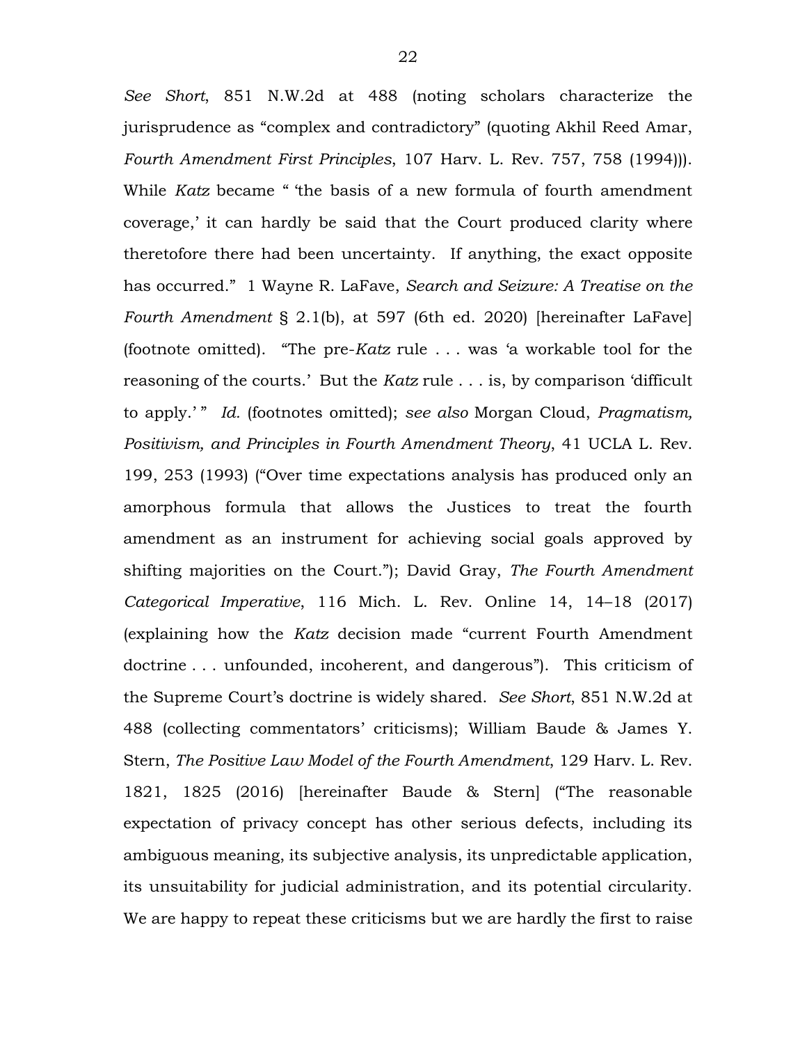*See Short*, 851 N.W.2d at 488 (noting scholars characterize the jurisprudence as "complex and contradictory" (quoting Akhil Reed Amar, *Fourth Amendment First Principles*, 107 Harv. L. Rev. 757, 758 (1994))). While *Katz* became " 'the basis of a new formula of fourth amendment coverage,' it can hardly be said that the Court produced clarity where theretofore there had been uncertainty. If anything, the exact opposite has occurred." 1 Wayne R. LaFave, *Search and Seizure: A Treatise on the Fourth Amendment* § 2.1(b), at 597 (6th ed. 2020) [hereinafter LaFave] (footnote omitted). "The pre-*Katz* rule . . . was 'a workable tool for the reasoning of the courts.' But the *Katz* rule . . . is, by comparison 'difficult to apply.' " *Id.* (footnotes omitted); *see also* Morgan Cloud, *Pragmatism, Positivism, and Principles in Fourth Amendment Theory*, 41 UCLA L. Rev. 199, 253 (1993) ("Over time expectations analysis has produced only an amorphous formula that allows the Justices to treat the fourth amendment as an instrument for achieving social goals approved by shifting majorities on the Court."); David Gray, *The Fourth Amendment Categorical Imperative*, 116 Mich. L. Rev. Online 14, 14–18 (2017) (explaining how the *Katz* decision made "current Fourth Amendment doctrine . . . unfounded, incoherent, and dangerous"). This criticism of the Supreme Court's doctrine is widely shared. *See Short*, 851 N.W.2d at 488 (collecting commentators' criticisms); William Baude & James Y. Stern, *The Positive Law Model of the Fourth Amendment*, 129 Harv. L. Rev. 1821, 1825 (2016) [hereinafter Baude & Stern] ("The reasonable expectation of privacy concept has other serious defects, including its ambiguous meaning, its subjective analysis, its unpredictable application, its unsuitability for judicial administration, and its potential circularity. We are happy to repeat these criticisms but we are hardly the first to raise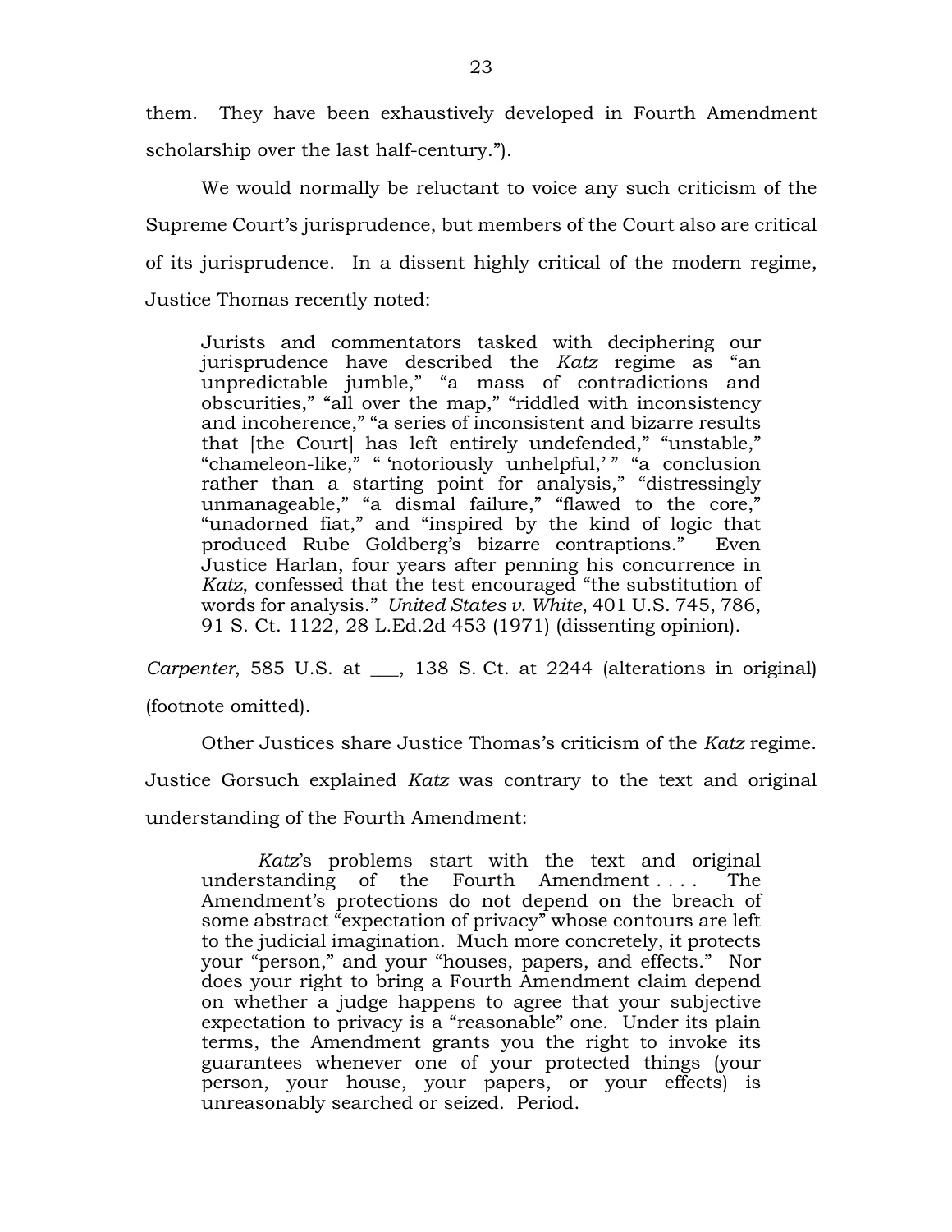them. They have been exhaustively developed in Fourth Amendment scholarship over the last half-century.").

We would normally be reluctant to voice any such criticism of the Supreme Court's jurisprudence, but members of the Court also are critical of its jurisprudence. In a dissent highly critical of the modern regime, Justice Thomas recently noted:

> Jurists and commentators tasked with deciphering our jurisprudence have described the *Katz* regime as "an unpredictable jumble," "a mass of contradictions and obscurities," "all over the map," "riddled with inconsistency and incoherence," "a series of inconsistent and bizarre results that [the Court] has left entirely undefended," "unstable," "chameleon-like," " 'notoriously unhelpful,' " "a conclusion rather than a starting point for analysis," "distressingly unmanageable," "a dismal failure," "flawed to the core," "unadorned fiat," and "inspired by the kind of logic that produced Rube Goldberg's bizarre contraptions." Even Justice Harlan, four years after penning his concurrence in *Katz*, confessed that the test encouraged "the substitution of words for analysis." *United States v. White*, 401 U.S. 745, 786, 91 S. Ct. 1122, 28 L.Ed.2d 453 (1971) (dissenting opinion).

*Carpenter*, 585 U.S. at ___, 138 S. Ct. at 2244 (alterations in original) (footnote omitted).

Other Justices share Justice Thomas's criticism of the *Katz* regime. Justice Gorsuch explained *Katz* was contrary to the text and original understanding of the Fourth Amendment:

> *Katz*'s problems start with the text and original understanding of the Fourth Amendment . . . . The Amendment's protections do not depend on the breach of some abstract "expectation of privacy" whose contours are left to the judicial imagination. Much more concretely, it protects your "person," and your "houses, papers, and effects." Nor does your right to bring a Fourth Amendment claim depend on whether a judge happens to agree that your subjective expectation to privacy is a "reasonable" one. Under its plain terms, the Amendment grants you the right to invoke its guarantees whenever one of your protected things (your person, your house, your papers, or your effects) is unreasonably searched or seized. Period.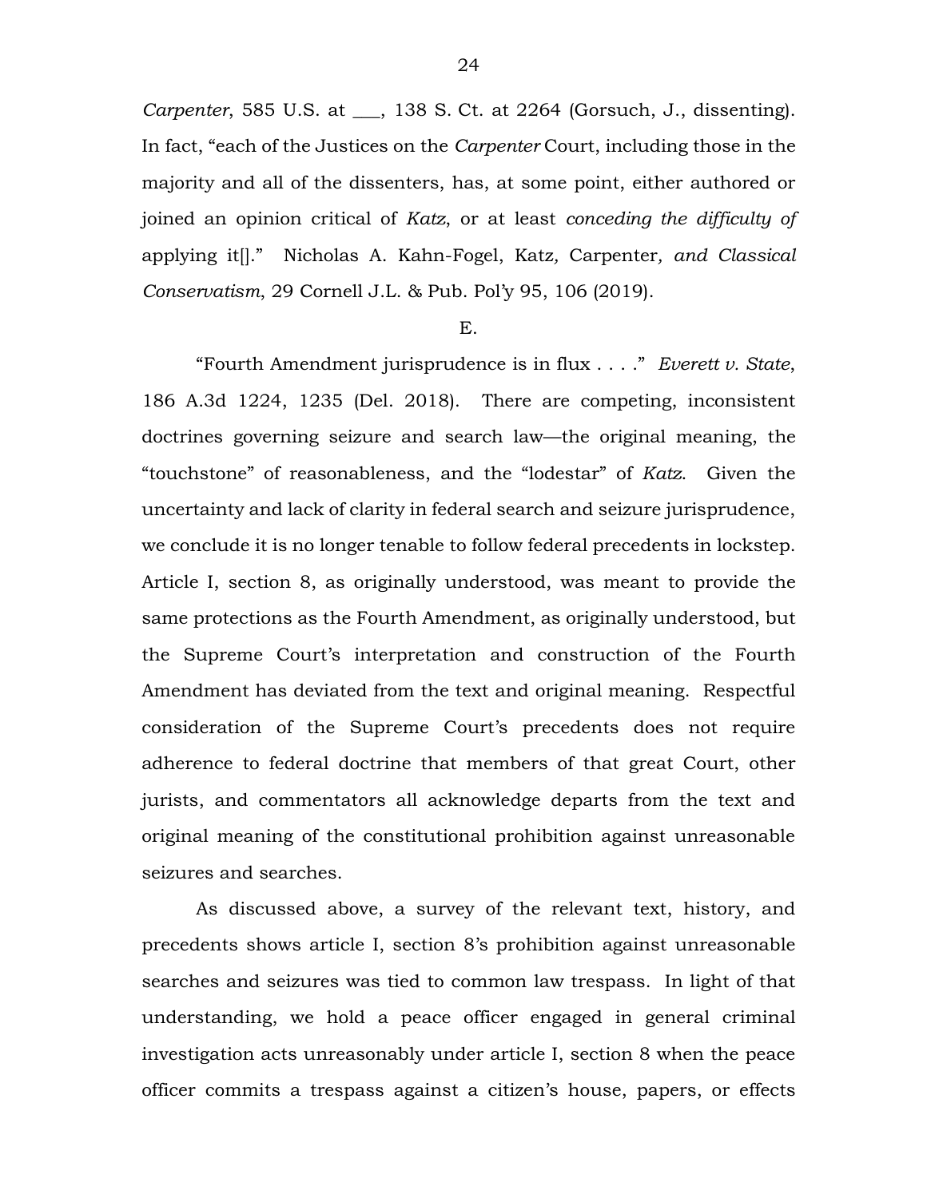*Carpenter*, 585 U.S. at ___, 138 S. Ct. at 2264 (Gorsuch, J., dissenting). In fact, "each of the Justices on the *Carpenter* Court, including those in the majority and all of the dissenters, has, at some point, either authored or joined an opinion critical of *Katz*, or at least *conceding the difficulty of* applying it[]." Nicholas A. Kahn-Fogel, Katz*,* Carpenter*, and Classical Conservatism*, 29 Cornell J.L. & Pub. Pol'y 95, 106 (2019).

E.

"Fourth Amendment jurisprudence is in flux . . . ." *Everett v. State*, 186 A.3d 1224, 1235 (Del. 2018). There are competing, inconsistent doctrines governing seizure and search law—the original meaning, the "touchstone" of reasonableness, and the "lodestar" of *Katz*. Given the uncertainty and lack of clarity in federal search and seizure jurisprudence, we conclude it is no longer tenable to follow federal precedents in lockstep. Article I, section 8, as originally understood, was meant to provide the same protections as the Fourth Amendment, as originally understood, but the Supreme Court's interpretation and construction of the Fourth Amendment has deviated from the text and original meaning. Respectful consideration of the Supreme Court's precedents does not require adherence to federal doctrine that members of that great Court, other jurists, and commentators all acknowledge departs from the text and original meaning of the constitutional prohibition against unreasonable seizures and searches.

As discussed above, a survey of the relevant text, history, and precedents shows article I, section 8's prohibition against unreasonable searches and seizures was tied to common law trespass. In light of that understanding, we hold a peace officer engaged in general criminal investigation acts unreasonably under article I, section 8 when the peace officer commits a trespass against a citizen's house, papers, or effects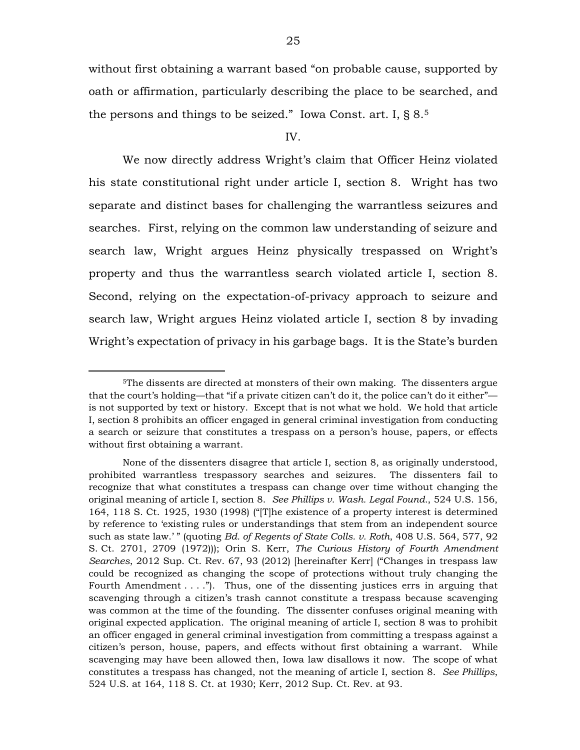without first obtaining a warrant based "on probable cause, supported by oath or affirmation, particularly describing the place to be searched, and the persons and things to be seized." Iowa Const. art. I, § 8.[5]

IV.

We now directly address Wright's claim that Officer Heinz violated his state constitutional right under article I, section 8. Wright has two separate and distinct bases for challenging the warrantless seizures and searches. First, relying on the common law understanding of seizure and search law, Wright argues Heinz physically trespassed on Wright's property and thus the warrantless search violated article I, section 8. Second, relying on the expectation-of-privacy approach to seizure and search law, Wright argues Heinz violated article I, section 8 by invading Wright's expectation of privacy in his garbage bags. It is the State's burden

---

[5]The dissents are directed at monsters of their own making. The dissenters argue that the court's holding—that "if a private citizen can't do it, the police can't do it either"—is not supported by text or history. Except that is not what we hold. We hold that article I, section 8 prohibits an officer engaged in general criminal investigation from conducting a search or seizure that constitutes a trespass on a person's house, papers, or effects without first obtaining a warrant.

None of the dissenters disagree that article I, section 8, as originally understood, prohibited warrantless trespassory searches and seizures. The dissenters fail to recognize that what constitutes a trespass can change over time without changing the original meaning of article I, section 8. *See Phillips v. Wash. Legal Found.*, 524 U.S. 156, 164, 118 S. Ct. 1925, 1930 (1998) ("[T]he existence of a property interest is determined by reference to 'existing rules or understandings that stem from an independent source such as state law.' " (quoting *Bd. of Regents of State Colls. v. Roth*, 408 U.S. 564, 577, 92 S. Ct. 2701, 2709 (1972))); Orin S. Kerr, *The Curious History of Fourth Amendment Searches*, 2012 Sup. Ct. Rev. 67, 93 (2012) [hereinafter Kerr] ("Changes in trespass law could be recognized as changing the scope of protections without truly changing the Fourth Amendment . . . ."). Thus, one of the dissenting justices errs in arguing that scavenging through a citizen's trash cannot constitute a trespass because scavenging was common at the time of the founding. The dissenter confuses original meaning with original expected application. The original meaning of article I, section 8 was to prohibit an officer engaged in general criminal investigation from committing a trespass against a citizen's person, house, papers, and effects without first obtaining a warrant. While scavenging may have been allowed then, Iowa law disallows it now. The scope of what constitutes a trespass has changed, not the meaning of article I, section 8. *See Phillips*, 524 U.S. at 164, 118 S. Ct. at 1930; Kerr, 2012 Sup. Ct. Rev. at 93.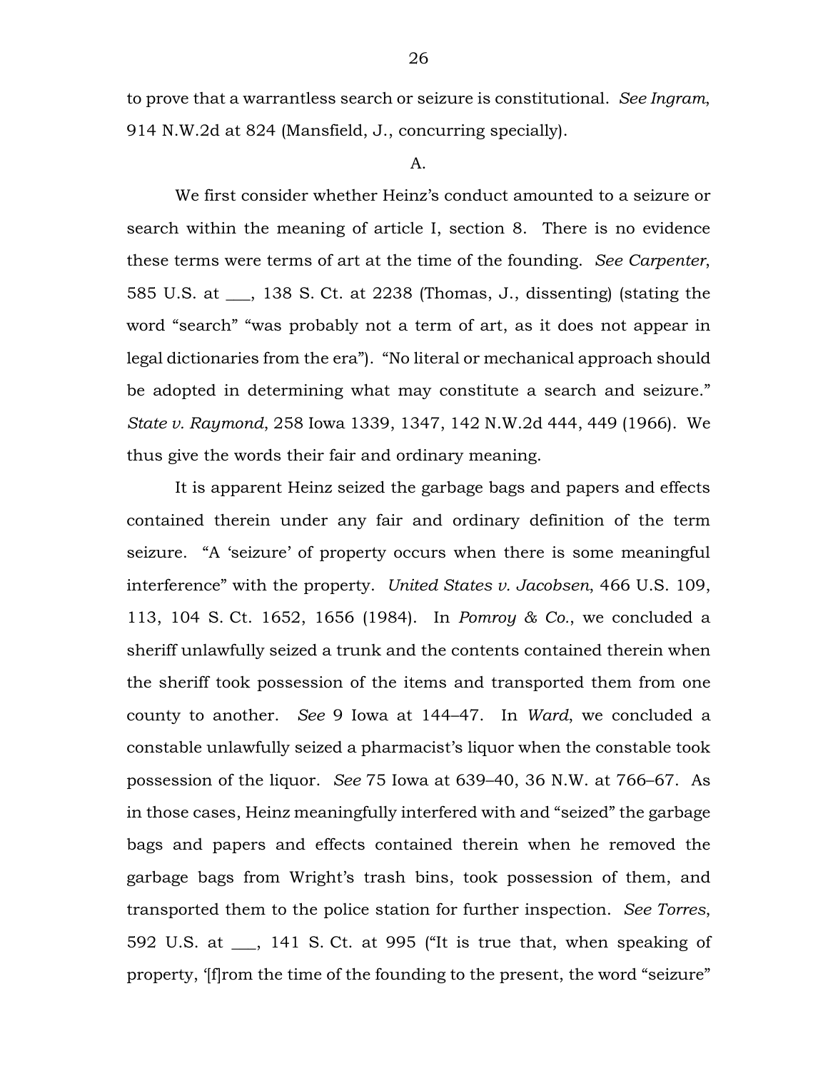to prove that a warrantless search or seizure is constitutional. *See Ingram*, 914 N.W.2d at 824 (Mansfield, J., concurring specially).

A.

We first consider whether Heinz's conduct amounted to a seizure or search within the meaning of article I, section 8. There is no evidence these terms were terms of art at the time of the founding. *See Carpenter*, 585 U.S. at ___, 138 S. Ct. at 2238 (Thomas, J., dissenting) (stating the word "search" "was probably not a term of art, as it does not appear in legal dictionaries from the era"). "No literal or mechanical approach should be adopted in determining what may constitute a search and seizure." *State v. Raymond*, 258 Iowa 1339, 1347, 142 N.W.2d 444, 449 (1966). We thus give the words their fair and ordinary meaning.

It is apparent Heinz seized the garbage bags and papers and effects contained therein under any fair and ordinary definition of the term seizure. "A 'seizure' of property occurs when there is some meaningful interference" with the property. *United States v. Jacobsen*, 466 U.S. 109, 113, 104 S. Ct. 1652, 1656 (1984). In *Pomroy & Co.*, we concluded a sheriff unlawfully seized a trunk and the contents contained therein when the sheriff took possession of the items and transported them from one county to another. *See* 9 Iowa at 144–47. In *Ward*, we concluded a constable unlawfully seized a pharmacist's liquor when the constable took possession of the liquor. *See* 75 Iowa at 639–40, 36 N.W. at 766–67. As in those cases, Heinz meaningfully interfered with and "seized" the garbage bags and papers and effects contained therein when he removed the garbage bags from Wright's trash bins, took possession of them, and transported them to the police station for further inspection. *See Torres*, 592 U.S. at ___, 141 S. Ct. at 995 ("It is true that, when speaking of property, '[f]rom the time of the founding to the present, the word "seizure"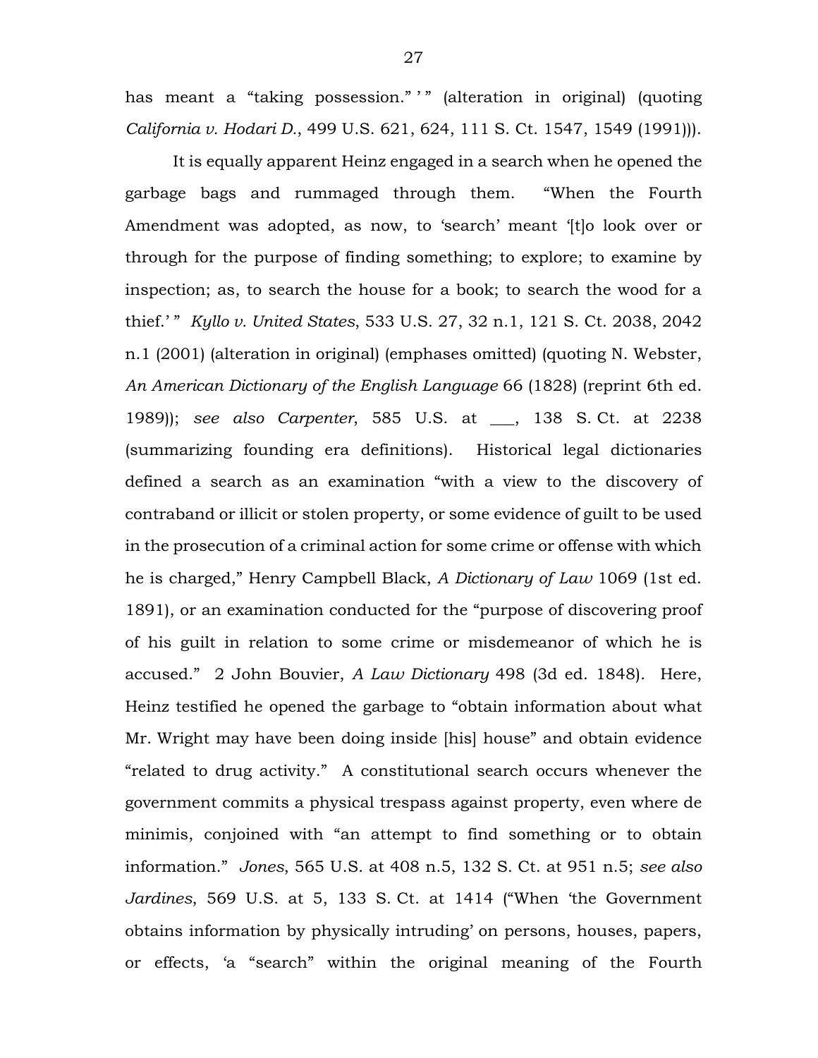has meant a "taking possession." ' " (alteration in original) (quoting *California v. Hodari D.*, 499 U.S. 621, 624, 111 S. Ct. 1547, 1549 (1991))).

It is equally apparent Heinz engaged in a search when he opened the garbage bags and rummaged through them. "When the Fourth Amendment was adopted, as now, to 'search' meant '[t]o look over or through for the purpose of finding something; to explore; to examine by inspection; as, to search the house for a book; to search the wood for a thief.' " *Kyllo v. United States*, 533 U.S. 27, 32 n.1, 121 S. Ct. 2038, 2042 n.1 (2001) (alteration in original) (emphases omitted) (quoting N. Webster, *An American Dictionary of the English Language* 66 (1828) (reprint 6th ed. 1989)); *see also Carpenter*, 585 U.S. at ___, 138 S. Ct. at 2238 (summarizing founding era definitions). Historical legal dictionaries defined a search as an examination "with a view to the discovery of contraband or illicit or stolen property, or some evidence of guilt to be used in the prosecution of a criminal action for some crime or offense with which he is charged," Henry Campbell Black, *A Dictionary of Law* 1069 (1st ed. 1891), or an examination conducted for the "purpose of discovering proof of his guilt in relation to some crime or misdemeanor of which he is accused." 2 John Bouvier, *A Law Dictionary* 498 (3d ed. 1848). Here, Heinz testified he opened the garbage to "obtain information about what Mr. Wright may have been doing inside [his] house" and obtain evidence "related to drug activity." A constitutional search occurs whenever the government commits a physical trespass against property, even where de minimis, conjoined with "an attempt to find something or to obtain information." *Jones*, 565 U.S. at 408 n.5, 132 S. Ct. at 951 n.5; *see also Jardines*, 569 U.S. at 5, 133 S. Ct. at 1414 ("When 'the Government obtains information by physically intruding' on persons, houses, papers, or effects, 'a "search" within the original meaning of the Fourth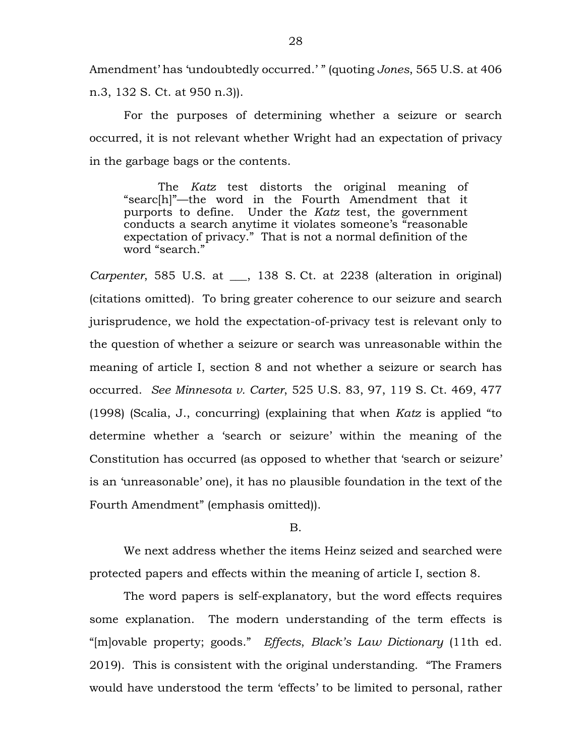Amendment' has 'undoubtedly occurred.' " (quoting *Jones*, 565 U.S. at 406 n.3, 132 S. Ct. at 950 n.3)).

For the purposes of determining whether a seizure or search occurred, it is not relevant whether Wright had an expectation of privacy in the garbage bags or the contents.

> The *Katz* test distorts the original meaning of "searc[h]"—the word in the Fourth Amendment that it purports to define. Under the *Katz* test, the government conducts a search anytime it violates someone's "reasonable expectation of privacy." That is not a normal definition of the word "search."

*Carpenter*, 585 U.S. at ___, 138 S. Ct. at 2238 (alteration in original) (citations omitted). To bring greater coherence to our seizure and search jurisprudence, we hold the expectation-of-privacy test is relevant only to the question of whether a seizure or search was unreasonable within the meaning of article I, section 8 and not whether a seizure or search has occurred. *See Minnesota v. Carter*, 525 U.S. 83, 97, 119 S. Ct. 469, 477 (1998) (Scalia, J., concurring) (explaining that when *Katz* is applied "to determine whether a 'search or seizure' within the meaning of the Constitution has occurred (as opposed to whether that 'search or seizure' is an 'unreasonable' one), it has no plausible foundation in the text of the Fourth Amendment" (emphasis omitted)).

B.

We next address whether the items Heinz seized and searched were protected papers and effects within the meaning of article I, section 8.

The word papers is self-explanatory, but the word effects requires some explanation. The modern understanding of the term effects is "[m]ovable property; goods." *Effects*, *Black's Law Dictionary* (11th ed. 2019). This is consistent with the original understanding. "The Framers would have understood the term 'effects' to be limited to personal, rather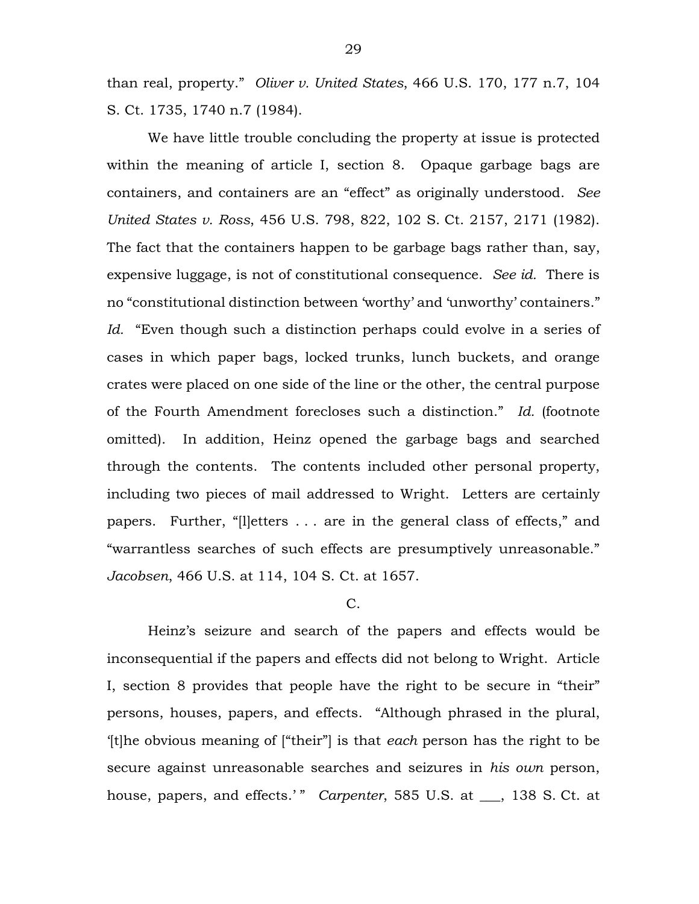than real, property." *Oliver v. United States*, 466 U.S. 170, 177 n.7, 104 S. Ct. 1735, 1740 n.7 (1984).

We have little trouble concluding the property at issue is protected within the meaning of article I, section 8. Opaque garbage bags are containers, and containers are an "effect" as originally understood. *See United States v. Ross*, 456 U.S. 798, 822, 102 S. Ct. 2157, 2171 (1982). The fact that the containers happen to be garbage bags rather than, say, expensive luggage, is not of constitutional consequence. *See id.* There is no "constitutional distinction between 'worthy' and 'unworthy' containers." *Id.* "Even though such a distinction perhaps could evolve in a series of cases in which paper bags, locked trunks, lunch buckets, and orange crates were placed on one side of the line or the other, the central purpose of the Fourth Amendment forecloses such a distinction." *Id.* (footnote omitted). In addition, Heinz opened the garbage bags and searched through the contents. The contents included other personal property, including two pieces of mail addressed to Wright. Letters are certainly papers. Further, "[l]etters . . . are in the general class of effects," and "warrantless searches of such effects are presumptively unreasonable." *Jacobsen*, 466 U.S. at 114, 104 S. Ct. at 1657.

C.

Heinz's seizure and search of the papers and effects would be inconsequential if the papers and effects did not belong to Wright. Article I, section 8 provides that people have the right to be secure in "their" persons, houses, papers, and effects. "Although phrased in the plural, '[t]he obvious meaning of ["their"] is that *each* person has the right to be secure against unreasonable searches and seizures in *his own* person, house, papers, and effects.'" *Carpenter*, 585 U.S. at ___, 138 S. Ct. at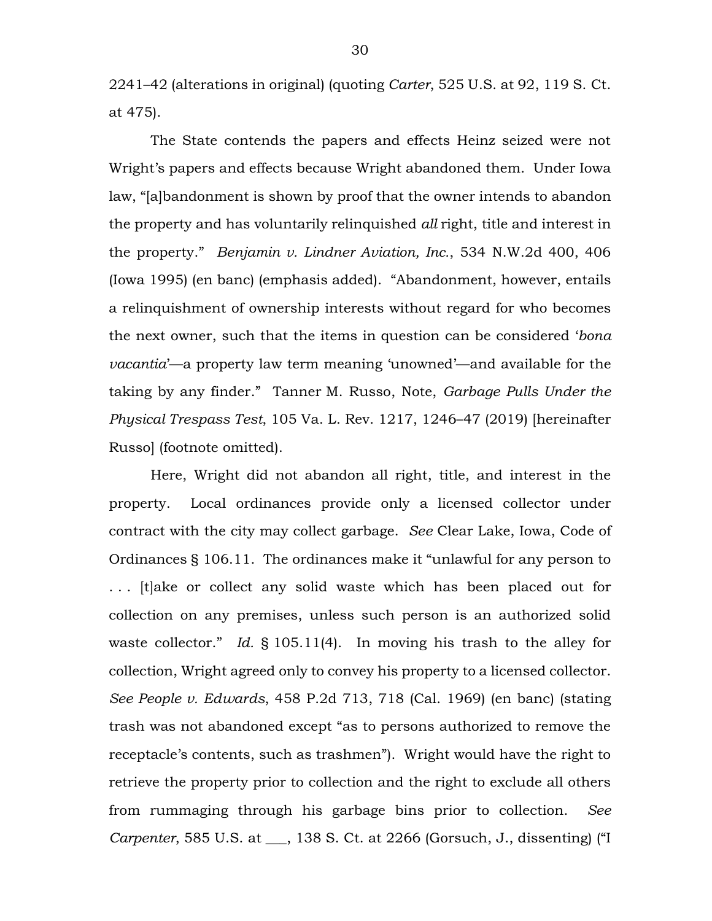2241–42 (alterations in original) (quoting *Carter*, 525 U.S. at 92, 119 S. Ct. at 475).

The State contends the papers and effects Heinz seized were not Wright's papers and effects because Wright abandoned them. Under Iowa law, "[a]bandonment is shown by proof that the owner intends to abandon the property and has voluntarily relinquished *all* right, title and interest in the property." *Benjamin v. Lindner Aviation, Inc.*, 534 N.W.2d 400, 406 (Iowa 1995) (en banc) (emphasis added). "Abandonment, however, entails a relinquishment of ownership interests without regard for who becomes the next owner, such that the items in question can be considered '*bona vacantia*'—a property law term meaning 'unowned'—and available for the taking by any finder." Tanner M. Russo, Note, *Garbage Pulls Under the Physical Trespass Test*, 105 Va. L. Rev. 1217, 1246–47 (2019) [hereinafter Russo] (footnote omitted).

Here, Wright did not abandon all right, title, and interest in the property. Local ordinances provide only a licensed collector under contract with the city may collect garbage. *See* Clear Lake, Iowa, Code of Ordinances § 106.11. The ordinances make it "unlawful for any person to . . . [t]ake or collect any solid waste which has been placed out for collection on any premises, unless such person is an authorized solid waste collector." *Id.* § 105.11(4). In moving his trash to the alley for collection, Wright agreed only to convey his property to a licensed collector. *See People v. Edwards*, 458 P.2d 713, 718 (Cal. 1969) (en banc) (stating trash was not abandoned except "as to persons authorized to remove the receptacle's contents, such as trashmen"). Wright would have the right to retrieve the property prior to collection and the right to exclude all others from rummaging through his garbage bins prior to collection. *See Carpenter*, 585 U.S. at ___, 138 S. Ct. at 2266 (Gorsuch, J., dissenting) ("I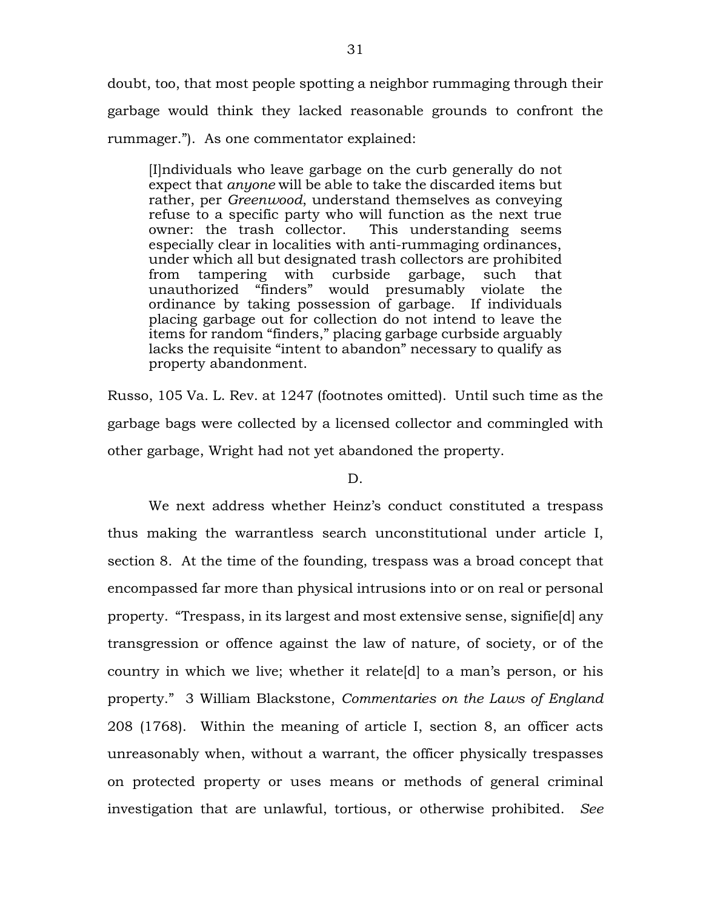doubt, too, that most people spotting a neighbor rummaging through their garbage would think they lacked reasonable grounds to confront the rummager."). As one commentator explained:

> [I]ndividuals who leave garbage on the curb generally do not expect that *anyone* will be able to take the discarded items but rather, per *Greenwood*, understand themselves as conveying refuse to a specific party who will function as the next true owner: the trash collector. This understanding seems especially clear in localities with anti-rummaging ordinances, under which all but designated trash collectors are prohibited from tampering with curbside garbage, such that unauthorized "finders" would presumably violate the ordinance by taking possession of garbage. If individuals placing garbage out for collection do not intend to leave the items for random "finders," placing garbage curbside arguably lacks the requisite "intent to abandon" necessary to qualify as property abandonment.

Russo, 105 Va. L. Rev. at 1247 (footnotes omitted). Until such time as the garbage bags were collected by a licensed collector and commingled with other garbage, Wright had not yet abandoned the property.

D.

We next address whether Heinz's conduct constituted a trespass thus making the warrantless search unconstitutional under article I, section 8. At the time of the founding, trespass was a broad concept that encompassed far more than physical intrusions into or on real or personal property. "Trespass, in its largest and most extensive sense, signifie[d] any transgression or offence against the law of nature, of society, or of the country in which we live; whether it relate[d] to a man's person, or his property." 3 William Blackstone, *Commentaries on the Laws of England* 208 (1768). Within the meaning of article I, section 8, an officer acts unreasonably when, without a warrant, the officer physically trespasses on protected property or uses means or methods of general criminal investigation that are unlawful, tortious, or otherwise prohibited. *See*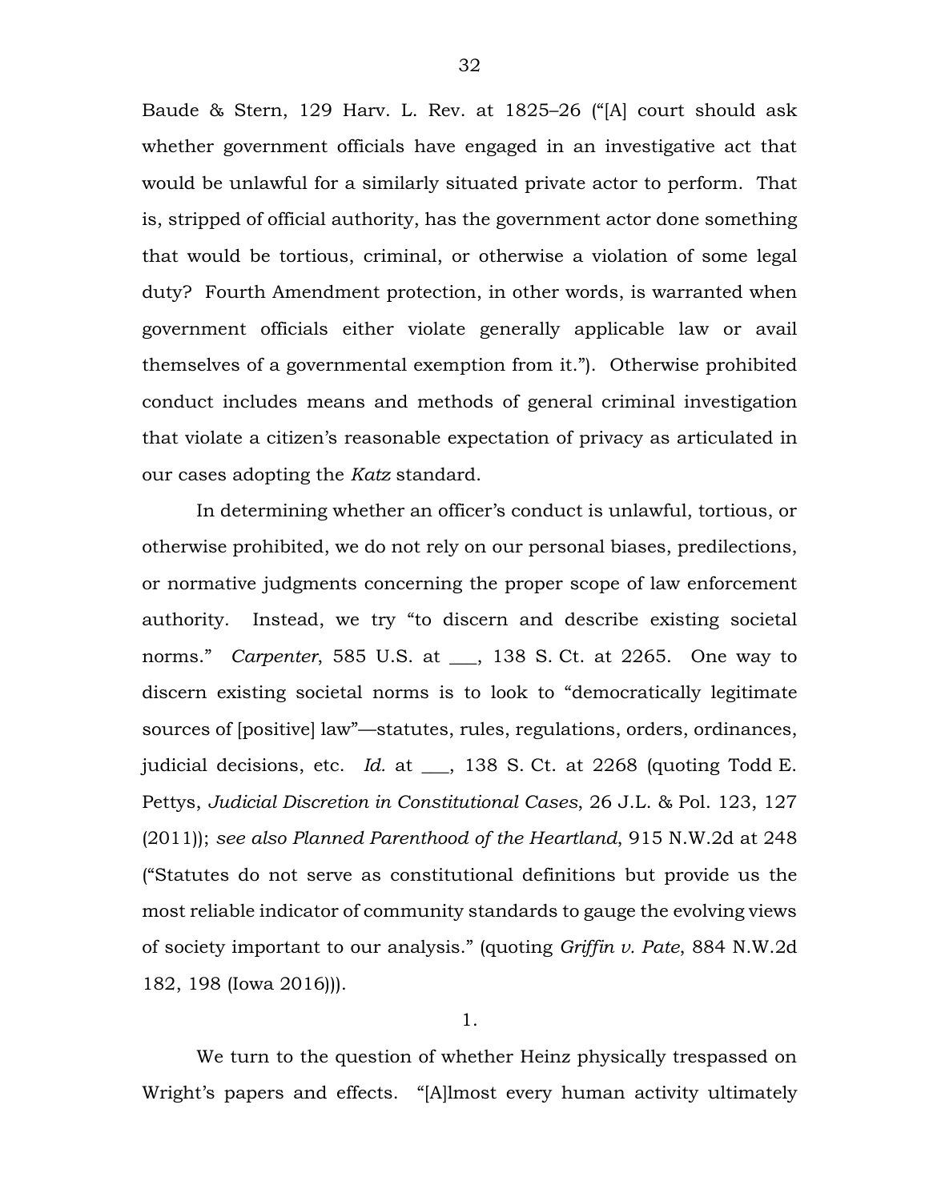Baude & Stern, 129 Harv. L. Rev. at 1825–26 ("[A] court should ask whether government officials have engaged in an investigative act that would be unlawful for a similarly situated private actor to perform. That is, stripped of official authority, has the government actor done something that would be tortious, criminal, or otherwise a violation of some legal duty? Fourth Amendment protection, in other words, is warranted when government officials either violate generally applicable law or avail themselves of a governmental exemption from it."). Otherwise prohibited conduct includes means and methods of general criminal investigation that violate a citizen's reasonable expectation of privacy as articulated in our cases adopting the *Katz* standard.

In determining whether an officer's conduct is unlawful, tortious, or otherwise prohibited, we do not rely on our personal biases, predilections, or normative judgments concerning the proper scope of law enforcement authority. Instead, we try "to discern and describe existing societal norms." *Carpenter*, 585 U.S. at ___, 138 S. Ct. at 2265. One way to discern existing societal norms is to look to "democratically legitimate sources of [positive] law"—statutes, rules, regulations, orders, ordinances, judicial decisions, etc. *Id.* at ___, 138 S. Ct. at 2268 (quoting Todd E. Pettys, *Judicial Discretion in Constitutional Cases*, 26 J.L. & Pol. 123, 127 (2011)); *see also Planned Parenthood of the Heartland*, 915 N.W.2d at 248 ("Statutes do not serve as constitutional definitions but provide us the most reliable indicator of community standards to gauge the evolving views of society important to our analysis." (quoting *Griffin v. Pate*, 884 N.W.2d 182, 198 (Iowa 2016))).

1.

We turn to the question of whether Heinz physically trespassed on Wright's papers and effects. "[A]lmost every human activity ultimately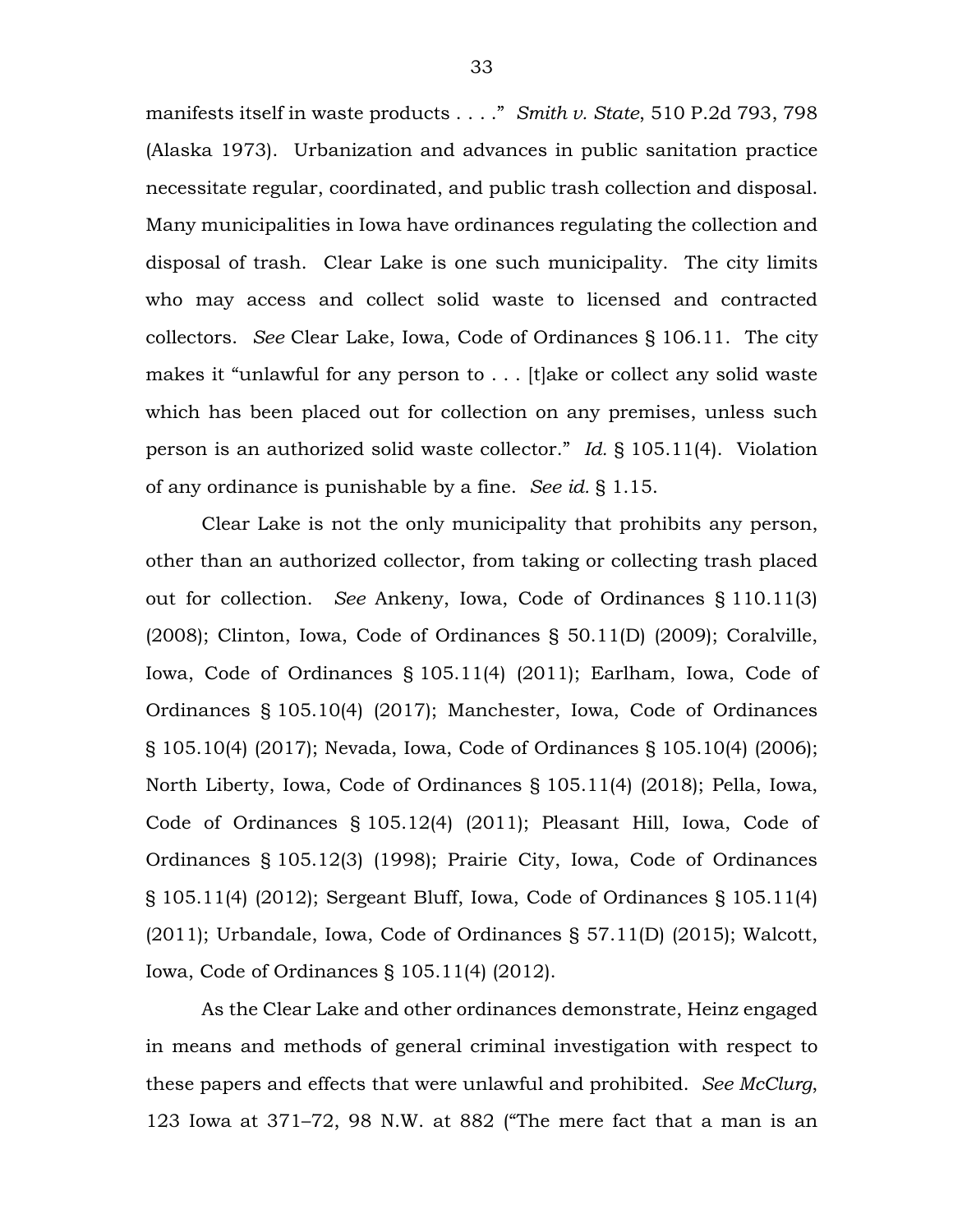manifests itself in waste products . . . ." *Smith v. State*, 510 P.2d 793, 798 (Alaska 1973). Urbanization and advances in public sanitation practice necessitate regular, coordinated, and public trash collection and disposal. Many municipalities in Iowa have ordinances regulating the collection and disposal of trash. Clear Lake is one such municipality. The city limits who may access and collect solid waste to licensed and contracted collectors. *See* Clear Lake, Iowa, Code of Ordinances § 106.11. The city makes it "unlawful for any person to . . . [t]ake or collect any solid waste which has been placed out for collection on any premises, unless such person is an authorized solid waste collector." *Id.* § 105.11(4). Violation of any ordinance is punishable by a fine. *See id.* § 1.15.

Clear Lake is not the only municipality that prohibits any person, other than an authorized collector, from taking or collecting trash placed out for collection. *See* Ankeny, Iowa, Code of Ordinances § 110.11(3) (2008); Clinton, Iowa, Code of Ordinances § 50.11(D) (2009); Coralville, Iowa, Code of Ordinances § 105.11(4) (2011); Earlham, Iowa, Code of Ordinances § 105.10(4) (2017); Manchester, Iowa, Code of Ordinances § 105.10(4) (2017); Nevada, Iowa, Code of Ordinances § 105.10(4) (2006); North Liberty, Iowa, Code of Ordinances § 105.11(4) (2018); Pella, Iowa, Code of Ordinances § 105.12(4) (2011); Pleasant Hill, Iowa, Code of Ordinances § 105.12(3) (1998); Prairie City, Iowa, Code of Ordinances § 105.11(4) (2012); Sergeant Bluff, Iowa, Code of Ordinances § 105.11(4) (2011); Urbandale, Iowa, Code of Ordinances § 57.11(D) (2015); Walcott, Iowa, Code of Ordinances § 105.11(4) (2012).

As the Clear Lake and other ordinances demonstrate, Heinz engaged in means and methods of general criminal investigation with respect to these papers and effects that were unlawful and prohibited. *See McClurg*, 123 Iowa at 371–72, 98 N.W. at 882 ("The mere fact that a man is an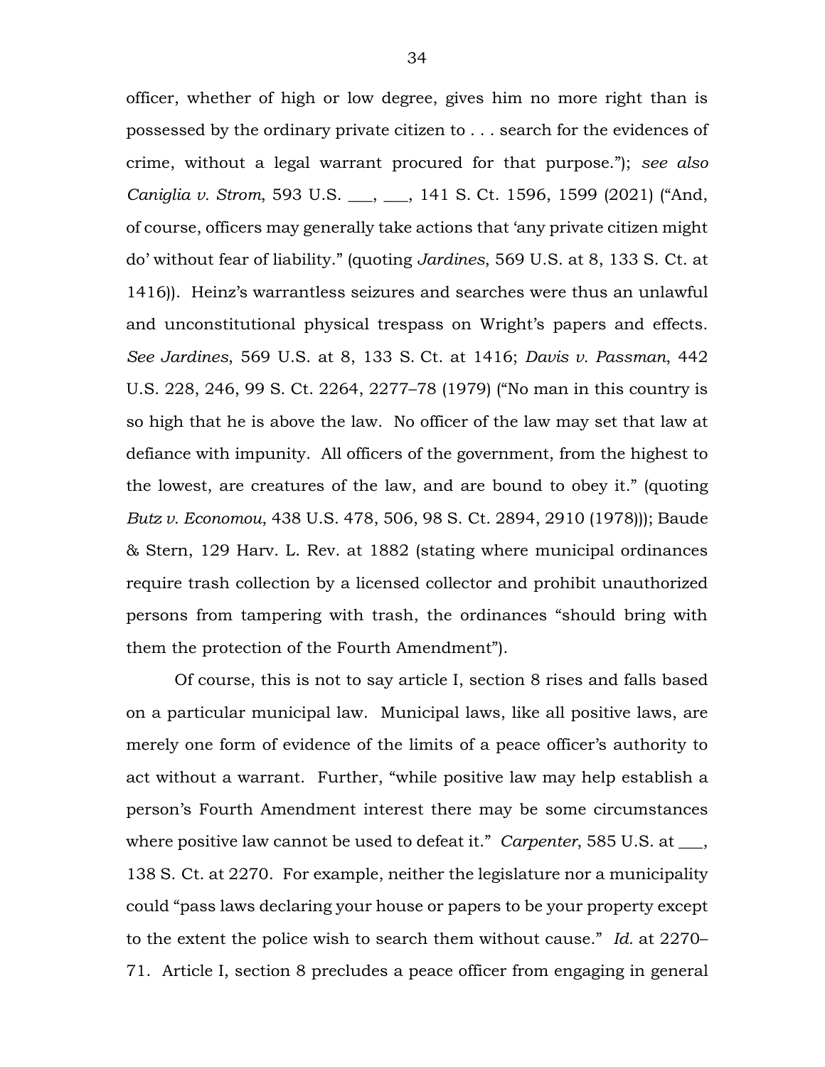officer, whether of high or low degree, gives him no more right than is possessed by the ordinary private citizen to . . . search for the evidences of crime, without a legal warrant procured for that purpose."); *see also Caniglia v. Strom*, 593 U.S. ___, ___, 141 S. Ct. 1596, 1599 (2021) ("And, of course, officers may generally take actions that 'any private citizen might do' without fear of liability." (quoting *Jardines*, 569 U.S. at 8, 133 S. Ct. at 1416)). Heinz's warrantless seizures and searches were thus an unlawful and unconstitutional physical trespass on Wright's papers and effects. *See Jardines*, 569 U.S. at 8, 133 S. Ct. at 1416; *Davis v. Passman*, 442 U.S. 228, 246, 99 S. Ct. 2264, 2277–78 (1979) ("No man in this country is so high that he is above the law. No officer of the law may set that law at defiance with impunity. All officers of the government, from the highest to the lowest, are creatures of the law, and are bound to obey it." (quoting *Butz v. Economou*, 438 U.S. 478, 506, 98 S. Ct. 2894, 2910 (1978))); Baude & Stern, 129 Harv. L. Rev. at 1882 (stating where municipal ordinances require trash collection by a licensed collector and prohibit unauthorized persons from tampering with trash, the ordinances "should bring with them the protection of the Fourth Amendment").

Of course, this is not to say article I, section 8 rises and falls based on a particular municipal law. Municipal laws, like all positive laws, are merely one form of evidence of the limits of a peace officer's authority to act without a warrant. Further, "while positive law may help establish a person's Fourth Amendment interest there may be some circumstances where positive law cannot be used to defeat it." *Carpenter*, 585 U.S. at ___, 138 S. Ct. at 2270. For example, neither the legislature nor a municipality could "pass laws declaring your house or papers to be your property except to the extent the police wish to search them without cause." *Id.* at 2270–71. Article I, section 8 precludes a peace officer from engaging in general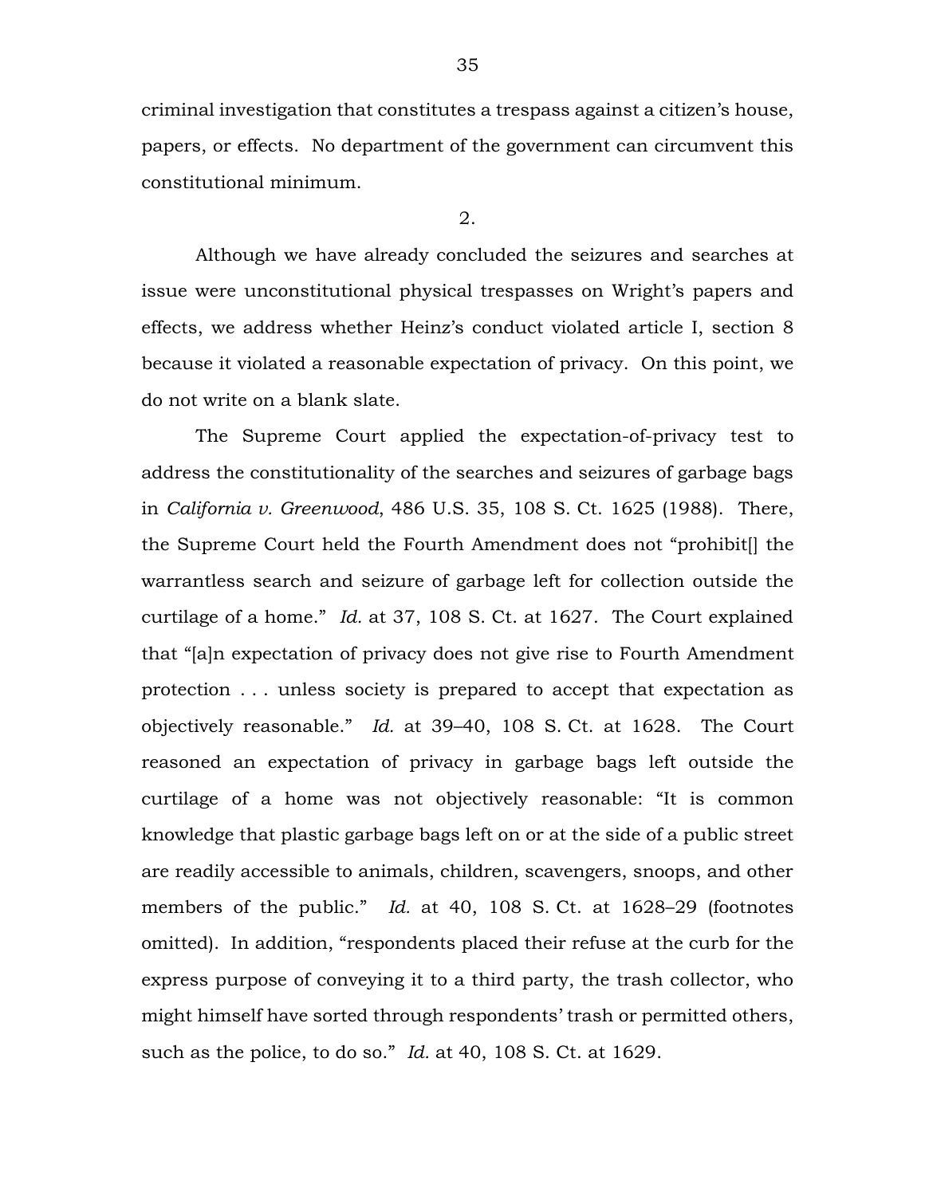criminal investigation that constitutes a trespass against a citizen's house, papers, or effects. No department of the government can circumvent this constitutional minimum.

2.

Although we have already concluded the seizures and searches at issue were unconstitutional physical trespasses on Wright's papers and effects, we address whether Heinz's conduct violated article I, section 8 because it violated a reasonable expectation of privacy. On this point, we do not write on a blank slate.

The Supreme Court applied the expectation-of-privacy test to address the constitutionality of the searches and seizures of garbage bags in *California v. Greenwood*, 486 U.S. 35, 108 S. Ct. 1625 (1988). There, the Supreme Court held the Fourth Amendment does not "prohibit[] the warrantless search and seizure of garbage left for collection outside the curtilage of a home." *Id.* at 37, 108 S. Ct. at 1627. The Court explained that "[a]n expectation of privacy does not give rise to Fourth Amendment protection . . . unless society is prepared to accept that expectation as objectively reasonable." *Id.* at 39–40, 108 S. Ct. at 1628. The Court reasoned an expectation of privacy in garbage bags left outside the curtilage of a home was not objectively reasonable: "It is common knowledge that plastic garbage bags left on or at the side of a public street are readily accessible to animals, children, scavengers, snoops, and other members of the public." *Id.* at 40, 108 S. Ct. at 1628–29 (footnotes omitted). In addition, "respondents placed their refuse at the curb for the express purpose of conveying it to a third party, the trash collector, who might himself have sorted through respondents' trash or permitted others, such as the police, to do so." *Id.* at 40, 108 S. Ct. at 1629.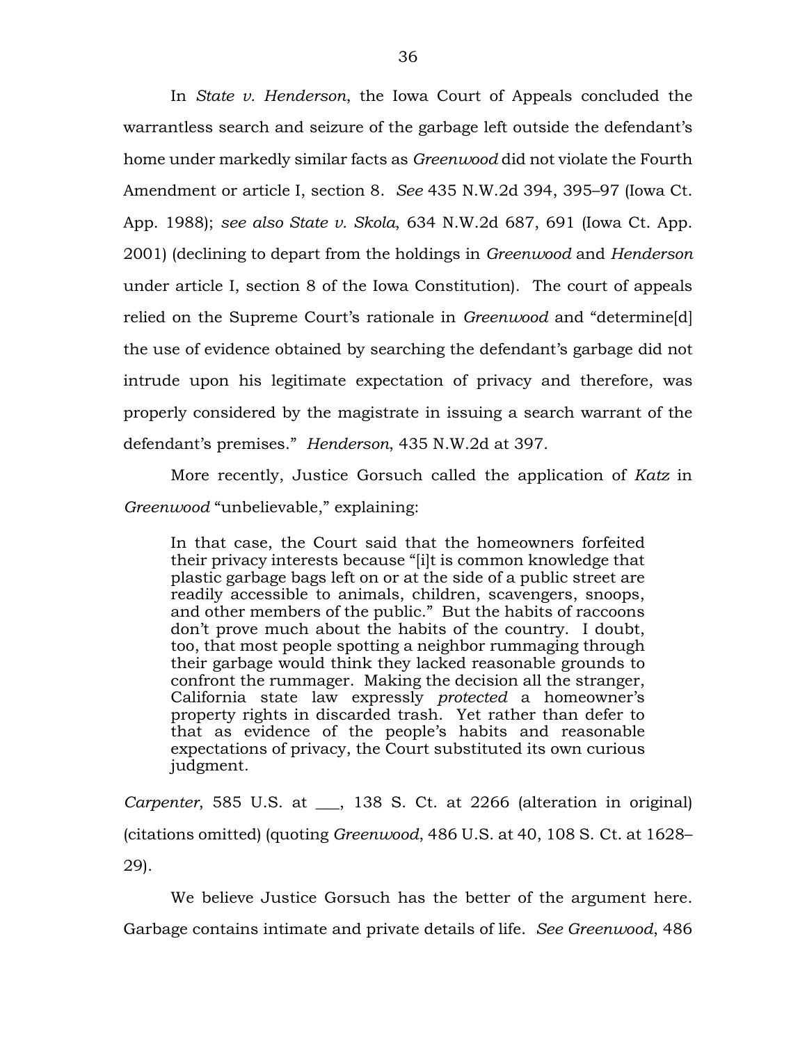In *State v. Henderson*, the Iowa Court of Appeals concluded the warrantless search and seizure of the garbage left outside the defendant's home under markedly similar facts as *Greenwood* did not violate the Fourth Amendment or article I, section 8. *See* 435 N.W.2d 394, 395–97 (Iowa Ct. App. 1988); *see also State v. Skola*, 634 N.W.2d 687, 691 (Iowa Ct. App. 2001) (declining to depart from the holdings in *Greenwood* and *Henderson* under article I, section 8 of the Iowa Constitution). The court of appeals relied on the Supreme Court's rationale in *Greenwood* and "determine[d] the use of evidence obtained by searching the defendant's garbage did not intrude upon his legitimate expectation of privacy and therefore, was properly considered by the magistrate in issuing a search warrant of the defendant's premises." *Henderson*, 435 N.W.2d at 397.

More recently, Justice Gorsuch called the application of *Katz* in *Greenwood* "unbelievable," explaining:

> In that case, the Court said that the homeowners forfeited their privacy interests because "[i]t is common knowledge that plastic garbage bags left on or at the side of a public street are readily accessible to animals, children, scavengers, snoops, and other members of the public." But the habits of raccoons don't prove much about the habits of the country. I doubt, too, that most people spotting a neighbor rummaging through their garbage would think they lacked reasonable grounds to confront the rummager. Making the decision all the stranger, California state law expressly *protected* a homeowner's property rights in discarded trash. Yet rather than defer to that as evidence of the people's habits and reasonable expectations of privacy, the Court substituted its own curious judgment.

*Carpenter*, 585 U.S. at ___, 138 S. Ct. at 2266 (alteration in original) (citations omitted) (quoting *Greenwood*, 486 U.S. at 40, 108 S. Ct. at 1628–29).

We believe Justice Gorsuch has the better of the argument here. Garbage contains intimate and private details of life. *See Greenwood*, 486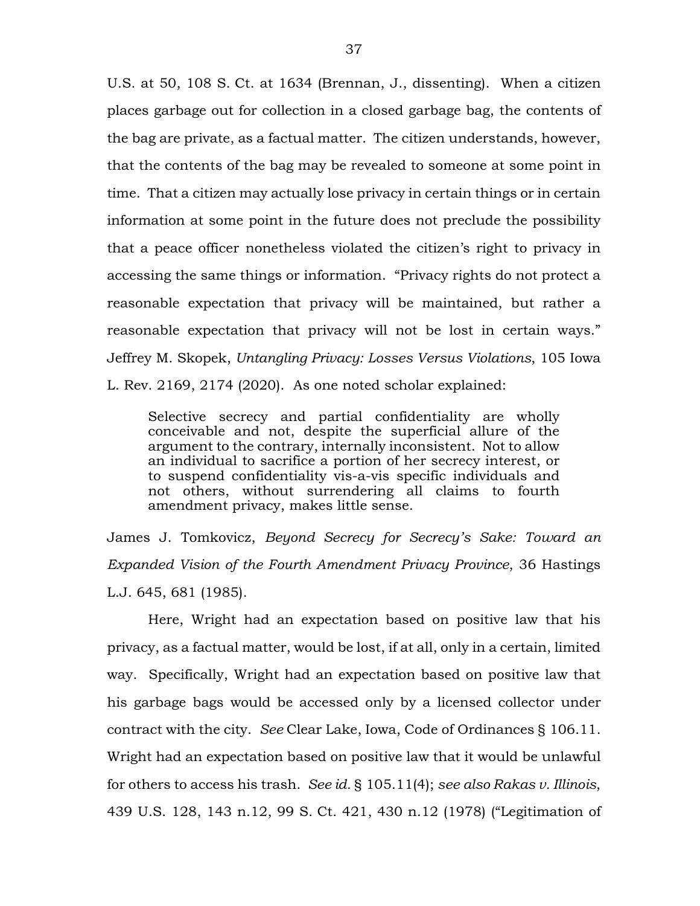U.S. at 50, 108 S. Ct. at 1634 (Brennan, J., dissenting). When a citizen places garbage out for collection in a closed garbage bag, the contents of the bag are private, as a factual matter. The citizen understands, however, that the contents of the bag may be revealed to someone at some point in time. That a citizen may actually lose privacy in certain things or in certain information at some point in the future does not preclude the possibility that a peace officer nonetheless violated the citizen's right to privacy in accessing the same things or information. "Privacy rights do not protect a reasonable expectation that privacy will be maintained, but rather a reasonable expectation that privacy will not be lost in certain ways." Jeffrey M. Skopek, *Untangling Privacy: Losses Versus Violations*, 105 Iowa L. Rev. 2169, 2174 (2020). As one noted scholar explained:

> Selective secrecy and partial confidentiality are wholly conceivable and not, despite the superficial allure of the argument to the contrary, internally inconsistent. Not to allow an individual to sacrifice a portion of her secrecy interest, or to suspend confidentiality vis-a-vis specific individuals and not others, without surrendering all claims to fourth amendment privacy, makes little sense.

James J. Tomkovicz, *Beyond Secrecy for Secrecy's Sake: Toward an Expanded Vision of the Fourth Amendment Privacy Province*, 36 Hastings L.J. 645, 681 (1985).

Here, Wright had an expectation based on positive law that his privacy, as a factual matter, would be lost, if at all, only in a certain, limited way. Specifically, Wright had an expectation based on positive law that his garbage bags would be accessed only by a licensed collector under contract with the city. *See* Clear Lake, Iowa, Code of Ordinances § 106.11. Wright had an expectation based on positive law that it would be unlawful for others to access his trash. *See id.* § 105.11(4); *see also Rakas v. Illinois*, 439 U.S. 128, 143 n.12, 99 S. Ct. 421, 430 n.12 (1978) ("Legitimation of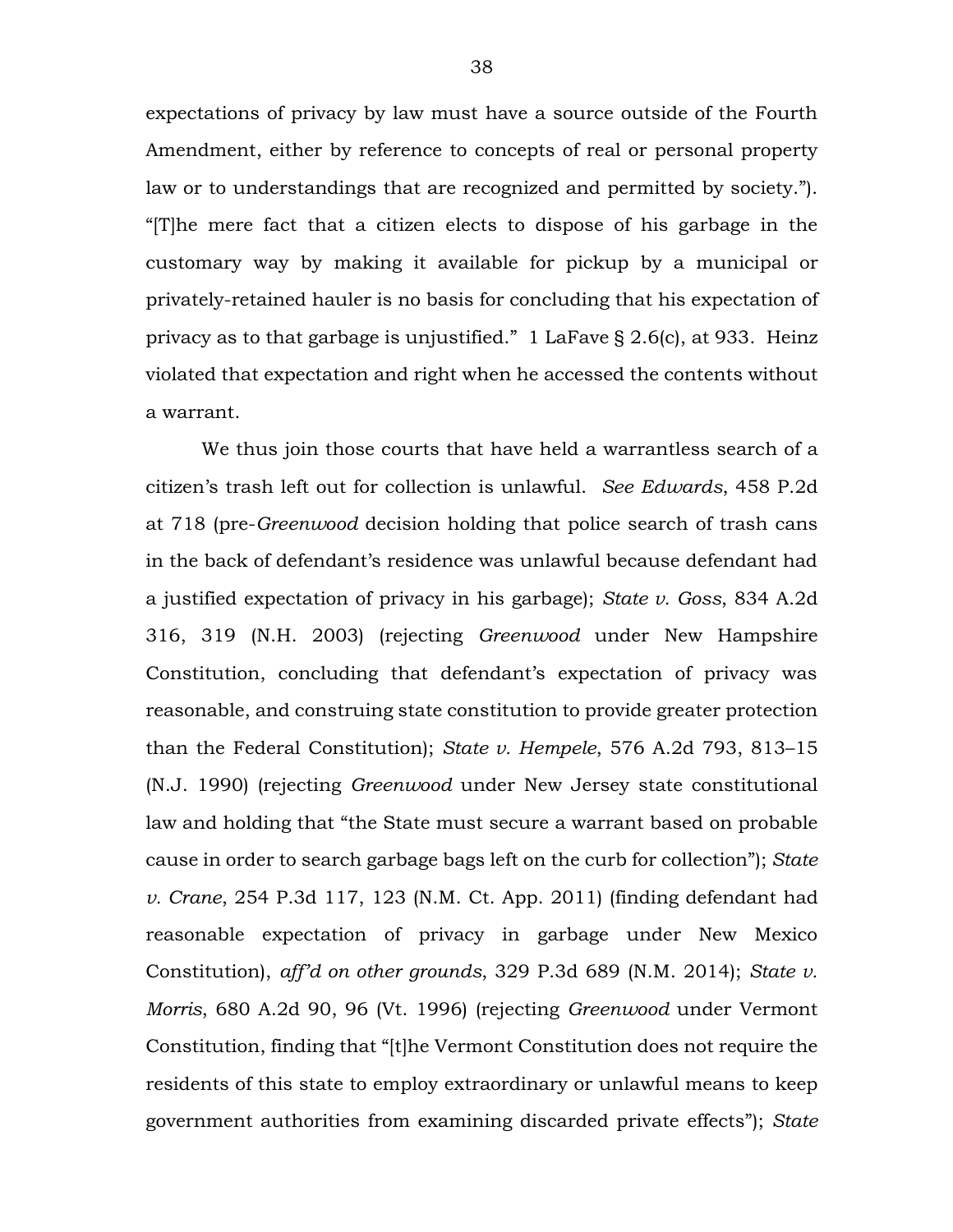expectations of privacy by law must have a source outside of the Fourth Amendment, either by reference to concepts of real or personal property law or to understandings that are recognized and permitted by society."). "[T]he mere fact that a citizen elects to dispose of his garbage in the customary way by making it available for pickup by a municipal or privately-retained hauler is no basis for concluding that his expectation of privacy as to that garbage is unjustified." 1 LaFave § 2.6(c), at 933. Heinz violated that expectation and right when he accessed the contents without a warrant.

We thus join those courts that have held a warrantless search of a citizen's trash left out for collection is unlawful. *See Edwards*, 458 P.2d at 718 (pre-*Greenwood* decision holding that police search of trash cans in the back of defendant's residence was unlawful because defendant had a justified expectation of privacy in his garbage); *State v. Goss*, 834 A.2d 316, 319 (N.H. 2003) (rejecting *Greenwood* under New Hampshire Constitution, concluding that defendant's expectation of privacy was reasonable, and construing state constitution to provide greater protection than the Federal Constitution); *State v. Hempele*, 576 A.2d 793, 813–15 (N.J. 1990) (rejecting *Greenwood* under New Jersey state constitutional law and holding that "the State must secure a warrant based on probable cause in order to search garbage bags left on the curb for collection"); *State v. Crane*, 254 P.3d 117, 123 (N.M. Ct. App. 2011) (finding defendant had reasonable expectation of privacy in garbage under New Mexico Constitution), *aff'd on other grounds*, 329 P.3d 689 (N.M. 2014); *State v. Morris*, 680 A.2d 90, 96 (Vt. 1996) (rejecting *Greenwood* under Vermont Constitution, finding that "[t]he Vermont Constitution does not require the residents of this state to employ extraordinary or unlawful means to keep government authorities from examining discarded private effects"); *State*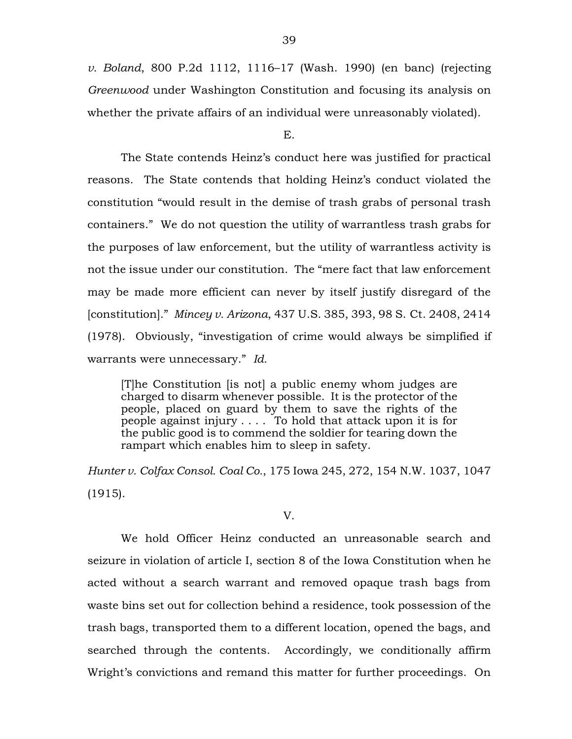*v. Boland*, 800 P.2d 1112, 1116–17 (Wash. 1990) (en banc) (rejecting *Greenwood* under Washington Constitution and focusing its analysis on whether the private affairs of an individual were unreasonably violated).

E.

The State contends Heinz's conduct here was justified for practical reasons. The State contends that holding Heinz's conduct violated the constitution "would result in the demise of trash grabs of personal trash containers." We do not question the utility of warrantless trash grabs for the purposes of law enforcement, but the utility of warrantless activity is not the issue under our constitution. The "mere fact that law enforcement may be made more efficient can never by itself justify disregard of the [constitution]." *Mincey v. Arizona*, 437 U.S. 385, 393, 98 S. Ct. 2408, 2414 (1978). Obviously, "investigation of crime would always be simplified if warrants were unnecessary." *Id.*

> [T]he Constitution [is not] a public enemy whom judges are charged to disarm whenever possible. It is the protector of the people, placed on guard by them to save the rights of the people against injury . . . . To hold that attack upon it is for the public good is to commend the soldier for tearing down the rampart which enables him to sleep in safety.

*Hunter v. Colfax Consol. Coal Co.*, 175 Iowa 245, 272, 154 N.W. 1037, 1047 (1915).

V.

We hold Officer Heinz conducted an unreasonable search and seizure in violation of article I, section 8 of the Iowa Constitution when he acted without a search warrant and removed opaque trash bags from waste bins set out for collection behind a residence, took possession of the trash bags, transported them to a different location, opened the bags, and searched through the contents. Accordingly, we conditionally affirm Wright's convictions and remand this matter for further proceedings. On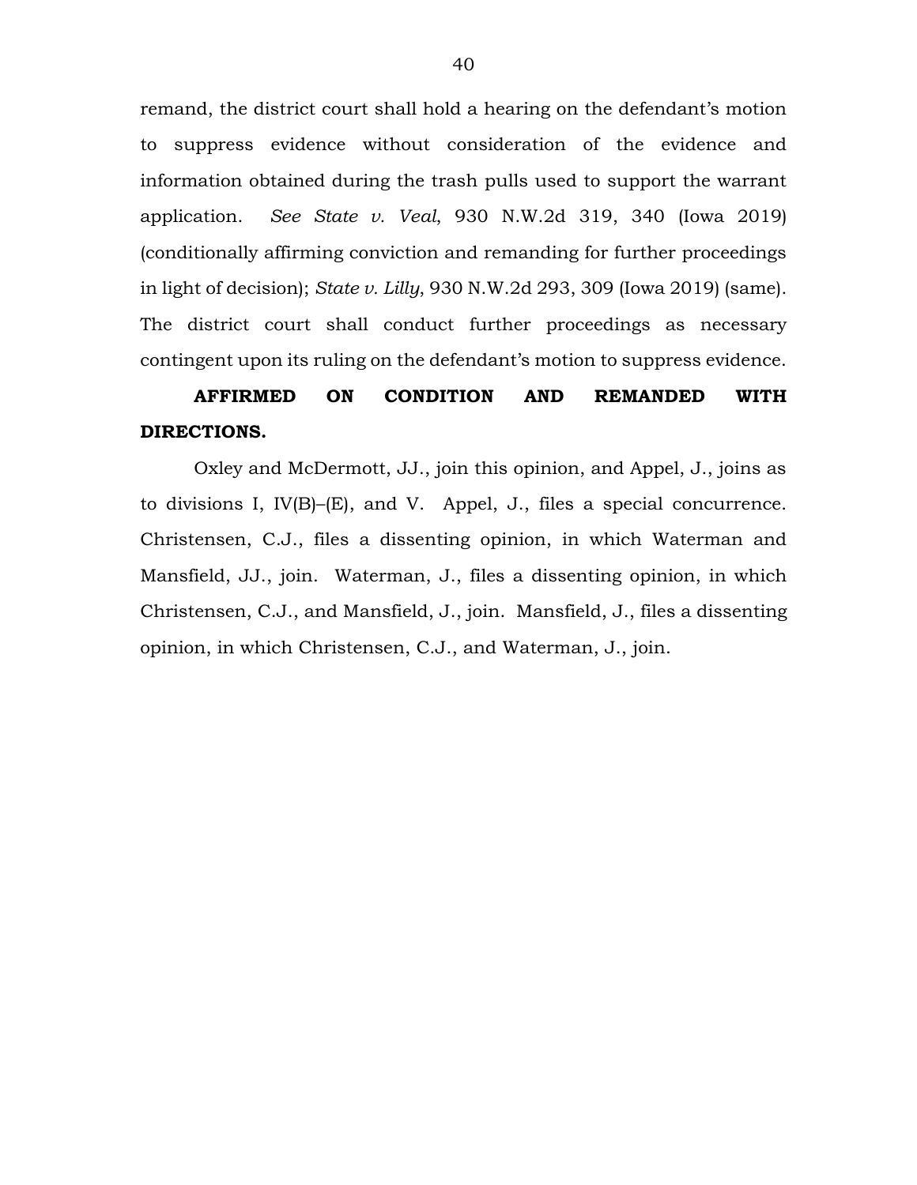remand, the district court shall hold a hearing on the defendant's motion to suppress evidence without consideration of the evidence and information obtained during the trash pulls used to support the warrant application. *See State v. Veal*, 930 N.W.2d 319, 340 (Iowa 2019) (conditionally affirming conviction and remanding for further proceedings in light of decision); *State v. Lilly*, 930 N.W.2d 293, 309 (Iowa 2019) (same). The district court shall conduct further proceedings as necessary contingent upon its ruling on the defendant's motion to suppress evidence.

**AFFIRMED ON CONDITION AND REMANDED WITH DIRECTIONS.**

Oxley and McDermott, JJ., join this opinion, and Appel, J., joins as to divisions I, IV(B)–(E), and V. Appel, J., files a special concurrence. Christensen, C.J., files a dissenting opinion, in which Waterman and Mansfield, JJ., join. Waterman, J., files a dissenting opinion, in which Christensen, C.J., and Mansfield, J., join. Mansfield, J., files a dissenting opinion, in which Christensen, C.J., and Waterman, J., join.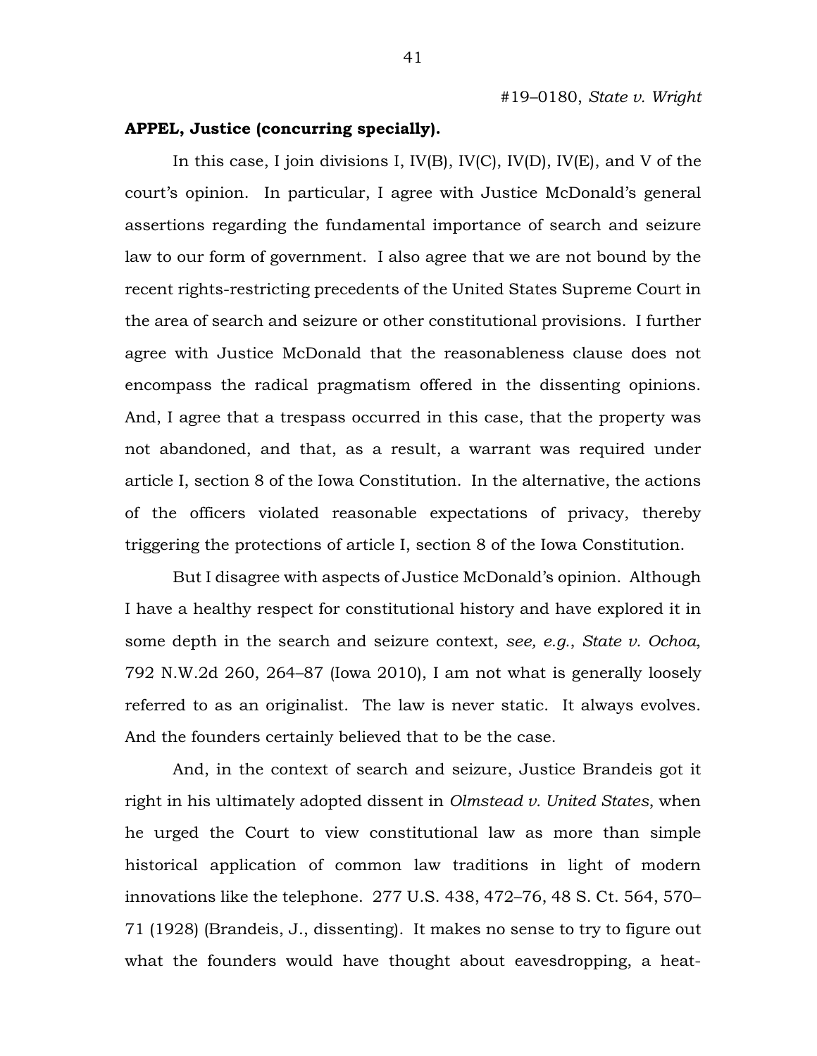**APPEL, Justice (concurring specially).**

In this case, I join divisions I, IV(B), IV(C), IV(D), IV(E), and V of the court's opinion. In particular, I agree with Justice McDonald's general assertions regarding the fundamental importance of search and seizure law to our form of government. I also agree that we are not bound by the recent rights-restricting precedents of the United States Supreme Court in the area of search and seizure or other constitutional provisions. I further agree with Justice McDonald that the reasonableness clause does not encompass the radical pragmatism offered in the dissenting opinions. And, I agree that a trespass occurred in this case, that the property was not abandoned, and that, as a result, a warrant was required under article I, section 8 of the Iowa Constitution. In the alternative, the actions of the officers violated reasonable expectations of privacy, thereby triggering the protections of article I, section 8 of the Iowa Constitution.

But I disagree with aspects of Justice McDonald's opinion. Although I have a healthy respect for constitutional history and have explored it in some depth in the search and seizure context, *see, e.g.*, *State v. Ochoa*, 792 N.W.2d 260, 264–87 (Iowa 2010), I am not what is generally loosely referred to as an originalist. The law is never static. It always evolves. And the founders certainly believed that to be the case.

And, in the context of search and seizure, Justice Brandeis got it right in his ultimately adopted dissent in *Olmstead v. United States*, when he urged the Court to view constitutional law as more than simple historical application of common law traditions in light of modern innovations like the telephone. 277 U.S. 438, 472–76, 48 S. Ct. 564, 570–71 (1928) (Brandeis, J., dissenting). It makes no sense to try to figure out what the founders would have thought about eavesdropping, a heat-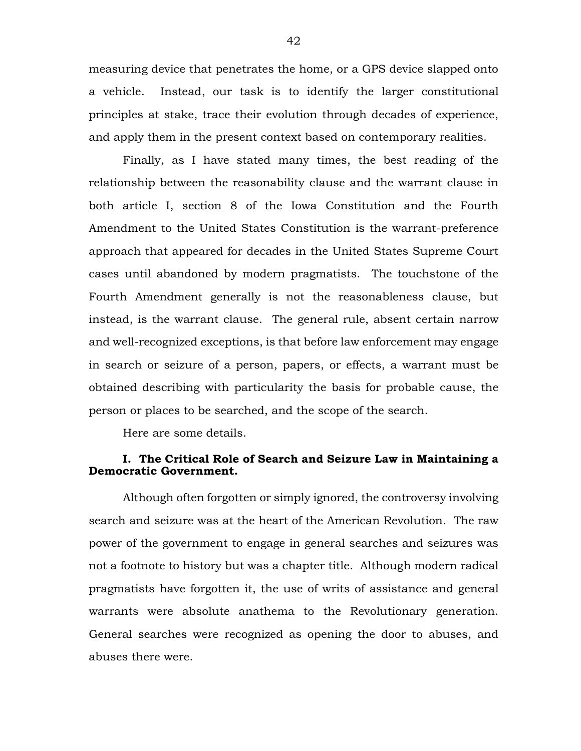measuring device that penetrates the home, or a GPS device slapped onto a vehicle. Instead, our task is to identify the larger constitutional principles at stake, trace their evolution through decades of experience, and apply them in the present context based on contemporary realities.

Finally, as I have stated many times, the best reading of the relationship between the reasonability clause and the warrant clause in both article I, section 8 of the Iowa Constitution and the Fourth Amendment to the United States Constitution is the warrant-preference approach that appeared for decades in the United States Supreme Court cases until abandoned by modern pragmatists. The touchstone of the Fourth Amendment generally is not the reasonableness clause, but instead, is the warrant clause. The general rule, absent certain narrow and well-recognized exceptions, is that before law enforcement may engage in search or seizure of a person, papers, or effects, a warrant must be obtained describing with particularity the basis for probable cause, the person or places to be searched, and the scope of the search.

Here are some details.

### I. The Critical Role of Search and Seizure Law in Maintaining a Democratic Government.

Although often forgotten or simply ignored, the controversy involving search and seizure was at the heart of the American Revolution. The raw power of the government to engage in general searches and seizures was not a footnote to history but was a chapter title. Although modern radical pragmatists have forgotten it, the use of writs of assistance and general warrants were absolute anathema to the Revolutionary generation. General searches were recognized as opening the door to abuses, and abuses there were.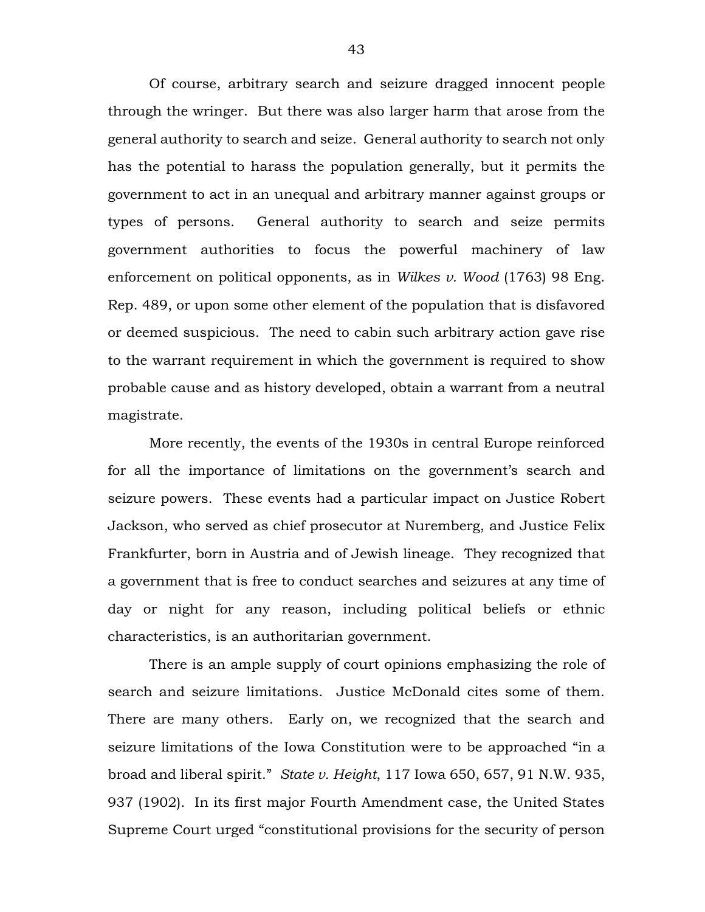Of course, arbitrary search and seizure dragged innocent people through the wringer. But there was also larger harm that arose from the general authority to search and seize. General authority to search not only has the potential to harass the population generally, but it permits the government to act in an unequal and arbitrary manner against groups or types of persons. General authority to search and seize permits government authorities to focus the powerful machinery of law enforcement on political opponents, as in *Wilkes v. Wood* (1763) 98 Eng. Rep. 489, or upon some other element of the population that is disfavored or deemed suspicious. The need to cabin such arbitrary action gave rise to the warrant requirement in which the government is required to show probable cause and as history developed, obtain a warrant from a neutral magistrate.

More recently, the events of the 1930s in central Europe reinforced for all the importance of limitations on the government's search and seizure powers. These events had a particular impact on Justice Robert Jackson, who served as chief prosecutor at Nuremberg, and Justice Felix Frankfurter, born in Austria and of Jewish lineage. They recognized that a government that is free to conduct searches and seizures at any time of day or night for any reason, including political beliefs or ethnic characteristics, is an authoritarian government.

There is an ample supply of court opinions emphasizing the role of search and seizure limitations. Justice McDonald cites some of them. There are many others. Early on, we recognized that the search and seizure limitations of the Iowa Constitution were to be approached "in a broad and liberal spirit." *State v. Height*, 117 Iowa 650, 657, 91 N.W. 935, 937 (1902). In its first major Fourth Amendment case, the United States Supreme Court urged "constitutional provisions for the security of person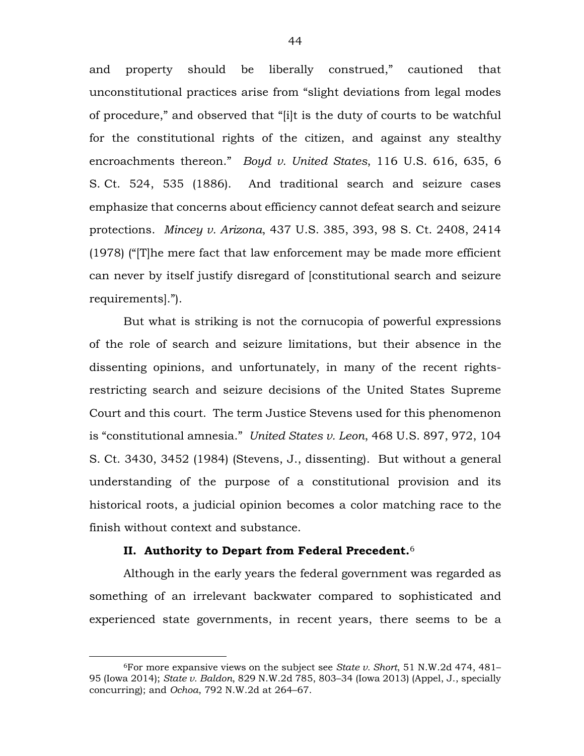and property should be liberally construed," cautioned that unconstitutional practices arise from "slight deviations from legal modes of procedure," and observed that "[i]t is the duty of courts to be watchful for the constitutional rights of the citizen, and against any stealthy encroachments thereon." *Boyd v. United States*, 116 U.S. 616, 635, 6 S. Ct. 524, 535 (1886). And traditional search and seizure cases emphasize that concerns about efficiency cannot defeat search and seizure protections. *Mincey v. Arizona*, 437 U.S. 385, 393, 98 S. Ct. 2408, 2414 (1978) ("[T]he mere fact that law enforcement may be made more efficient can never by itself justify disregard of [constitutional search and seizure requirements].").

But what is striking is not the cornucopia of powerful expressions of the role of search and seizure limitations, but their absence in the dissenting opinions, and unfortunately, in many of the recent rights-restricting search and seizure decisions of the United States Supreme Court and this court. The term Justice Stevens used for this phenomenon is "constitutional amnesia." *United States v. Leon*, 468 U.S. 897, 972, 104 S. Ct. 3430, 3452 (1984) (Stevens, J., dissenting). But without a general understanding of the purpose of a constitutional provision and its historical roots, a judicial opinion becomes a color matching race to the finish without context and substance.

## II. Authority to Depart from Federal Precedent.[6]

Although in the early years the federal government was regarded as something of an irrelevant backwater compared to sophisticated and experienced state governments, in recent years, there seems to be a

[6]For more expansive views on the subject see *State v. Short*, 51 N.W.2d 474, 481–95 (Iowa 2014); *State v. Baldon*, 829 N.W.2d 785, 803–34 (Iowa 2013) (Appel, J., specially concurring); and *Ochoa*, 792 N.W.2d at 264–67.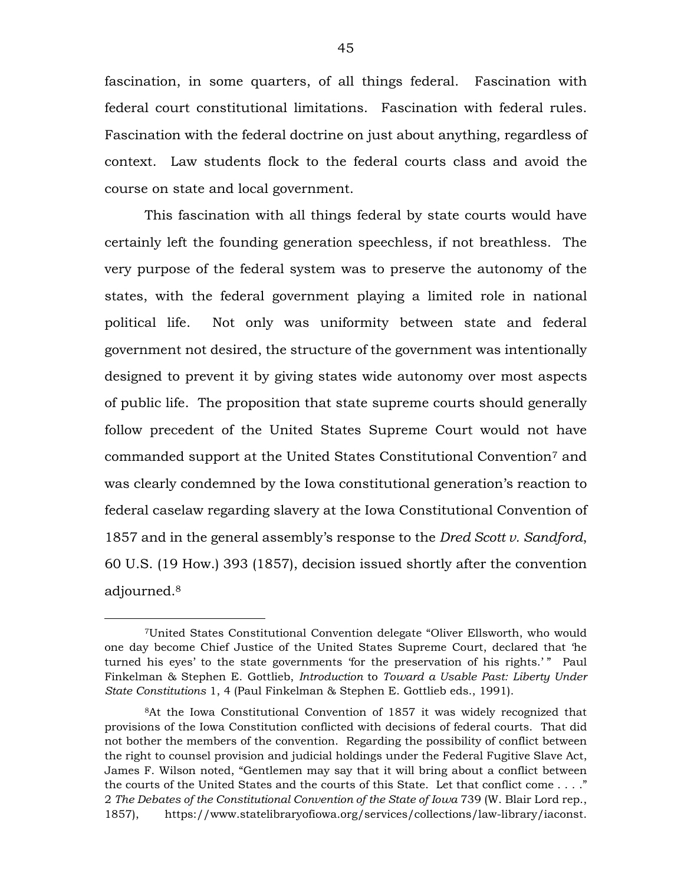fascination, in some quarters, of all things federal. Fascination with federal court constitutional limitations. Fascination with federal rules. Fascination with the federal doctrine on just about anything, regardless of context. Law students flock to the federal courts class and avoid the course on state and local government.

This fascination with all things federal by state courts would have certainly left the founding generation speechless, if not breathless. The very purpose of the federal system was to preserve the autonomy of the states, with the federal government playing a limited role in national political life. Not only was uniformity between state and federal government not desired, the structure of the government was intentionally designed to prevent it by giving states wide autonomy over most aspects of public life. The proposition that state supreme courts should generally follow precedent of the United States Supreme Court would not have commanded support at the United States Constitutional Convention[7] and was clearly condemned by the Iowa constitutional generation's reaction to federal caselaw regarding slavery at the Iowa Constitutional Convention of 1857 and in the general assembly's response to the *Dred Scott v. Sandford*, 60 U.S. (19 How.) 393 (1857), decision issued shortly after the convention adjourned.[8]

---

[7]United States Constitutional Convention delegate "Oliver Ellsworth, who would one day become Chief Justice of the United States Supreme Court, declared that 'he turned his eyes' to the state governments 'for the preservation of his rights.' " Paul Finkelman & Stephen E. Gottlieb, *Introduction* to *Toward a Usable Past: Liberty Under State Constitutions* 1, 4 (Paul Finkelman & Stephen E. Gottlieb eds., 1991).

[8]At the Iowa Constitutional Convention of 1857 it was widely recognized that provisions of the Iowa Constitution conflicted with decisions of federal courts. That did not bother the members of the convention. Regarding the possibility of conflict between the right to counsel provision and judicial holdings under the Federal Fugitive Slave Act, James F. Wilson noted, "Gentlemen may say that it will bring about a conflict between the courts of the United States and the courts of this State. Let that conflict come . . . ." 2 *The Debates of the Constitutional Convention of the State of Iowa* 739 (W. Blair Lord rep., 1857), https://www.statelibraryofiowa.org/services/collections/law-library/iaconst.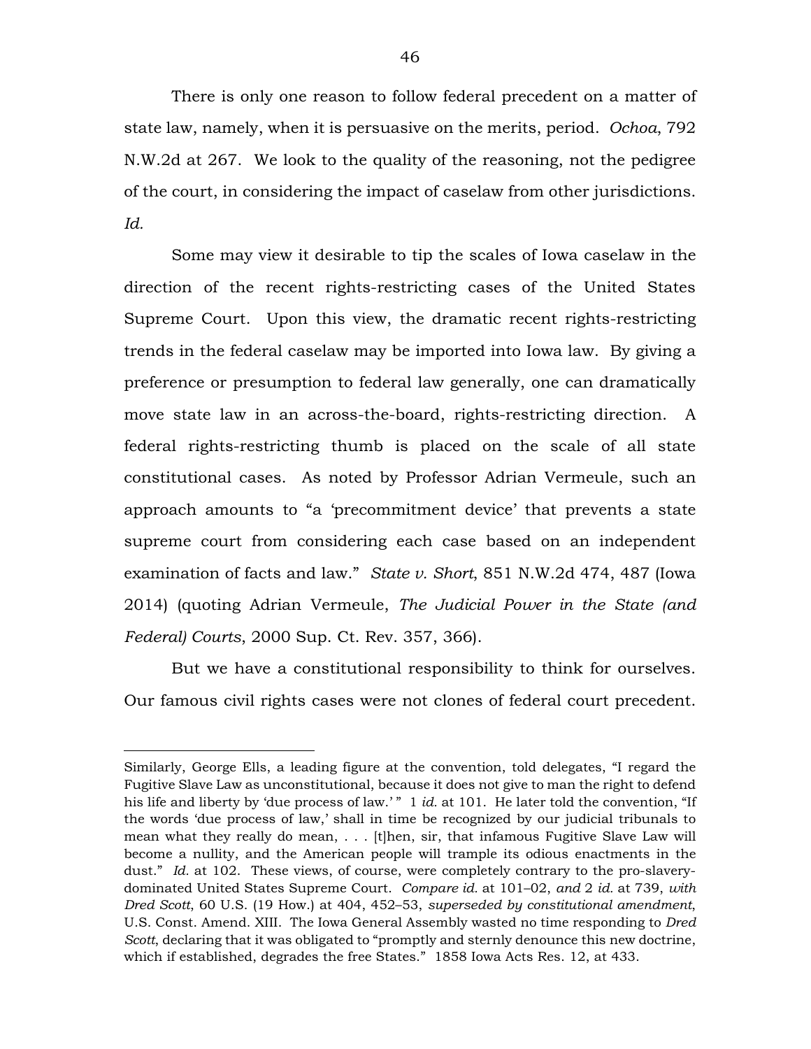There is only one reason to follow federal precedent on a matter of state law, namely, when it is persuasive on the merits, period. *Ochoa*, 792 N.W.2d at 267. We look to the quality of the reasoning, not the pedigree of the court, in considering the impact of caselaw from other jurisdictions. *Id.*

Some may view it desirable to tip the scales of Iowa caselaw in the direction of the recent rights-restricting cases of the United States Supreme Court. Upon this view, the dramatic recent rights-restricting trends in the federal caselaw may be imported into Iowa law. By giving a preference or presumption to federal law generally, one can dramatically move state law in an across-the-board, rights-restricting direction. A federal rights-restricting thumb is placed on the scale of all state constitutional cases. As noted by Professor Adrian Vermeule, such an approach amounts to "a 'precommitment device' that prevents a state supreme court from considering each case based on an independent examination of facts and law." *State v. Short*, 851 N.W.2d 474, 487 (Iowa 2014) (quoting Adrian Vermeule, *The Judicial Power in the State (and Federal) Courts*, 2000 Sup. Ct. Rev. 357, 366).

But we have a constitutional responsibility to think for ourselves. Our famous civil rights cases were not clones of federal court precedent.

---

Similarly, George Ells, a leading figure at the convention, told delegates, "I regard the Fugitive Slave Law as unconstitutional, because it does not give to man the right to defend his life and liberty by 'due process of law.' " 1 *id.* at 101. He later told the convention, "If the words 'due process of law,' shall in time be recognized by our judicial tribunals to mean what they really do mean, . . . [t]hen, sir, that infamous Fugitive Slave Law will become a nullity, and the American people will trample its odious enactments in the dust." *Id.* at 102. These views, of course, were completely contrary to the pro-slavery-dominated United States Supreme Court. *Compare id.* at 101–02, *and* 2 *id.* at 739, *with Dred Scott*, 60 U.S. (19 How.) at 404, 452–53, *superseded by constitutional amendment*, U.S. Const. Amend. XIII. The Iowa General Assembly wasted no time responding to *Dred Scott*, declaring that it was obligated to "promptly and sternly denounce this new doctrine, which if established, degrades the free States." 1858 Iowa Acts Res. 12, at 433.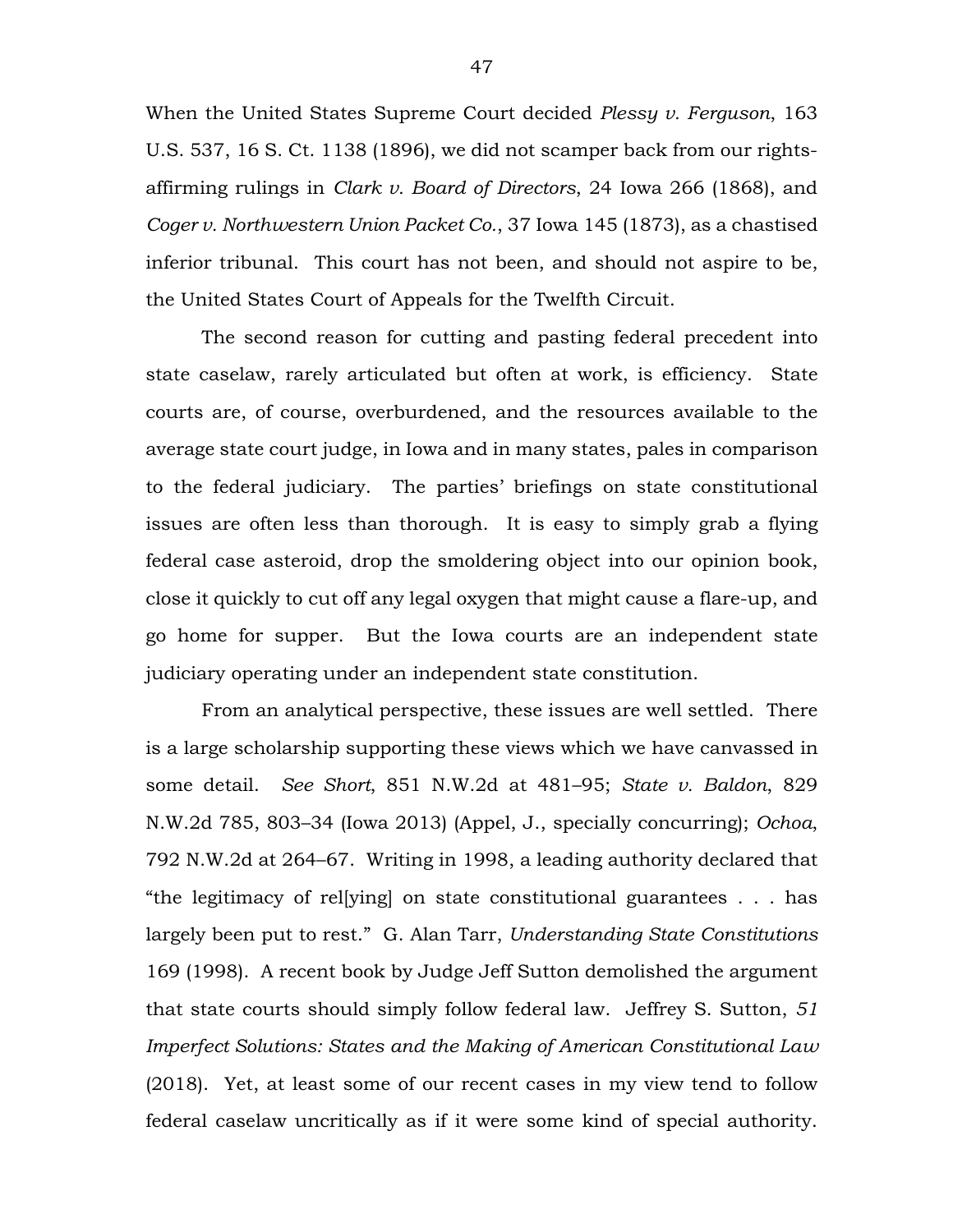When the United States Supreme Court decided *Plessy v. Ferguson*, 163 U.S. 537, 16 S. Ct. 1138 (1896), we did not scamper back from our rights-affirming rulings in *Clark v. Board of Directors*, 24 Iowa 266 (1868), and *Coger v. Northwestern Union Packet Co.*, 37 Iowa 145 (1873), as a chastised inferior tribunal. This court has not been, and should not aspire to be, the United States Court of Appeals for the Twelfth Circuit.

The second reason for cutting and pasting federal precedent into state caselaw, rarely articulated but often at work, is efficiency. State courts are, of course, overburdened, and the resources available to the average state court judge, in Iowa and in many states, pales in comparison to the federal judiciary. The parties' briefings on state constitutional issues are often less than thorough. It is easy to simply grab a flying federal case asteroid, drop the smoldering object into our opinion book, close it quickly to cut off any legal oxygen that might cause a flare-up, and go home for supper. But the Iowa courts are an independent state judiciary operating under an independent state constitution.

From an analytical perspective, these issues are well settled. There is a large scholarship supporting these views which we have canvassed in some detail. *See Short*, 851 N.W.2d at 481–95; *State v. Baldon*, 829 N.W.2d 785, 803–34 (Iowa 2013) (Appel, J., specially concurring); *Ochoa*, 792 N.W.2d at 264–67. Writing in 1998, a leading authority declared that "the legitimacy of rel[ying] on state constitutional guarantees . . . has largely been put to rest." G. Alan Tarr, *Understanding State Constitutions* 169 (1998). A recent book by Judge Jeff Sutton demolished the argument that state courts should simply follow federal law. Jeffrey S. Sutton, *51 Imperfect Solutions: States and the Making of American Constitutional Law* (2018). Yet, at least some of our recent cases in my view tend to follow federal caselaw uncritically as if it were some kind of special authority.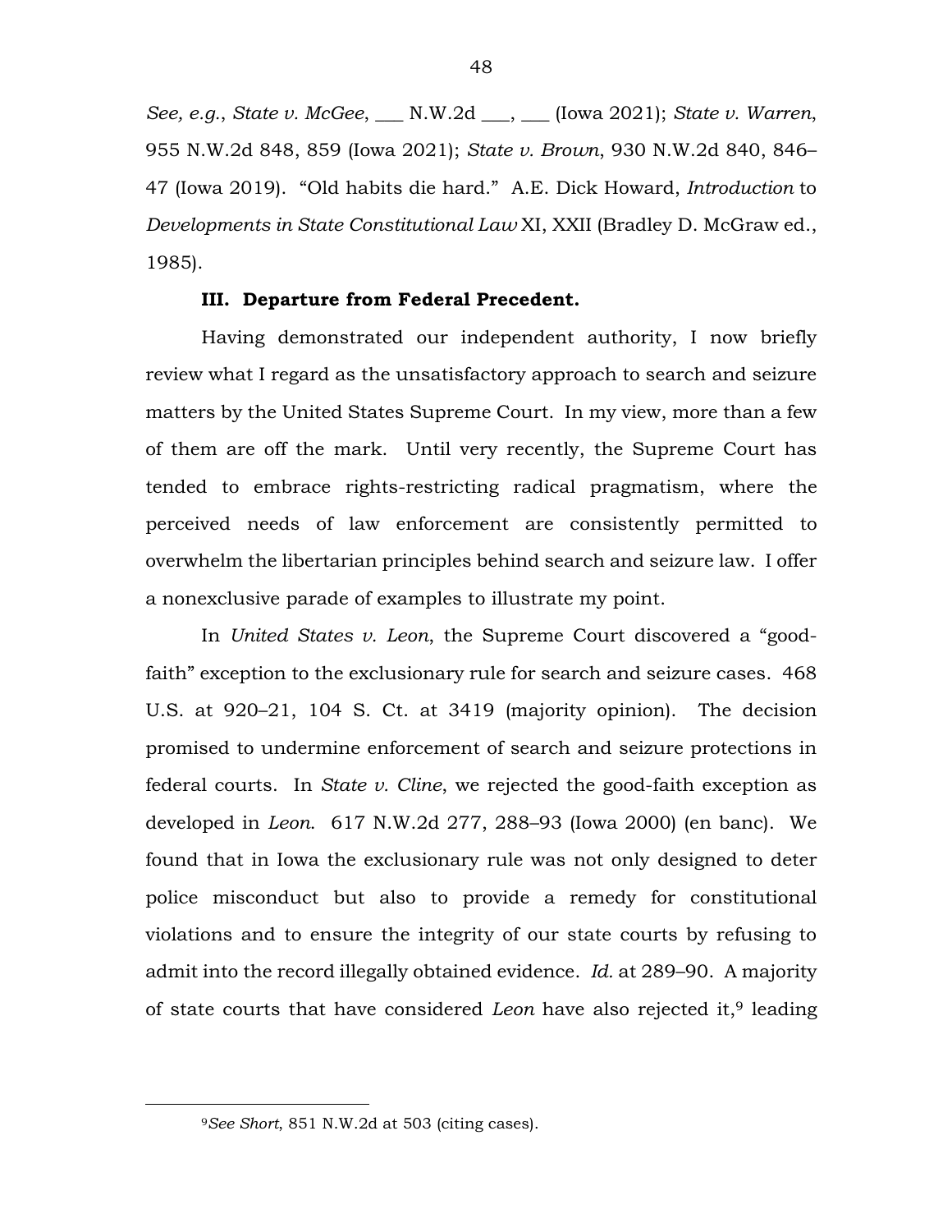*See, e.g.*, *State v. McGee*, ___ N.W.2d ___, ___ (Iowa 2021); *State v. Warren*, 955 N.W.2d 848, 859 (Iowa 2021); *State v. Brown*, 930 N.W.2d 840, 846–47 (Iowa 2019). "Old habits die hard." A.E. Dick Howard, *Introduction* to *Developments in State Constitutional Law* XI, XXII (Bradley D. McGraw ed., 1985).

**III. Departure from Federal Precedent.**

Having demonstrated our independent authority, I now briefly review what I regard as the unsatisfactory approach to search and seizure matters by the United States Supreme Court. In my view, more than a few of them are off the mark. Until very recently, the Supreme Court has tended to embrace rights-restricting radical pragmatism, where the perceived needs of law enforcement are consistently permitted to overwhelm the libertarian principles behind search and seizure law. I offer a nonexclusive parade of examples to illustrate my point.

In *United States v. Leon*, the Supreme Court discovered a "good-faith" exception to the exclusionary rule for search and seizure cases. 468 U.S. at 920–21, 104 S. Ct. at 3419 (majority opinion). The decision promised to undermine enforcement of search and seizure protections in federal courts. In *State v. Cline*, we rejected the good-faith exception as developed in *Leon*. 617 N.W.2d 277, 288–93 (Iowa 2000) (en banc). We found that in Iowa the exclusionary rule was not only designed to deter police misconduct but also to provide a remedy for constitutional violations and to ensure the integrity of our state courts by refusing to admit into the record illegally obtained evidence. *Id.* at 289–90. A majority of state courts that have considered *Leon* have also rejected it,[9] leading

[9]*See Short*, 851 N.W.2d at 503 (citing cases).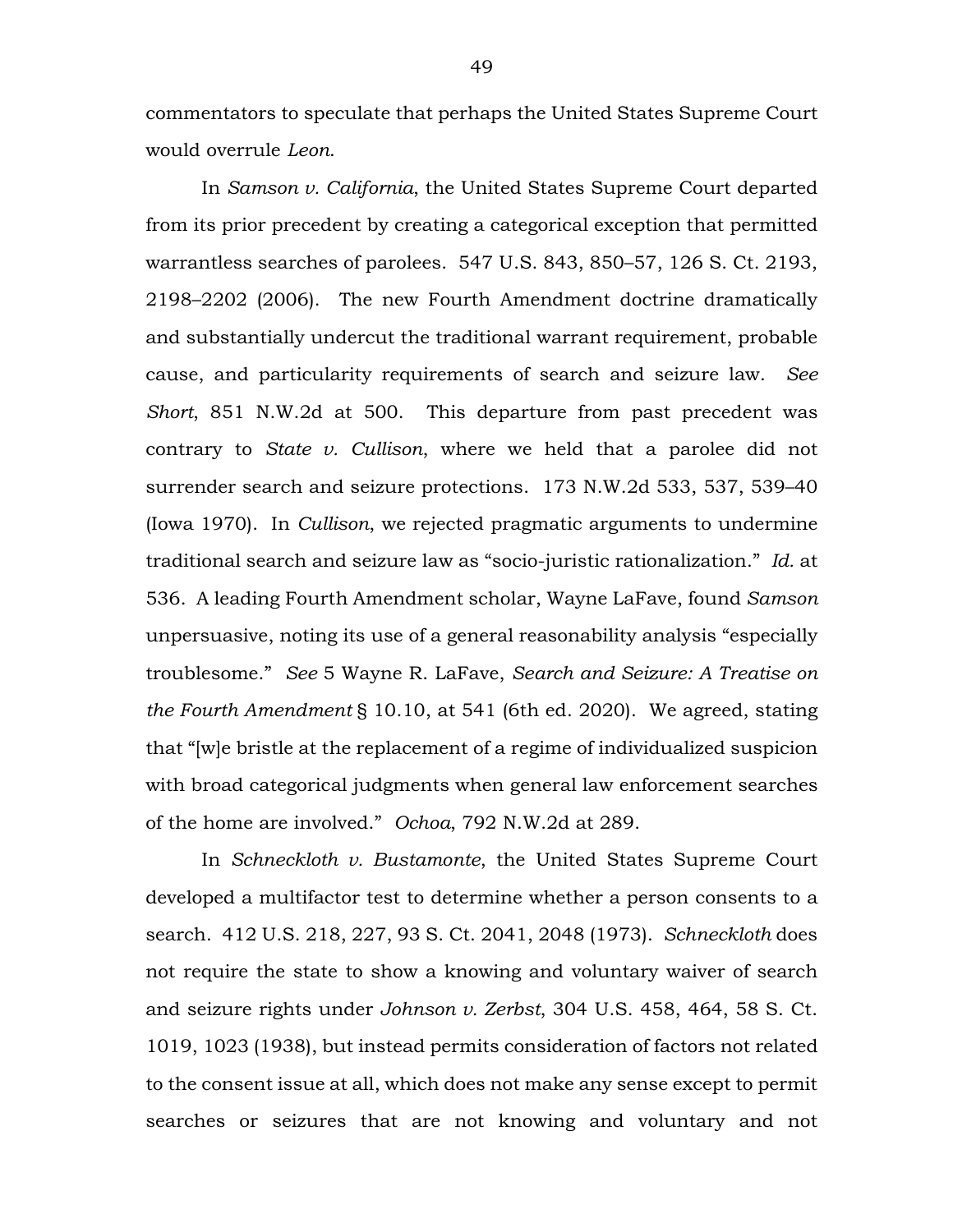commentators to speculate that perhaps the United States Supreme Court would overrule *Leon*.

In *Samson v. California*, the United States Supreme Court departed from its prior precedent by creating a categorical exception that permitted warrantless searches of parolees. 547 U.S. 843, 850–57, 126 S. Ct. 2193, 2198–2202 (2006). The new Fourth Amendment doctrine dramatically and substantially undercut the traditional warrant requirement, probable cause, and particularity requirements of search and seizure law. *See Short*, 851 N.W.2d at 500. This departure from past precedent was contrary to *State v. Cullison*, where we held that a parolee did not surrender search and seizure protections. 173 N.W.2d 533, 537, 539–40 (Iowa 1970). In *Cullison*, we rejected pragmatic arguments to undermine traditional search and seizure law as "socio-juristic rationalization." *Id.* at 536. A leading Fourth Amendment scholar, Wayne LaFave, found *Samson* unpersuasive, noting its use of a general reasonability analysis "especially troublesome." *See* 5 Wayne R. LaFave, *Search and Seizure: A Treatise on the Fourth Amendment* § 10.10, at 541 (6th ed. 2020). We agreed, stating that "[w]e bristle at the replacement of a regime of individualized suspicion with broad categorical judgments when general law enforcement searches of the home are involved." *Ochoa*, 792 N.W.2d at 289.

In *Schneckloth v. Bustamonte*, the United States Supreme Court developed a multifactor test to determine whether a person consents to a search. 412 U.S. 218, 227, 93 S. Ct. 2041, 2048 (1973). *Schneckloth* does not require the state to show a knowing and voluntary waiver of search and seizure rights under *Johnson v. Zerbst*, 304 U.S. 458, 464, 58 S. Ct. 1019, 1023 (1938), but instead permits consideration of factors not related to the consent issue at all, which does not make any sense except to permit searches or seizures that are not knowing and voluntary and not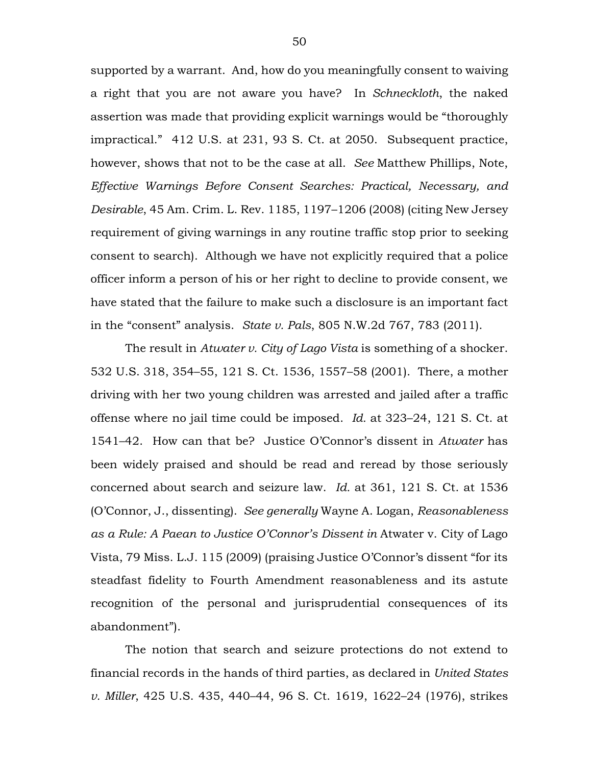supported by a warrant. And, how do you meaningfully consent to waiving a right that you are not aware you have? In *Schneckloth*, the naked assertion was made that providing explicit warnings would be "thoroughly impractical." 412 U.S. at 231, 93 S. Ct. at 2050. Subsequent practice, however, shows that not to be the case at all. *See* Matthew Phillips, Note, *Effective Warnings Before Consent Searches: Practical, Necessary, and Desirable*, 45 Am. Crim. L. Rev. 1185, 1197–1206 (2008) (citing New Jersey requirement of giving warnings in any routine traffic stop prior to seeking consent to search). Although we have not explicitly required that a police officer inform a person of his or her right to decline to provide consent, we have stated that the failure to make such a disclosure is an important fact in the "consent" analysis. *State v. Pals*, 805 N.W.2d 767, 783 (2011).

The result in *Atwater v. City of Lago Vista* is something of a shocker. 532 U.S. 318, 354–55, 121 S. Ct. 1536, 1557–58 (2001). There, a mother driving with her two young children was arrested and jailed after a traffic offense where no jail time could be imposed. *Id.* at 323–24, 121 S. Ct. at 1541–42. How can that be? Justice O'Connor's dissent in *Atwater* has been widely praised and should be read and reread by those seriously concerned about search and seizure law. *Id.* at 361, 121 S. Ct. at 1536 (O'Connor, J., dissenting). *See generally* Wayne A. Logan, *Reasonableness as a Rule: A Paean to Justice O'Connor's Dissent in* Atwater v. City of Lago Vista, 79 Miss. L.J. 115 (2009) (praising Justice O'Connor's dissent "for its steadfast fidelity to Fourth Amendment reasonableness and its astute recognition of the personal and jurisprudential consequences of its abandonment").

The notion that search and seizure protections do not extend to financial records in the hands of third parties, as declared in *United States v. Miller*, 425 U.S. 435, 440–44, 96 S. Ct. 1619, 1622–24 (1976), strikes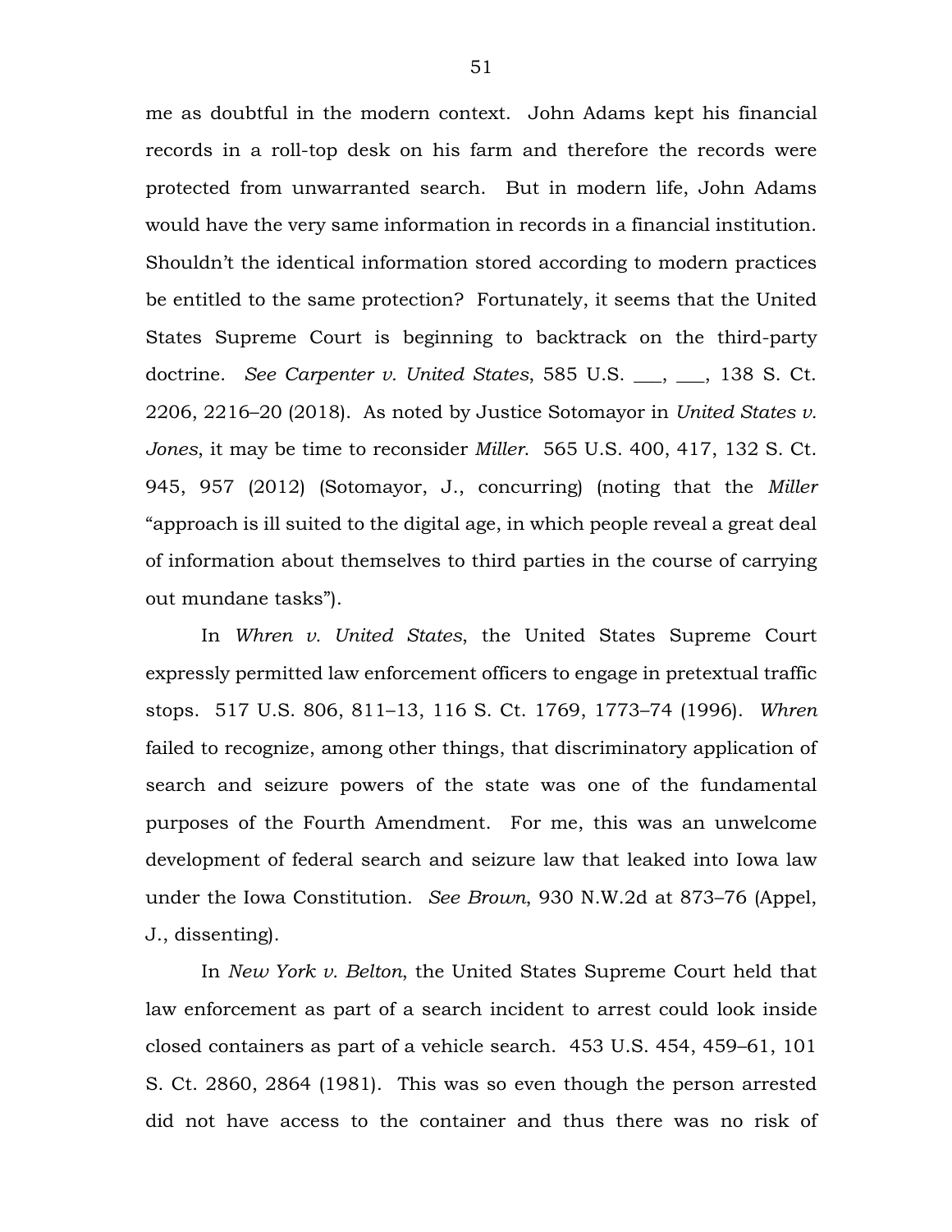me as doubtful in the modern context. John Adams kept his financial records in a roll-top desk on his farm and therefore the records were protected from unwarranted search. But in modern life, John Adams would have the very same information in records in a financial institution. Shouldn't the identical information stored according to modern practices be entitled to the same protection? Fortunately, it seems that the United States Supreme Court is beginning to backtrack on the third-party doctrine. *See Carpenter v. United States*, 585 U.S. ___, ___, 138 S. Ct. 2206, 2216–20 (2018). As noted by Justice Sotomayor in *United States v. Jones*, it may be time to reconsider *Miller*. 565 U.S. 400, 417, 132 S. Ct. 945, 957 (2012) (Sotomayor, J., concurring) (noting that the *Miller* "approach is ill suited to the digital age, in which people reveal a great deal of information about themselves to third parties in the course of carrying out mundane tasks").

In *Whren v. United States*, the United States Supreme Court expressly permitted law enforcement officers to engage in pretextual traffic stops. 517 U.S. 806, 811–13, 116 S. Ct. 1769, 1773–74 (1996). *Whren* failed to recognize, among other things, that discriminatory application of search and seizure powers of the state was one of the fundamental purposes of the Fourth Amendment. For me, this was an unwelcome development of federal search and seizure law that leaked into Iowa law under the Iowa Constitution. *See Brown*, 930 N.W.2d at 873–76 (Appel, J., dissenting).

In *New York v. Belton*, the United States Supreme Court held that law enforcement as part of a search incident to arrest could look inside closed containers as part of a vehicle search. 453 U.S. 454, 459–61, 101 S. Ct. 2860, 2864 (1981). This was so even though the person arrested did not have access to the container and thus there was no risk of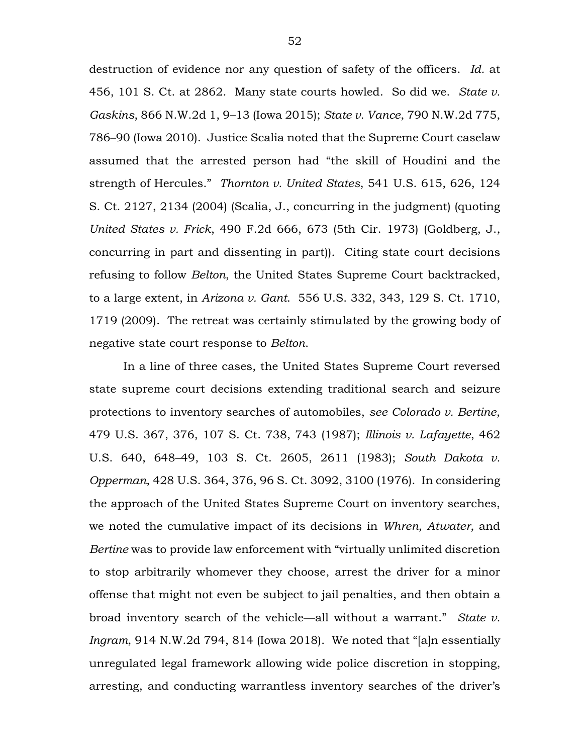destruction of evidence nor any question of safety of the officers. *Id.* at 456, 101 S. Ct. at 2862. Many state courts howled. So did we. *State v. Gaskins*, 866 N.W.2d 1, 9–13 (Iowa 2015); *State v. Vance*, 790 N.W.2d 775, 786–90 (Iowa 2010). Justice Scalia noted that the Supreme Court caselaw assumed that the arrested person had "the skill of Houdini and the strength of Hercules." *Thornton v. United States*, 541 U.S. 615, 626, 124 S. Ct. 2127, 2134 (2004) (Scalia, J., concurring in the judgment) (quoting *United States v. Frick*, 490 F.2d 666, 673 (5th Cir. 1973) (Goldberg, J., concurring in part and dissenting in part)). Citing state court decisions refusing to follow *Belton*, the United States Supreme Court backtracked, to a large extent, in *Arizona v. Gant*. 556 U.S. 332, 343, 129 S. Ct. 1710, 1719 (2009). The retreat was certainly stimulated by the growing body of negative state court response to *Belton*.

In a line of three cases, the United States Supreme Court reversed state supreme court decisions extending traditional search and seizure protections to inventory searches of automobiles, *see Colorado v. Bertine*, 479 U.S. 367, 376, 107 S. Ct. 738, 743 (1987); *Illinois v. Lafayette*, 462 U.S. 640, 648–49, 103 S. Ct. 2605, 2611 (1983); *South Dakota v. Opperman*, 428 U.S. 364, 376, 96 S. Ct. 3092, 3100 (1976). In considering the approach of the United States Supreme Court on inventory searches, we noted the cumulative impact of its decisions in *Whren*, *Atwater*, and *Bertine* was to provide law enforcement with "virtually unlimited discretion to stop arbitrarily whomever they choose, arrest the driver for a minor offense that might not even be subject to jail penalties, and then obtain a broad inventory search of the vehicle—all without a warrant." *State v. Ingram*, 914 N.W.2d 794, 814 (Iowa 2018). We noted that "[a]n essentially unregulated legal framework allowing wide police discretion in stopping, arresting, and conducting warrantless inventory searches of the driver's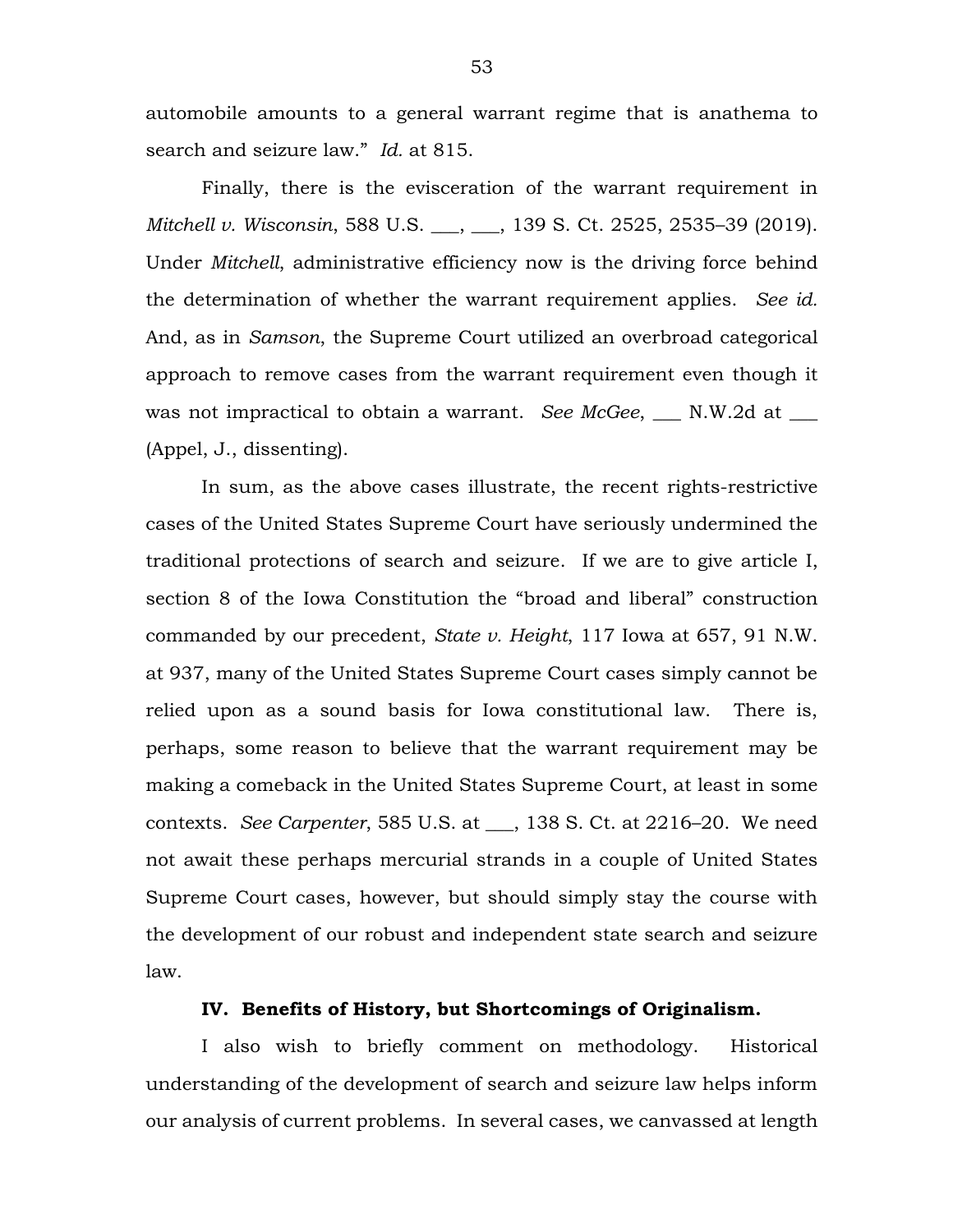automobile amounts to a general warrant regime that is anathema to search and seizure law." *Id.* at 815.

Finally, there is the evisceration of the warrant requirement in *Mitchell v. Wisconsin*, 588 U.S. ___, ___, 139 S. Ct. 2525, 2535–39 (2019). Under *Mitchell*, administrative efficiency now is the driving force behind the determination of whether the warrant requirement applies. *See id.* And, as in *Samson*, the Supreme Court utilized an overbroad categorical approach to remove cases from the warrant requirement even though it was not impractical to obtain a warrant. *See McGee*, ___ N.W.2d at ___ (Appel, J., dissenting).

In sum, as the above cases illustrate, the recent rights-restrictive cases of the United States Supreme Court have seriously undermined the traditional protections of search and seizure. If we are to give article I, section 8 of the Iowa Constitution the "broad and liberal" construction commanded by our precedent, *State v. Height*, 117 Iowa at 657, 91 N.W. at 937, many of the United States Supreme Court cases simply cannot be relied upon as a sound basis for Iowa constitutional law. There is, perhaps, some reason to believe that the warrant requirement may be making a comeback in the United States Supreme Court, at least in some contexts. *See Carpenter*, 585 U.S. at ___, 138 S. Ct. at 2216–20. We need not await these perhaps mercurial strands in a couple of United States Supreme Court cases, however, but should simply stay the course with the development of our robust and independent state search and seizure law.

## IV. Benefits of History, but Shortcomings of Originalism.

I also wish to briefly comment on methodology. Historical understanding of the development of search and seizure law helps inform our analysis of current problems. In several cases, we canvassed at length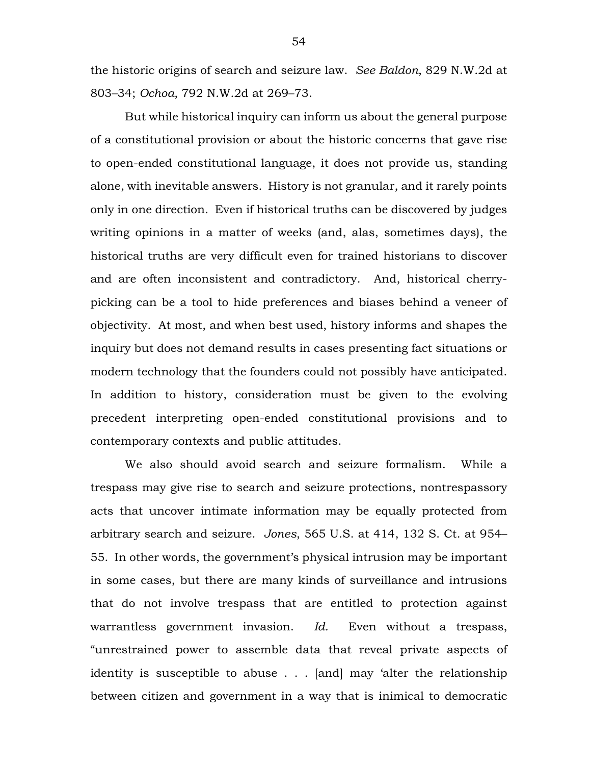the historic origins of search and seizure law. *See Baldon*, 829 N.W.2d at 803–34; *Ochoa*, 792 N.W.2d at 269–73.

But while historical inquiry can inform us about the general purpose of a constitutional provision or about the historic concerns that gave rise to open-ended constitutional language, it does not provide us, standing alone, with inevitable answers. History is not granular, and it rarely points only in one direction. Even if historical truths can be discovered by judges writing opinions in a matter of weeks (and, alas, sometimes days), the historical truths are very difficult even for trained historians to discover and are often inconsistent and contradictory. And, historical cherry-picking can be a tool to hide preferences and biases behind a veneer of objectivity. At most, and when best used, history informs and shapes the inquiry but does not demand results in cases presenting fact situations or modern technology that the founders could not possibly have anticipated. In addition to history, consideration must be given to the evolving precedent interpreting open-ended constitutional provisions and to contemporary contexts and public attitudes.

We also should avoid search and seizure formalism. While a trespass may give rise to search and seizure protections, nontrespassory acts that uncover intimate information may be equally protected from arbitrary search and seizure. *Jones*, 565 U.S. at 414, 132 S. Ct. at 954–55. In other words, the government's physical intrusion may be important in some cases, but there are many kinds of surveillance and intrusions that do not involve trespass that are entitled to protection against warrantless government invasion. *Id.* Even without a trespass, "unrestrained power to assemble data that reveal private aspects of identity is susceptible to abuse . . . [and] may 'alter the relationship between citizen and government in a way that is inimical to democratic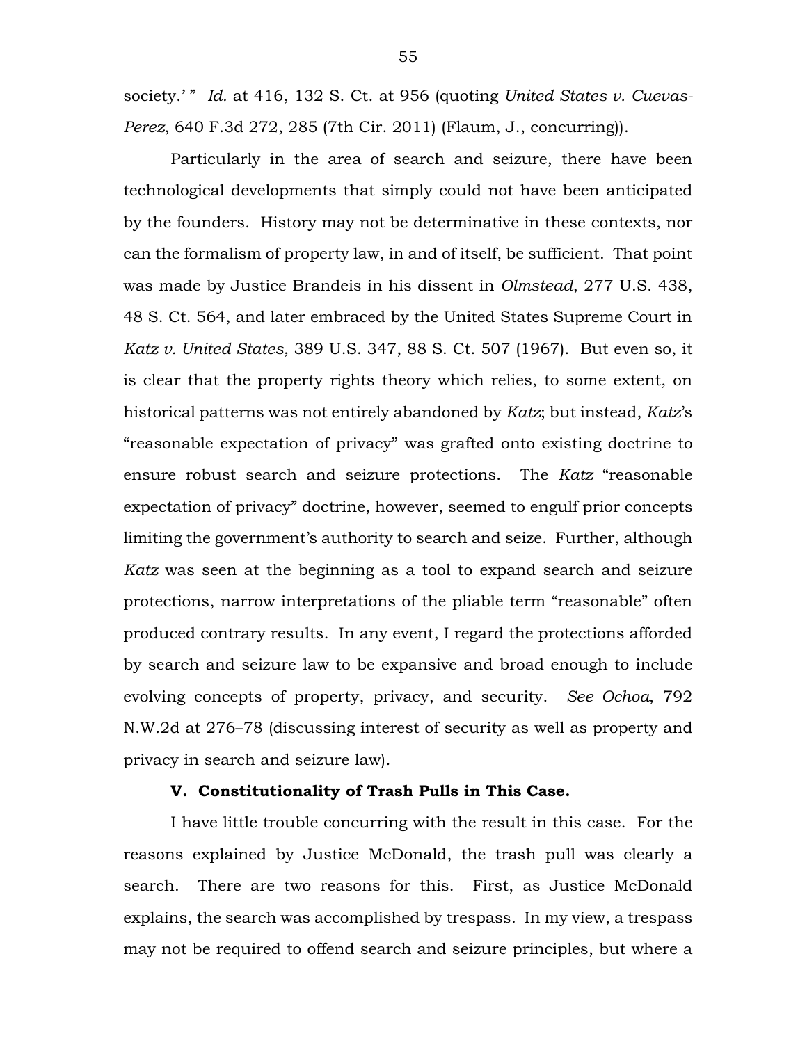society.' " *Id.* at 416, 132 S. Ct. at 956 (quoting *United States v. Cuevas-Perez*, 640 F.3d 272, 285 (7th Cir. 2011) (Flaum, J., concurring)).

Particularly in the area of search and seizure, there have been technological developments that simply could not have been anticipated by the founders. History may not be determinative in these contexts, nor can the formalism of property law, in and of itself, be sufficient. That point was made by Justice Brandeis in his dissent in *Olmstead*, 277 U.S. 438, 48 S. Ct. 564, and later embraced by the United States Supreme Court in *Katz v. United States*, 389 U.S. 347, 88 S. Ct. 507 (1967). But even so, it is clear that the property rights theory which relies, to some extent, on historical patterns was not entirely abandoned by *Katz*; but instead, *Katz*'s "reasonable expectation of privacy" was grafted onto existing doctrine to ensure robust search and seizure protections. The *Katz* "reasonable expectation of privacy" doctrine, however, seemed to engulf prior concepts limiting the government's authority to search and seize. Further, although *Katz* was seen at the beginning as a tool to expand search and seizure protections, narrow interpretations of the pliable term "reasonable" often produced contrary results. In any event, I regard the protections afforded by search and seizure law to be expansive and broad enough to include evolving concepts of property, privacy, and security. *See Ochoa*, 792 N.W.2d at 276–78 (discussing interest of security as well as property and privacy in search and seizure law).

**V. Constitutionality of Trash Pulls in This Case.**

I have little trouble concurring with the result in this case. For the reasons explained by Justice McDonald, the trash pull was clearly a search. There are two reasons for this. First, as Justice McDonald explains, the search was accomplished by trespass. In my view, a trespass may not be required to offend search and seizure principles, but where a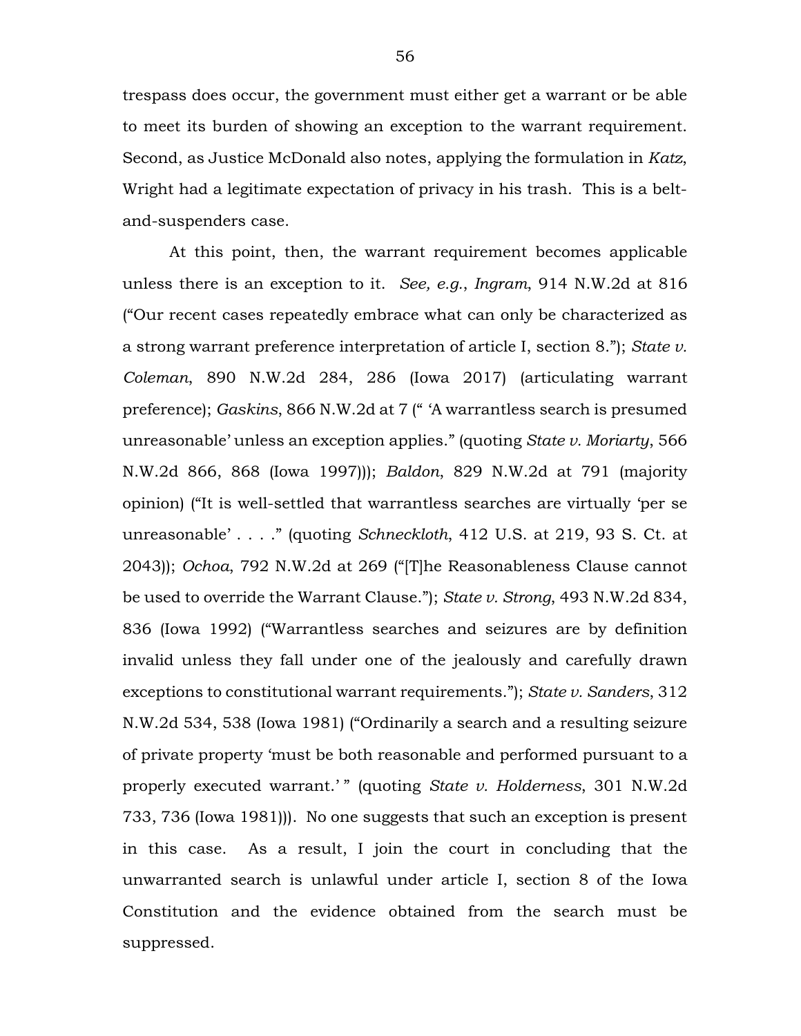trespass does occur, the government must either get a warrant or be able to meet its burden of showing an exception to the warrant requirement. Second, as Justice McDonald also notes, applying the formulation in *Katz*, Wright had a legitimate expectation of privacy in his trash. This is a belt-and-suspenders case.

At this point, then, the warrant requirement becomes applicable unless there is an exception to it. *See, e.g.*, *Ingram*, 914 N.W.2d at 816 ("Our recent cases repeatedly embrace what can only be characterized as a strong warrant preference interpretation of article I, section 8."); *State v. Coleman*, 890 N.W.2d 284, 286 (Iowa 2017) (articulating warrant preference); *Gaskins*, 866 N.W.2d at 7 (" 'A warrantless search is presumed unreasonable' unless an exception applies." (quoting *State v. Moriarty*, 566 N.W.2d 866, 868 (Iowa 1997))); *Baldon*, 829 N.W.2d at 791 (majority opinion) ("It is well-settled that warrantless searches are virtually 'per se unreasonable' . . . ." (quoting *Schneckloth*, 412 U.S. at 219, 93 S. Ct. at 2043)); *Ochoa*, 792 N.W.2d at 269 ("[T]he Reasonableness Clause cannot be used to override the Warrant Clause."); *State v. Strong*, 493 N.W.2d 834, 836 (Iowa 1992) ("Warrantless searches and seizures are by definition invalid unless they fall under one of the jealously and carefully drawn exceptions to constitutional warrant requirements."); *State v. Sanders*, 312 N.W.2d 534, 538 (Iowa 1981) ("Ordinarily a search and a resulting seizure of private property 'must be both reasonable and performed pursuant to a properly executed warrant.' " (quoting *State v. Holderness*, 301 N.W.2d 733, 736 (Iowa 1981))). No one suggests that such an exception is present in this case. As a result, I join the court in concluding that the unwarranted search is unlawful under article I, section 8 of the Iowa Constitution and the evidence obtained from the search must be suppressed.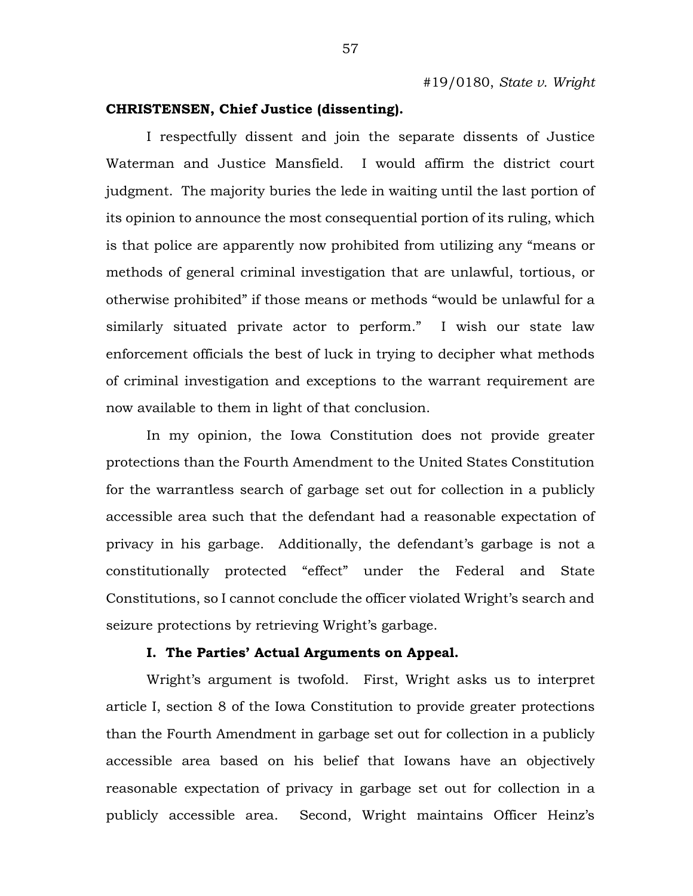**CHRISTENSEN, Chief Justice (dissenting).**

I respectfully dissent and join the separate dissents of Justice Waterman and Justice Mansfield. I would affirm the district court judgment. The majority buries the lede in waiting until the last portion of its opinion to announce the most consequential portion of its ruling, which is that police are apparently now prohibited from utilizing any "means or methods of general criminal investigation that are unlawful, tortious, or otherwise prohibited" if those means or methods "would be unlawful for a similarly situated private actor to perform." I wish our state law enforcement officials the best of luck in trying to decipher what methods of criminal investigation and exceptions to the warrant requirement are now available to them in light of that conclusion.

In my opinion, the Iowa Constitution does not provide greater protections than the Fourth Amendment to the United States Constitution for the warrantless search of garbage set out for collection in a publicly accessible area such that the defendant had a reasonable expectation of privacy in his garbage. Additionally, the defendant's garbage is not a constitutionally protected "effect" under the Federal and State Constitutions, so I cannot conclude the officer violated Wright's search and seizure protections by retrieving Wright's garbage.

**I. The Parties' Actual Arguments on Appeal.**

Wright's argument is twofold. First, Wright asks us to interpret article I, section 8 of the Iowa Constitution to provide greater protections than the Fourth Amendment in garbage set out for collection in a publicly accessible area based on his belief that Iowans have an objectively reasonable expectation of privacy in garbage set out for collection in a publicly accessible area. Second, Wright maintains Officer Heinz's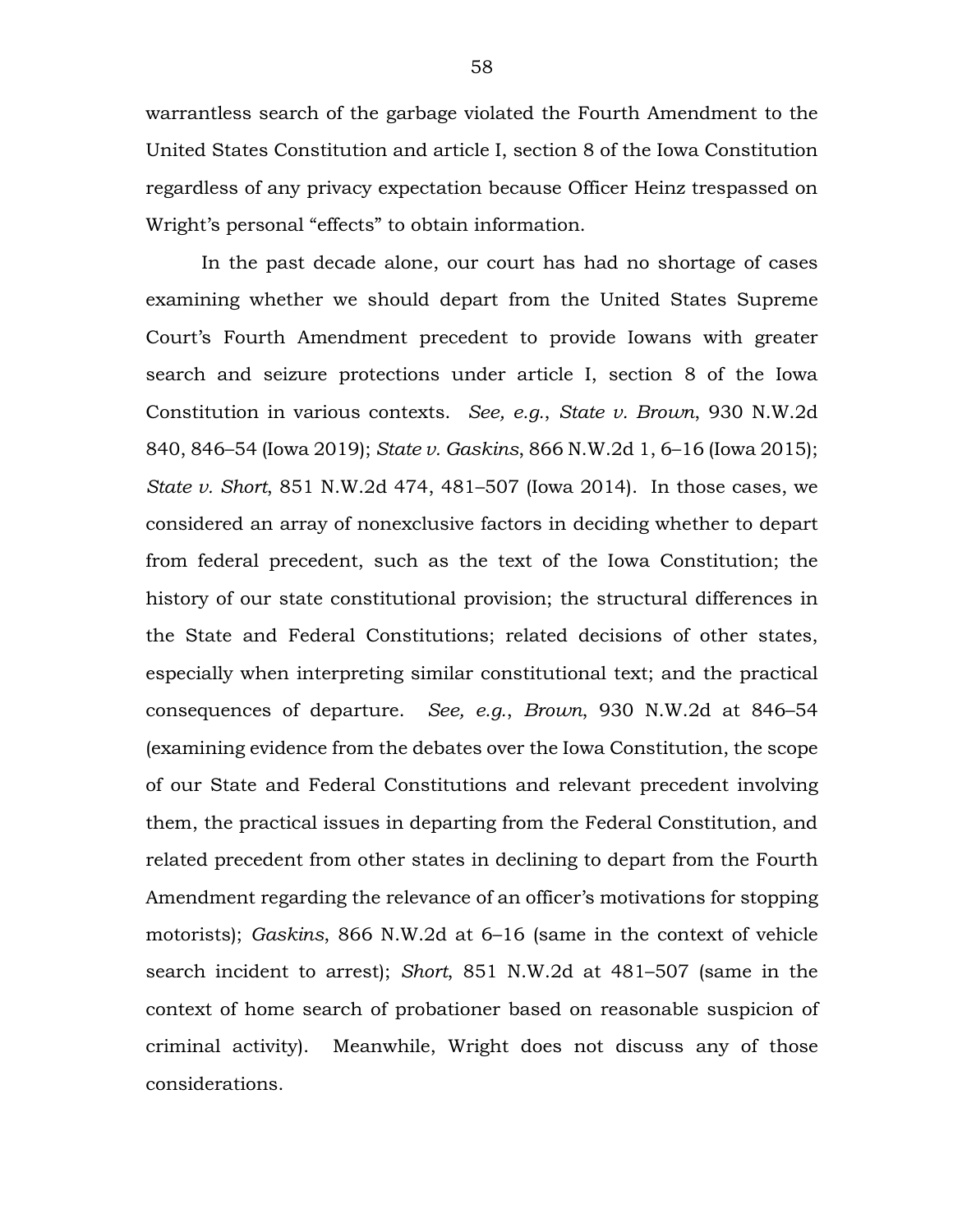warrantless search of the garbage violated the Fourth Amendment to the United States Constitution and article I, section 8 of the Iowa Constitution regardless of any privacy expectation because Officer Heinz trespassed on Wright's personal "effects" to obtain information.

In the past decade alone, our court has had no shortage of cases examining whether we should depart from the United States Supreme Court's Fourth Amendment precedent to provide Iowans with greater search and seizure protections under article I, section 8 of the Iowa Constitution in various contexts. *See, e.g.*, *State v. Brown*, 930 N.W.2d 840, 846–54 (Iowa 2019); *State v. Gaskins*, 866 N.W.2d 1, 6–16 (Iowa 2015); *State v. Short*, 851 N.W.2d 474, 481–507 (Iowa 2014). In those cases, we considered an array of nonexclusive factors in deciding whether to depart from federal precedent, such as the text of the Iowa Constitution; the history of our state constitutional provision; the structural differences in the State and Federal Constitutions; related decisions of other states, especially when interpreting similar constitutional text; and the practical consequences of departure. *See, e.g.*, *Brown*, 930 N.W.2d at 846–54 (examining evidence from the debates over the Iowa Constitution, the scope of our State and Federal Constitutions and relevant precedent involving them, the practical issues in departing from the Federal Constitution, and related precedent from other states in declining to depart from the Fourth Amendment regarding the relevance of an officer's motivations for stopping motorists); *Gaskins*, 866 N.W.2d at 6–16 (same in the context of vehicle search incident to arrest); *Short*, 851 N.W.2d at 481–507 (same in the context of home search of probationer based on reasonable suspicion of criminal activity). Meanwhile, Wright does not discuss any of those considerations.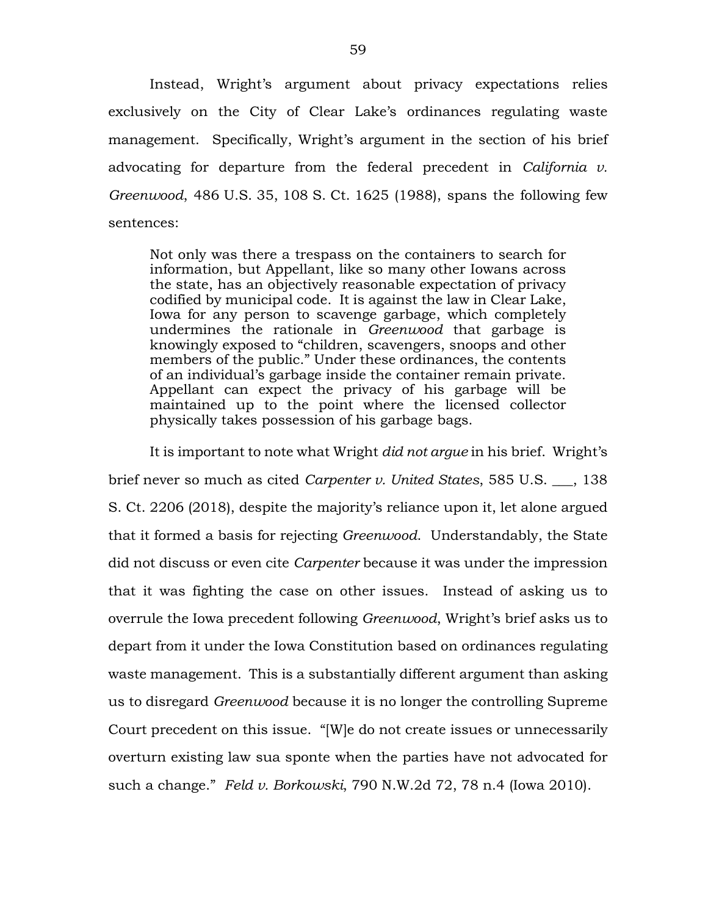Instead, Wright's argument about privacy expectations relies exclusively on the City of Clear Lake's ordinances regulating waste management. Specifically, Wright's argument in the section of his brief advocating for departure from the federal precedent in *California v. Greenwood*, 486 U.S. 35, 108 S. Ct. 1625 (1988), spans the following few sentences:

> Not only was there a trespass on the containers to search for information, but Appellant, like so many other Iowans across the state, has an objectively reasonable expectation of privacy codified by municipal code. It is against the law in Clear Lake, Iowa for any person to scavenge garbage, which completely undermines the rationale in *Greenwood* that garbage is knowingly exposed to "children, scavengers, snoops and other members of the public." Under these ordinances, the contents of an individual's garbage inside the container remain private. Appellant can expect the privacy of his garbage will be maintained up to the point where the licensed collector physically takes possession of his garbage bags.

It is important to note what Wright *did not argue* in his brief. Wright's brief never so much as cited *Carpenter v. United States*, 585 U.S. \_\_\_, 138 S. Ct. 2206 (2018), despite the majority's reliance upon it, let alone argued that it formed a basis for rejecting *Greenwood*. Understandably, the State did not discuss or even cite *Carpenter* because it was under the impression that it was fighting the case on other issues. Instead of asking us to overrule the Iowa precedent following *Greenwood*, Wright's brief asks us to depart from it under the Iowa Constitution based on ordinances regulating waste management. This is a substantially different argument than asking us to disregard *Greenwood* because it is no longer the controlling Supreme Court precedent on this issue. "[W]e do not create issues or unnecessarily overturn existing law sua sponte when the parties have not advocated for such a change." *Feld v. Borkowski*, 790 N.W.2d 72, 78 n.4 (Iowa 2010).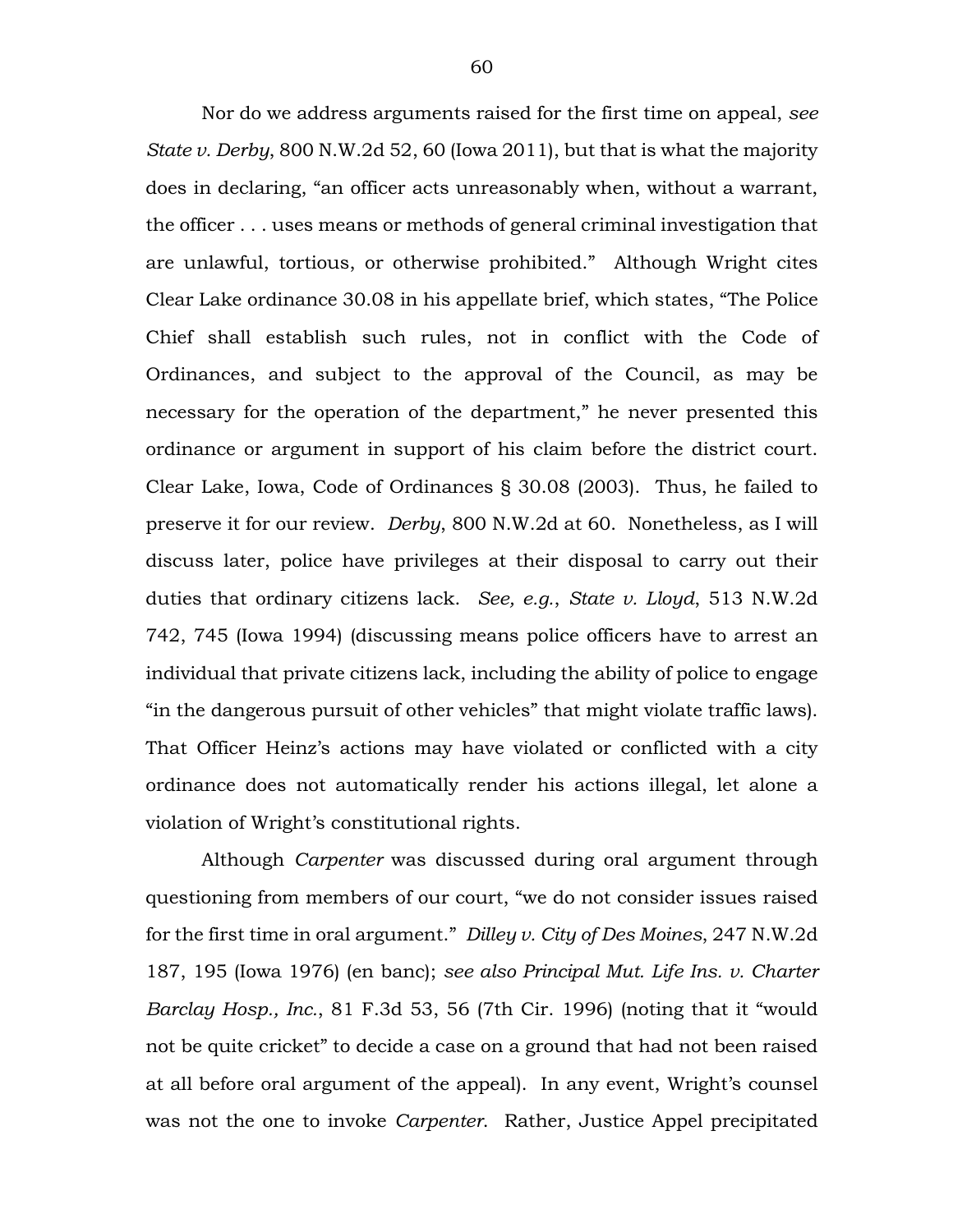Nor do we address arguments raised for the first time on appeal, *see State v. Derby*, 800 N.W.2d 52, 60 (Iowa 2011), but that is what the majority does in declaring, "an officer acts unreasonably when, without a warrant, the officer . . . uses means or methods of general criminal investigation that are unlawful, tortious, or otherwise prohibited." Although Wright cites Clear Lake ordinance 30.08 in his appellate brief, which states, "The Police Chief shall establish such rules, not in conflict with the Code of Ordinances, and subject to the approval of the Council, as may be necessary for the operation of the department," he never presented this ordinance or argument in support of his claim before the district court. Clear Lake, Iowa, Code of Ordinances § 30.08 (2003). Thus, he failed to preserve it for our review. *Derby*, 800 N.W.2d at 60. Nonetheless, as I will discuss later, police have privileges at their disposal to carry out their duties that ordinary citizens lack. *See, e.g.*, *State v. Lloyd*, 513 N.W.2d 742, 745 (Iowa 1994) (discussing means police officers have to arrest an individual that private citizens lack, including the ability of police to engage "in the dangerous pursuit of other vehicles" that might violate traffic laws). That Officer Heinz's actions may have violated or conflicted with a city ordinance does not automatically render his actions illegal, let alone a violation of Wright's constitutional rights.

Although *Carpenter* was discussed during oral argument through questioning from members of our court, "we do not consider issues raised for the first time in oral argument." *Dilley v. City of Des Moines*, 247 N.W.2d 187, 195 (Iowa 1976) (en banc); *see also Principal Mut. Life Ins. v. Charter Barclay Hosp., Inc.*, 81 F.3d 53, 56 (7th Cir. 1996) (noting that it "would not be quite cricket" to decide a case on a ground that had not been raised at all before oral argument of the appeal). In any event, Wright's counsel was not the one to invoke *Carpenter*. Rather, Justice Appel precipitated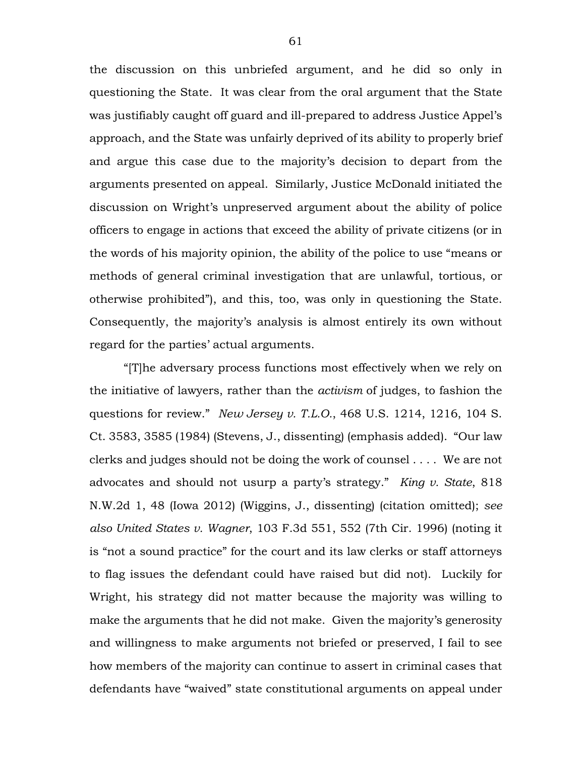the discussion on this unbriefed argument, and he did so only in questioning the State. It was clear from the oral argument that the State was justifiably caught off guard and ill-prepared to address Justice Appel's approach, and the State was unfairly deprived of its ability to properly brief and argue this case due to the majority's decision to depart from the arguments presented on appeal. Similarly, Justice McDonald initiated the discussion on Wright's unpreserved argument about the ability of police officers to engage in actions that exceed the ability of private citizens (or in the words of his majority opinion, the ability of the police to use "means or methods of general criminal investigation that are unlawful, tortious, or otherwise prohibited"), and this, too, was only in questioning the State. Consequently, the majority's analysis is almost entirely its own without regard for the parties' actual arguments.

"[T]he adversary process functions most effectively when we rely on the initiative of lawyers, rather than the *activism* of judges, to fashion the questions for review." *New Jersey v. T.L.O.*, 468 U.S. 1214, 1216, 104 S. Ct. 3583, 3585 (1984) (Stevens, J., dissenting) (emphasis added). "Our law clerks and judges should not be doing the work of counsel . . . . We are not advocates and should not usurp a party's strategy." *King v. State*, 818 N.W.2d 1, 48 (Iowa 2012) (Wiggins, J., dissenting) (citation omitted); *see also United States v. Wagner*, 103 F.3d 551, 552 (7th Cir. 1996) (noting it is "not a sound practice" for the court and its law clerks or staff attorneys to flag issues the defendant could have raised but did not). Luckily for Wright, his strategy did not matter because the majority was willing to make the arguments that he did not make. Given the majority's generosity and willingness to make arguments not briefed or preserved, I fail to see how members of the majority can continue to assert in criminal cases that defendants have "waived" state constitutional arguments on appeal under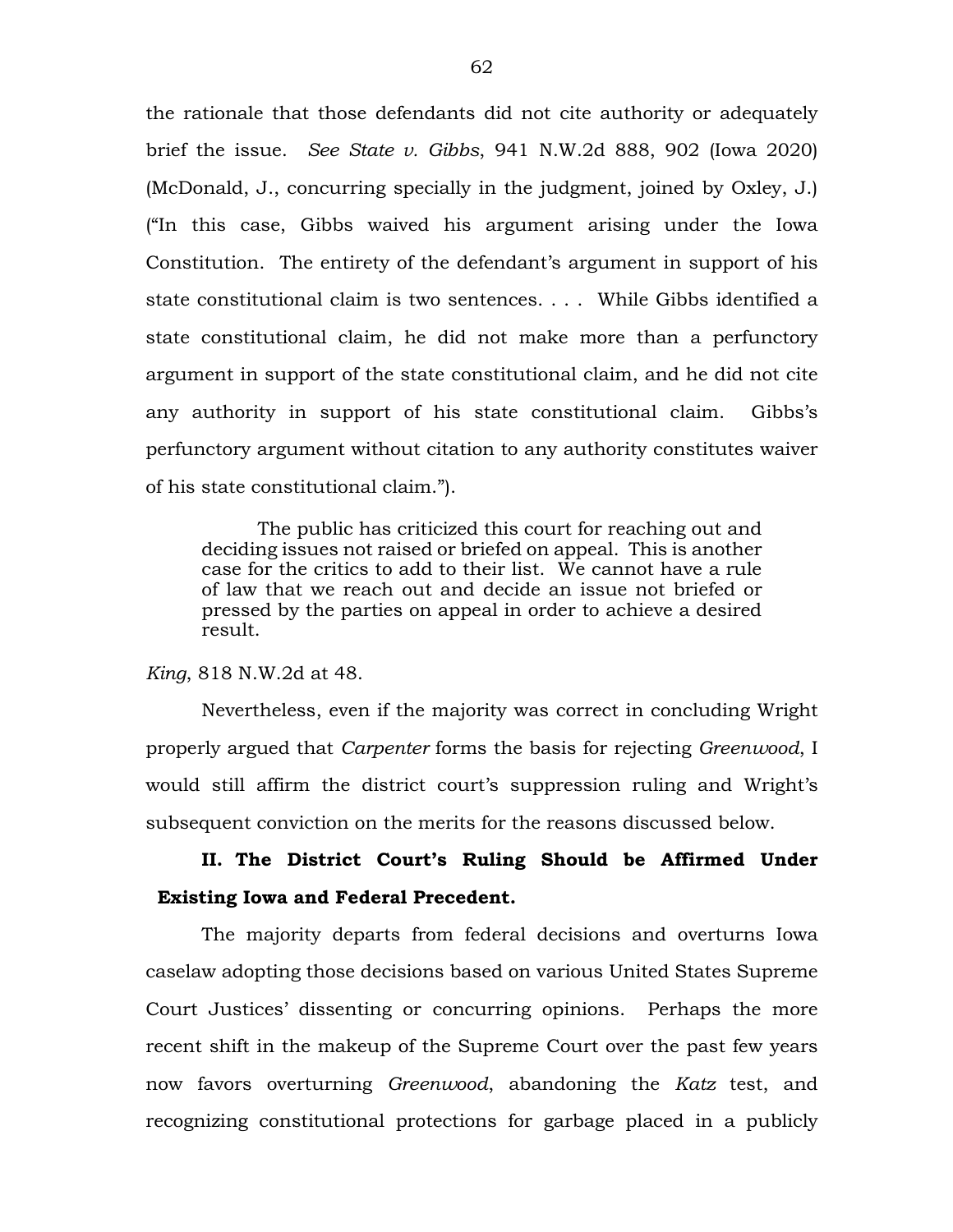the rationale that those defendants did not cite authority or adequately brief the issue. *See State v. Gibbs*, 941 N.W.2d 888, 902 (Iowa 2020) (McDonald, J., concurring specially in the judgment, joined by Oxley, J.) ("In this case, Gibbs waived his argument arising under the Iowa Constitution. The entirety of the defendant's argument in support of his state constitutional claim is two sentences. . . . While Gibbs identified a state constitutional claim, he did not make more than a perfunctory argument in support of the state constitutional claim, and he did not cite any authority in support of his state constitutional claim. Gibbs's perfunctory argument without citation to any authority constitutes waiver of his state constitutional claim.").

> The public has criticized this court for reaching out and deciding issues not raised or briefed on appeal. This is another case for the critics to add to their list. We cannot have a rule of law that we reach out and decide an issue not briefed or pressed by the parties on appeal in order to achieve a desired result.

*King*, 818 N.W.2d at 48.

Nevertheless, even if the majority was correct in concluding Wright properly argued that *Carpenter* forms the basis for rejecting *Greenwood*, I would still affirm the district court's suppression ruling and Wright's subsequent conviction on the merits for the reasons discussed below.

## II. The District Court's Ruling Should be Affirmed Under Existing Iowa and Federal Precedent.

The majority departs from federal decisions and overturns Iowa caselaw adopting those decisions based on various United States Supreme Court Justices' dissenting or concurring opinions. Perhaps the more recent shift in the makeup of the Supreme Court over the past few years now favors overturning *Greenwood*, abandoning the *Katz* test, and recognizing constitutional protections for garbage placed in a publicly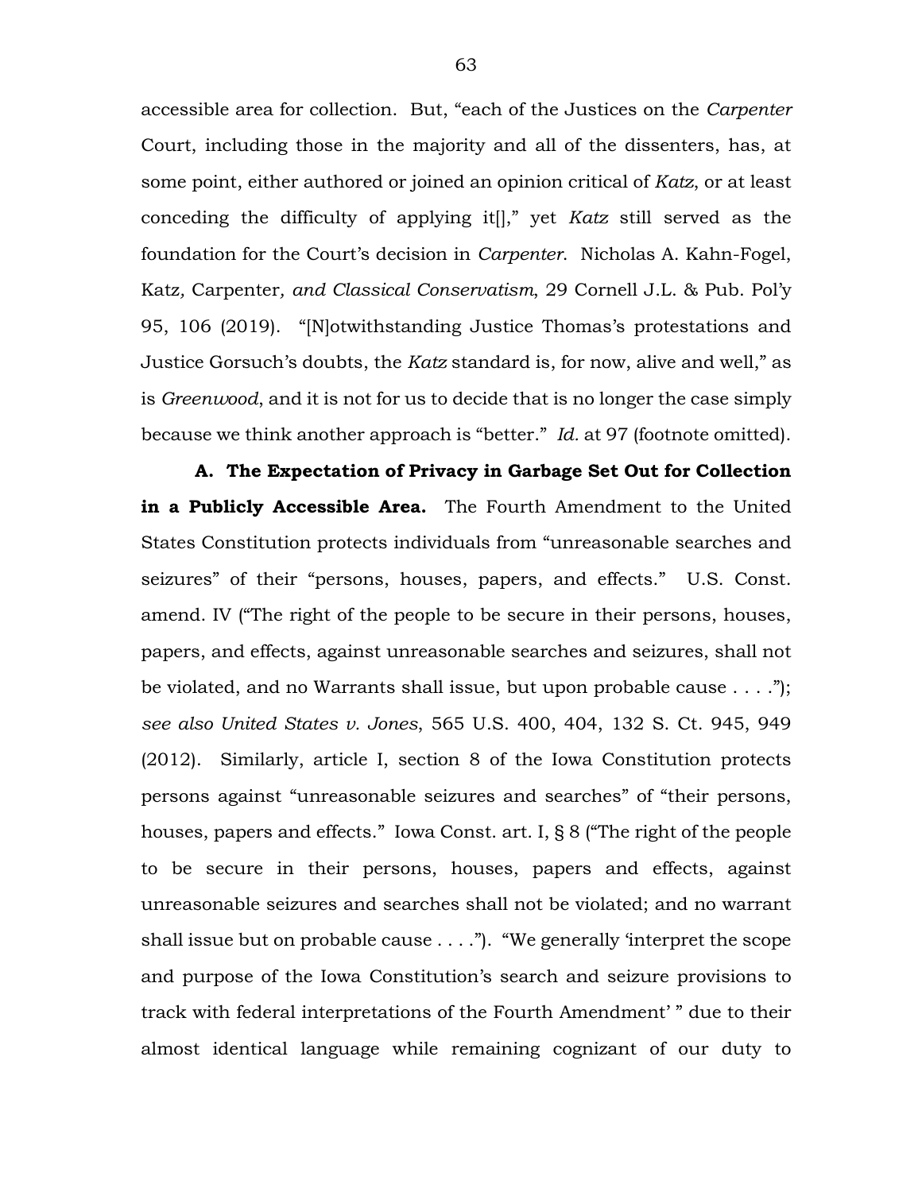accessible area for collection. But, "each of the Justices on the *Carpenter* Court, including those in the majority and all of the dissenters, has, at some point, either authored or joined an opinion critical of *Katz*, or at least conceding the difficulty of applying it[]," yet *Katz* still served as the foundation for the Court's decision in *Carpenter*. Nicholas A. Kahn-Fogel, Katz*,* Carpenter*, and Classical Conservatism*, 29 Cornell J.L. & Pub. Pol'y 95, 106 (2019). "[N]otwithstanding Justice Thomas's protestations and Justice Gorsuch's doubts, the *Katz* standard is, for now, alive and well," as is *Greenwood*, and it is not for us to decide that is no longer the case simply because we think another approach is "better." *Id.* at 97 (footnote omitted).

**A. The Expectation of Privacy in Garbage Set Out for Collection in a Publicly Accessible Area.** The Fourth Amendment to the United States Constitution protects individuals from "unreasonable searches and seizures" of their "persons, houses, papers, and effects." U.S. Const. amend. IV ("The right of the people to be secure in their persons, houses, papers, and effects, against unreasonable searches and seizures, shall not be violated, and no Warrants shall issue, but upon probable cause . . . ."); *see also United States v. Jones*, 565 U.S. 400, 404, 132 S. Ct. 945, 949 (2012). Similarly, article I, section 8 of the Iowa Constitution protects persons against "unreasonable seizures and searches" of "their persons, houses, papers and effects." Iowa Const. art. I, § 8 ("The right of the people to be secure in their persons, houses, papers and effects, against unreasonable seizures and searches shall not be violated; and no warrant shall issue but on probable cause . . . ."). "We generally 'interpret the scope and purpose of the Iowa Constitution's search and seizure provisions to track with federal interpretations of the Fourth Amendment' " due to their almost identical language while remaining cognizant of our duty to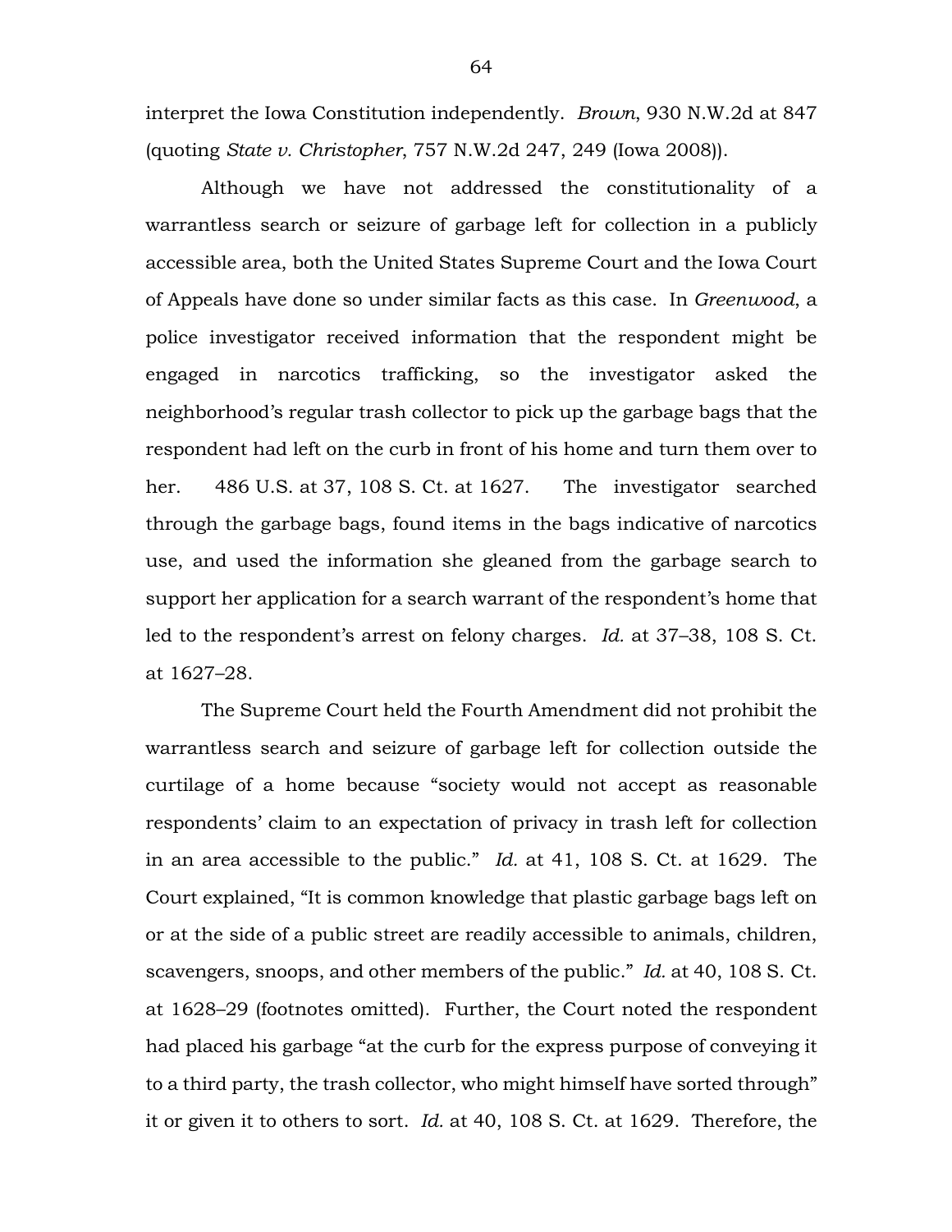interpret the Iowa Constitution independently. *Brown*, 930 N.W.2d at 847 (quoting *State v. Christopher*, 757 N.W.2d 247, 249 (Iowa 2008)).

Although we have not addressed the constitutionality of a warrantless search or seizure of garbage left for collection in a publicly accessible area, both the United States Supreme Court and the Iowa Court of Appeals have done so under similar facts as this case. In *Greenwood*, a police investigator received information that the respondent might be engaged in narcotics trafficking, so the investigator asked the neighborhood's regular trash collector to pick up the garbage bags that the respondent had left on the curb in front of his home and turn them over to her. 486 U.S. at 37, 108 S. Ct. at 1627. The investigator searched through the garbage bags, found items in the bags indicative of narcotics use, and used the information she gleaned from the garbage search to support her application for a search warrant of the respondent's home that led to the respondent's arrest on felony charges. *Id.* at 37–38, 108 S. Ct. at 1627–28.

The Supreme Court held the Fourth Amendment did not prohibit the warrantless search and seizure of garbage left for collection outside the curtilage of a home because "society would not accept as reasonable respondents' claim to an expectation of privacy in trash left for collection in an area accessible to the public." *Id.* at 41, 108 S. Ct. at 1629. The Court explained, "It is common knowledge that plastic garbage bags left on or at the side of a public street are readily accessible to animals, children, scavengers, snoops, and other members of the public." *Id.* at 40, 108 S. Ct. at 1628–29 (footnotes omitted). Further, the Court noted the respondent had placed his garbage "at the curb for the express purpose of conveying it to a third party, the trash collector, who might himself have sorted through" it or given it to others to sort. *Id.* at 40, 108 S. Ct. at 1629. Therefore, the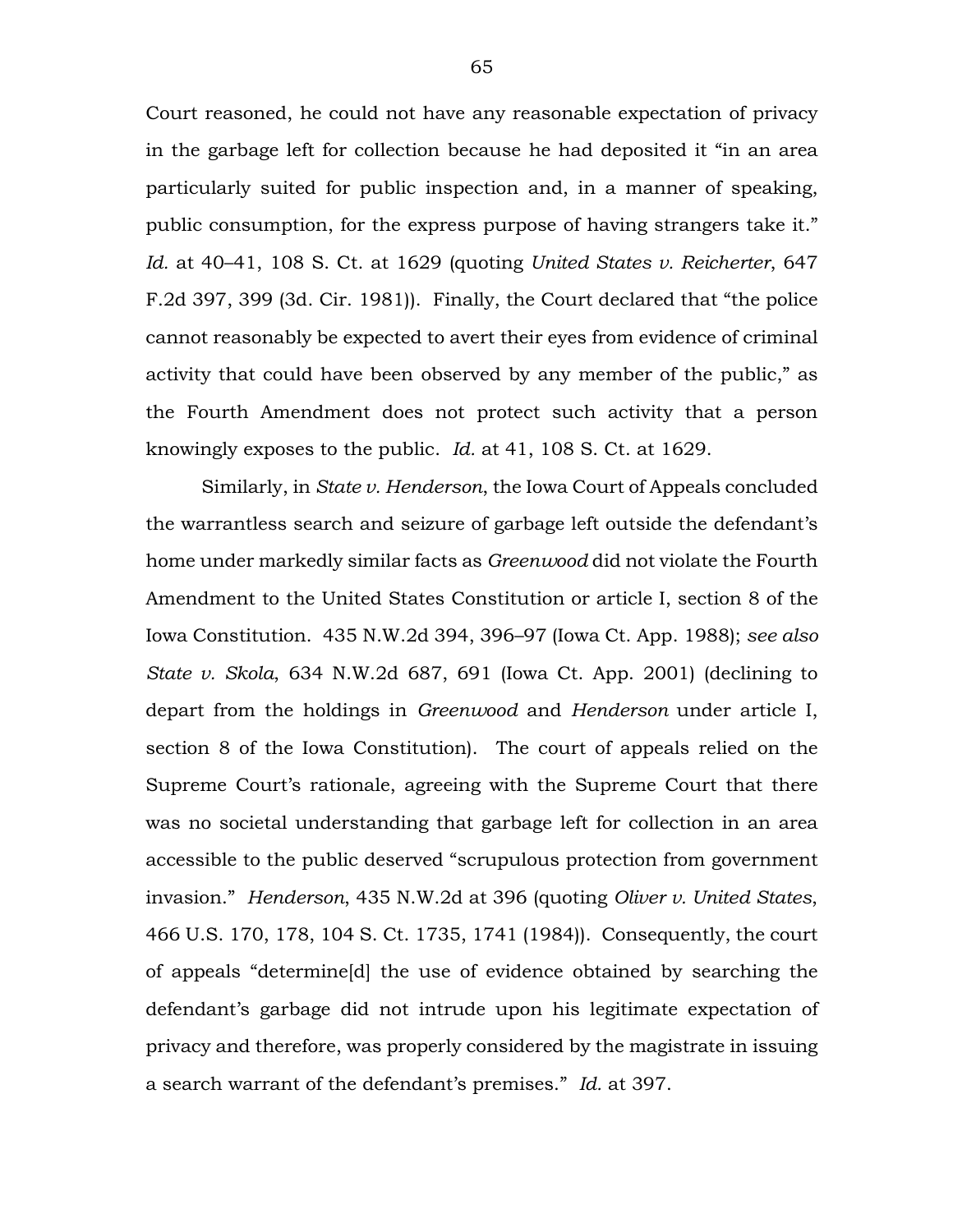Court reasoned, he could not have any reasonable expectation of privacy in the garbage left for collection because he had deposited it "in an area particularly suited for public inspection and, in a manner of speaking, public consumption, for the express purpose of having strangers take it." *Id.* at 40–41, 108 S. Ct. at 1629 (quoting *United States v. Reicherter*, 647 F.2d 397, 399 (3d. Cir. 1981)). Finally, the Court declared that "the police cannot reasonably be expected to avert their eyes from evidence of criminal activity that could have been observed by any member of the public," as the Fourth Amendment does not protect such activity that a person knowingly exposes to the public. *Id.* at 41, 108 S. Ct. at 1629.

Similarly, in *State v. Henderson*, the Iowa Court of Appeals concluded the warrantless search and seizure of garbage left outside the defendant's home under markedly similar facts as *Greenwood* did not violate the Fourth Amendment to the United States Constitution or article I, section 8 of the Iowa Constitution. 435 N.W.2d 394, 396–97 (Iowa Ct. App. 1988); *see also State v. Skola*, 634 N.W.2d 687, 691 (Iowa Ct. App. 2001) (declining to depart from the holdings in *Greenwood* and *Henderson* under article I, section 8 of the Iowa Constitution). The court of appeals relied on the Supreme Court's rationale, agreeing with the Supreme Court that there was no societal understanding that garbage left for collection in an area accessible to the public deserved "scrupulous protection from government invasion." *Henderson*, 435 N.W.2d at 396 (quoting *Oliver v. United States*, 466 U.S. 170, 178, 104 S. Ct. 1735, 1741 (1984)). Consequently, the court of appeals "determine[d] the use of evidence obtained by searching the defendant's garbage did not intrude upon his legitimate expectation of privacy and therefore, was properly considered by the magistrate in issuing a search warrant of the defendant's premises." *Id.* at 397.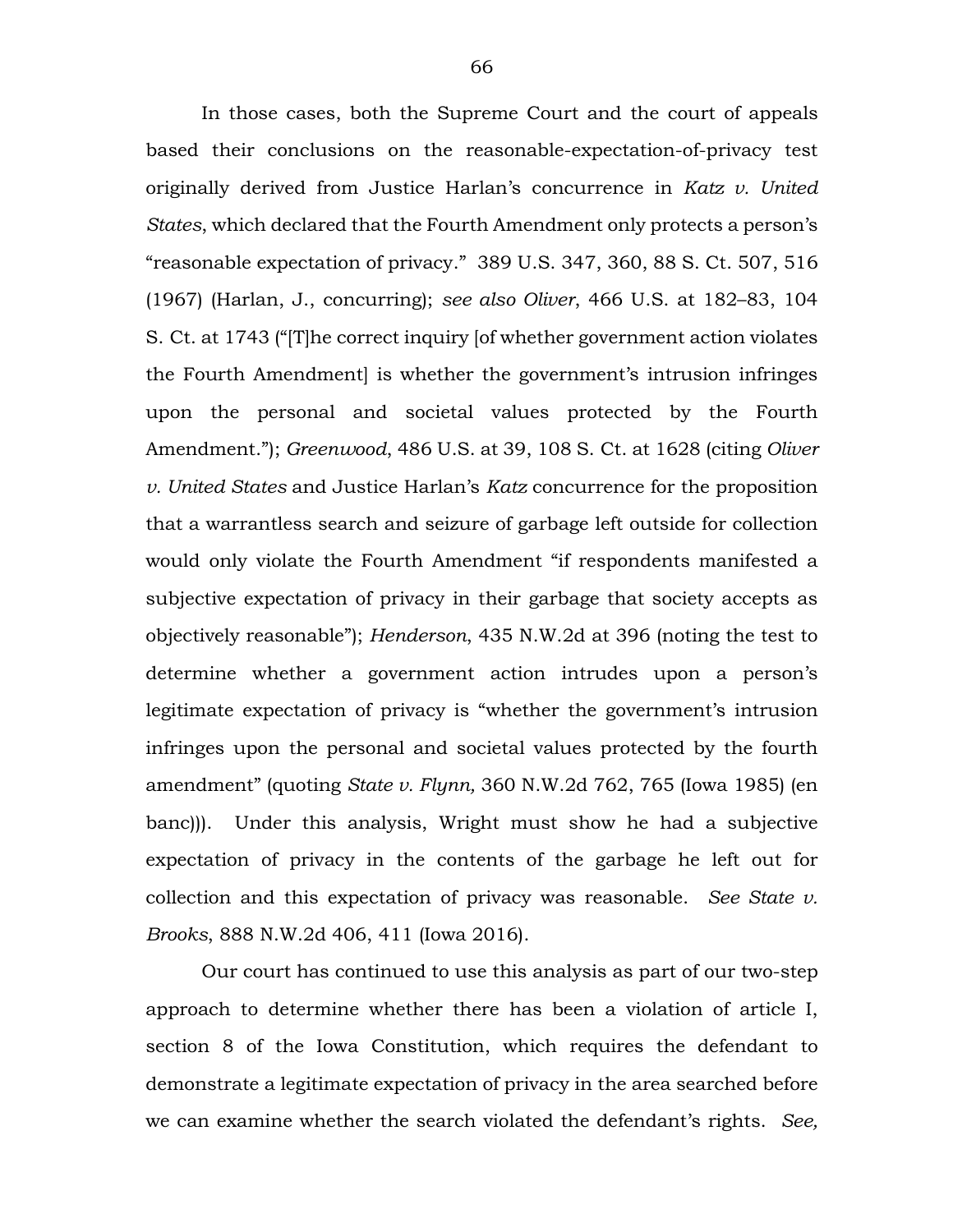In those cases, both the Supreme Court and the court of appeals based their conclusions on the reasonable-expectation-of-privacy test originally derived from Justice Harlan's concurrence in *Katz v. United States*, which declared that the Fourth Amendment only protects a person's "reasonable expectation of privacy." 389 U.S. 347, 360, 88 S. Ct. 507, 516 (1967) (Harlan, J., concurring); *see also Oliver*, 466 U.S. at 182–83, 104 S. Ct. at 1743 ("[T]he correct inquiry [of whether government action violates the Fourth Amendment] is whether the government's intrusion infringes upon the personal and societal values protected by the Fourth Amendment."); *Greenwood*, 486 U.S. at 39, 108 S. Ct. at 1628 (citing *Oliver v. United States* and Justice Harlan's *Katz* concurrence for the proposition that a warrantless search and seizure of garbage left outside for collection would only violate the Fourth Amendment "if respondents manifested a subjective expectation of privacy in their garbage that society accepts as objectively reasonable"); *Henderson*, 435 N.W.2d at 396 (noting the test to determine whether a government action intrudes upon a person's legitimate expectation of privacy is "whether the government's intrusion infringes upon the personal and societal values protected by the fourth amendment" (quoting *State v. Flynn,* 360 N.W.2d 762, 765 (Iowa 1985) (en banc))). Under this analysis, Wright must show he had a subjective expectation of privacy in the contents of the garbage he left out for collection and this expectation of privacy was reasonable. *See State v. Brooks*, 888 N.W.2d 406, 411 (Iowa 2016).

Our court has continued to use this analysis as part of our two-step approach to determine whether there has been a violation of article I, section 8 of the Iowa Constitution, which requires the defendant to demonstrate a legitimate expectation of privacy in the area searched before we can examine whether the search violated the defendant's rights. *See,*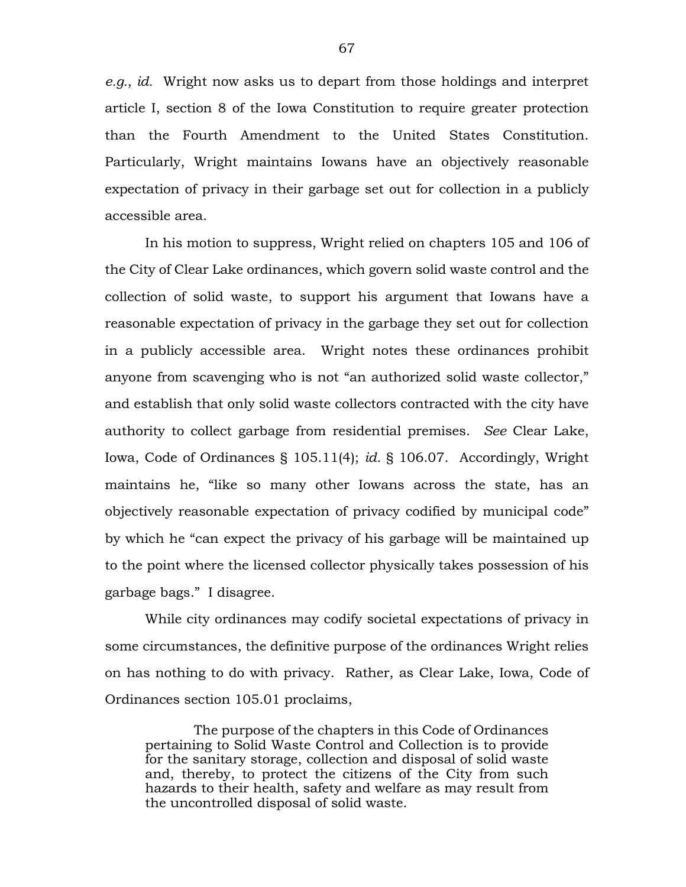*e.g.*, *id.* Wright now asks us to depart from those holdings and interpret article I, section 8 of the Iowa Constitution to require greater protection than the Fourth Amendment to the United States Constitution. Particularly, Wright maintains Iowans have an objectively reasonable expectation of privacy in their garbage set out for collection in a publicly accessible area.

In his motion to suppress, Wright relied on chapters 105 and 106 of the City of Clear Lake ordinances, which govern solid waste control and the collection of solid waste, to support his argument that Iowans have a reasonable expectation of privacy in the garbage they set out for collection in a publicly accessible area. Wright notes these ordinances prohibit anyone from scavenging who is not "an authorized solid waste collector," and establish that only solid waste collectors contracted with the city have authority to collect garbage from residential premises. *See* Clear Lake, Iowa, Code of Ordinances § 105.11(4); *id.* § 106.07. Accordingly, Wright maintains he, "like so many other Iowans across the state, has an objectively reasonable expectation of privacy codified by municipal code" by which he "can expect the privacy of his garbage will be maintained up to the point where the licensed collector physically takes possession of his garbage bags." I disagree.

While city ordinances may codify societal expectations of privacy in some circumstances, the definitive purpose of the ordinances Wright relies on has nothing to do with privacy. Rather, as Clear Lake, Iowa, Code of Ordinances section 105.01 proclaims,

> The purpose of the chapters in this Code of Ordinances pertaining to Solid Waste Control and Collection is to provide for the sanitary storage, collection and disposal of solid waste and, thereby, to protect the citizens of the City from such hazards to their health, safety and welfare as may result from the uncontrolled disposal of solid waste.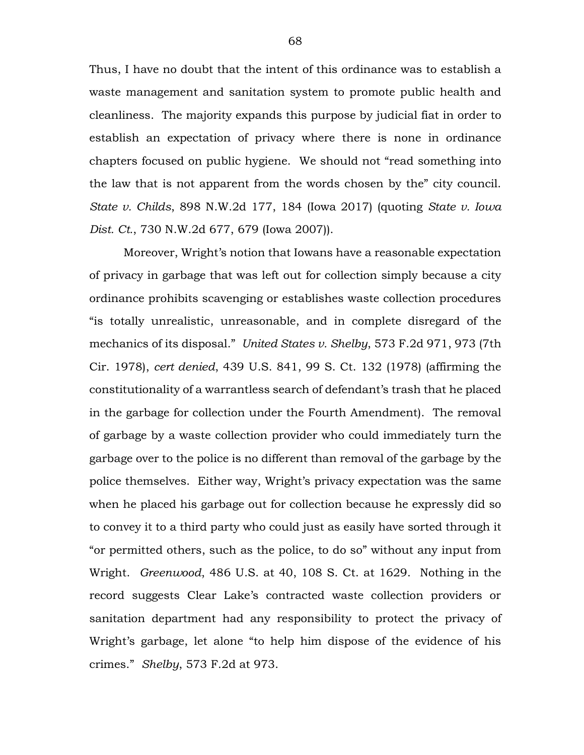Thus, I have no doubt that the intent of this ordinance was to establish a waste management and sanitation system to promote public health and cleanliness. The majority expands this purpose by judicial fiat in order to establish an expectation of privacy where there is none in ordinance chapters focused on public hygiene. We should not "read something into the law that is not apparent from the words chosen by the" city council. *State v. Childs*, 898 N.W.2d 177, 184 (Iowa 2017) (quoting *State v. Iowa Dist. Ct.*, 730 N.W.2d 677, 679 (Iowa 2007)).

Moreover, Wright's notion that Iowans have a reasonable expectation of privacy in garbage that was left out for collection simply because a city ordinance prohibits scavenging or establishes waste collection procedures "is totally unrealistic, unreasonable, and in complete disregard of the mechanics of its disposal." *United States v. Shelby*, 573 F.2d 971, 973 (7th Cir. 1978), *cert denied*, 439 U.S. 841, 99 S. Ct. 132 (1978) (affirming the constitutionality of a warrantless search of defendant's trash that he placed in the garbage for collection under the Fourth Amendment). The removal of garbage by a waste collection provider who could immediately turn the garbage over to the police is no different than removal of the garbage by the police themselves. Either way, Wright's privacy expectation was the same when he placed his garbage out for collection because he expressly did so to convey it to a third party who could just as easily have sorted through it "or permitted others, such as the police, to do so" without any input from Wright. *Greenwood*, 486 U.S. at 40, 108 S. Ct. at 1629. Nothing in the record suggests Clear Lake's contracted waste collection providers or sanitation department had any responsibility to protect the privacy of Wright's garbage, let alone "to help him dispose of the evidence of his crimes." *Shelby*, 573 F.2d at 973.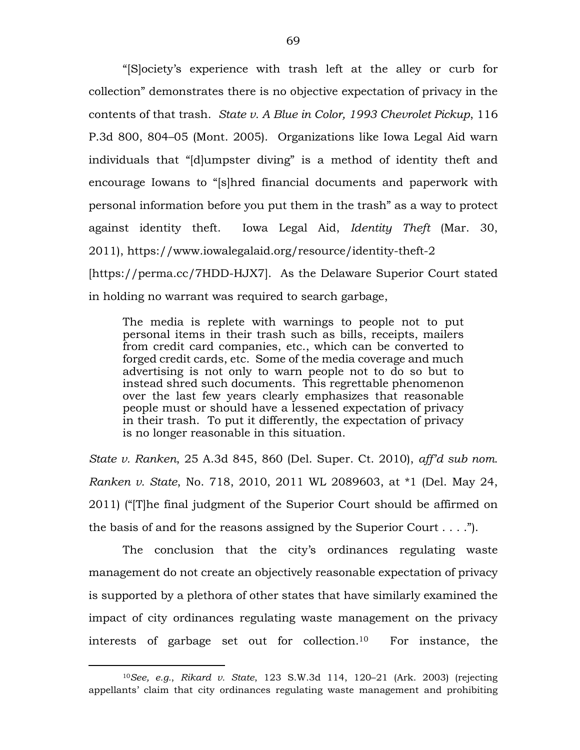"[S]ociety's experience with trash left at the alley or curb for collection" demonstrates there is no objective expectation of privacy in the contents of that trash. *State v. A Blue in Color, 1993 Chevrolet Pickup*, 116 P.3d 800, 804–05 (Mont. 2005). Organizations like Iowa Legal Aid warn individuals that "[d]umpster diving" is a method of identity theft and encourage Iowans to "[s]hred financial documents and paperwork with personal information before you put them in the trash" as a way to protect against identity theft. Iowa Legal Aid, *Identity Theft* (Mar. 30, 2011), https://www.iowalegalaid.org/resource/identity-theft-2 [https://perma.cc/7HDD-HJX7]. As the Delaware Superior Court stated in holding no warrant was required to search garbage,

> The media is replete with warnings to people not to put personal items in their trash such as bills, receipts, mailers from credit card companies, etc., which can be converted to forged credit cards, etc. Some of the media coverage and much advertising is not only to warn people not to do so but to instead shred such documents. This regrettable phenomenon over the last few years clearly emphasizes that reasonable people must or should have a lessened expectation of privacy in their trash. To put it differently, the expectation of privacy is no longer reasonable in this situation.

*State v. Ranken*, 25 A.3d 845, 860 (Del. Super. Ct. 2010), *aff'd sub nom. Ranken v. State*, No. 718, 2010, 2011 WL 2089603, at *1 (Del. May 24, 2011) ("[T]he final judgment of the Superior Court should be affirmed on the basis of and for the reasons assigned by the Superior Court . . . .").

The conclusion that the city's ordinances regulating waste management do not create an objectively reasonable expectation of privacy is supported by a plethora of other states that have similarly examined the impact of city ordinances regulating waste management on the privacy interests of garbage set out for collection.[10] For instance, the

[10] *See, e.g.*, *Rikard v. State*, 123 S.W.3d 114, 120–21 (Ark. 2003) (rejecting appellants' claim that city ordinances regulating waste management and prohibiting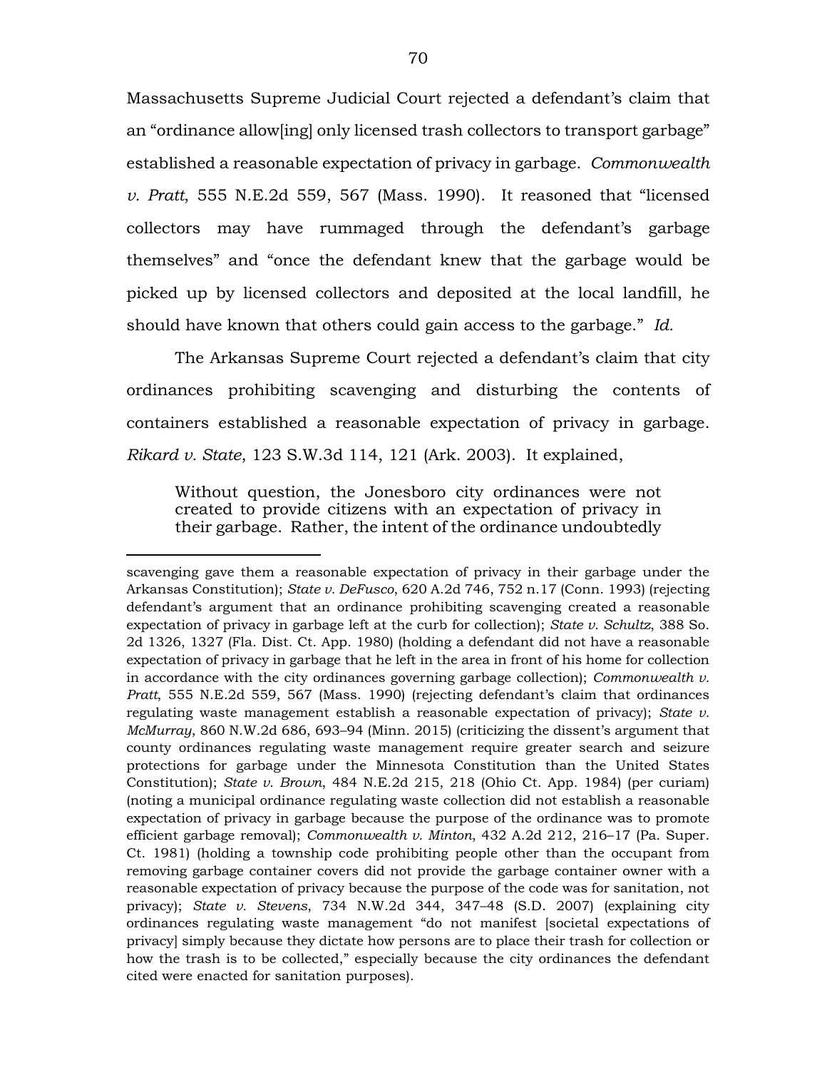Massachusetts Supreme Judicial Court rejected a defendant's claim that an "ordinance allow[ing] only licensed trash collectors to transport garbage" established a reasonable expectation of privacy in garbage. *Commonwealth v. Pratt*, 555 N.E.2d 559, 567 (Mass. 1990). It reasoned that "licensed collectors may have rummaged through the defendant's garbage themselves" and "once the defendant knew that the garbage would be picked up by licensed collectors and deposited at the local landfill, he should have known that others could gain access to the garbage." *Id.*

The Arkansas Supreme Court rejected a defendant's claim that city ordinances prohibiting scavenging and disturbing the contents of containers established a reasonable expectation of privacy in garbage. *Rikard v. State*, 123 S.W.3d 114, 121 (Ark. 2003). It explained,

> Without question, the Jonesboro city ordinances were not created to provide citizens with an expectation of privacy in their garbage. Rather, the intent of the ordinance undoubtedly

---

scavenging gave them a reasonable expectation of privacy in their garbage under the Arkansas Constitution); *State v. DeFusco*, 620 A.2d 746, 752 n.17 (Conn. 1993) (rejecting defendant's argument that an ordinance prohibiting scavenging created a reasonable expectation of privacy in garbage left at the curb for collection); *State v. Schultz*, 388 So. 2d 1326, 1327 (Fla. Dist. Ct. App. 1980) (holding a defendant did not have a reasonable expectation of privacy in garbage that he left in the area in front of his home for collection in accordance with the city ordinances governing garbage collection); *Commonwealth v. Pratt*, 555 N.E.2d 559, 567 (Mass. 1990) (rejecting defendant's claim that ordinances regulating waste management establish a reasonable expectation of privacy); *State v. McMurray*, 860 N.W.2d 686, 693–94 (Minn. 2015) (criticizing the dissent's argument that county ordinances regulating waste management require greater search and seizure protections for garbage under the Minnesota Constitution than the United States Constitution); *State v. Brown*, 484 N.E.2d 215, 218 (Ohio Ct. App. 1984) (per curiam) (noting a municipal ordinance regulating waste collection did not establish a reasonable expectation of privacy in garbage because the purpose of the ordinance was to promote efficient garbage removal); *Commonwealth v. Minton*, 432 A.2d 212, 216–17 (Pa. Super. Ct. 1981) (holding a township code prohibiting people other than the occupant from removing garbage container covers did not provide the garbage container owner with a reasonable expectation of privacy because the purpose of the code was for sanitation, not privacy); *State v. Stevens*, 734 N.W.2d 344, 347–48 (S.D. 2007) (explaining city ordinances regulating waste management "do not manifest [societal expectations of privacy] simply because they dictate how persons are to place their trash for collection or how the trash is to be collected," especially because the city ordinances the defendant cited were enacted for sanitation purposes).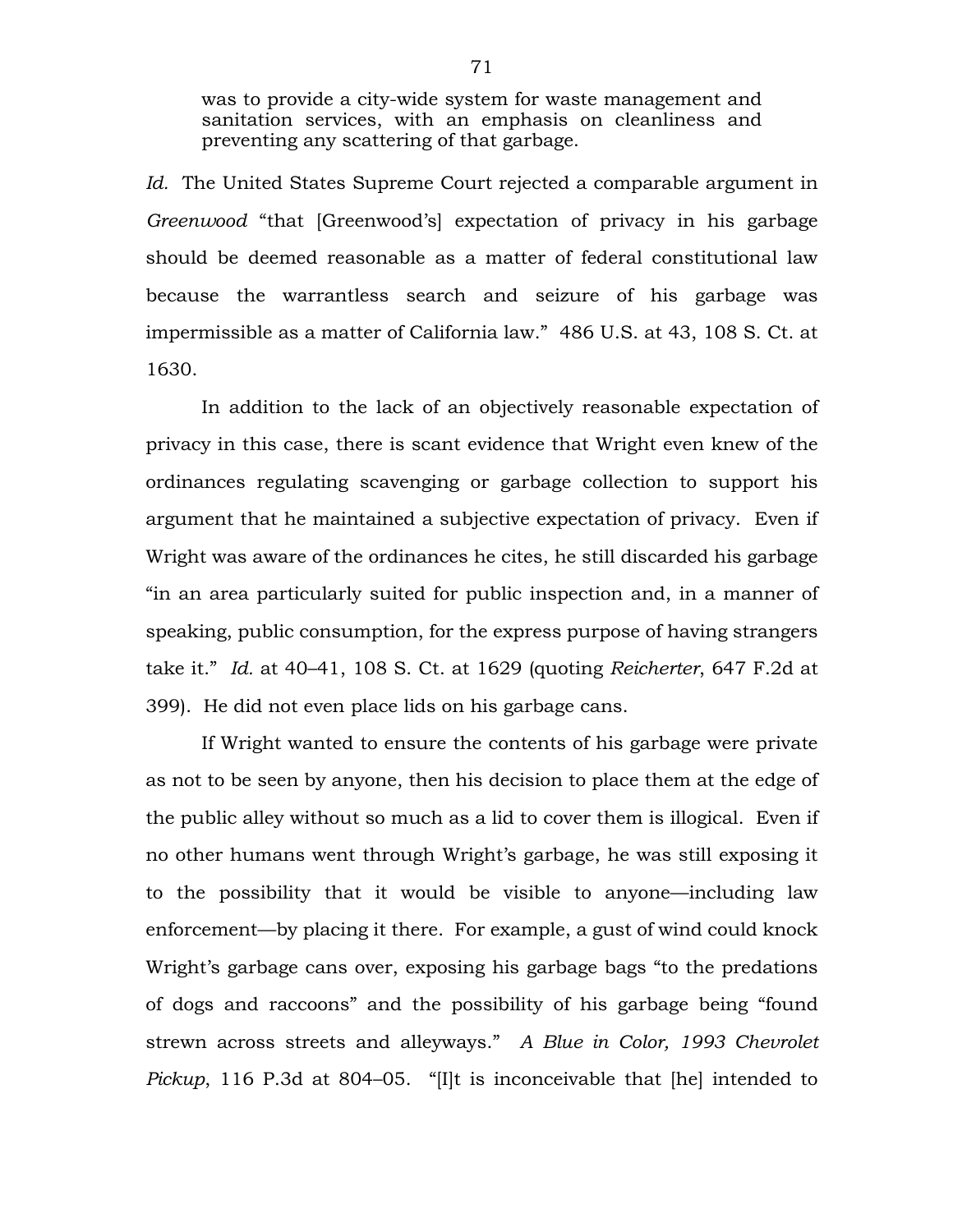> was to provide a city-wide system for waste management and sanitation services, with an emphasis on cleanliness and preventing any scattering of that garbage.

*Id.* The United States Supreme Court rejected a comparable argument in *Greenwood* "that [Greenwood's] expectation of privacy in his garbage should be deemed reasonable as a matter of federal constitutional law because the warrantless search and seizure of his garbage was impermissible as a matter of California law." 486 U.S. at 43, 108 S. Ct. at 1630.

In addition to the lack of an objectively reasonable expectation of privacy in this case, there is scant evidence that Wright even knew of the ordinances regulating scavenging or garbage collection to support his argument that he maintained a subjective expectation of privacy. Even if Wright was aware of the ordinances he cites, he still discarded his garbage "in an area particularly suited for public inspection and, in a manner of speaking, public consumption, for the express purpose of having strangers take it." *Id.* at 40–41, 108 S. Ct. at 1629 (quoting *Reicherter*, 647 F.2d at 399). He did not even place lids on his garbage cans.

If Wright wanted to ensure the contents of his garbage were private as not to be seen by anyone, then his decision to place them at the edge of the public alley without so much as a lid to cover them is illogical. Even if no other humans went through Wright's garbage, he was still exposing it to the possibility that it would be visible to anyone—including law enforcement—by placing it there. For example, a gust of wind could knock Wright's garbage cans over, exposing his garbage bags "to the predations of dogs and raccoons" and the possibility of his garbage being "found strewn across streets and alleyways." *A Blue in Color, 1993 Chevrolet Pickup*, 116 P.3d at 804–05. "[I]t is inconceivable that [he] intended to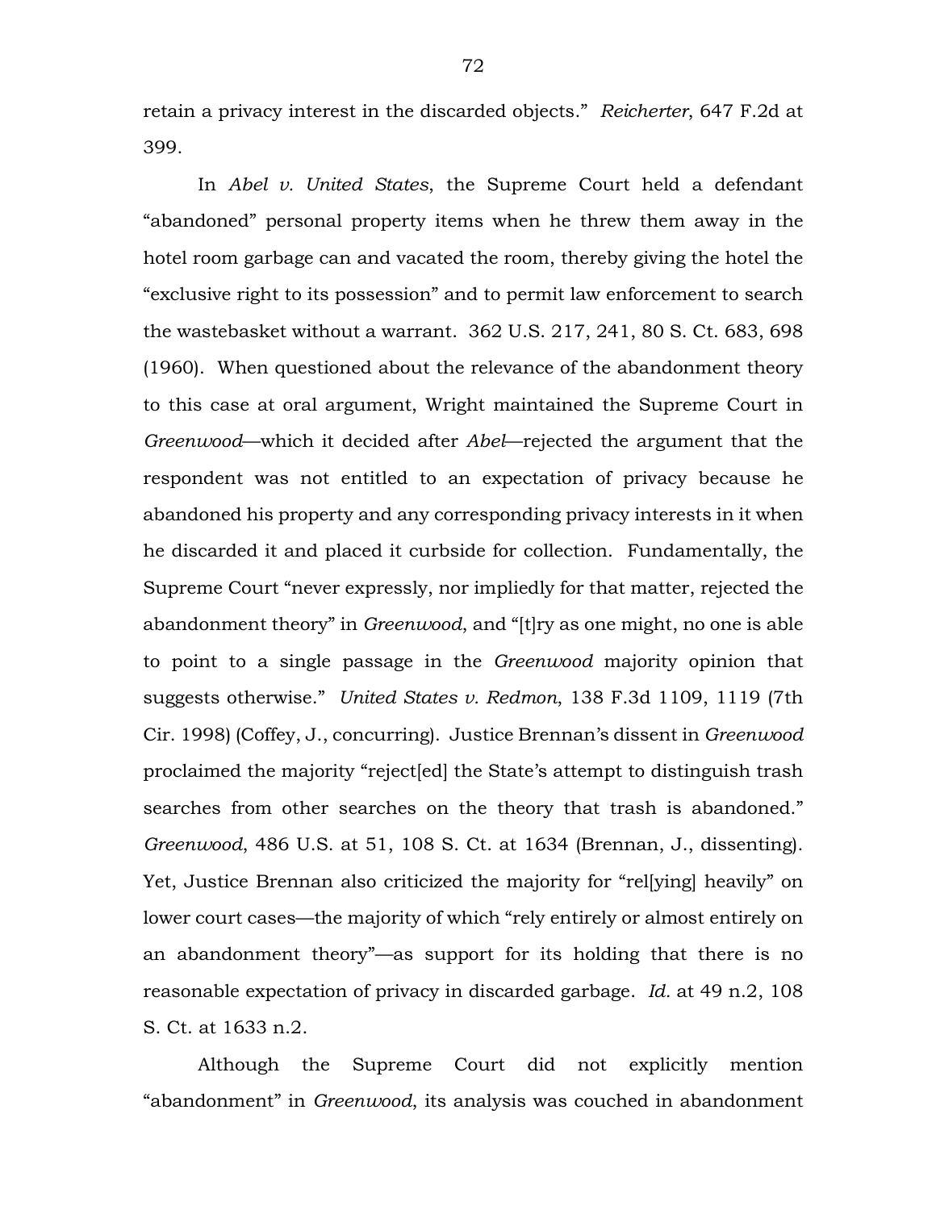retain a privacy interest in the discarded objects." *Reicherter*, 647 F.2d at 399.

In *Abel v. United States*, the Supreme Court held a defendant "abandoned" personal property items when he threw them away in the hotel room garbage can and vacated the room, thereby giving the hotel the "exclusive right to its possession" and to permit law enforcement to search the wastebasket without a warrant. 362 U.S. 217, 241, 80 S. Ct. 683, 698 (1960). When questioned about the relevance of the abandonment theory to this case at oral argument, Wright maintained the Supreme Court in *Greenwood*—which it decided after *Abel*—rejected the argument that the respondent was not entitled to an expectation of privacy because he abandoned his property and any corresponding privacy interests in it when he discarded it and placed it curbside for collection. Fundamentally, the Supreme Court "never expressly, nor impliedly for that matter, rejected the abandonment theory" in *Greenwood*, and "[t]ry as one might, no one is able to point to a single passage in the *Greenwood* majority opinion that suggests otherwise." *United States v. Redmon*, 138 F.3d 1109, 1119 (7th Cir. 1998) (Coffey, J., concurring). Justice Brennan's dissent in *Greenwood* proclaimed the majority "reject[ed] the State's attempt to distinguish trash searches from other searches on the theory that trash is abandoned." *Greenwood*, 486 U.S. at 51, 108 S. Ct. at 1634 (Brennan, J., dissenting). Yet, Justice Brennan also criticized the majority for "rel[ying] heavily" on lower court cases—the majority of which "rely entirely or almost entirely on an abandonment theory"—as support for its holding that there is no reasonable expectation of privacy in discarded garbage. *Id.* at 49 n.2, 108 S. Ct. at 1633 n.2.

Although the Supreme Court did not explicitly mention "abandonment" in *Greenwood*, its analysis was couched in abandonment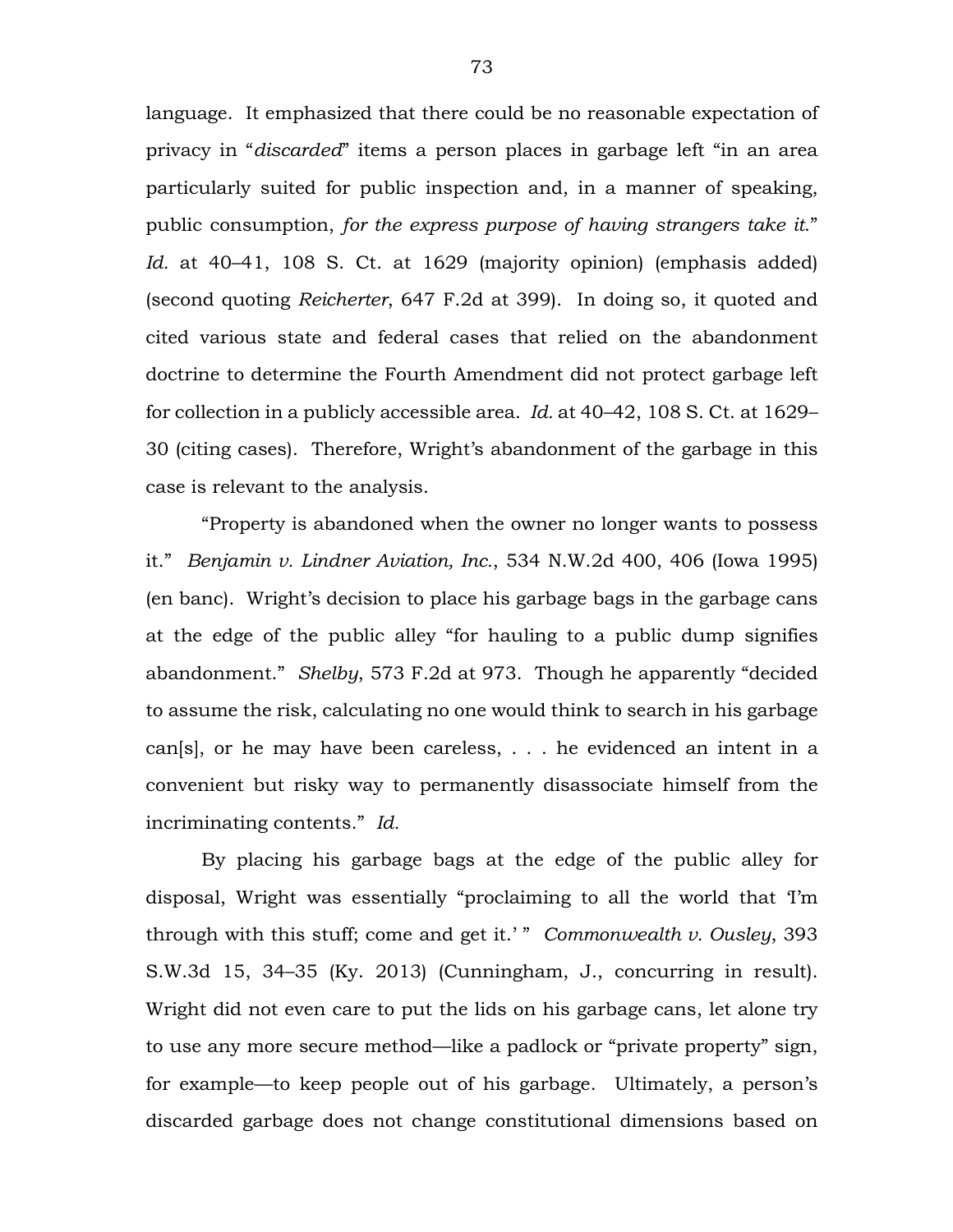language. It emphasized that there could be no reasonable expectation of privacy in "*discarded*" items a person places in garbage left "in an area particularly suited for public inspection and, in a manner of speaking, public consumption, *for the express purpose of having strangers take it*." *Id.* at 40–41, 108 S. Ct. at 1629 (majority opinion) (emphasis added) (second quoting *Reicherter*, 647 F.2d at 399). In doing so, it quoted and cited various state and federal cases that relied on the abandonment doctrine to determine the Fourth Amendment did not protect garbage left for collection in a publicly accessible area. *Id.* at 40–42, 108 S. Ct. at 1629–30 (citing cases). Therefore, Wright's abandonment of the garbage in this case is relevant to the analysis.

"Property is abandoned when the owner no longer wants to possess it." *Benjamin v. Lindner Aviation, Inc.*, 534 N.W.2d 400, 406 (Iowa 1995) (en banc). Wright's decision to place his garbage bags in the garbage cans at the edge of the public alley "for hauling to a public dump signifies abandonment." *Shelby*, 573 F.2d at 973. Though he apparently "decided to assume the risk, calculating no one would think to search in his garbage can[s], or he may have been careless, . . . he evidenced an intent in a convenient but risky way to permanently disassociate himself from the incriminating contents." *Id.*

By placing his garbage bags at the edge of the public alley for disposal, Wright was essentially "proclaiming to all the world that 'I'm through with this stuff; come and get it.' " *Commonwealth v. Ousley*, 393 S.W.3d 15, 34–35 (Ky. 2013) (Cunningham, J., concurring in result). Wright did not even care to put the lids on his garbage cans, let alone try to use any more secure method—like a padlock or "private property" sign, for example—to keep people out of his garbage. Ultimately, a person's discarded garbage does not change constitutional dimensions based on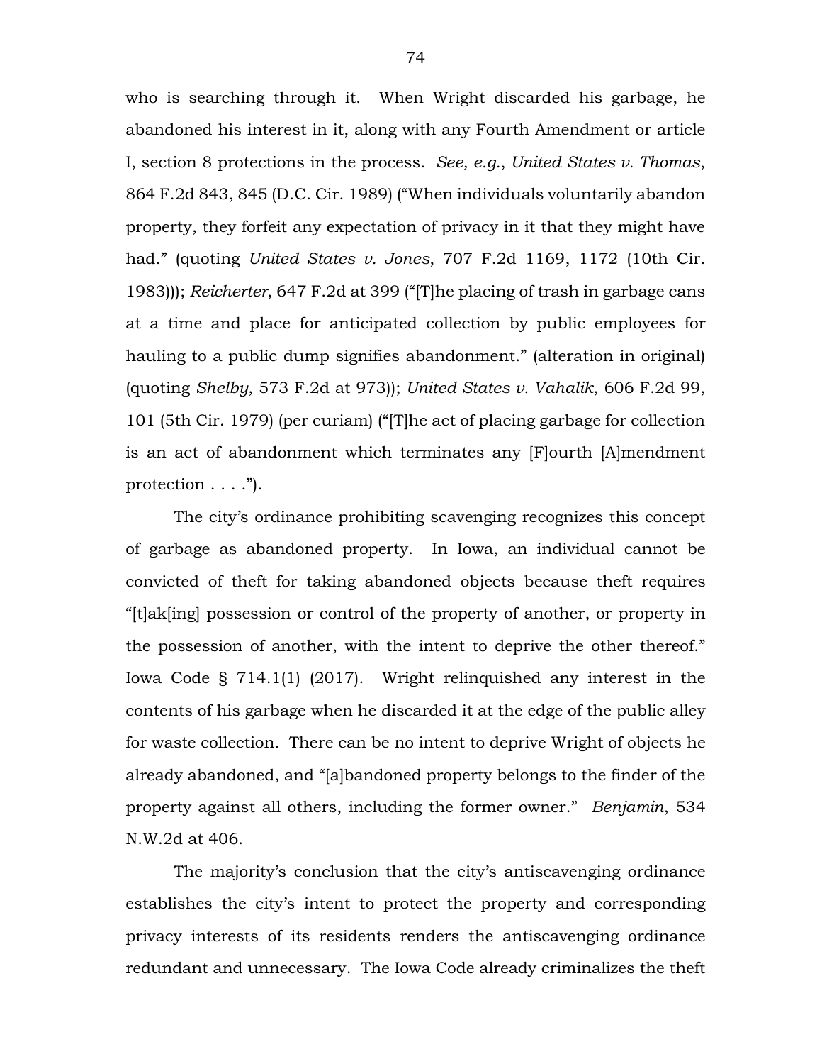who is searching through it. When Wright discarded his garbage, he abandoned his interest in it, along with any Fourth Amendment or article I, section 8 protections in the process. *See, e.g.*, *United States v. Thomas*, 864 F.2d 843, 845 (D.C. Cir. 1989) ("When individuals voluntarily abandon property, they forfeit any expectation of privacy in it that they might have had." (quoting *United States v. Jones*, 707 F.2d 1169, 1172 (10th Cir. 1983))); *Reicherter*, 647 F.2d at 399 ("[T]he placing of trash in garbage cans at a time and place for anticipated collection by public employees for hauling to a public dump signifies abandonment." (alteration in original) (quoting *Shelby*, 573 F.2d at 973)); *United States v. Vahalik*, 606 F.2d 99, 101 (5th Cir. 1979) (per curiam) ("[T]he act of placing garbage for collection is an act of abandonment which terminates any [F]ourth [A]mendment protection . . . .").

The city's ordinance prohibiting scavenging recognizes this concept of garbage as abandoned property. In Iowa, an individual cannot be convicted of theft for taking abandoned objects because theft requires "[t]ak[ing] possession or control of the property of another, or property in the possession of another, with the intent to deprive the other thereof." Iowa Code § 714.1(1) (2017). Wright relinquished any interest in the contents of his garbage when he discarded it at the edge of the public alley for waste collection. There can be no intent to deprive Wright of objects he already abandoned, and "[a]bandoned property belongs to the finder of the property against all others, including the former owner." *Benjamin*, 534 N.W.2d at 406.

The majority's conclusion that the city's antiscavenging ordinance establishes the city's intent to protect the property and corresponding privacy interests of its residents renders the antiscavenging ordinance redundant and unnecessary. The Iowa Code already criminalizes the theft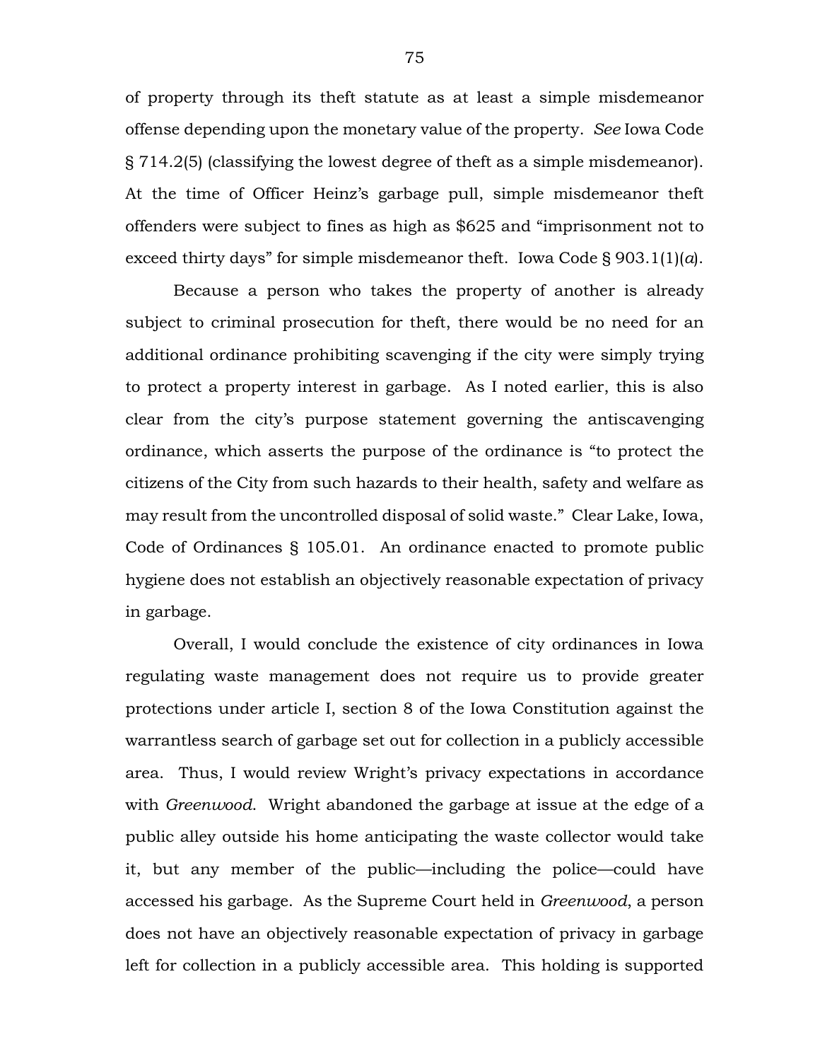of property through its theft statute as at least a simple misdemeanor offense depending upon the monetary value of the property. *See* Iowa Code § 714.2(5) (classifying the lowest degree of theft as a simple misdemeanor). At the time of Officer Heinz's garbage pull, simple misdemeanor theft offenders were subject to fines as high as $625 and "imprisonment not to exceed thirty days" for simple misdemeanor theft. Iowa Code § 903.1(1)(*a*).

Because a person who takes the property of another is already subject to criminal prosecution for theft, there would be no need for an additional ordinance prohibiting scavenging if the city were simply trying to protect a property interest in garbage. As I noted earlier, this is also clear from the city's purpose statement governing the antiscavenging ordinance, which asserts the purpose of the ordinance is "to protect the citizens of the City from such hazards to their health, safety and welfare as may result from the uncontrolled disposal of solid waste." Clear Lake, Iowa, Code of Ordinances § 105.01. An ordinance enacted to promote public hygiene does not establish an objectively reasonable expectation of privacy in garbage.

Overall, I would conclude the existence of city ordinances in Iowa regulating waste management does not require us to provide greater protections under article I, section 8 of the Iowa Constitution against the warrantless search of garbage set out for collection in a publicly accessible area. Thus, I would review Wright's privacy expectations in accordance with *Greenwood*. Wright abandoned the garbage at issue at the edge of a public alley outside his home anticipating the waste collector would take it, but any member of the public—including the police—could have accessed his garbage. As the Supreme Court held in *Greenwood*, a person does not have an objectively reasonable expectation of privacy in garbage left for collection in a publicly accessible area. This holding is supported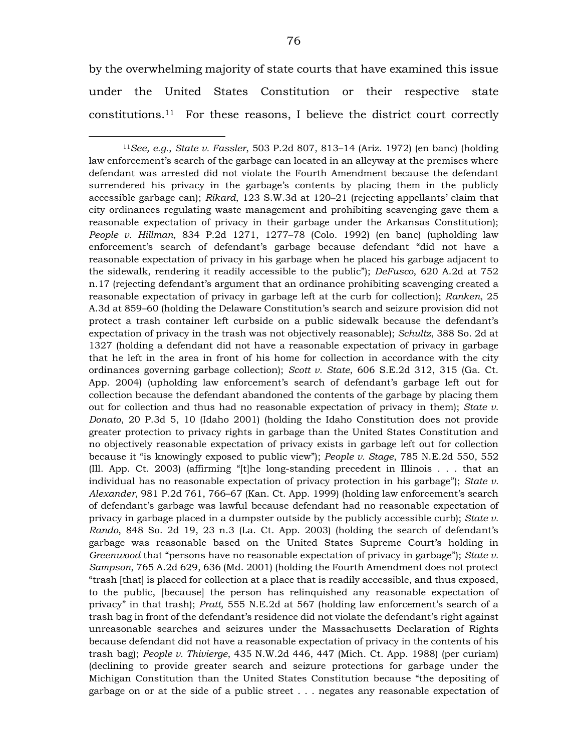by the overwhelming majority of state courts that have examined this issue under the United States Constitution or their respective state constitutions.[11] For these reasons, I believe the district court correctly

---

[11]*See, e.g.*, *State v. Fassler*, 503 P.2d 807, 813–14 (Ariz. 1972) (en banc) (holding law enforcement's search of the garbage can located in an alleyway at the premises where defendant was arrested did not violate the Fourth Amendment because the defendant surrendered his privacy in the garbage's contents by placing them in the publicly accessible garbage can); *Rikard*, 123 S.W.3d at 120–21 (rejecting appellants' claim that city ordinances regulating waste management and prohibiting scavenging gave them a reasonable expectation of privacy in their garbage under the Arkansas Constitution); *People v. Hillman*, 834 P.2d 1271, 1277–78 (Colo. 1992) (en banc) (upholding law enforcement's search of defendant's garbage because defendant "did not have a reasonable expectation of privacy in his garbage when he placed his garbage adjacent to the sidewalk, rendering it readily accessible to the public"); *DeFusco*, 620 A.2d at 752 n.17 (rejecting defendant's argument that an ordinance prohibiting scavenging created a reasonable expectation of privacy in garbage left at the curb for collection); *Ranken*, 25 A.3d at 859–60 (holding the Delaware Constitution's search and seizure provision did not protect a trash container left curbside on a public sidewalk because the defendant's expectation of privacy in the trash was not objectively reasonable); *Schultz*, 388 So. 2d at 1327 (holding a defendant did not have a reasonable expectation of privacy in garbage that he left in the area in front of his home for collection in accordance with the city ordinances governing garbage collection); *Scott v. State*, 606 S.E.2d 312, 315 (Ga. Ct. App. 2004) (upholding law enforcement's search of defendant's garbage left out for collection because the defendant abandoned the contents of the garbage by placing them out for collection and thus had no reasonable expectation of privacy in them); *State v. Donato*, 20 P.3d 5, 10 (Idaho 2001) (holding the Idaho Constitution does not provide greater protection to privacy rights in garbage than the United States Constitution and no objectively reasonable expectation of privacy exists in garbage left out for collection because it "is knowingly exposed to public view"); *People v. Stage*, 785 N.E.2d 550, 552 (Ill. App. Ct. 2003) (affirming "[t]he long-standing precedent in Illinois . . . that an individual has no reasonable expectation of privacy protection in his garbage"); *State v. Alexander*, 981 P.2d 761, 766–67 (Kan. Ct. App. 1999) (holding law enforcement's search of defendant's garbage was lawful because defendant had no reasonable expectation of privacy in garbage placed in a dumpster outside by the publicly accessible curb); *State v. Rando*, 848 So. 2d 19, 23 n.3 (La. Ct. App. 2003) (holding the search of defendant's garbage was reasonable based on the United States Supreme Court's holding in *Greenwood* that "persons have no reasonable expectation of privacy in garbage"); *State v. Sampson*, 765 A.2d 629, 636 (Md. 2001) (holding the Fourth Amendment does not protect "trash [that] is placed for collection at a place that is readily accessible, and thus exposed, to the public, [because] the person has relinquished any reasonable expectation of privacy" in that trash); *Pratt*, 555 N.E.2d at 567 (holding law enforcement's search of a trash bag in front of the defendant's residence did not violate the defendant's right against unreasonable searches and seizures under the Massachusetts Declaration of Rights because defendant did not have a reasonable expectation of privacy in the contents of his trash bag); *People v. Thivierge*, 435 N.W.2d 446, 447 (Mich. Ct. App. 1988) (per curiam) (declining to provide greater search and seizure protections for garbage under the Michigan Constitution than the United States Constitution because "the depositing of garbage on or at the side of a public street . . . negates any reasonable expectation of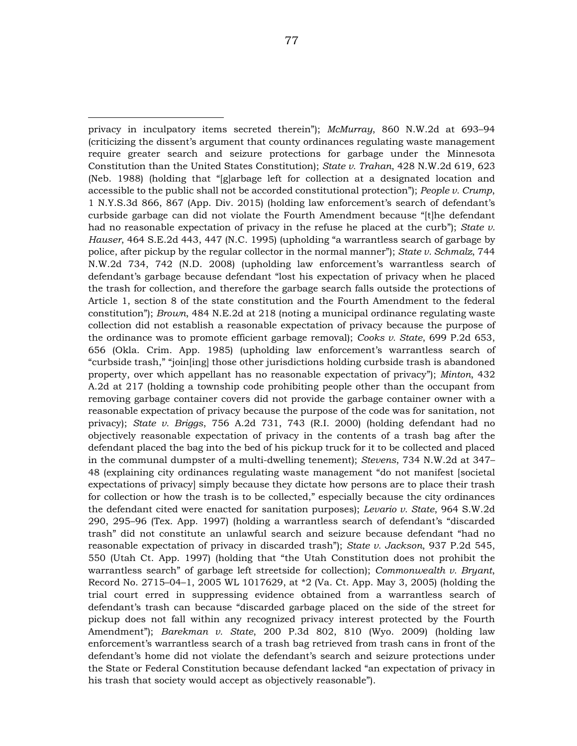privacy in inculpatory items secreted therein"); *McMurray*, 860 N.W.2d at 693–94 (criticizing the dissent's argument that county ordinances regulating waste management require greater search and seizure protections for garbage under the Minnesota Constitution than the United States Constitution); *State v. Trahan*, 428 N.W.2d 619, 623 (Neb. 1988) (holding that "[g]arbage left for collection at a designated location and accessible to the public shall not be accorded constitutional protection"); *People v. Crump*, 1 N.Y.S.3d 866, 867 (App. Div. 2015) (holding law enforcement's search of defendant's curbside garbage can did not violate the Fourth Amendment because "[t]he defendant had no reasonable expectation of privacy in the refuse he placed at the curb"); *State v. Hauser*, 464 S.E.2d 443, 447 (N.C. 1995) (upholding "a warrantless search of garbage by police, after pickup by the regular collector in the normal manner"); *State v. Schmalz*, 744 N.W.2d 734, 742 (N.D. 2008) (upholding law enforcement's warrantless search of defendant's garbage because defendant "lost his expectation of privacy when he placed the trash for collection, and therefore the garbage search falls outside the protections of Article 1, section 8 of the state constitution and the Fourth Amendment to the federal constitution"); *Brown*, 484 N.E.2d at 218 (noting a municipal ordinance regulating waste collection did not establish a reasonable expectation of privacy because the purpose of the ordinance was to promote efficient garbage removal); *Cooks v. State*, 699 P.2d 653, 656 (Okla. Crim. App. 1985) (upholding law enforcement's warrantless search of "curbside trash," "join[ing] those other jurisdictions holding curbside trash is abandoned property, over which appellant has no reasonable expectation of privacy"); *Minton*, 432 A.2d at 217 (holding a township code prohibiting people other than the occupant from removing garbage container covers did not provide the garbage container owner with a reasonable expectation of privacy because the purpose of the code was for sanitation, not privacy); *State v. Briggs*, 756 A.2d 731, 743 (R.I. 2000) (holding defendant had no objectively reasonable expectation of privacy in the contents of a trash bag after the defendant placed the bag into the bed of his pickup truck for it to be collected and placed in the communal dumpster of a multi-dwelling tenement); *Stevens*, 734 N.W.2d at 347–48 (explaining city ordinances regulating waste management "do not manifest [societal expectations of privacy] simply because they dictate how persons are to place their trash for collection or how the trash is to be collected," especially because the city ordinances the defendant cited were enacted for sanitation purposes); *Levario v. State*, 964 S.W.2d 290, 295–96 (Tex. App. 1997) (holding a warrantless search of defendant's "discarded trash" did not constitute an unlawful search and seizure because defendant "had no reasonable expectation of privacy in discarded trash"); *State v. Jackson*, 937 P.2d 545, 550 (Utah Ct. App. 1997) (holding that "the Utah Constitution does not prohibit the warrantless search" of garbage left streetside for collection); *Commonwealth v. Bryant*, Record No. 2715–04–1, 2005 WL 1017629, at *2 (Va. Ct. App. May 3, 2005) (holding the trial court erred in suppressing evidence obtained from a warrantless search of defendant's trash can because "discarded garbage placed on the side of the street for pickup does not fall within any recognized privacy interest protected by the Fourth Amendment"); *Barekman v. State*, 200 P.3d 802, 810 (Wyo. 2009) (holding law enforcement's warrantless search of a trash bag retrieved from trash cans in front of the defendant's home did not violate the defendant's search and seizure protections under the State or Federal Constitution because defendant lacked "an expectation of privacy in his trash that society would accept as objectively reasonable").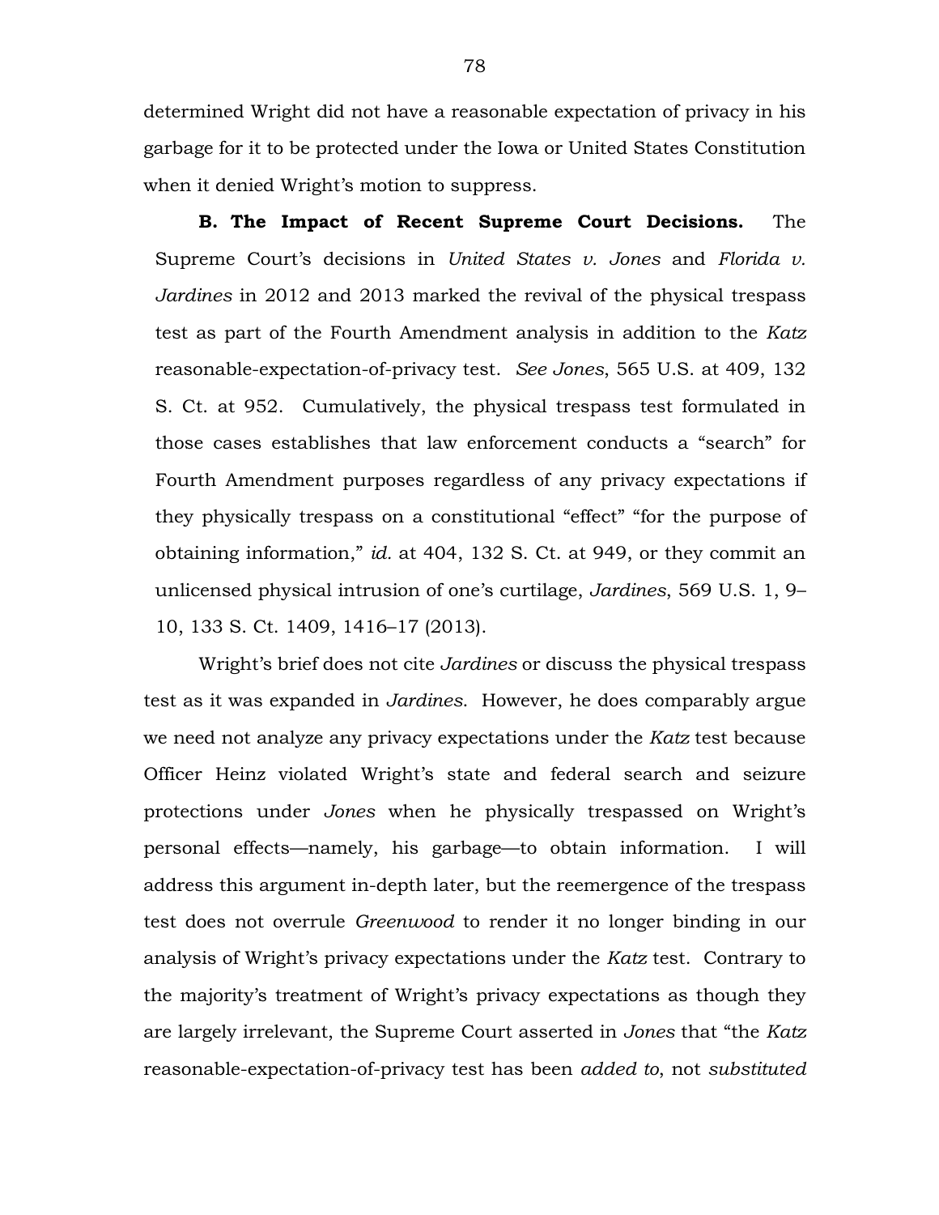determined Wright did not have a reasonable expectation of privacy in his garbage for it to be protected under the Iowa or United States Constitution when it denied Wright's motion to suppress.

**B. The Impact of Recent Supreme Court Decisions.** The Supreme Court's decisions in *United States v. Jones* and *Florida v. Jardines* in 2012 and 2013 marked the revival of the physical trespass test as part of the Fourth Amendment analysis in addition to the *Katz* reasonable-expectation-of-privacy test. *See Jones*, 565 U.S. at 409, 132 S. Ct. at 952. Cumulatively, the physical trespass test formulated in those cases establishes that law enforcement conducts a "search" for Fourth Amendment purposes regardless of any privacy expectations if they physically trespass on a constitutional "effect" "for the purpose of obtaining information," *id.* at 404, 132 S. Ct. at 949, or they commit an unlicensed physical intrusion of one's curtilage, *Jardines*, 569 U.S. 1, 9–10, 133 S. Ct. 1409, 1416–17 (2013).

Wright's brief does not cite *Jardines* or discuss the physical trespass test as it was expanded in *Jardines*. However, he does comparably argue we need not analyze any privacy expectations under the *Katz* test because Officer Heinz violated Wright's state and federal search and seizure protections under *Jones* when he physically trespassed on Wright's personal effects—namely, his garbage—to obtain information. I will address this argument in-depth later, but the reemergence of the trespass test does not overrule *Greenwood* to render it no longer binding in our analysis of Wright's privacy expectations under the *Katz* test. Contrary to the majority's treatment of Wright's privacy expectations as though they are largely irrelevant, the Supreme Court asserted in *Jones* that "the *Katz* reasonable-expectation-of-privacy test has been *added to*, not *substituted*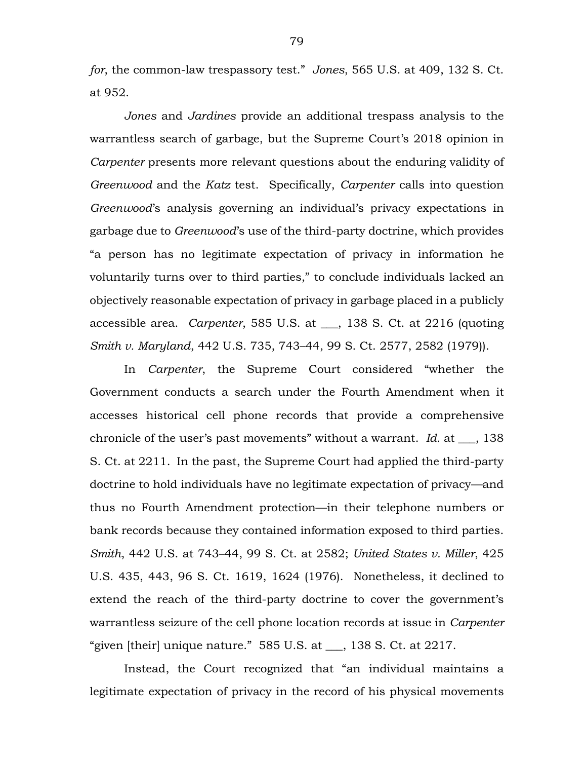*for*, the common-law trespassory test." *Jones*, 565 U.S. at 409, 132 S. Ct. at 952.

*Jones* and *Jardines* provide an additional trespass analysis to the warrantless search of garbage, but the Supreme Court's 2018 opinion in *Carpenter* presents more relevant questions about the enduring validity of *Greenwood* and the *Katz* test. Specifically, *Carpenter* calls into question *Greenwood*'s analysis governing an individual's privacy expectations in garbage due to *Greenwood*'s use of the third-party doctrine, which provides "a person has no legitimate expectation of privacy in information he voluntarily turns over to third parties," to conclude individuals lacked an objectively reasonable expectation of privacy in garbage placed in a publicly accessible area. *Carpenter*, 585 U.S. at ___, 138 S. Ct. at 2216 (quoting *Smith v. Maryland*, 442 U.S. 735, 743–44, 99 S. Ct. 2577, 2582 (1979)).

In *Carpenter*, the Supreme Court considered "whether the Government conducts a search under the Fourth Amendment when it accesses historical cell phone records that provide a comprehensive chronicle of the user's past movements" without a warrant. *Id.* at ___, 138 S. Ct. at 2211. In the past, the Supreme Court had applied the third-party doctrine to hold individuals have no legitimate expectation of privacy—and thus no Fourth Amendment protection—in their telephone numbers or bank records because they contained information exposed to third parties. *Smith*, 442 U.S. at 743–44, 99 S. Ct. at 2582; *United States v. Miller*, 425 U.S. 435, 443, 96 S. Ct. 1619, 1624 (1976). Nonetheless, it declined to extend the reach of the third-party doctrine to cover the government's warrantless seizure of the cell phone location records at issue in *Carpenter* "given [their] unique nature." 585 U.S. at ___, 138 S. Ct. at 2217.

Instead, the Court recognized that "an individual maintains a legitimate expectation of privacy in the record of his physical movements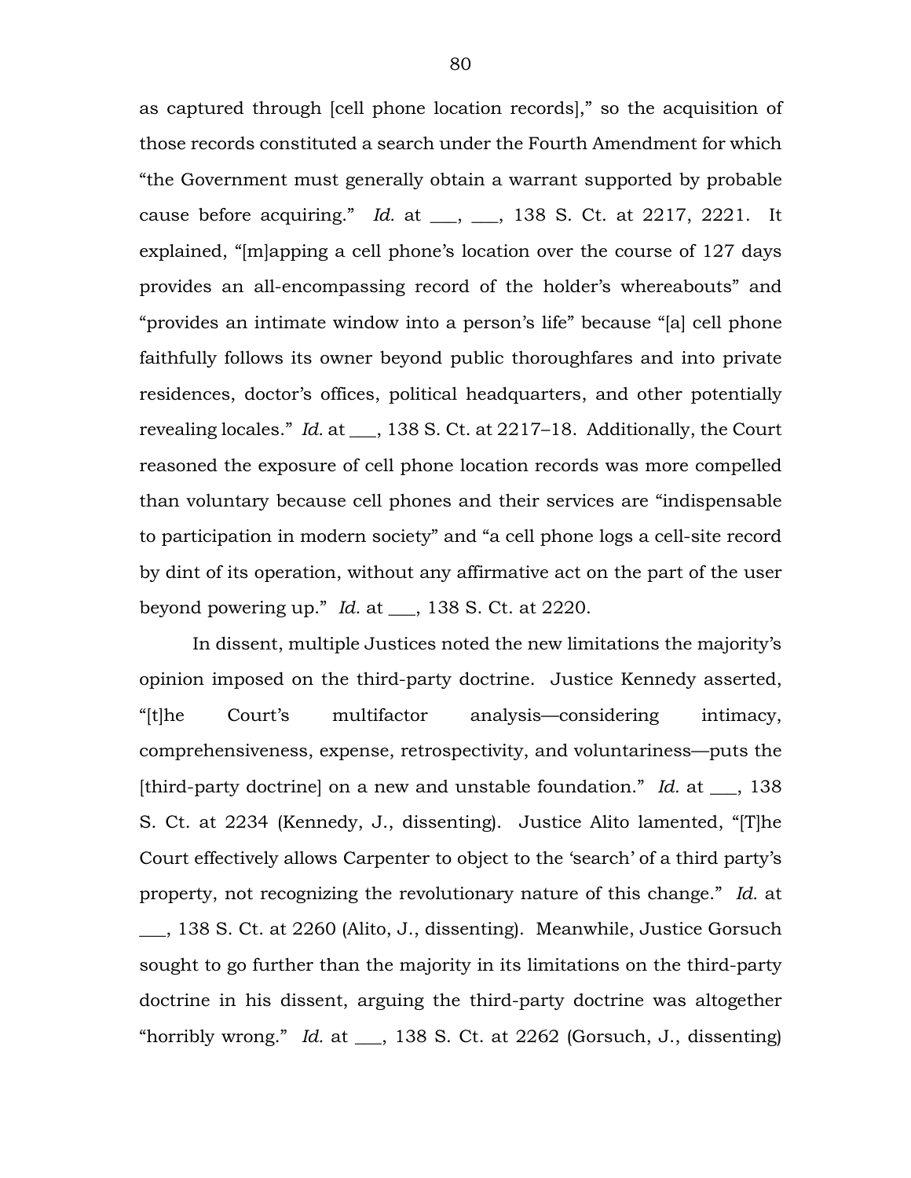as captured through [cell phone location records]," so the acquisition of those records constituted a search under the Fourth Amendment for which "the Government must generally obtain a warrant supported by probable cause before acquiring." *Id.* at ___, ___, 138 S. Ct. at 2217, 2221. It explained, "[m]apping a cell phone's location over the course of 127 days provides an all-encompassing record of the holder's whereabouts" and "provides an intimate window into a person's life" because "[a] cell phone faithfully follows its owner beyond public thoroughfares and into private residences, doctor's offices, political headquarters, and other potentially revealing locales." *Id.* at ___, 138 S. Ct. at 2217–18. Additionally, the Court reasoned the exposure of cell phone location records was more compelled than voluntary because cell phones and their services are "indispensable to participation in modern society" and "a cell phone logs a cell-site record by dint of its operation, without any affirmative act on the part of the user beyond powering up." *Id.* at ___, 138 S. Ct. at 2220.

In dissent, multiple Justices noted the new limitations the majority's opinion imposed on the third-party doctrine. Justice Kennedy asserted, "[t]he Court's multifactor analysis—considering intimacy, comprehensiveness, expense, retrospectivity, and voluntariness—puts the [third-party doctrine] on a new and unstable foundation." *Id.* at ___, 138 S. Ct. at 2234 (Kennedy, J., dissenting). Justice Alito lamented, "[T]he Court effectively allows Carpenter to object to the 'search' of a third party's property, not recognizing the revolutionary nature of this change." *Id.* at ___, 138 S. Ct. at 2260 (Alito, J., dissenting). Meanwhile, Justice Gorsuch sought to go further than the majority in its limitations on the third-party doctrine in his dissent, arguing the third-party doctrine was altogether "horribly wrong." *Id.* at ___, 138 S. Ct. at 2262 (Gorsuch, J., dissenting)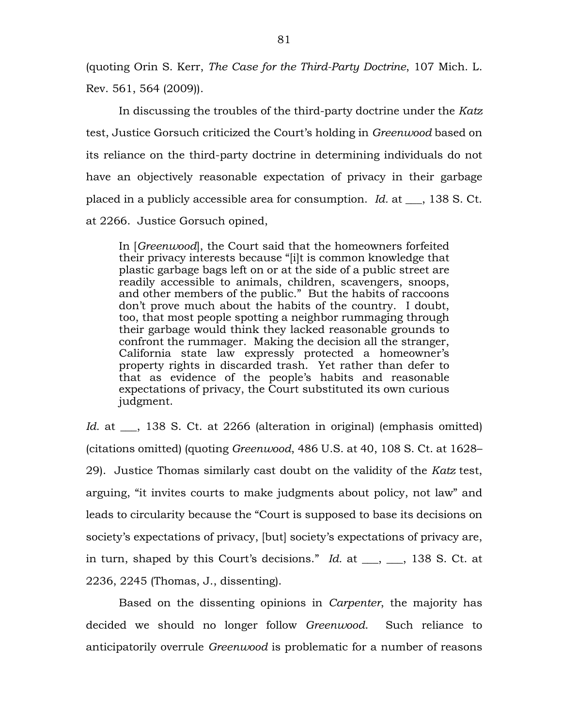(quoting Orin S. Kerr, *The Case for the Third-Party Doctrine*, 107 Mich. L. Rev. 561, 564 (2009)).

In discussing the troubles of the third-party doctrine under the *Katz* test, Justice Gorsuch criticized the Court's holding in *Greenwood* based on its reliance on the third-party doctrine in determining individuals do not have an objectively reasonable expectation of privacy in their garbage placed in a publicly accessible area for consumption. *Id.* at ___, 138 S. Ct. at 2266. Justice Gorsuch opined,

> In [*Greenwood*], the Court said that the homeowners forfeited their privacy interests because "[i]t is common knowledge that plastic garbage bags left on or at the side of a public street are readily accessible to animals, children, scavengers, snoops, and other members of the public." But the habits of raccoons don't prove much about the habits of the country. I doubt, too, that most people spotting a neighbor rummaging through their garbage would think they lacked reasonable grounds to confront the rummager. Making the decision all the stranger, California state law expressly protected a homeowner's property rights in discarded trash. Yet rather than defer to that as evidence of the people's habits and reasonable expectations of privacy, the Court substituted its own curious judgment.

*Id.* at ___, 138 S. Ct. at 2266 (alteration in original) (emphasis omitted) (citations omitted) (quoting *Greenwood*, 486 U.S. at 40, 108 S. Ct. at 1628–29). Justice Thomas similarly cast doubt on the validity of the *Katz* test, arguing, "it invites courts to make judgments about policy, not law" and leads to circularity because the "Court is supposed to base its decisions on society's expectations of privacy, [but] society's expectations of privacy are, in turn, shaped by this Court's decisions." *Id.* at ___, ___, 138 S. Ct. at 2236, 2245 (Thomas, J., dissenting).

Based on the dissenting opinions in *Carpenter*, the majority has decided we should no longer follow *Greenwood*. Such reliance to anticipatorily overrule *Greenwood* is problematic for a number of reasons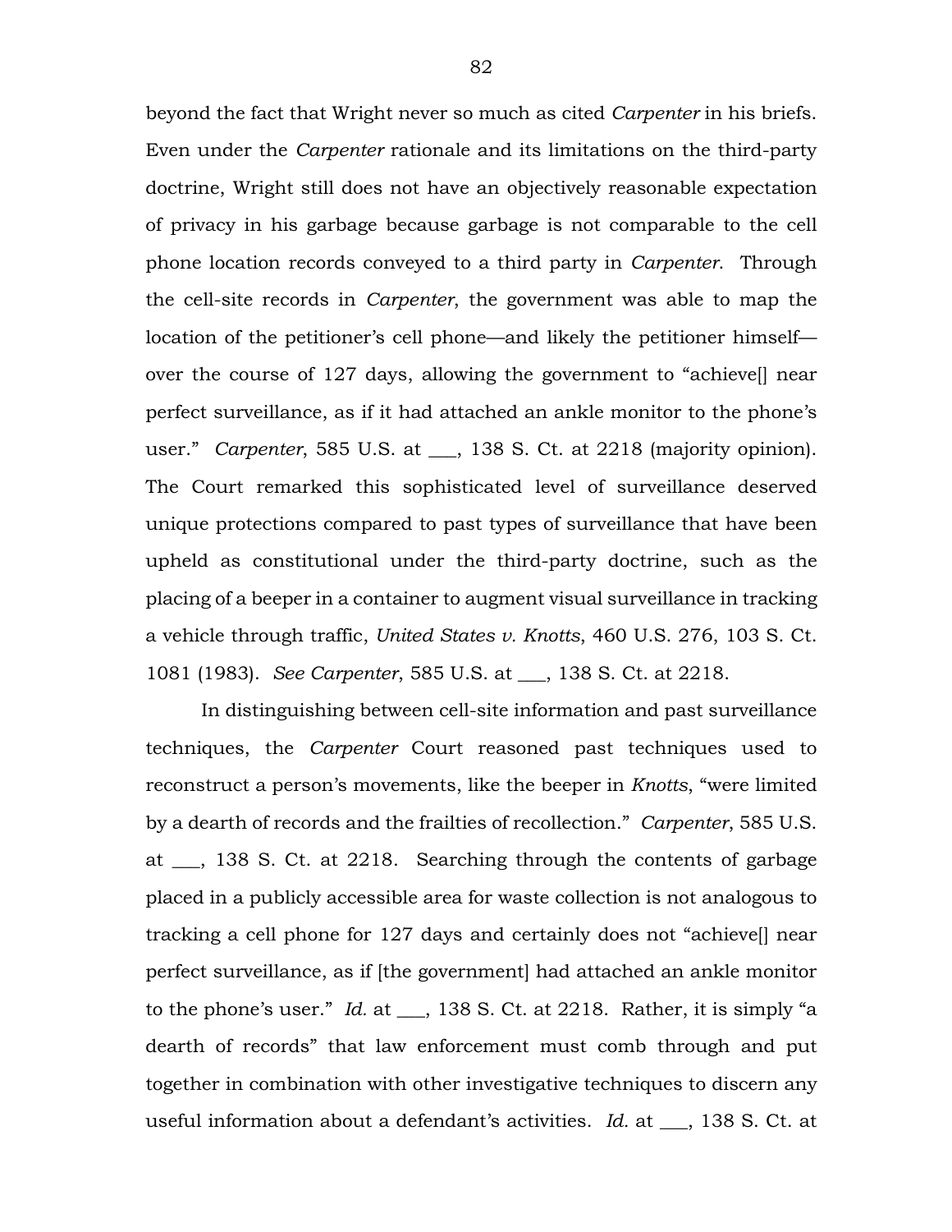beyond the fact that Wright never so much as cited *Carpenter* in his briefs. Even under the *Carpenter* rationale and its limitations on the third-party doctrine, Wright still does not have an objectively reasonable expectation of privacy in his garbage because garbage is not comparable to the cell phone location records conveyed to a third party in *Carpenter*. Through the cell-site records in *Carpenter*, the government was able to map the location of the petitioner's cell phone—and likely the petitioner himself—over the course of 127 days, allowing the government to "achieve[] near perfect surveillance, as if it had attached an ankle monitor to the phone's user." *Carpenter*, 585 U.S. at ___, 138 S. Ct. at 2218 (majority opinion). The Court remarked this sophisticated level of surveillance deserved unique protections compared to past types of surveillance that have been upheld as constitutional under the third-party doctrine, such as the placing of a beeper in a container to augment visual surveillance in tracking a vehicle through traffic, *United States v. Knotts*, 460 U.S. 276, 103 S. Ct. 1081 (1983). *See Carpenter*, 585 U.S. at ___, 138 S. Ct. at 2218.

In distinguishing between cell-site information and past surveillance techniques, the *Carpenter* Court reasoned past techniques used to reconstruct a person's movements, like the beeper in *Knotts*, "were limited by a dearth of records and the frailties of recollection." *Carpenter*, 585 U.S. at ___, 138 S. Ct. at 2218. Searching through the contents of garbage placed in a publicly accessible area for waste collection is not analogous to tracking a cell phone for 127 days and certainly does not "achieve[] near perfect surveillance, as if [the government] had attached an ankle monitor to the phone's user." *Id.* at ___, 138 S. Ct. at 2218. Rather, it is simply "a dearth of records" that law enforcement must comb through and put together in combination with other investigative techniques to discern any useful information about a defendant's activities. *Id.* at ___, 138 S. Ct. at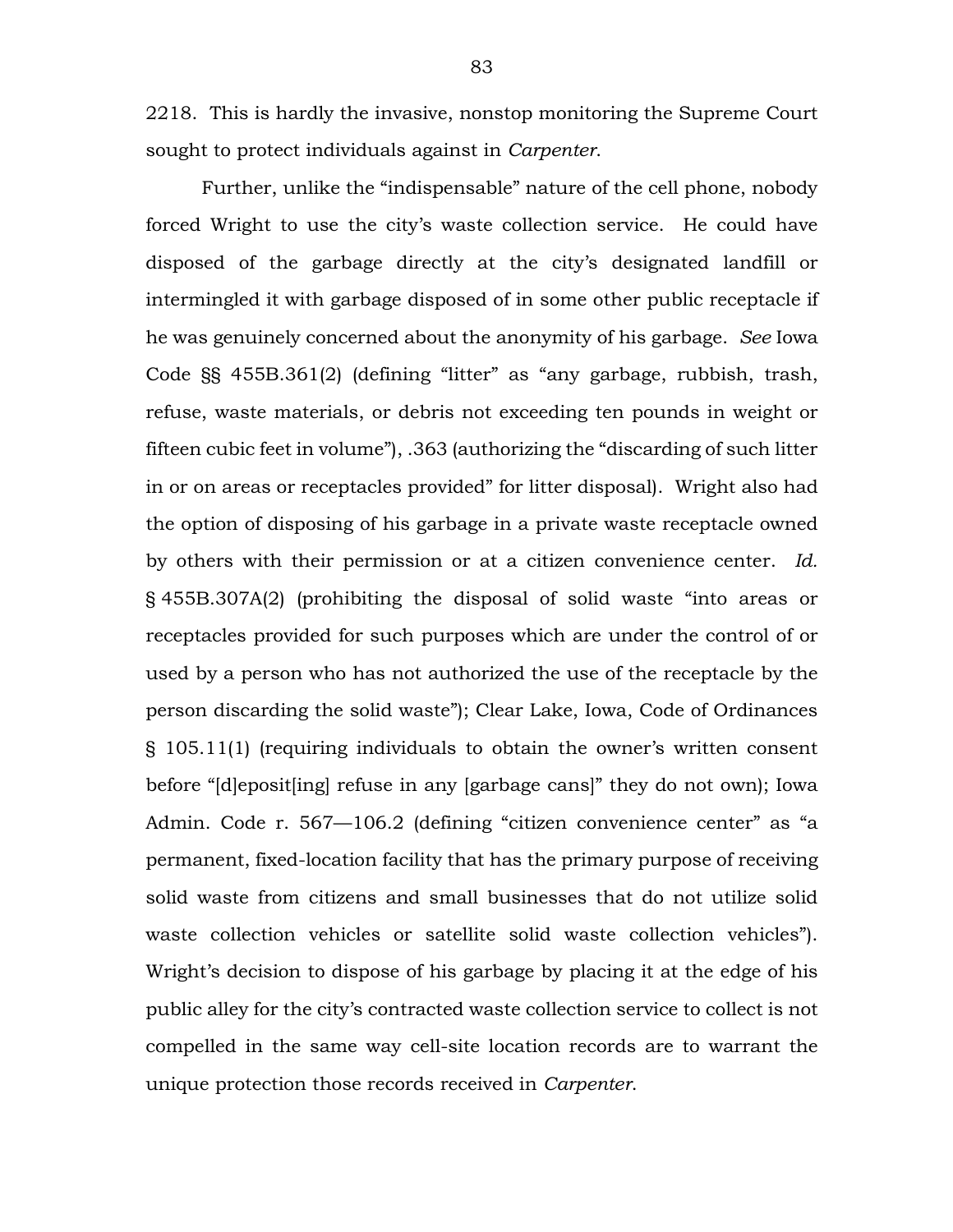2218. This is hardly the invasive, nonstop monitoring the Supreme Court sought to protect individuals against in *Carpenter*.

Further, unlike the "indispensable" nature of the cell phone, nobody forced Wright to use the city's waste collection service. He could have disposed of the garbage directly at the city's designated landfill or intermingled it with garbage disposed of in some other public receptacle if he was genuinely concerned about the anonymity of his garbage. *See* Iowa Code §§ 455B.361(2) (defining "litter" as "any garbage, rubbish, trash, refuse, waste materials, or debris not exceeding ten pounds in weight or fifteen cubic feet in volume"), .363 (authorizing the "discarding of such litter in or on areas or receptacles provided" for litter disposal). Wright also had the option of disposing of his garbage in a private waste receptacle owned by others with their permission or at a citizen convenience center. *Id.* § 455B.307A(2) (prohibiting the disposal of solid waste "into areas or receptacles provided for such purposes which are under the control of or used by a person who has not authorized the use of the receptacle by the person discarding the solid waste"); Clear Lake, Iowa, Code of Ordinances § 105.11(1) (requiring individuals to obtain the owner's written consent before "[d]eposit[ing] refuse in any [garbage cans]" they do not own); Iowa Admin. Code r. 567—106.2 (defining "citizen convenience center" as "a permanent, fixed-location facility that has the primary purpose of receiving solid waste from citizens and small businesses that do not utilize solid waste collection vehicles or satellite solid waste collection vehicles"). Wright's decision to dispose of his garbage by placing it at the edge of his public alley for the city's contracted waste collection service to collect is not compelled in the same way cell-site location records are to warrant the unique protection those records received in *Carpenter*.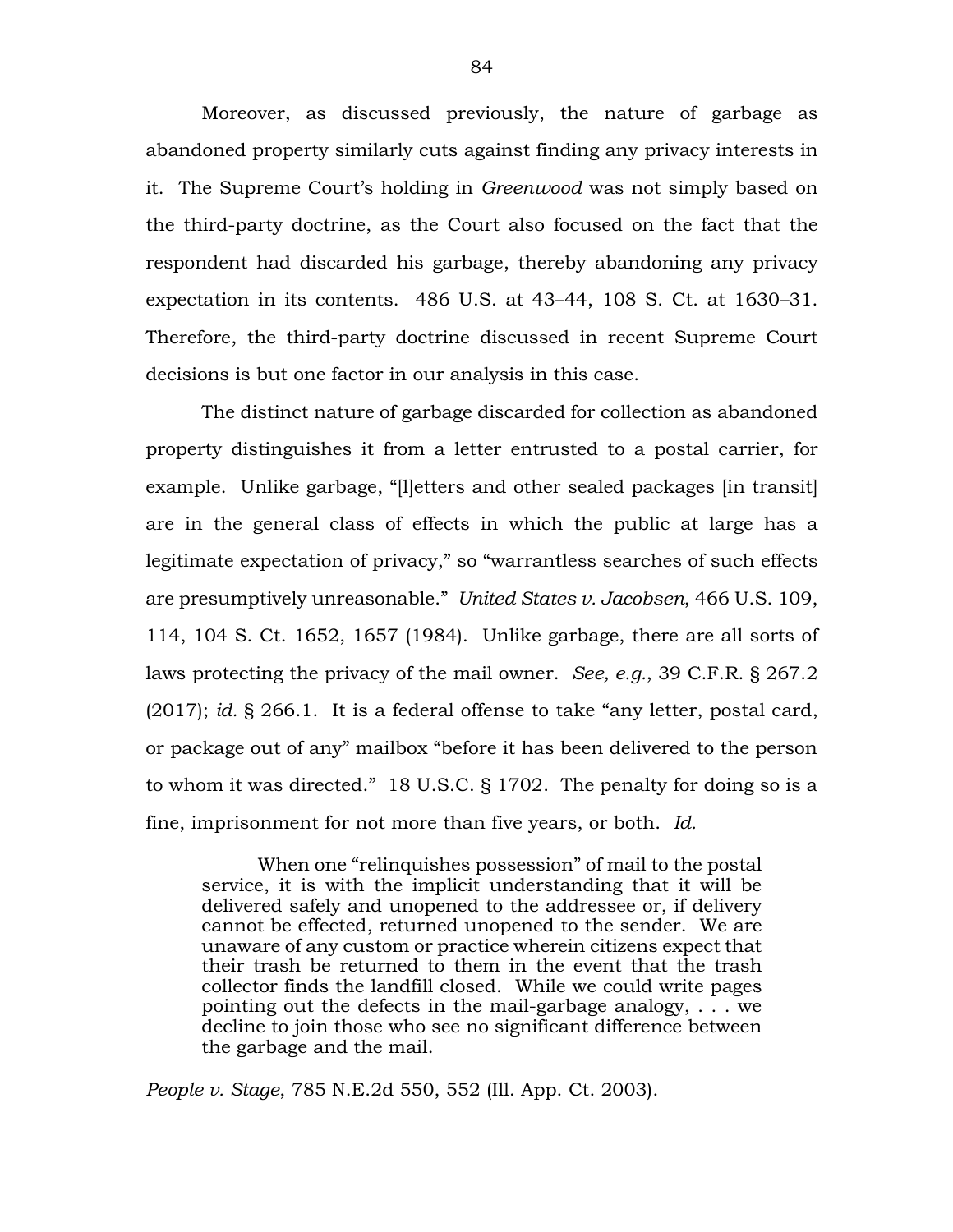Moreover, as discussed previously, the nature of garbage as abandoned property similarly cuts against finding any privacy interests in it. The Supreme Court's holding in *Greenwood* was not simply based on the third-party doctrine, as the Court also focused on the fact that the respondent had discarded his garbage, thereby abandoning any privacy expectation in its contents. 486 U.S. at 43–44, 108 S. Ct. at 1630–31. Therefore, the third-party doctrine discussed in recent Supreme Court decisions is but one factor in our analysis in this case.

The distinct nature of garbage discarded for collection as abandoned property distinguishes it from a letter entrusted to a postal carrier, for example. Unlike garbage, "[l]etters and other sealed packages [in transit] are in the general class of effects in which the public at large has a legitimate expectation of privacy," so "warrantless searches of such effects are presumptively unreasonable." *United States v. Jacobsen*, 466 U.S. 109, 114, 104 S. Ct. 1652, 1657 (1984). Unlike garbage, there are all sorts of laws protecting the privacy of the mail owner. *See, e.g.*, 39 C.F.R. § 267.2 (2017); *id.* § 266.1. It is a federal offense to take "any letter, postal card, or package out of any" mailbox "before it has been delivered to the person to whom it was directed." 18 U.S.C. § 1702. The penalty for doing so is a fine, imprisonment for not more than five years, or both. *Id.*

> When one "relinquishes possession" of mail to the postal service, it is with the implicit understanding that it will be delivered safely and unopened to the addressee or, if delivery cannot be effected, returned unopened to the sender. We are unaware of any custom or practice wherein citizens expect that their trash be returned to them in the event that the trash collector finds the landfill closed. While we could write pages pointing out the defects in the mail-garbage analogy, . . . we decline to join those who see no significant difference between the garbage and the mail.

*People v. Stage*, 785 N.E.2d 550, 552 (Ill. App. Ct. 2003).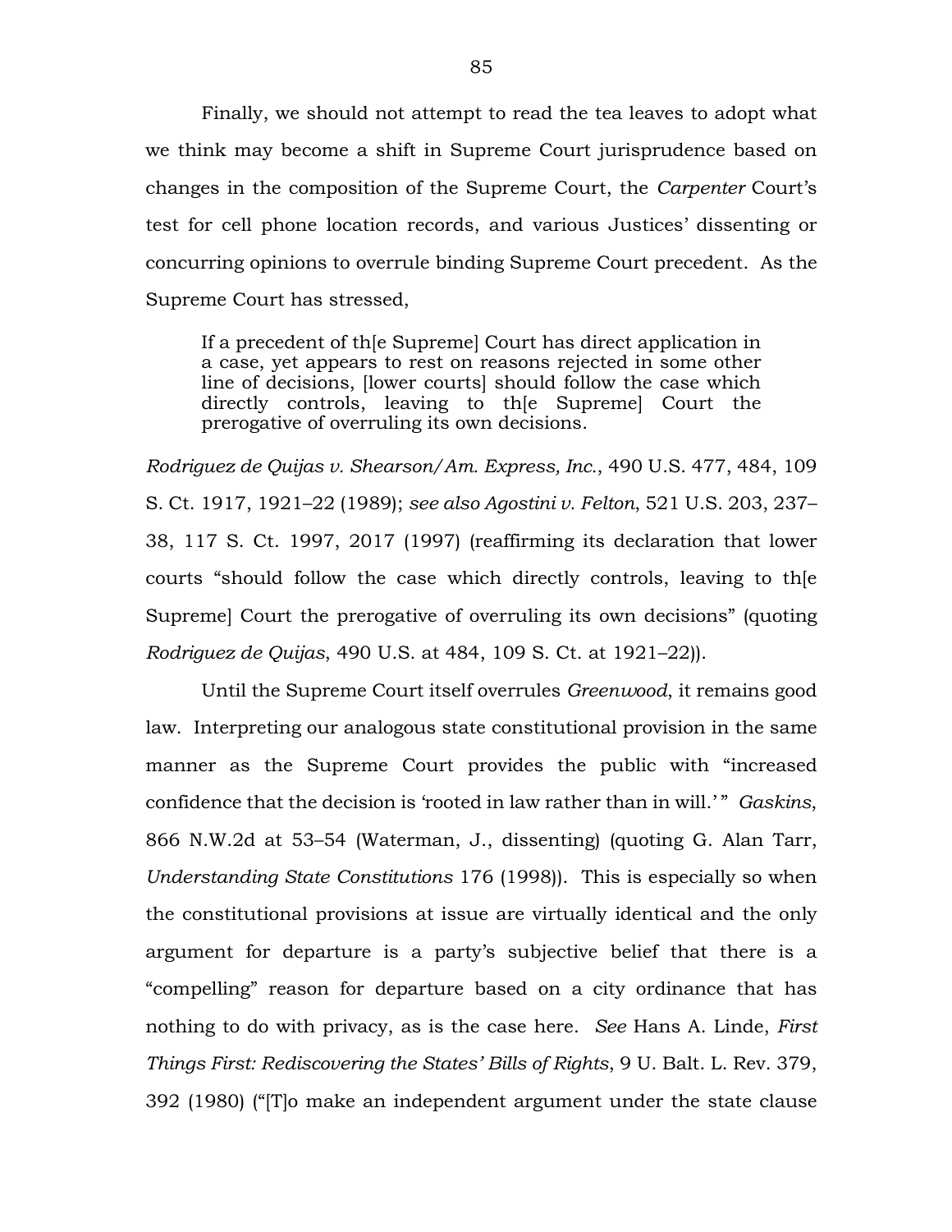Finally, we should not attempt to read the tea leaves to adopt what we think may become a shift in Supreme Court jurisprudence based on changes in the composition of the Supreme Court, the *Carpenter* Court's test for cell phone location records, and various Justices' dissenting or concurring opinions to overrule binding Supreme Court precedent. As the Supreme Court has stressed,

> If a precedent of th[e Supreme] Court has direct application in a case, yet appears to rest on reasons rejected in some other line of decisions, [lower courts] should follow the case which directly controls, leaving to th[e Supreme] Court the prerogative of overruling its own decisions.

*Rodriguez de Quijas v. Shearson/Am. Express, Inc.*, 490 U.S. 477, 484, 109 S. Ct. 1917, 1921–22 (1989); *see also Agostini v. Felton*, 521 U.S. 203, 237–38, 117 S. Ct. 1997, 2017 (1997) (reaffirming its declaration that lower courts "should follow the case which directly controls, leaving to th[e Supreme] Court the prerogative of overruling its own decisions" (quoting *Rodriguez de Quijas*, 490 U.S. at 484, 109 S. Ct. at 1921–22)).

Until the Supreme Court itself overrules *Greenwood*, it remains good law. Interpreting our analogous state constitutional provision in the same manner as the Supreme Court provides the public with "increased confidence that the decision is 'rooted in law rather than in will.' " *Gaskins*, 866 N.W.2d at 53–54 (Waterman, J., dissenting) (quoting G. Alan Tarr, *Understanding State Constitutions* 176 (1998)). This is especially so when the constitutional provisions at issue are virtually identical and the only argument for departure is a party's subjective belief that there is a "compelling" reason for departure based on a city ordinance that has nothing to do with privacy, as is the case here. *See* Hans A. Linde, *First Things First: Rediscovering the States' Bills of Rights*, 9 U. Balt. L. Rev. 379, 392 (1980) ("[T]o make an independent argument under the state clause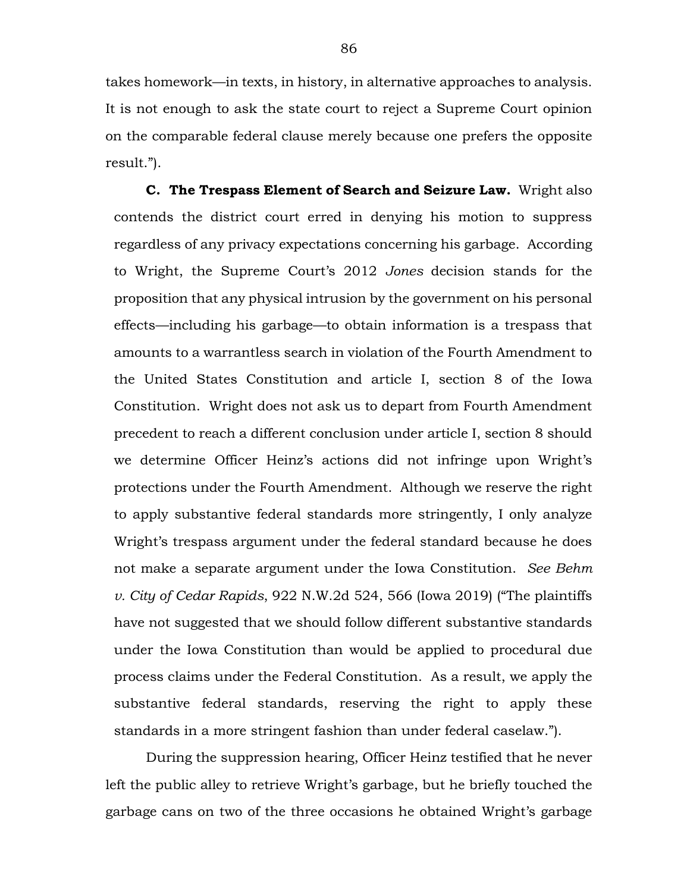takes homework—in texts, in history, in alternative approaches to analysis. It is not enough to ask the state court to reject a Supreme Court opinion on the comparable federal clause merely because one prefers the opposite result.").

**C. The Trespass Element of Search and Seizure Law.** Wright also contends the district court erred in denying his motion to suppress regardless of any privacy expectations concerning his garbage. According to Wright, the Supreme Court's 2012 *Jones* decision stands for the proposition that any physical intrusion by the government on his personal effects—including his garbage—to obtain information is a trespass that amounts to a warrantless search in violation of the Fourth Amendment to the United States Constitution and article I, section 8 of the Iowa Constitution. Wright does not ask us to depart from Fourth Amendment precedent to reach a different conclusion under article I, section 8 should we determine Officer Heinz's actions did not infringe upon Wright's protections under the Fourth Amendment. Although we reserve the right to apply substantive federal standards more stringently, I only analyze Wright's trespass argument under the federal standard because he does not make a separate argument under the Iowa Constitution. *See Behm v. City of Cedar Rapids*, 922 N.W.2d 524, 566 (Iowa 2019) ("The plaintiffs have not suggested that we should follow different substantive standards under the Iowa Constitution than would be applied to procedural due process claims under the Federal Constitution. As a result, we apply the substantive federal standards, reserving the right to apply these standards in a more stringent fashion than under federal caselaw.").

During the suppression hearing, Officer Heinz testified that he never left the public alley to retrieve Wright's garbage, but he briefly touched the garbage cans on two of the three occasions he obtained Wright's garbage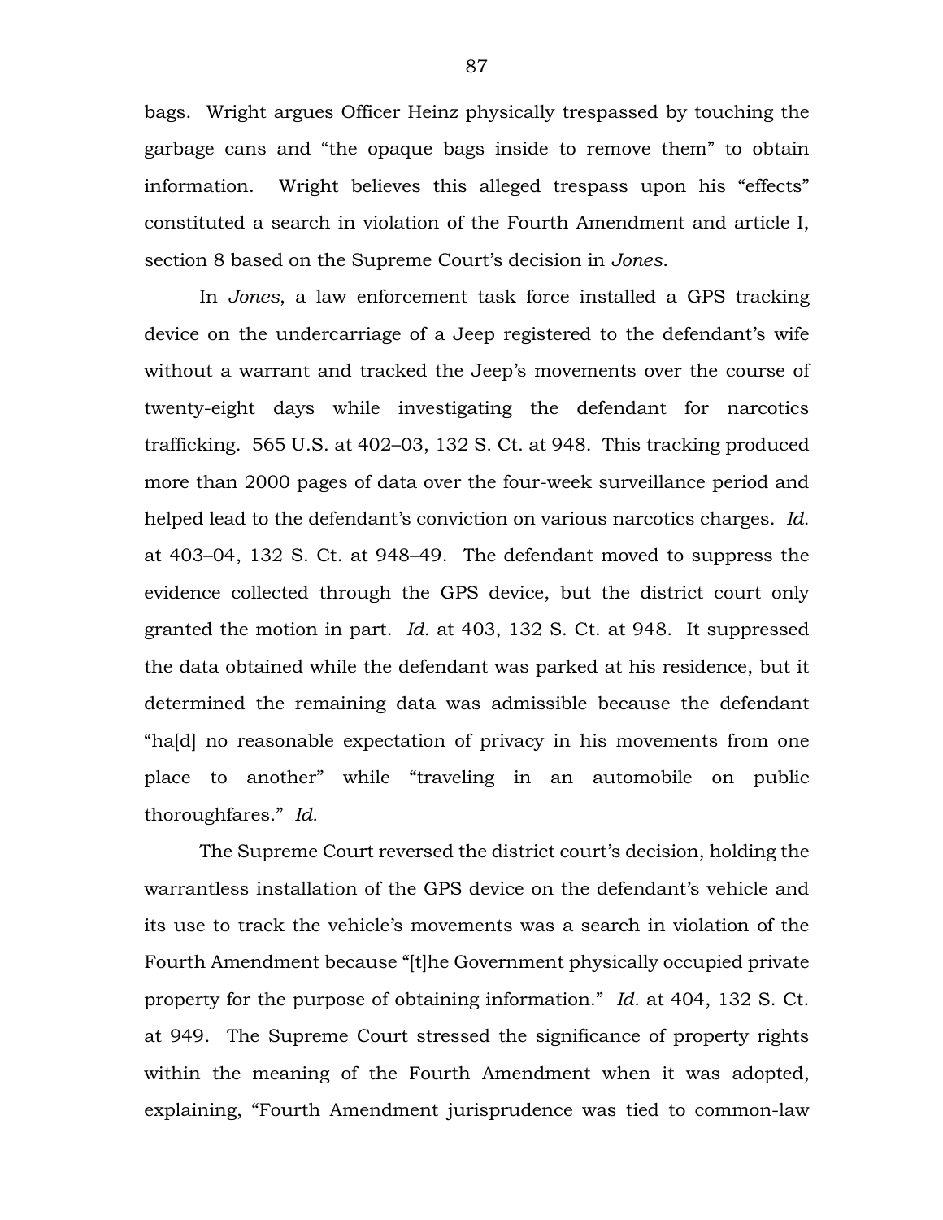bags. Wright argues Officer Heinz physically trespassed by touching the garbage cans and "the opaque bags inside to remove them" to obtain information. Wright believes this alleged trespass upon his "effects" constituted a search in violation of the Fourth Amendment and article I, section 8 based on the Supreme Court's decision in *Jones*.

In *Jones*, a law enforcement task force installed a GPS tracking device on the undercarriage of a Jeep registered to the defendant's wife without a warrant and tracked the Jeep's movements over the course of twenty-eight days while investigating the defendant for narcotics trafficking. 565 U.S. at 402–03, 132 S. Ct. at 948. This tracking produced more than 2000 pages of data over the four-week surveillance period and helped lead to the defendant's conviction on various narcotics charges. *Id.* at 403–04, 132 S. Ct. at 948–49. The defendant moved to suppress the evidence collected through the GPS device, but the district court only granted the motion in part. *Id.* at 403, 132 S. Ct. at 948. It suppressed the data obtained while the defendant was parked at his residence, but it determined the remaining data was admissible because the defendant "ha[d] no reasonable expectation of privacy in his movements from one place to another" while "traveling in an automobile on public thoroughfares." *Id.*

The Supreme Court reversed the district court's decision, holding the warrantless installation of the GPS device on the defendant's vehicle and its use to track the vehicle's movements was a search in violation of the Fourth Amendment because "[t]he Government physically occupied private property for the purpose of obtaining information." *Id.* at 404, 132 S. Ct. at 949. The Supreme Court stressed the significance of property rights within the meaning of the Fourth Amendment when it was adopted, explaining, "Fourth Amendment jurisprudence was tied to common-law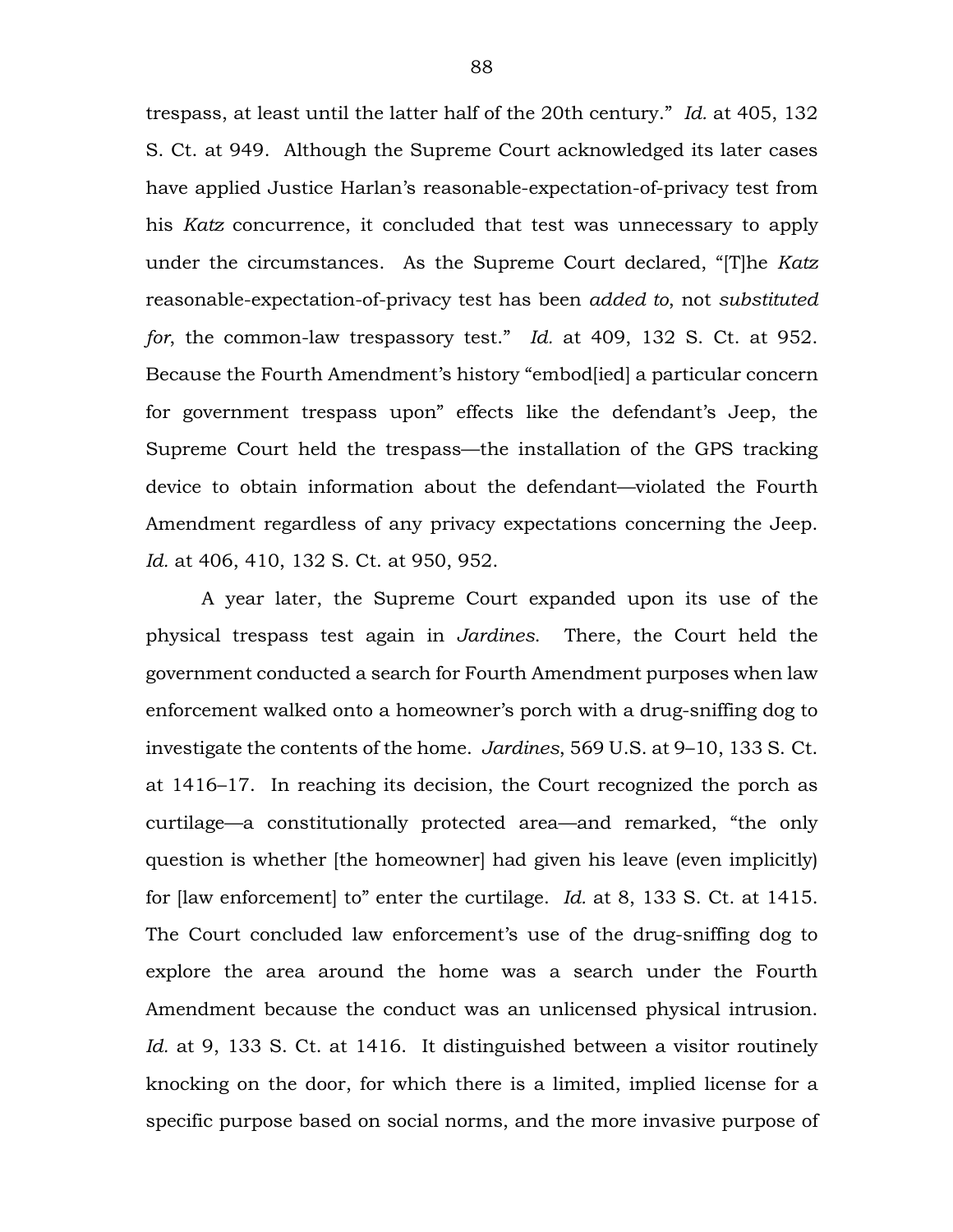trespass, at least until the latter half of the 20th century." *Id.* at 405, 132 S. Ct. at 949. Although the Supreme Court acknowledged its later cases have applied Justice Harlan's reasonable-expectation-of-privacy test from his *Katz* concurrence, it concluded that test was unnecessary to apply under the circumstances. As the Supreme Court declared, "[T]he *Katz* reasonable-expectation-of-privacy test has been *added to*, not *substituted for*, the common-law trespassory test." *Id.* at 409, 132 S. Ct. at 952. Because the Fourth Amendment's history "embod[ied] a particular concern for government trespass upon" effects like the defendant's Jeep, the Supreme Court held the trespass—the installation of the GPS tracking device to obtain information about the defendant—violated the Fourth Amendment regardless of any privacy expectations concerning the Jeep. *Id.* at 406, 410, 132 S. Ct. at 950, 952.

A year later, the Supreme Court expanded upon its use of the physical trespass test again in *Jardines*. There, the Court held the government conducted a search for Fourth Amendment purposes when law enforcement walked onto a homeowner's porch with a drug-sniffing dog to investigate the contents of the home. *Jardines*, 569 U.S. at 9–10, 133 S. Ct. at 1416–17. In reaching its decision, the Court recognized the porch as curtilage—a constitutionally protected area—and remarked, "the only question is whether [the homeowner] had given his leave (even implicitly) for [law enforcement] to" enter the curtilage. *Id.* at 8, 133 S. Ct. at 1415. The Court concluded law enforcement's use of the drug-sniffing dog to explore the area around the home was a search under the Fourth Amendment because the conduct was an unlicensed physical intrusion. *Id.* at 9, 133 S. Ct. at 1416. It distinguished between a visitor routinely knocking on the door, for which there is a limited, implied license for a specific purpose based on social norms, and the more invasive purpose of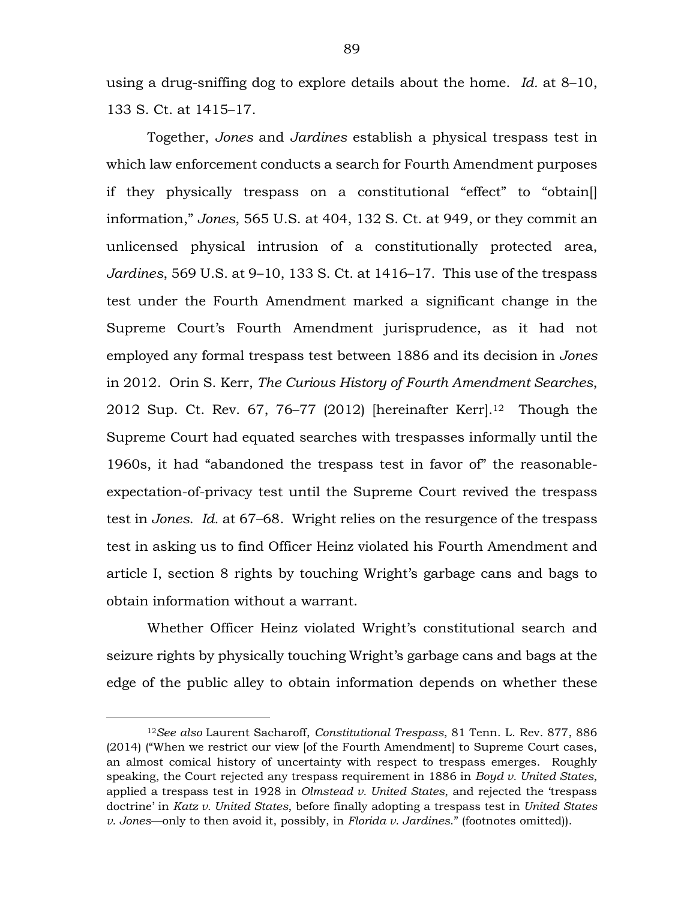using a drug-sniffing dog to explore details about the home. *Id.* at 8–10, 133 S. Ct. at 1415–17.

Together, *Jones* and *Jardines* establish a physical trespass test in which law enforcement conducts a search for Fourth Amendment purposes if they physically trespass on a constitutional "effect" to "obtain[] information," *Jones*, 565 U.S. at 404, 132 S. Ct. at 949, or they commit an unlicensed physical intrusion of a constitutionally protected area, *Jardines*, 569 U.S. at 9–10, 133 S. Ct. at 1416–17. This use of the trespass test under the Fourth Amendment marked a significant change in the Supreme Court's Fourth Amendment jurisprudence, as it had not employed any formal trespass test between 1886 and its decision in *Jones* in 2012. Orin S. Kerr, *The Curious History of Fourth Amendment Searches*, 2012 Sup. Ct. Rev. 67, 76–77 (2012) [hereinafter Kerr].[12] Though the Supreme Court had equated searches with trespasses informally until the 1960s, it had "abandoned the trespass test in favor of" the reasonable-expectation-of-privacy test until the Supreme Court revived the trespass test in *Jones*. *Id.* at 67–68. Wright relies on the resurgence of the trespass test in asking us to find Officer Heinz violated his Fourth Amendment and article I, section 8 rights by touching Wright's garbage cans and bags to obtain information without a warrant.

Whether Officer Heinz violated Wright's constitutional search and seizure rights by physically touching Wright's garbage cans and bags at the edge of the public alley to obtain information depends on whether these

---

[12]*See also* Laurent Sacharoff, *Constitutional Trespass*, 81 Tenn. L. Rev. 877, 886 (2014) ("When we restrict our view [of the Fourth Amendment] to Supreme Court cases, an almost comical history of uncertainty with respect to trespass emerges. Roughly speaking, the Court rejected any trespass requirement in 1886 in *Boyd v. United States*, applied a trespass test in 1928 in *Olmstead v. United States*, and rejected the 'trespass doctrine' in *Katz v. United States*, before finally adopting a trespass test in *United States v. Jones*—only to then avoid it, possibly, in *Florida v. Jardines*." (footnotes omitted)).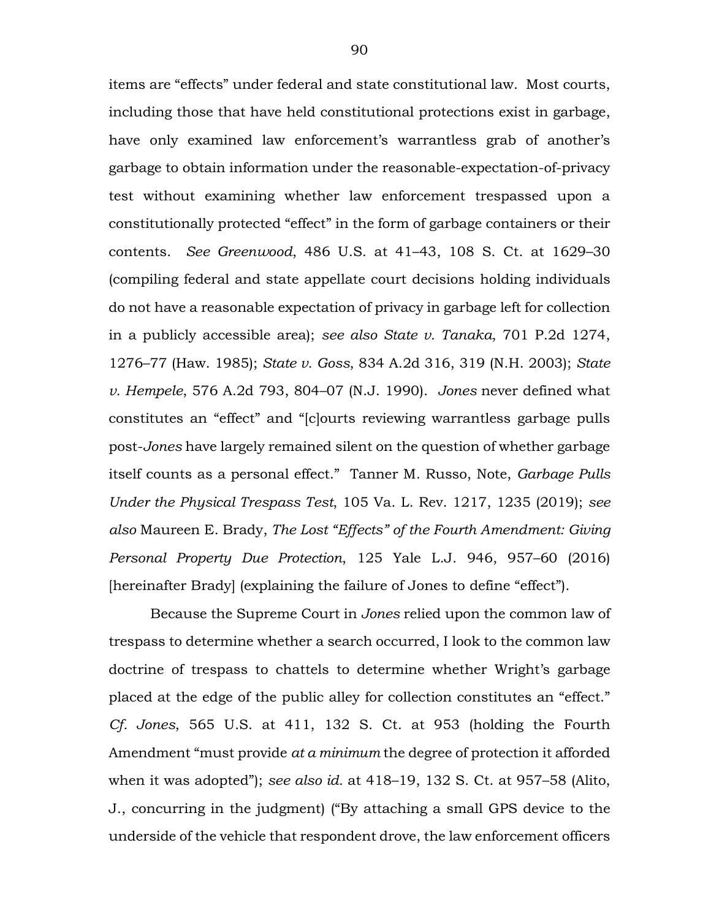items are "effects" under federal and state constitutional law. Most courts, including those that have held constitutional protections exist in garbage, have only examined law enforcement's warrantless grab of another's garbage to obtain information under the reasonable-expectation-of-privacy test without examining whether law enforcement trespassed upon a constitutionally protected "effect" in the form of garbage containers or their contents. *See Greenwood*, 486 U.S. at 41–43, 108 S. Ct. at 1629–30 (compiling federal and state appellate court decisions holding individuals do not have a reasonable expectation of privacy in garbage left for collection in a publicly accessible area); *see also State v. Tanaka*, 701 P.2d 1274, 1276–77 (Haw. 1985); *State v. Goss*, 834 A.2d 316, 319 (N.H. 2003); *State v. Hempele*, 576 A.2d 793, 804–07 (N.J. 1990). *Jones* never defined what constitutes an "effect" and "[c]ourts reviewing warrantless garbage pulls post-*Jones* have largely remained silent on the question of whether garbage itself counts as a personal effect." Tanner M. Russo, Note, *Garbage Pulls Under the Physical Trespass Test*, 105 Va. L. Rev. 1217, 1235 (2019); *see also* Maureen E. Brady, *The Lost "Effects" of the Fourth Amendment: Giving Personal Property Due Protection*, 125 Yale L.J. 946, 957–60 (2016) [hereinafter Brady] (explaining the failure of Jones to define "effect").

Because the Supreme Court in *Jones* relied upon the common law of trespass to determine whether a search occurred, I look to the common law doctrine of trespass to chattels to determine whether Wright's garbage placed at the edge of the public alley for collection constitutes an "effect." *Cf. Jones*, 565 U.S. at 411, 132 S. Ct. at 953 (holding the Fourth Amendment "must provide *at a minimum* the degree of protection it afforded when it was adopted"); *see also id.* at 418–19, 132 S. Ct. at 957–58 (Alito, J., concurring in the judgment) ("By attaching a small GPS device to the underside of the vehicle that respondent drove, the law enforcement officers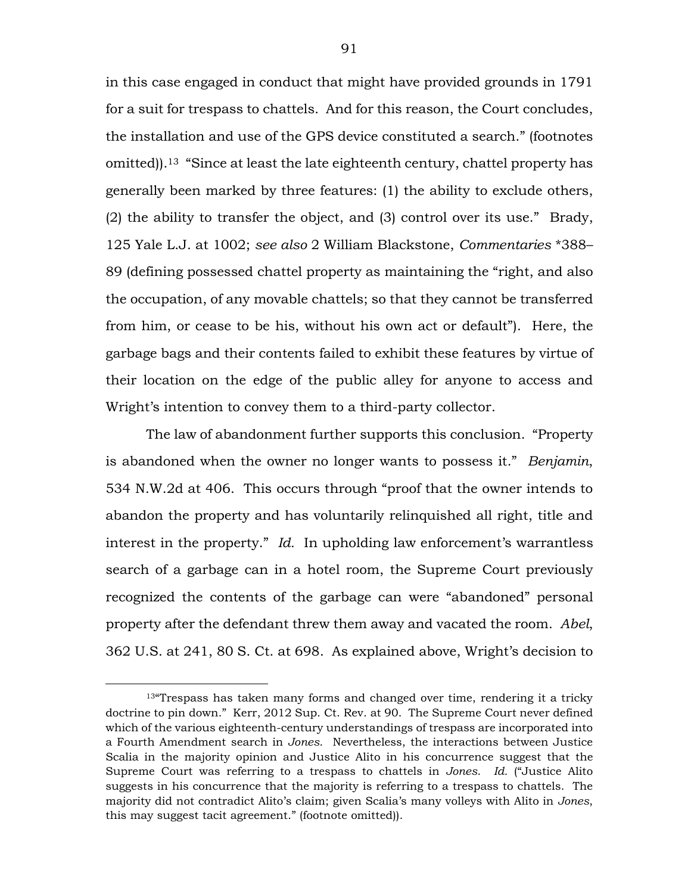in this case engaged in conduct that might have provided grounds in 1791 for a suit for trespass to chattels. And for this reason, the Court concludes, the installation and use of the GPS device constituted a search." (footnotes omitted)).[13] "Since at least the late eighteenth century, chattel property has generally been marked by three features: (1) the ability to exclude others, (2) the ability to transfer the object, and (3) control over its use." Brady, 125 Yale L.J. at 1002; *see also* 2 William Blackstone, *Commentaries* *388–89 (defining possessed chattel property as maintaining the "right, and also the occupation, of any movable chattels; so that they cannot be transferred from him, or cease to be his, without his own act or default"). Here, the garbage bags and their contents failed to exhibit these features by virtue of their location on the edge of the public alley for anyone to access and Wright's intention to convey them to a third-party collector.

The law of abandonment further supports this conclusion. "Property is abandoned when the owner no longer wants to possess it." *Benjamin*, 534 N.W.2d at 406. This occurs through "proof that the owner intends to abandon the property and has voluntarily relinquished all right, title and interest in the property." *Id.* In upholding law enforcement's warrantless search of a garbage can in a hotel room, the Supreme Court previously recognized the contents of the garbage can were "abandoned" personal property after the defendant threw them away and vacated the room. *Abel*, 362 U.S. at 241, 80 S. Ct. at 698. As explained above, Wright's decision to

---

[13]"Trespass has taken many forms and changed over time, rendering it a tricky doctrine to pin down." Kerr, 2012 Sup. Ct. Rev. at 90. The Supreme Court never defined which of the various eighteenth-century understandings of trespass are incorporated into a Fourth Amendment search in *Jones*. Nevertheless, the interactions between Justice Scalia in the majority opinion and Justice Alito in his concurrence suggest that the Supreme Court was referring to a trespass to chattels in *Jones*. *Id.* ("Justice Alito suggests in his concurrence that the majority is referring to a trespass to chattels. The majority did not contradict Alito's claim; given Scalia's many volleys with Alito in *Jones*, this may suggest tacit agreement." (footnote omitted)).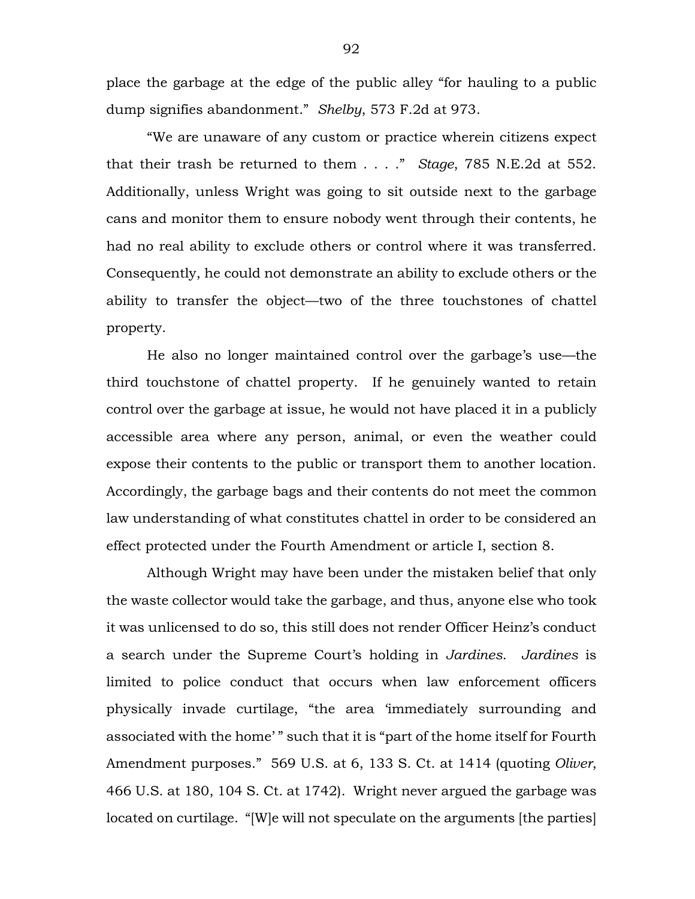place the garbage at the edge of the public alley "for hauling to a public dump signifies abandonment." *Shelby*, 573 F.2d at 973.

"We are unaware of any custom or practice wherein citizens expect that their trash be returned to them . . . ." *Stage*, 785 N.E.2d at 552. Additionally, unless Wright was going to sit outside next to the garbage cans and monitor them to ensure nobody went through their contents, he had no real ability to exclude others or control where it was transferred. Consequently, he could not demonstrate an ability to exclude others or the ability to transfer the object—two of the three touchstones of chattel property.

He also no longer maintained control over the garbage's use—the third touchstone of chattel property. If he genuinely wanted to retain control over the garbage at issue, he would not have placed it in a publicly accessible area where any person, animal, or even the weather could expose their contents to the public or transport them to another location. Accordingly, the garbage bags and their contents do not meet the common law understanding of what constitutes chattel in order to be considered an effect protected under the Fourth Amendment or article I, section 8.

Although Wright may have been under the mistaken belief that only the waste collector would take the garbage, and thus, anyone else who took it was unlicensed to do so, this still does not render Officer Heinz's conduct a search under the Supreme Court's holding in *Jardines*. *Jardines* is limited to police conduct that occurs when law enforcement officers physically invade curtilage, "the area 'immediately surrounding and associated with the home' " such that it is "part of the home itself for Fourth Amendment purposes." 569 U.S. at 6, 133 S. Ct. at 1414 (quoting *Oliver*, 466 U.S. at 180, 104 S. Ct. at 1742). Wright never argued the garbage was located on curtilage. "[W]e will not speculate on the arguments [the parties]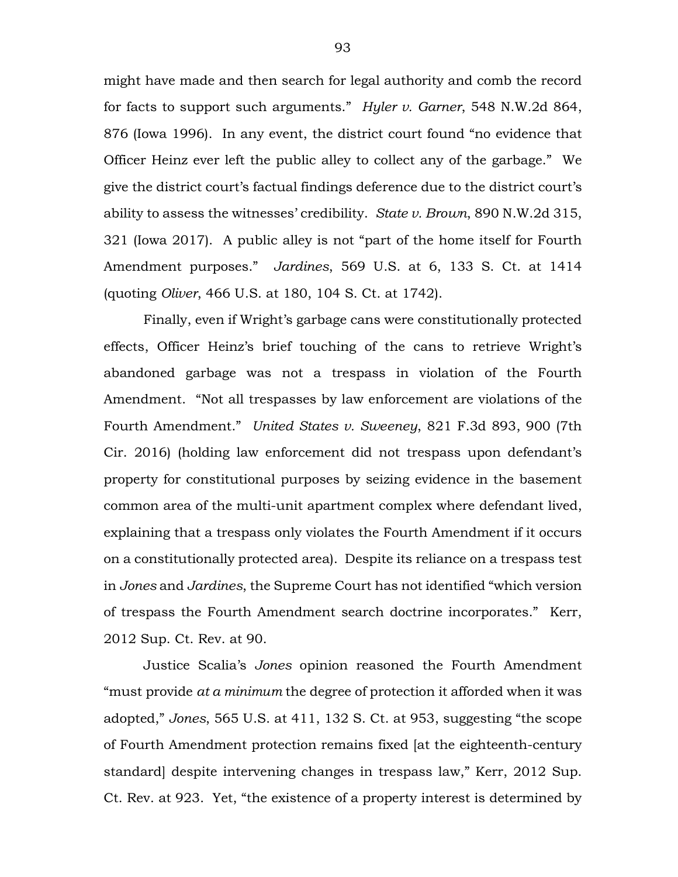might have made and then search for legal authority and comb the record for facts to support such arguments." *Hyler v. Garner*, 548 N.W.2d 864, 876 (Iowa 1996). In any event, the district court found "no evidence that Officer Heinz ever left the public alley to collect any of the garbage." We give the district court's factual findings deference due to the district court's ability to assess the witnesses' credibility. *State v. Brown*, 890 N.W.2d 315, 321 (Iowa 2017). A public alley is not "part of the home itself for Fourth Amendment purposes." *Jardines*, 569 U.S. at 6, 133 S. Ct. at 1414 (quoting *Oliver*, 466 U.S. at 180, 104 S. Ct. at 1742).

Finally, even if Wright's garbage cans were constitutionally protected effects, Officer Heinz's brief touching of the cans to retrieve Wright's abandoned garbage was not a trespass in violation of the Fourth Amendment. "Not all trespasses by law enforcement are violations of the Fourth Amendment." *United States v. Sweeney*, 821 F.3d 893, 900 (7th Cir. 2016) (holding law enforcement did not trespass upon defendant's property for constitutional purposes by seizing evidence in the basement common area of the multi-unit apartment complex where defendant lived, explaining that a trespass only violates the Fourth Amendment if it occurs on a constitutionally protected area). Despite its reliance on a trespass test in *Jones* and *Jardines*, the Supreme Court has not identified "which version of trespass the Fourth Amendment search doctrine incorporates." Kerr, 2012 Sup. Ct. Rev. at 90.

Justice Scalia's *Jones* opinion reasoned the Fourth Amendment "must provide *at a minimum* the degree of protection it afforded when it was adopted," *Jones*, 565 U.S. at 411, 132 S. Ct. at 953, suggesting "the scope of Fourth Amendment protection remains fixed [at the eighteenth-century standard] despite intervening changes in trespass law," Kerr, 2012 Sup. Ct. Rev. at 923. Yet, "the existence of a property interest is determined by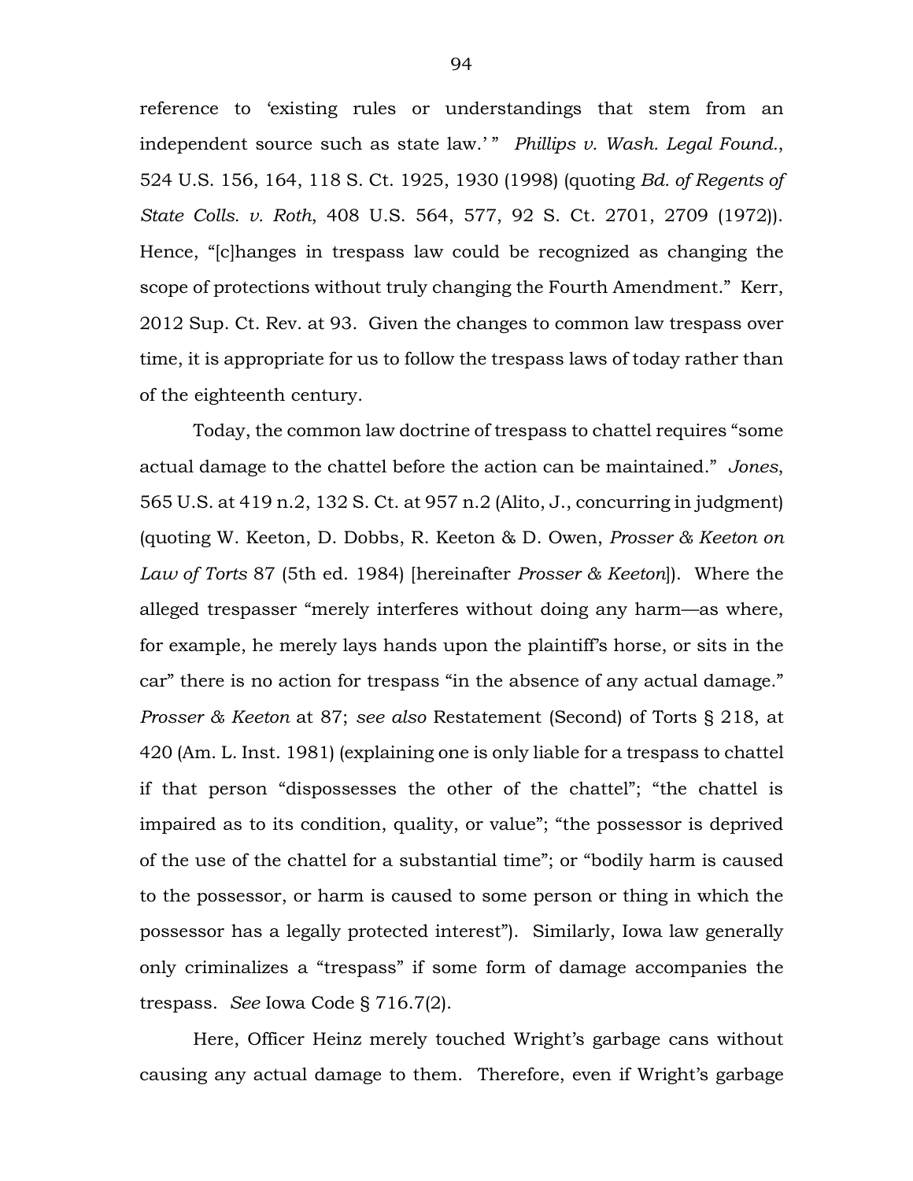reference to 'existing rules or understandings that stem from an independent source such as state law.' " *Phillips v. Wash. Legal Found.*, 524 U.S. 156, 164, 118 S. Ct. 1925, 1930 (1998) (quoting *Bd. of Regents of State Colls. v. Roth*, 408 U.S. 564, 577, 92 S. Ct. 2701, 2709 (1972)). Hence, "[c]hanges in trespass law could be recognized as changing the scope of protections without truly changing the Fourth Amendment." Kerr, 2012 Sup. Ct. Rev. at 93. Given the changes to common law trespass over time, it is appropriate for us to follow the trespass laws of today rather than of the eighteenth century.

Today, the common law doctrine of trespass to chattel requires "some actual damage to the chattel before the action can be maintained." *Jones*, 565 U.S. at 419 n.2, 132 S. Ct. at 957 n.2 (Alito, J., concurring in judgment) (quoting W. Keeton, D. Dobbs, R. Keeton & D. Owen, *Prosser & Keeton on Law of Torts* 87 (5th ed. 1984) [hereinafter *Prosser & Keeton*]). Where the alleged trespasser "merely interferes without doing any harm—as where, for example, he merely lays hands upon the plaintiff's horse, or sits in the car" there is no action for trespass "in the absence of any actual damage." *Prosser & Keeton* at 87; *see also* Restatement (Second) of Torts § 218, at 420 (Am. L. Inst. 1981) (explaining one is only liable for a trespass to chattel if that person "dispossesses the other of the chattel"; "the chattel is impaired as to its condition, quality, or value"; "the possessor is deprived of the use of the chattel for a substantial time"; or "bodily harm is caused to the possessor, or harm is caused to some person or thing in which the possessor has a legally protected interest"). Similarly, Iowa law generally only criminalizes a "trespass" if some form of damage accompanies the trespass. *See* Iowa Code § 716.7(2).

Here, Officer Heinz merely touched Wright's garbage cans without causing any actual damage to them. Therefore, even if Wright's garbage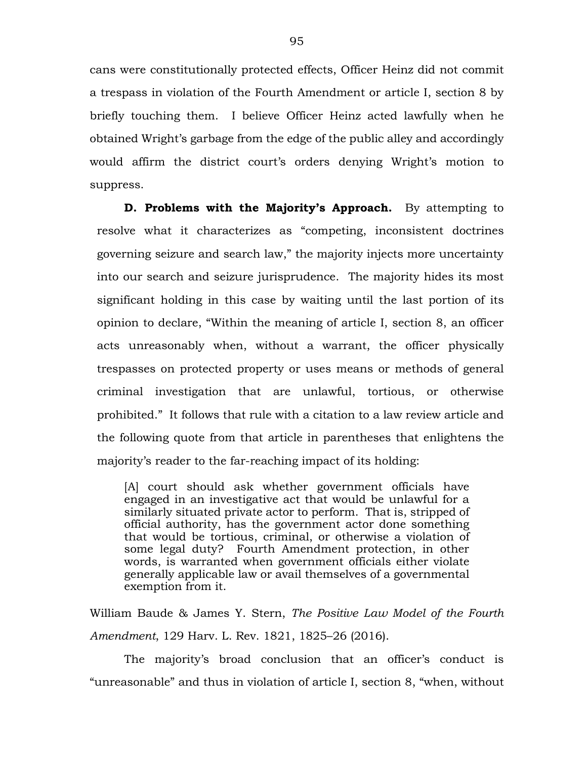cans were constitutionally protected effects, Officer Heinz did not commit a trespass in violation of the Fourth Amendment or article I, section 8 by briefly touching them. I believe Officer Heinz acted lawfully when he obtained Wright's garbage from the edge of the public alley and accordingly would affirm the district court's orders denying Wright's motion to suppress.

**D. Problems with the Majority's Approach.** By attempting to resolve what it characterizes as "competing, inconsistent doctrines governing seizure and search law," the majority injects more uncertainty into our search and seizure jurisprudence. The majority hides its most significant holding in this case by waiting until the last portion of its opinion to declare, "Within the meaning of article I, section 8, an officer acts unreasonably when, without a warrant, the officer physically trespasses on protected property or uses means or methods of general criminal investigation that are unlawful, tortious, or otherwise prohibited." It follows that rule with a citation to a law review article and the following quote from that article in parentheses that enlightens the majority's reader to the far-reaching impact of its holding:

> [A] court should ask whether government officials have engaged in an investigative act that would be unlawful for a similarly situated private actor to perform. That is, stripped of official authority, has the government actor done something that would be tortious, criminal, or otherwise a violation of some legal duty? Fourth Amendment protection, in other words, is warranted when government officials either violate generally applicable law or avail themselves of a governmental exemption from it.

William Baude & James Y. Stern, *The Positive Law Model of the Fourth Amendment*, 129 Harv. L. Rev. 1821, 1825–26 (2016).

The majority's broad conclusion that an officer's conduct is "unreasonable" and thus in violation of article I, section 8, "when, without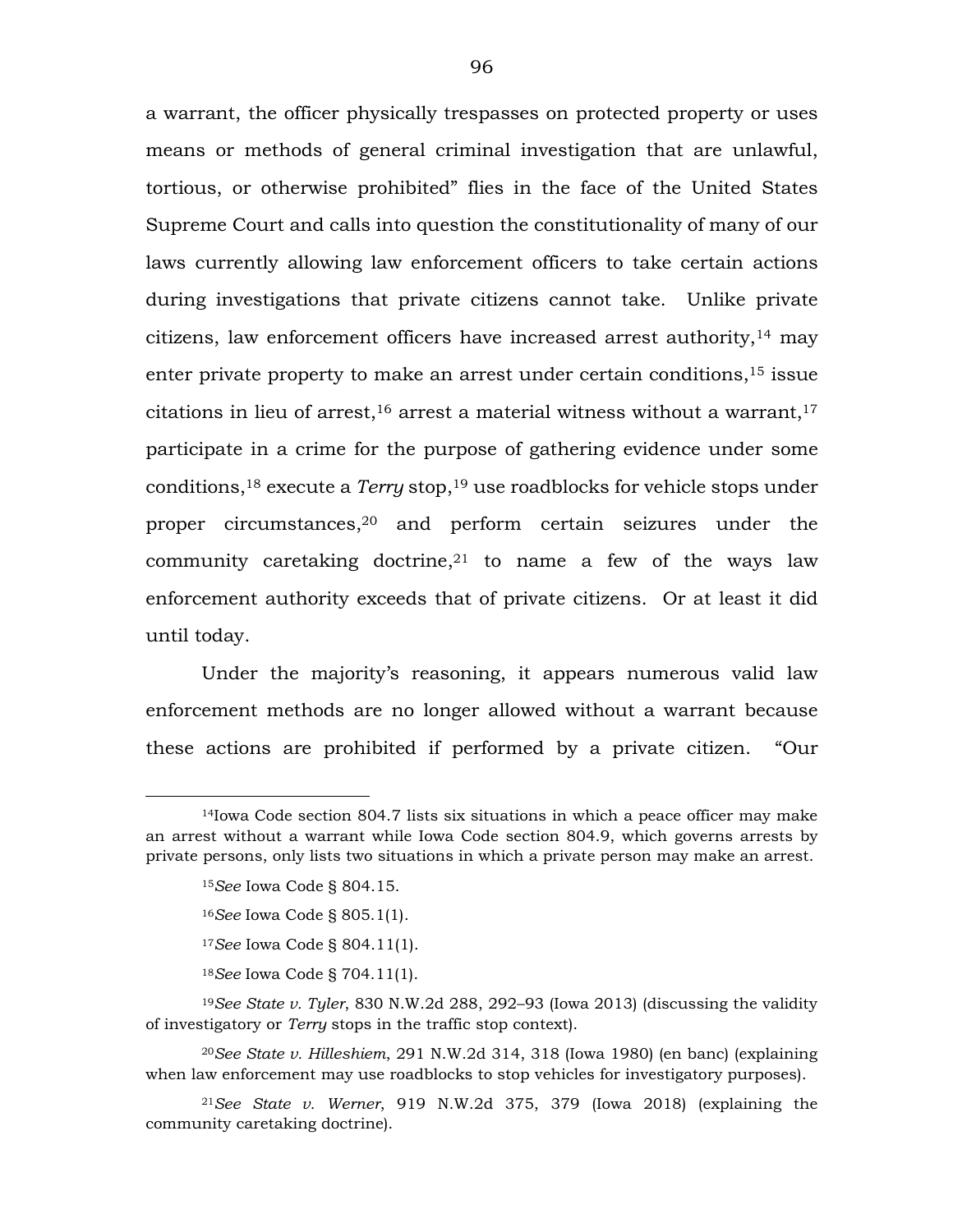a warrant, the officer physically trespasses on protected property or uses means or methods of general criminal investigation that are unlawful, tortious, or otherwise prohibited" flies in the face of the United States Supreme Court and calls into question the constitutionality of many of our laws currently allowing law enforcement officers to take certain actions during investigations that private citizens cannot take. Unlike private citizens, law enforcement officers have increased arrest authority,[14] may enter private property to make an arrest under certain conditions,[15] issue citations in lieu of arrest,[16] arrest a material witness without a warrant,[17] participate in a crime for the purpose of gathering evidence under some conditions,[18] execute a *Terry* stop,[19] use roadblocks for vehicle stops under proper circumstances,[20] and perform certain seizures under the community caretaking doctrine,[21] to name a few of the ways law enforcement authority exceeds that of private citizens. Or at least it did until today.

Under the majority's reasoning, it appears numerous valid law enforcement methods are no longer allowed without a warrant because these actions are prohibited if performed by a private citizen. "Our

---

[14]Iowa Code section 804.7 lists six situations in which a peace officer may make an arrest without a warrant while Iowa Code section 804.9, which governs arrests by private persons, only lists two situations in which a private person may make an arrest.

[15]*See* Iowa Code § 804.15.

[16]*See* Iowa Code § 805.1(1).

[17]*See* Iowa Code § 804.11(1).

[18]*See* Iowa Code § 704.11(1).

[19]*See State v. Tyler*, 830 N.W.2d 288, 292–93 (Iowa 2013) (discussing the validity of investigatory or *Terry* stops in the traffic stop context).

[20]*See State v. Hilleshiem*, 291 N.W.2d 314, 318 (Iowa 1980) (en banc) (explaining when law enforcement may use roadblocks to stop vehicles for investigatory purposes).

[21]*See State v. Werner*, 919 N.W.2d 375, 379 (Iowa 2018) (explaining the community caretaking doctrine).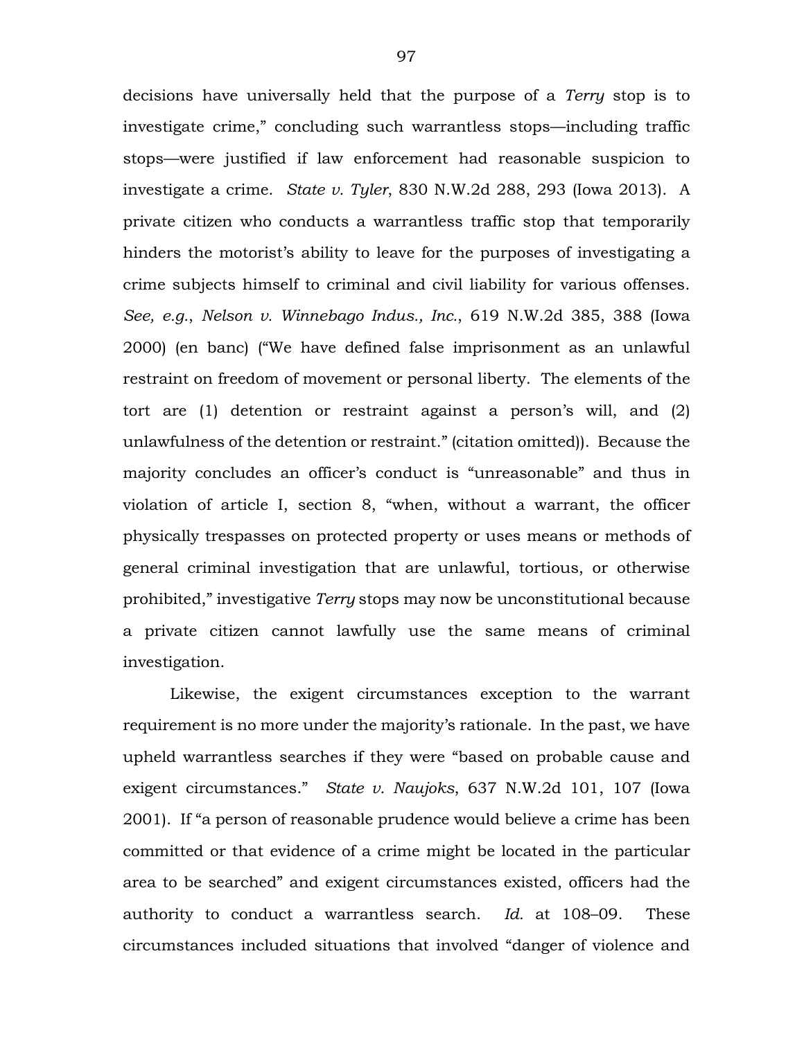decisions have universally held that the purpose of a *Terry* stop is to investigate crime," concluding such warrantless stops—including traffic stops—were justified if law enforcement had reasonable suspicion to investigate a crime. *State v. Tyler*, 830 N.W.2d 288, 293 (Iowa 2013). A private citizen who conducts a warrantless traffic stop that temporarily hinders the motorist's ability to leave for the purposes of investigating a crime subjects himself to criminal and civil liability for various offenses. *See, e.g.*, *Nelson v. Winnebago Indus., Inc.*, 619 N.W.2d 385, 388 (Iowa 2000) (en banc) ("We have defined false imprisonment as an unlawful restraint on freedom of movement or personal liberty. The elements of the tort are (1) detention or restraint against a person's will, and (2) unlawfulness of the detention or restraint." (citation omitted)). Because the majority concludes an officer's conduct is "unreasonable" and thus in violation of article I, section 8, "when, without a warrant, the officer physically trespasses on protected property or uses means or methods of general criminal investigation that are unlawful, tortious, or otherwise prohibited," investigative *Terry* stops may now be unconstitutional because a private citizen cannot lawfully use the same means of criminal investigation.

Likewise, the exigent circumstances exception to the warrant requirement is no more under the majority's rationale. In the past, we have upheld warrantless searches if they were "based on probable cause and exigent circumstances." *State v. Naujoks*, 637 N.W.2d 101, 107 (Iowa 2001). If "a person of reasonable prudence would believe a crime has been committed or that evidence of a crime might be located in the particular area to be searched" and exigent circumstances existed, officers had the authority to conduct a warrantless search. *Id.* at 108–09. These circumstances included situations that involved "danger of violence and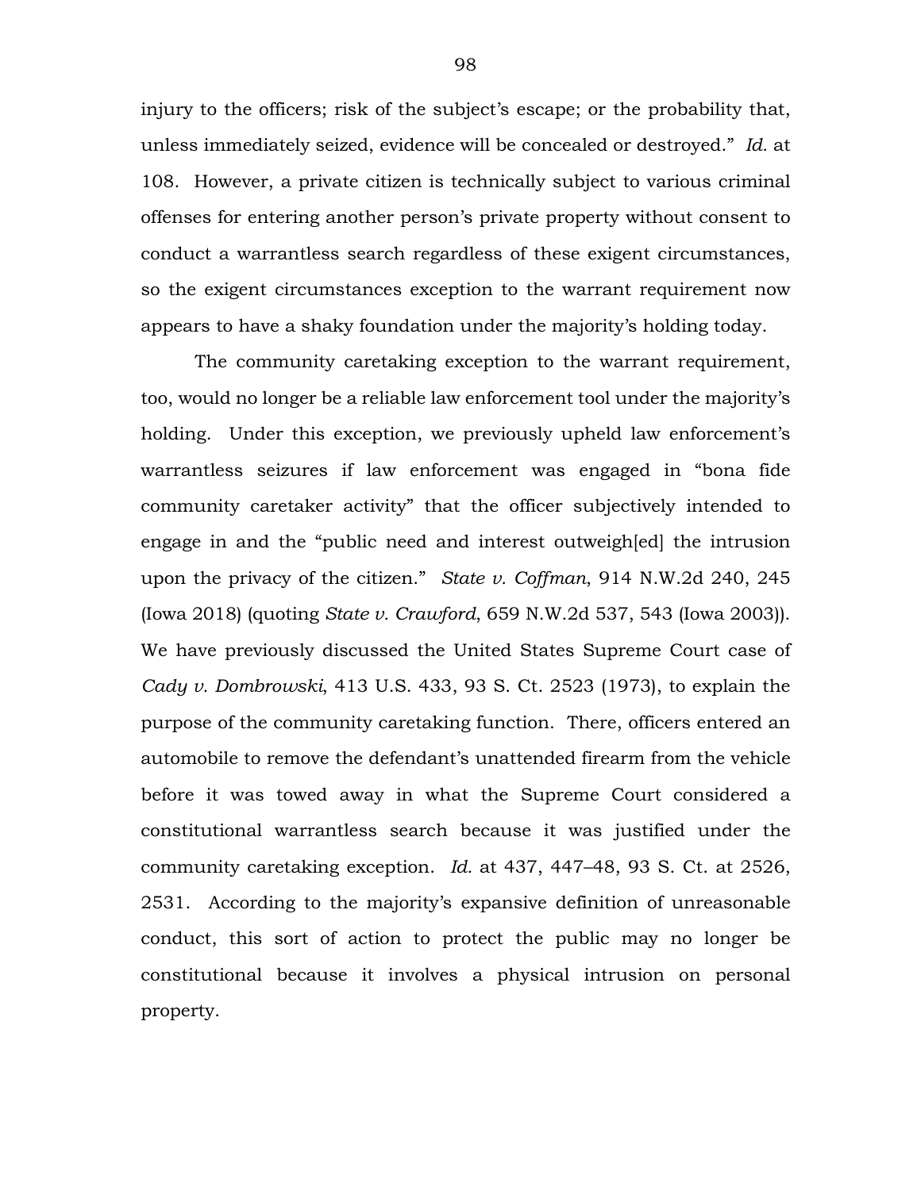injury to the officers; risk of the subject's escape; or the probability that, unless immediately seized, evidence will be concealed or destroyed." *Id.* at 108. However, a private citizen is technically subject to various criminal offenses for entering another person's private property without consent to conduct a warrantless search regardless of these exigent circumstances, so the exigent circumstances exception to the warrant requirement now appears to have a shaky foundation under the majority's holding today.

The community caretaking exception to the warrant requirement, too, would no longer be a reliable law enforcement tool under the majority's holding. Under this exception, we previously upheld law enforcement's warrantless seizures if law enforcement was engaged in "bona fide community caretaker activity" that the officer subjectively intended to engage in and the "public need and interest outweigh[ed] the intrusion upon the privacy of the citizen." *State v. Coffman*, 914 N.W.2d 240, 245 (Iowa 2018) (quoting *State v. Crawford*, 659 N.W.2d 537, 543 (Iowa 2003)). We have previously discussed the United States Supreme Court case of *Cady v. Dombrowski*, 413 U.S. 433, 93 S. Ct. 2523 (1973), to explain the purpose of the community caretaking function. There, officers entered an automobile to remove the defendant's unattended firearm from the vehicle before it was towed away in what the Supreme Court considered a constitutional warrantless search because it was justified under the community caretaking exception. *Id.* at 437, 447–48, 93 S. Ct. at 2526, 2531. According to the majority's expansive definition of unreasonable conduct, this sort of action to protect the public may no longer be constitutional because it involves a physical intrusion on personal property.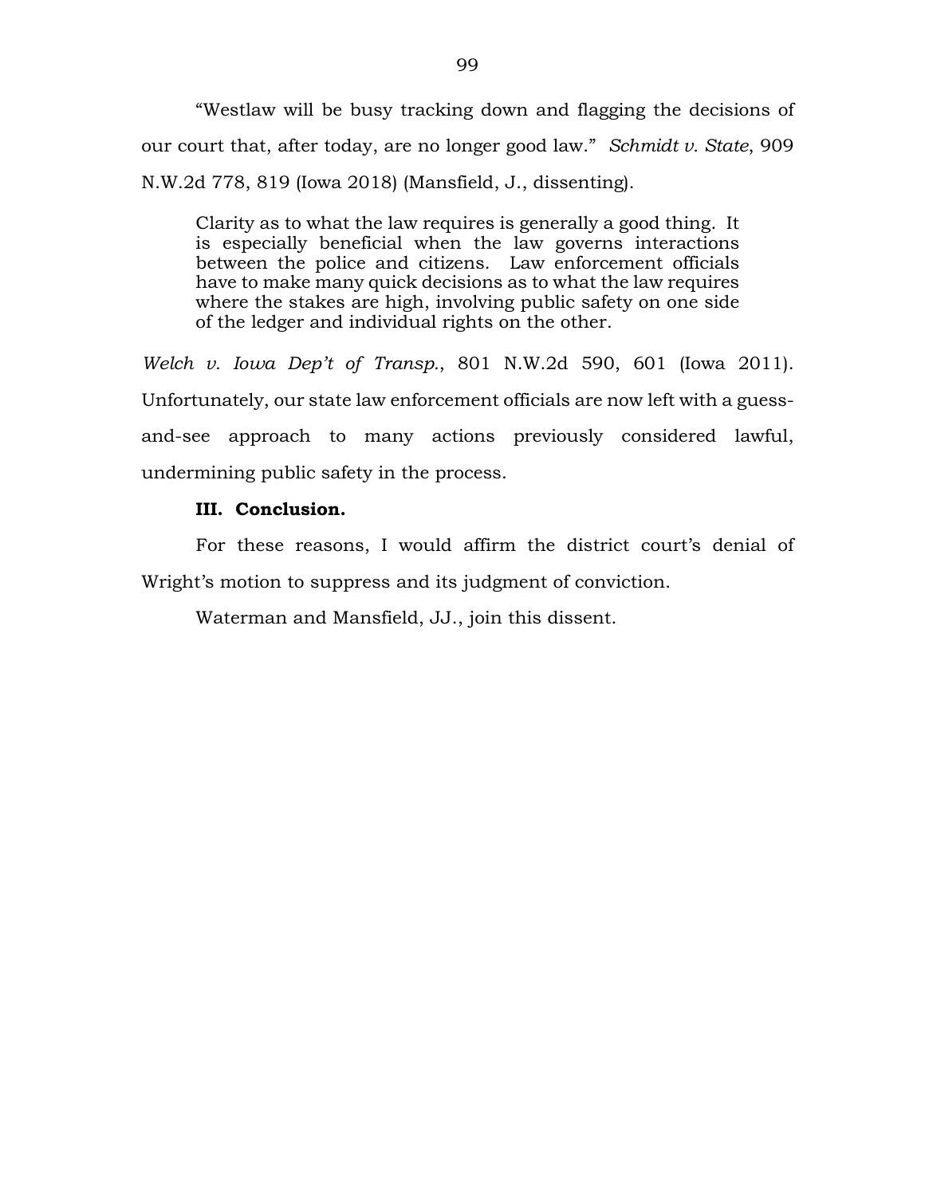"Westlaw will be busy tracking down and flagging the decisions of our court that, after today, are no longer good law." *Schmidt v. State*, 909 N.W.2d 778, 819 (Iowa 2018) (Mansfield, J., dissenting).

> Clarity as to what the law requires is generally a good thing. It is especially beneficial when the law governs interactions between the police and citizens. Law enforcement officials have to make many quick decisions as to what the law requires where the stakes are high, involving public safety on one side of the ledger and individual rights on the other.

*Welch v. Iowa Dep't of Transp.*, 801 N.W.2d 590, 601 (Iowa 2011). Unfortunately, our state law enforcement officials are now left with a guess-and-see approach to many actions previously considered lawful, undermining public safety in the process.

**III. Conclusion.**

For these reasons, I would affirm the district court's denial of Wright's motion to suppress and its judgment of conviction.

Waterman and Mansfield, JJ., join this dissent.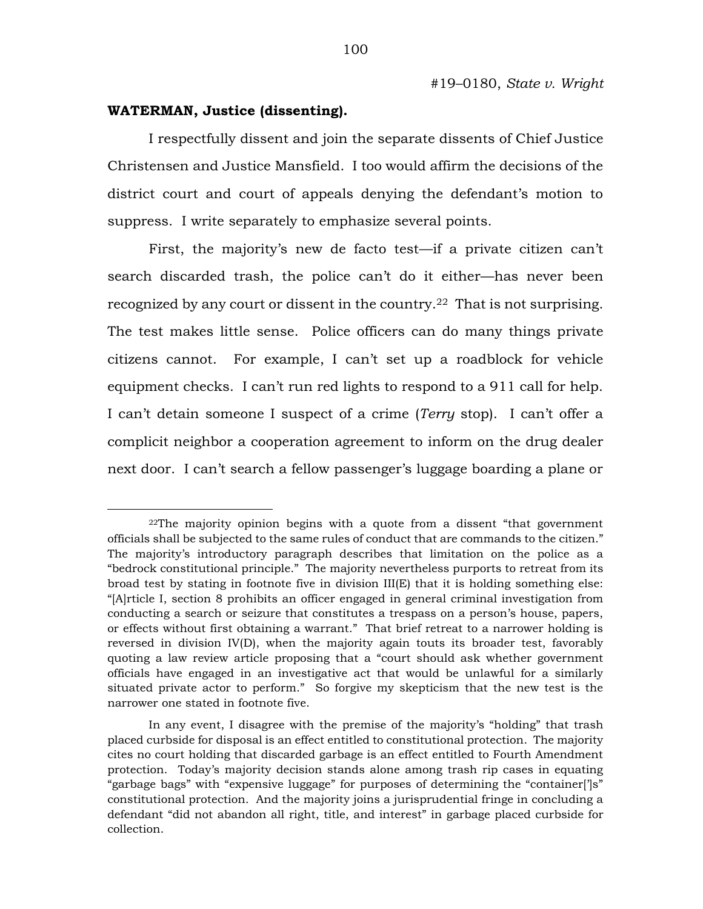#19–0180, *State v. Wright*

**WATERMAN, Justice (dissenting).**

I respectfully dissent and join the separate dissents of Chief Justice Christensen and Justice Mansfield. I too would affirm the decisions of the district court and court of appeals denying the defendant's motion to suppress. I write separately to emphasize several points.

First, the majority's new de facto test—if a private citizen can't search discarded trash, the police can't do it either—has never been recognized by any court or dissent in the country.[22] That is not surprising. The test makes little sense. Police officers can do many things private citizens cannot. For example, I can't set up a roadblock for vehicle equipment checks. I can't run red lights to respond to a 911 call for help. I can't detain someone I suspect of a crime (*Terry* stop). I can't offer a complicit neighbor a cooperation agreement to inform on the drug dealer next door. I can't search a fellow passenger's luggage boarding a plane or

---

[22]The majority opinion begins with a quote from a dissent "that government officials shall be subjected to the same rules of conduct that are commands to the citizen." The majority's introductory paragraph describes that limitation on the police as a "bedrock constitutional principle." The majority nevertheless purports to retreat from its broad test by stating in footnote five in division III(E) that it is holding something else: "[A]rticle I, section 8 prohibits an officer engaged in general criminal investigation from conducting a search or seizure that constitutes a trespass on a person's house, papers, or effects without first obtaining a warrant." That brief retreat to a narrower holding is reversed in division IV(D), when the majority again touts its broader test, favorably quoting a law review article proposing that a "court should ask whether government officials have engaged in an investigative act that would be unlawful for a similarly situated private actor to perform." So forgive my skepticism that the new test is the narrower one stated in footnote five.

In any event, I disagree with the premise of the majority's "holding" that trash placed curbside for disposal is an effect entitled to constitutional protection. The majority cites no court holding that discarded garbage is an effect entitled to Fourth Amendment protection. Today's majority decision stands alone among trash rip cases in equating "garbage bags" with "expensive luggage" for purposes of determining the "container[']s" constitutional protection. And the majority joins a jurisprudential fringe in concluding a defendant "did not abandon all right, title, and interest" in garbage placed curbside for collection.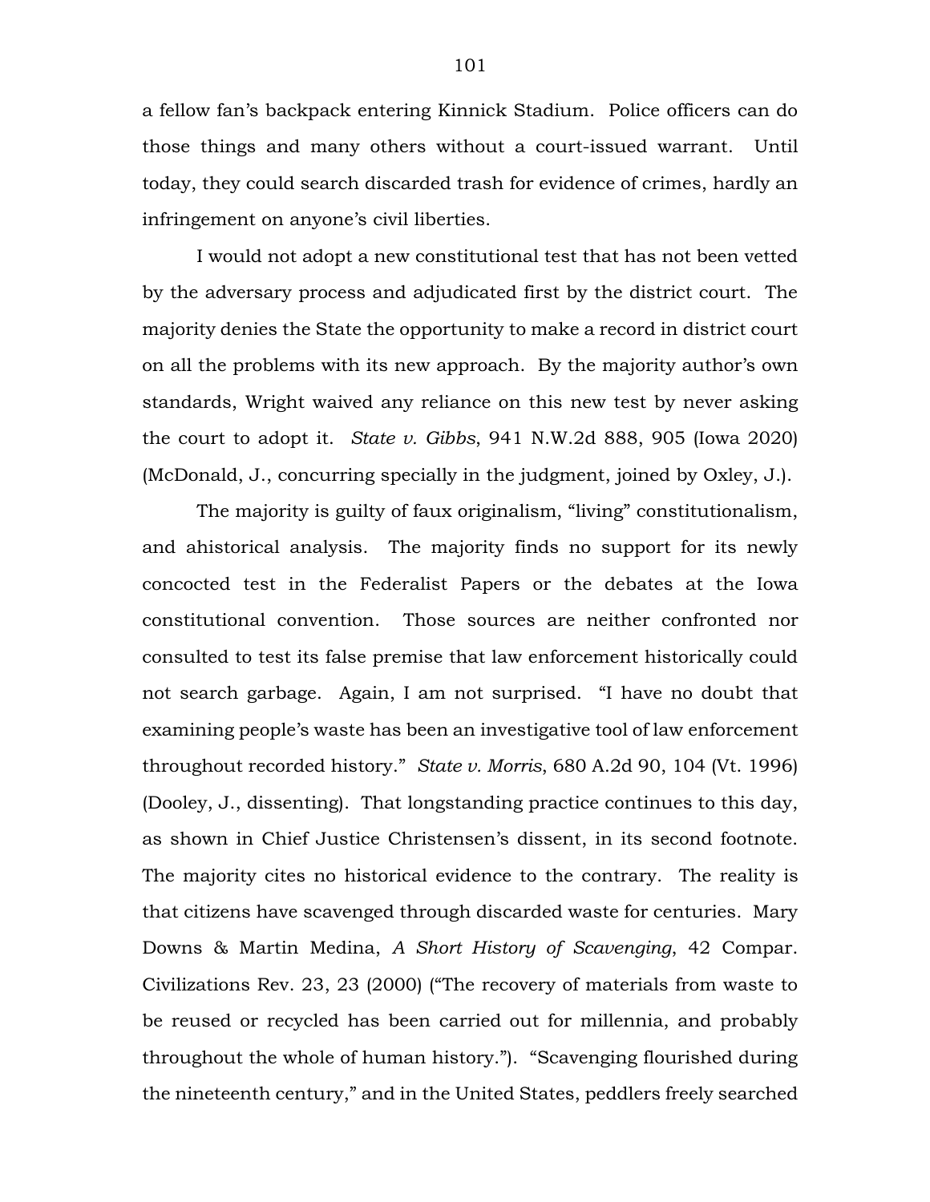a fellow fan's backpack entering Kinnick Stadium. Police officers can do those things and many others without a court-issued warrant. Until today, they could search discarded trash for evidence of crimes, hardly an infringement on anyone's civil liberties.

I would not adopt a new constitutional test that has not been vetted by the adversary process and adjudicated first by the district court. The majority denies the State the opportunity to make a record in district court on all the problems with its new approach. By the majority author's own standards, Wright waived any reliance on this new test by never asking the court to adopt it. *State v. Gibbs*, 941 N.W.2d 888, 905 (Iowa 2020) (McDonald, J., concurring specially in the judgment, joined by Oxley, J.).

The majority is guilty of faux originalism, "living" constitutionalism, and ahistorical analysis. The majority finds no support for its newly concocted test in the Federalist Papers or the debates at the Iowa constitutional convention. Those sources are neither confronted nor consulted to test its false premise that law enforcement historically could not search garbage. Again, I am not surprised. "I have no doubt that examining people's waste has been an investigative tool of law enforcement throughout recorded history." *State v. Morris*, 680 A.2d 90, 104 (Vt. 1996) (Dooley, J., dissenting). That longstanding practice continues to this day, as shown in Chief Justice Christensen's dissent, in its second footnote. The majority cites no historical evidence to the contrary. The reality is that citizens have scavenged through discarded waste for centuries. Mary Downs & Martin Medina, *A Short History of Scavenging*, 42 Compar. Civilizations Rev. 23, 23 (2000) ("The recovery of materials from waste to be reused or recycled has been carried out for millennia, and probably throughout the whole of human history."). "Scavenging flourished during the nineteenth century," and in the United States, peddlers freely searched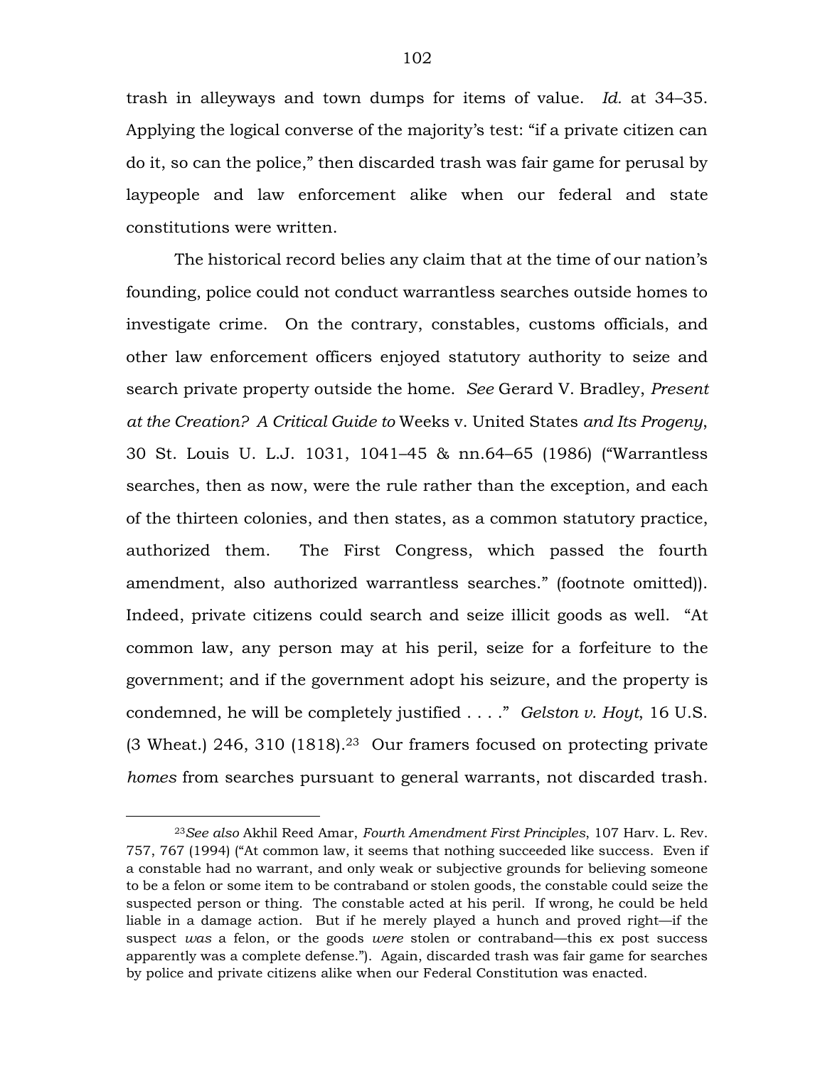trash in alleyways and town dumps for items of value. *Id.* at 34–35. Applying the logical converse of the majority's test: "if a private citizen can do it, so can the police," then discarded trash was fair game for perusal by laypeople and law enforcement alike when our federal and state constitutions were written.

The historical record belies any claim that at the time of our nation's founding, police could not conduct warrantless searches outside homes to investigate crime. On the contrary, constables, customs officials, and other law enforcement officers enjoyed statutory authority to seize and search private property outside the home. *See* Gerard V. Bradley, *Present at the Creation? A Critical Guide to* Weeks v. United States *and Its Progeny*, 30 St. Louis U. L.J. 1031, 1041–45 & nn.64–65 (1986) ("Warrantless searches, then as now, were the rule rather than the exception, and each of the thirteen colonies, and then states, as a common statutory practice, authorized them. The First Congress, which passed the fourth amendment, also authorized warrantless searches." (footnote omitted)). Indeed, private citizens could search and seize illicit goods as well. "At common law, any person may at his peril, seize for a forfeiture to the government; and if the government adopt his seizure, and the property is condemned, he will be completely justified . . . ." *Gelston v. Hoyt*, 16 U.S. (3 Wheat.) 246, 310 (1818).[23] Our framers focused on protecting private *homes* from searches pursuant to general warrants, not discarded trash.

[23]*See also* Akhil Reed Amar, *Fourth Amendment First Principles*, 107 Harv. L. Rev. 757, 767 (1994) ("At common law, it seems that nothing succeeded like success. Even if a constable had no warrant, and only weak or subjective grounds for believing someone to be a felon or some item to be contraband or stolen goods, the constable could seize the suspected person or thing. The constable acted at his peril. If wrong, he could be held liable in a damage action. But if he merely played a hunch and proved right—if the suspect *was* a felon, or the goods *were* stolen or contraband—this ex post success apparently was a complete defense."). Again, discarded trash was fair game for searches by police and private citizens alike when our Federal Constitution was enacted.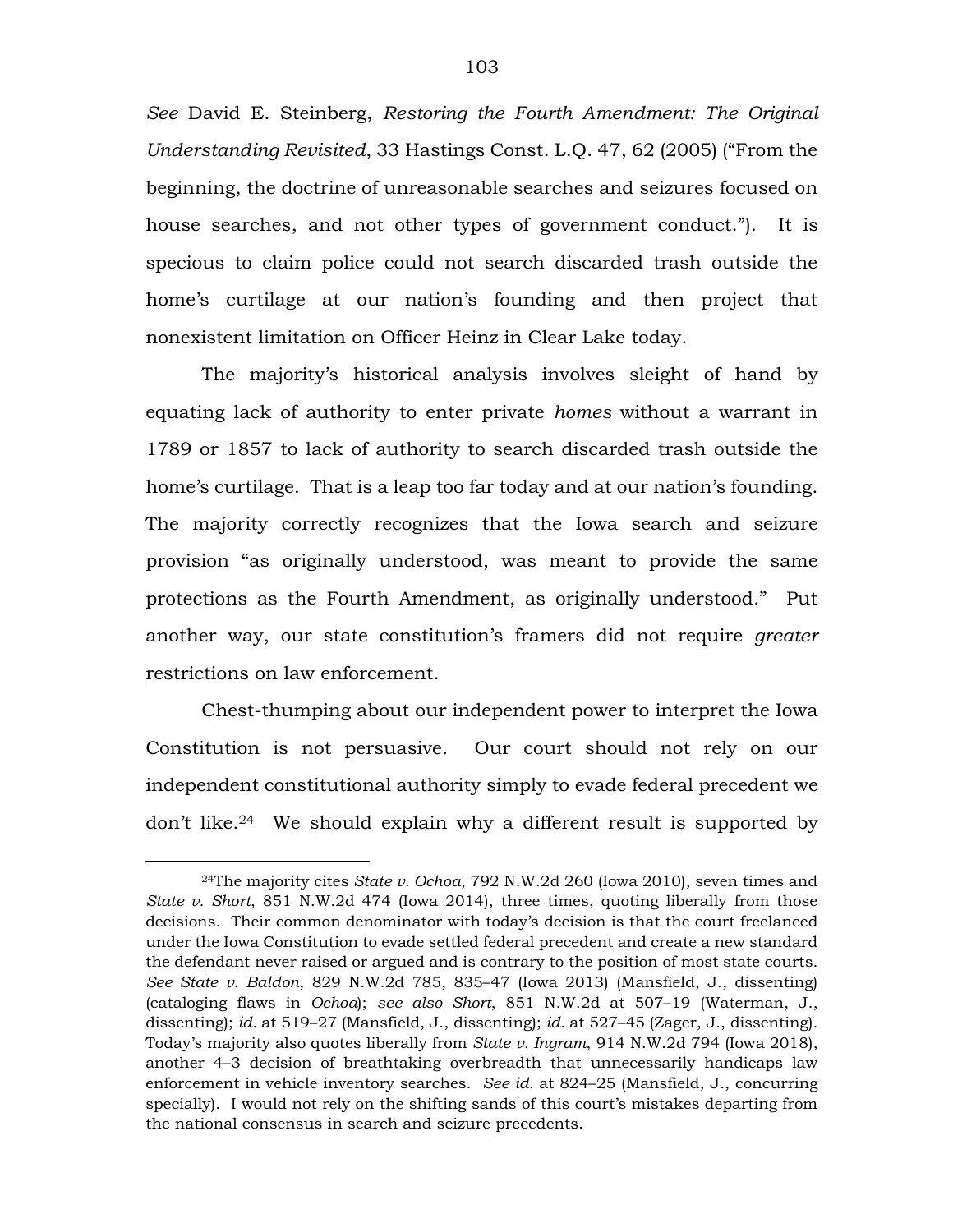*See* David E. Steinberg, *Restoring the Fourth Amendment: The Original Understanding Revisited*, 33 Hastings Const. L.Q. 47, 62 (2005) ("From the beginning, the doctrine of unreasonable searches and seizures focused on house searches, and not other types of government conduct."). It is specious to claim police could not search discarded trash outside the home's curtilage at our nation's founding and then project that nonexistent limitation on Officer Heinz in Clear Lake today.

The majority's historical analysis involves sleight of hand by equating lack of authority to enter private *homes* without a warrant in 1789 or 1857 to lack of authority to search discarded trash outside the home's curtilage. That is a leap too far today and at our nation's founding. The majority correctly recognizes that the Iowa search and seizure provision "as originally understood, was meant to provide the same protections as the Fourth Amendment, as originally understood." Put another way, our state constitution's framers did not require *greater* restrictions on law enforcement.

Chest-thumping about our independent power to interpret the Iowa Constitution is not persuasive. Our court should not rely on our independent constitutional authority simply to evade federal precedent we don't like.[24] We should explain why a different result is supported by

---

[24]The majority cites *State v. Ochoa*, 792 N.W.2d 260 (Iowa 2010), seven times and *State v. Short*, 851 N.W.2d 474 (Iowa 2014), three times, quoting liberally from those decisions. Their common denominator with today's decision is that the court freelanced under the Iowa Constitution to evade settled federal precedent and create a new standard the defendant never raised or argued and is contrary to the position of most state courts. *See State v. Baldon*, 829 N.W.2d 785, 835–47 (Iowa 2013) (Mansfield, J., dissenting) (cataloging flaws in *Ochoa*); *see also Short*, 851 N.W.2d at 507–19 (Waterman, J., dissenting); *id.* at 519–27 (Mansfield, J., dissenting); *id.* at 527–45 (Zager, J., dissenting). Today's majority also quotes liberally from *State v. Ingram*, 914 N.W.2d 794 (Iowa 2018), another 4–3 decision of breathtaking overbreadth that unnecessarily handicaps law enforcement in vehicle inventory searches. *See id.* at 824–25 (Mansfield, J., concurring specially). I would not rely on the shifting sands of this court's mistakes departing from the national consensus in search and seizure precedents.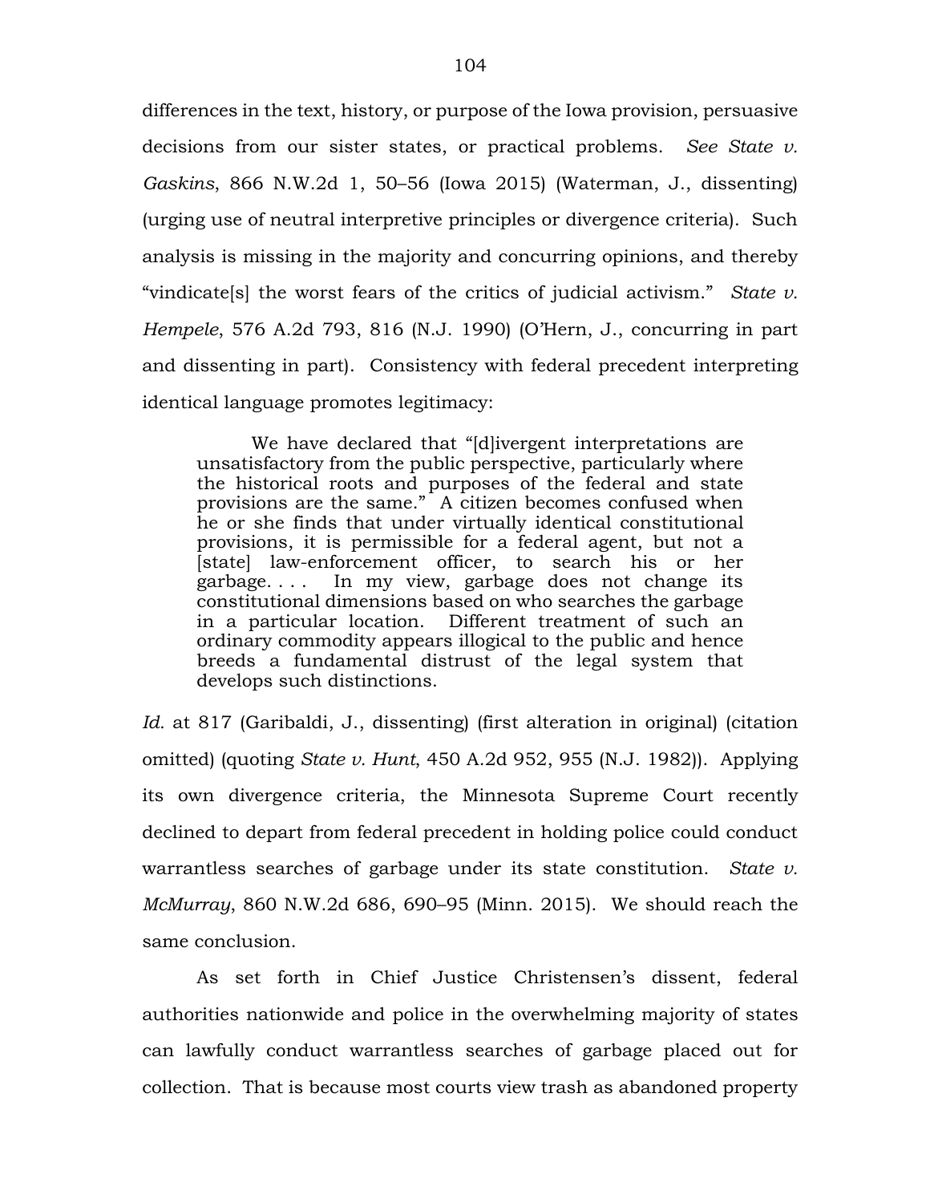differences in the text, history, or purpose of the Iowa provision, persuasive decisions from our sister states, or practical problems. *See State v. Gaskins*, 866 N.W.2d 1, 50–56 (Iowa 2015) (Waterman, J., dissenting) (urging use of neutral interpretive principles or divergence criteria). Such analysis is missing in the majority and concurring opinions, and thereby "vindicate[s] the worst fears of the critics of judicial activism." *State v. Hempele*, 576 A.2d 793, 816 (N.J. 1990) (O'Hern, J., concurring in part and dissenting in part). Consistency with federal precedent interpreting identical language promotes legitimacy:

> We have declared that "[d]ivergent interpretations are unsatisfactory from the public perspective, particularly where the historical roots and purposes of the federal and state provisions are the same." A citizen becomes confused when he or she finds that under virtually identical constitutional provisions, it is permissible for a federal agent, but not a [state] law-enforcement officer, to search his or her garbage. . . . In my view, garbage does not change its constitutional dimensions based on who searches the garbage in a particular location. Different treatment of such an ordinary commodity appears illogical to the public and hence breeds a fundamental distrust of the legal system that develops such distinctions.

*Id.* at 817 (Garibaldi, J., dissenting) (first alteration in original) (citation omitted) (quoting *State v. Hunt*, 450 A.2d 952, 955 (N.J. 1982)). Applying its own divergence criteria, the Minnesota Supreme Court recently declined to depart from federal precedent in holding police could conduct warrantless searches of garbage under its state constitution. *State v. McMurray*, 860 N.W.2d 686, 690–95 (Minn. 2015). We should reach the same conclusion.

As set forth in Chief Justice Christensen's dissent, federal authorities nationwide and police in the overwhelming majority of states can lawfully conduct warrantless searches of garbage placed out for collection. That is because most courts view trash as abandoned property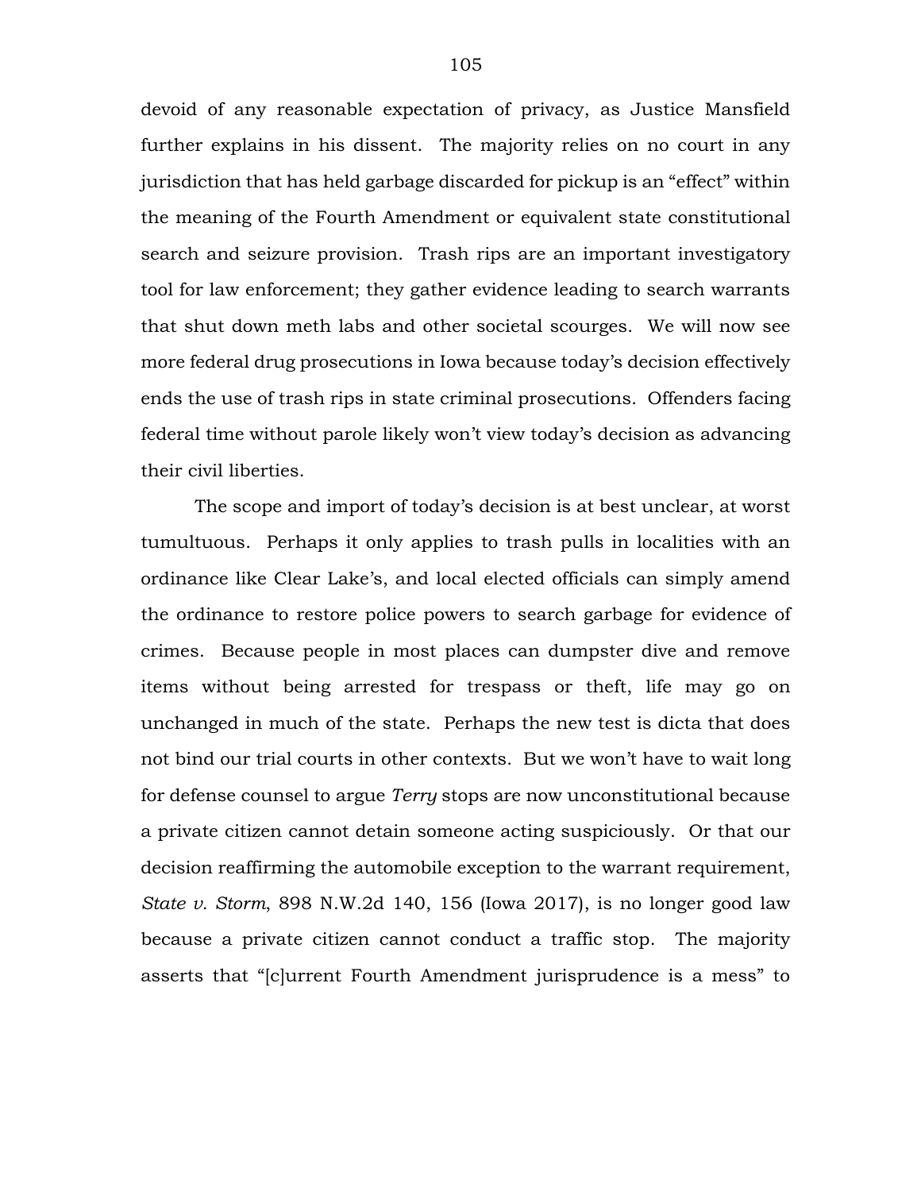devoid of any reasonable expectation of privacy, as Justice Mansfield further explains in his dissent. The majority relies on no court in any jurisdiction that has held garbage discarded for pickup is an "effect" within the meaning of the Fourth Amendment or equivalent state constitutional search and seizure provision. Trash rips are an important investigatory tool for law enforcement; they gather evidence leading to search warrants that shut down meth labs and other societal scourges. We will now see more federal drug prosecutions in Iowa because today's decision effectively ends the use of trash rips in state criminal prosecutions. Offenders facing federal time without parole likely won't view today's decision as advancing their civil liberties.

The scope and import of today's decision is at best unclear, at worst tumultuous. Perhaps it only applies to trash pulls in localities with an ordinance like Clear Lake's, and local elected officials can simply amend the ordinance to restore police powers to search garbage for evidence of crimes. Because people in most places can dumpster dive and remove items without being arrested for trespass or theft, life may go on unchanged in much of the state. Perhaps the new test is dicta that does not bind our trial courts in other contexts. But we won't have to wait long for defense counsel to argue *Terry* stops are now unconstitutional because a private citizen cannot detain someone acting suspiciously. Or that our decision reaffirming the automobile exception to the warrant requirement, *State v. Storm*, 898 N.W.2d 140, 156 (Iowa 2017), is no longer good law because a private citizen cannot conduct a traffic stop. The majority asserts that "[c]urrent Fourth Amendment jurisprudence is a mess" to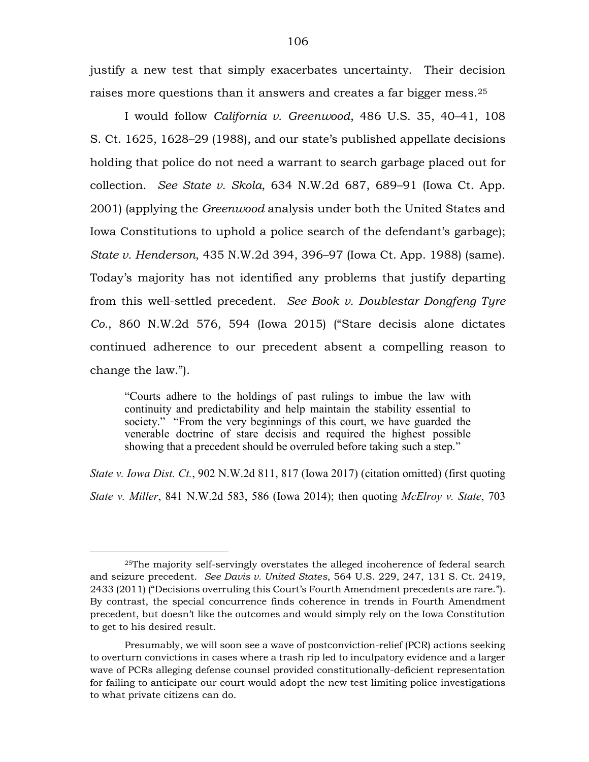justify a new test that simply exacerbates uncertainty. Their decision raises more questions than it answers and creates a far bigger mess.[25]

I would follow *California v. Greenwood*, 486 U.S. 35, 40–41, 108 S. Ct. 1625, 1628–29 (1988), and our state's published appellate decisions holding that police do not need a warrant to search garbage placed out for collection. *See State v. Skola*, 634 N.W.2d 687, 689–91 (Iowa Ct. App. 2001) (applying the *Greenwood* analysis under both the United States and Iowa Constitutions to uphold a police search of the defendant's garbage); *State v. Henderson*, 435 N.W.2d 394, 396–97 (Iowa Ct. App. 1988) (same). Today's majority has not identified any problems that justify departing from this well-settled precedent. *See Book v. Doublestar Dongfeng Tyre Co.*, 860 N.W.2d 576, 594 (Iowa 2015) ("Stare decisis alone dictates continued adherence to our precedent absent a compelling reason to change the law.").

> "Courts adhere to the holdings of past rulings to imbue the law with continuity and predictability and help maintain the stability essential to society." "From the very beginnings of this court, we have guarded the venerable doctrine of stare decisis and required the highest possible showing that a precedent should be overruled before taking such a step."

*State v. Iowa Dist. Ct.*, 902 N.W.2d 811, 817 (Iowa 2017) (citation omitted) (first quoting *State v. Miller*, 841 N.W.2d 583, 586 (Iowa 2014); then quoting *McElroy v. State*, 703

---

[25]The majority self-servingly overstates the alleged incoherence of federal search and seizure precedent. *See Davis v. United States*, 564 U.S. 229, 247, 131 S. Ct. 2419, 2433 (2011) ("Decisions overruling this Court's Fourth Amendment precedents are rare."). By contrast, the special concurrence finds coherence in trends in Fourth Amendment precedent, but doesn't like the outcomes and would simply rely on the Iowa Constitution to get to his desired result.

Presumably, we will soon see a wave of postconviction-relief (PCR) actions seeking to overturn convictions in cases where a trash rip led to inculpatory evidence and a larger wave of PCRs alleging defense counsel provided constitutionally-deficient representation for failing to anticipate our court would adopt the new test limiting police investigations to what private citizens can do.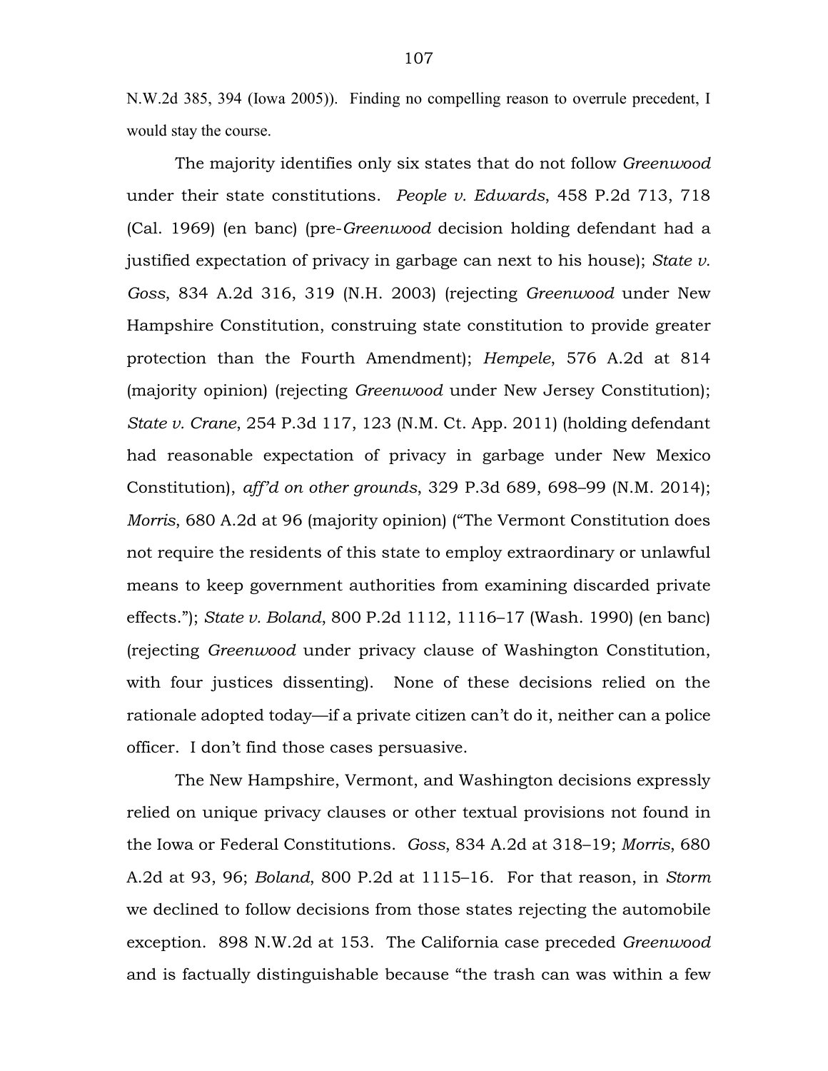N.W.2d 385, 394 (Iowa 2005)). Finding no compelling reason to overrule precedent, I would stay the course.

The majority identifies only six states that do not follow *Greenwood* under their state constitutions. *People v. Edwards*, 458 P.2d 713, 718 (Cal. 1969) (en banc) (pre-*Greenwood* decision holding defendant had a justified expectation of privacy in garbage can next to his house); *State v. Goss*, 834 A.2d 316, 319 (N.H. 2003) (rejecting *Greenwood* under New Hampshire Constitution, construing state constitution to provide greater protection than the Fourth Amendment); *Hempele*, 576 A.2d at 814 (majority opinion) (rejecting *Greenwood* under New Jersey Constitution); *State v. Crane*, 254 P.3d 117, 123 (N.M. Ct. App. 2011) (holding defendant had reasonable expectation of privacy in garbage under New Mexico Constitution), *aff'd on other grounds*, 329 P.3d 689, 698–99 (N.M. 2014); *Morris*, 680 A.2d at 96 (majority opinion) ("The Vermont Constitution does not require the residents of this state to employ extraordinary or unlawful means to keep government authorities from examining discarded private effects."); *State v. Boland*, 800 P.2d 1112, 1116–17 (Wash. 1990) (en banc) (rejecting *Greenwood* under privacy clause of Washington Constitution, with four justices dissenting). None of these decisions relied on the rationale adopted today—if a private citizen can't do it, neither can a police officer. I don't find those cases persuasive.

The New Hampshire, Vermont, and Washington decisions expressly relied on unique privacy clauses or other textual provisions not found in the Iowa or Federal Constitutions. *Goss*, 834 A.2d at 318–19; *Morris*, 680 A.2d at 93, 96; *Boland*, 800 P.2d at 1115–16. For that reason, in *Storm* we declined to follow decisions from those states rejecting the automobile exception. 898 N.W.2d at 153. The California case preceded *Greenwood* and is factually distinguishable because "the trash can was within a few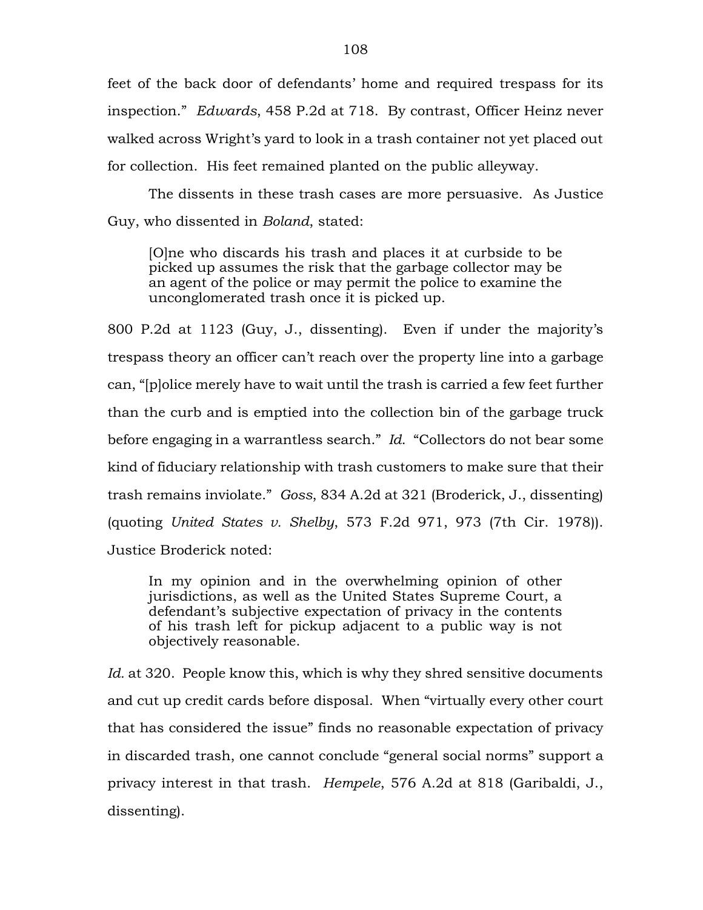feet of the back door of defendants' home and required trespass for its inspection." *Edwards*, 458 P.2d at 718. By contrast, Officer Heinz never walked across Wright's yard to look in a trash container not yet placed out for collection. His feet remained planted on the public alleyway.

The dissents in these trash cases are more persuasive. As Justice Guy, who dissented in *Boland*, stated:

> [O]ne who discards his trash and places it at curbside to be picked up assumes the risk that the garbage collector may be an agent of the police or may permit the police to examine the unconglomerated trash once it is picked up.

800 P.2d at 1123 (Guy, J., dissenting). Even if under the majority's trespass theory an officer can't reach over the property line into a garbage can, "[p]olice merely have to wait until the trash is carried a few feet further than the curb and is emptied into the collection bin of the garbage truck before engaging in a warrantless search." *Id.* "Collectors do not bear some kind of fiduciary relationship with trash customers to make sure that their trash remains inviolate." *Goss*, 834 A.2d at 321 (Broderick, J., dissenting) (quoting *United States v. Shelby*, 573 F.2d 971, 973 (7th Cir. 1978)). Justice Broderick noted:

> In my opinion and in the overwhelming opinion of other jurisdictions, as well as the United States Supreme Court, a defendant's subjective expectation of privacy in the contents of his trash left for pickup adjacent to a public way is not objectively reasonable.

*Id.* at 320. People know this, which is why they shred sensitive documents and cut up credit cards before disposal. When "virtually every other court that has considered the issue" finds no reasonable expectation of privacy in discarded trash, one cannot conclude "general social norms" support a privacy interest in that trash. *Hempele*, 576 A.2d at 818 (Garibaldi, J., dissenting).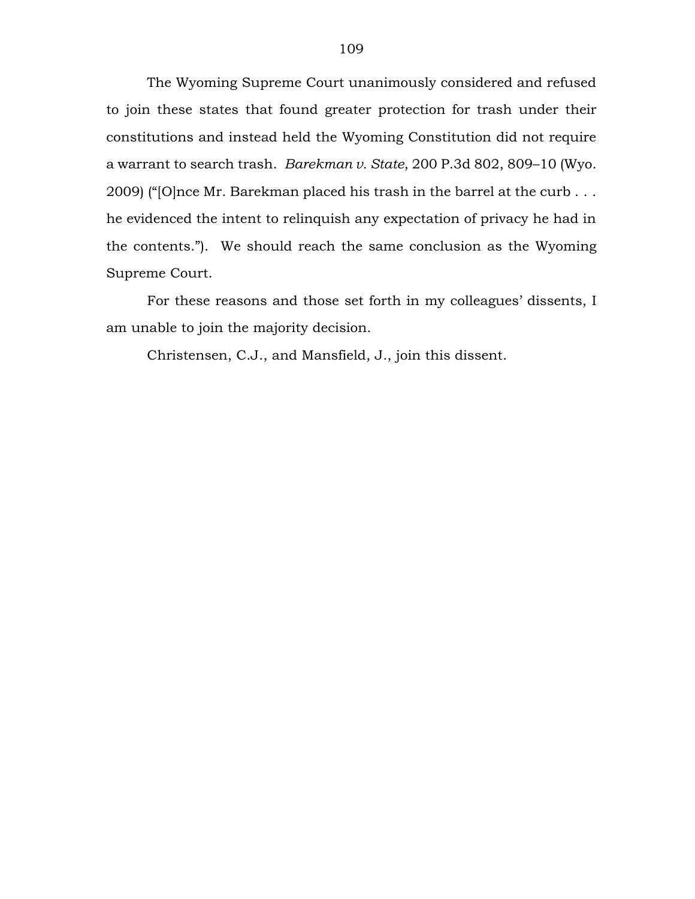The Wyoming Supreme Court unanimously considered and refused to join these states that found greater protection for trash under their constitutions and instead held the Wyoming Constitution did not require a warrant to search trash. *Barekman v. State*, 200 P.3d 802, 809–10 (Wyo. 2009) ("[O]nce Mr. Barekman placed his trash in the barrel at the curb . . . he evidenced the intent to relinquish any expectation of privacy he had in the contents."). We should reach the same conclusion as the Wyoming Supreme Court.

For these reasons and those set forth in my colleagues' dissents, I am unable to join the majority decision.

Christensen, C.J., and Mansfield, J., join this dissent.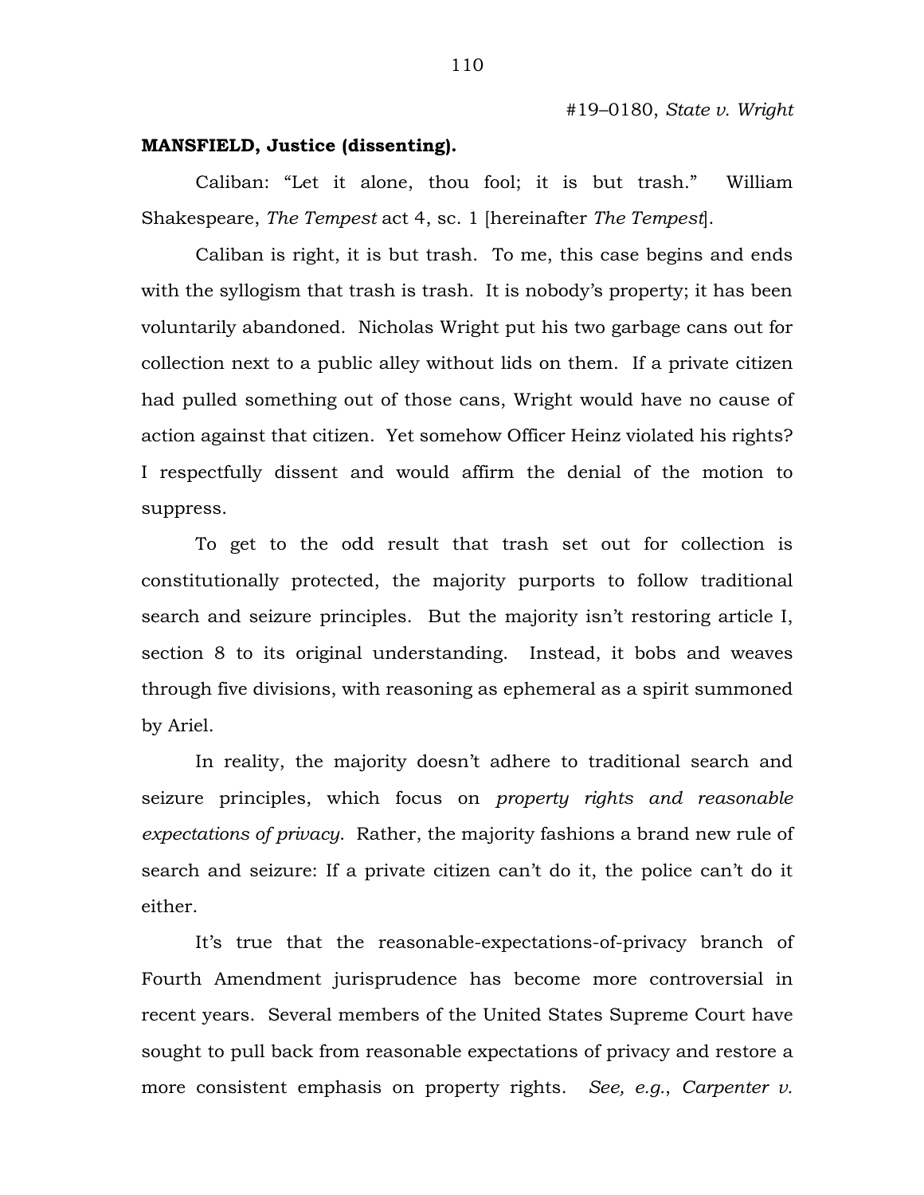#19–0180, *State v. Wright*

**MANSFIELD, Justice (dissenting).**

Caliban: "Let it alone, thou fool; it is but trash." William Shakespeare, *The Tempest* act 4, sc. 1 [hereinafter *The Tempest*].

Caliban is right, it is but trash. To me, this case begins and ends with the syllogism that trash is trash. It is nobody's property; it has been voluntarily abandoned. Nicholas Wright put his two garbage cans out for collection next to a public alley without lids on them. If a private citizen had pulled something out of those cans, Wright would have no cause of action against that citizen. Yet somehow Officer Heinz violated his rights? I respectfully dissent and would affirm the denial of the motion to suppress.

To get to the odd result that trash set out for collection is constitutionally protected, the majority purports to follow traditional search and seizure principles. But the majority isn't restoring article I, section 8 to its original understanding. Instead, it bobs and weaves through five divisions, with reasoning as ephemeral as a spirit summoned by Ariel.

In reality, the majority doesn't adhere to traditional search and seizure principles, which focus on *property rights and reasonable expectations of privacy*. Rather, the majority fashions a brand new rule of search and seizure: If a private citizen can't do it, the police can't do it either.

It's true that the reasonable-expectations-of-privacy branch of Fourth Amendment jurisprudence has become more controversial in recent years. Several members of the United States Supreme Court have sought to pull back from reasonable expectations of privacy and restore a more consistent emphasis on property rights. *See, e.g.*, *Carpenter v.*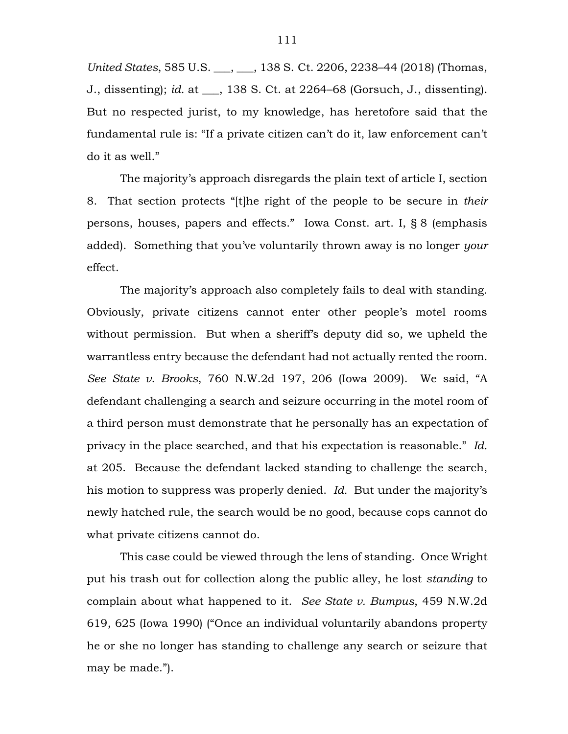*United States*, 585 U.S. ___, ___, 138 S. Ct. 2206, 2238–44 (2018) (Thomas, J., dissenting); *id.* at ___, 138 S. Ct. at 2264–68 (Gorsuch, J., dissenting). But no respected jurist, to my knowledge, has heretofore said that the fundamental rule is: "If a private citizen can't do it, law enforcement can't do it as well."

The majority's approach disregards the plain text of article I, section 8. That section protects "[t]he right of the people to be secure in *their* persons, houses, papers and effects." Iowa Const. art. I, § 8 (emphasis added). Something that you've voluntarily thrown away is no longer *your* effect.

The majority's approach also completely fails to deal with standing. Obviously, private citizens cannot enter other people's motel rooms without permission. But when a sheriff's deputy did so, we upheld the warrantless entry because the defendant had not actually rented the room. *See State v. Brooks*, 760 N.W.2d 197, 206 (Iowa 2009). We said, "A defendant challenging a search and seizure occurring in the motel room of a third person must demonstrate that he personally has an expectation of privacy in the place searched, and that his expectation is reasonable." *Id.* at 205. Because the defendant lacked standing to challenge the search, his motion to suppress was properly denied. *Id.* But under the majority's newly hatched rule, the search would be no good, because cops cannot do what private citizens cannot do.

This case could be viewed through the lens of standing. Once Wright put his trash out for collection along the public alley, he lost *standing* to complain about what happened to it. *See State v. Bumpus*, 459 N.W.2d 619, 625 (Iowa 1990) ("Once an individual voluntarily abandons property he or she no longer has standing to challenge any search or seizure that may be made.").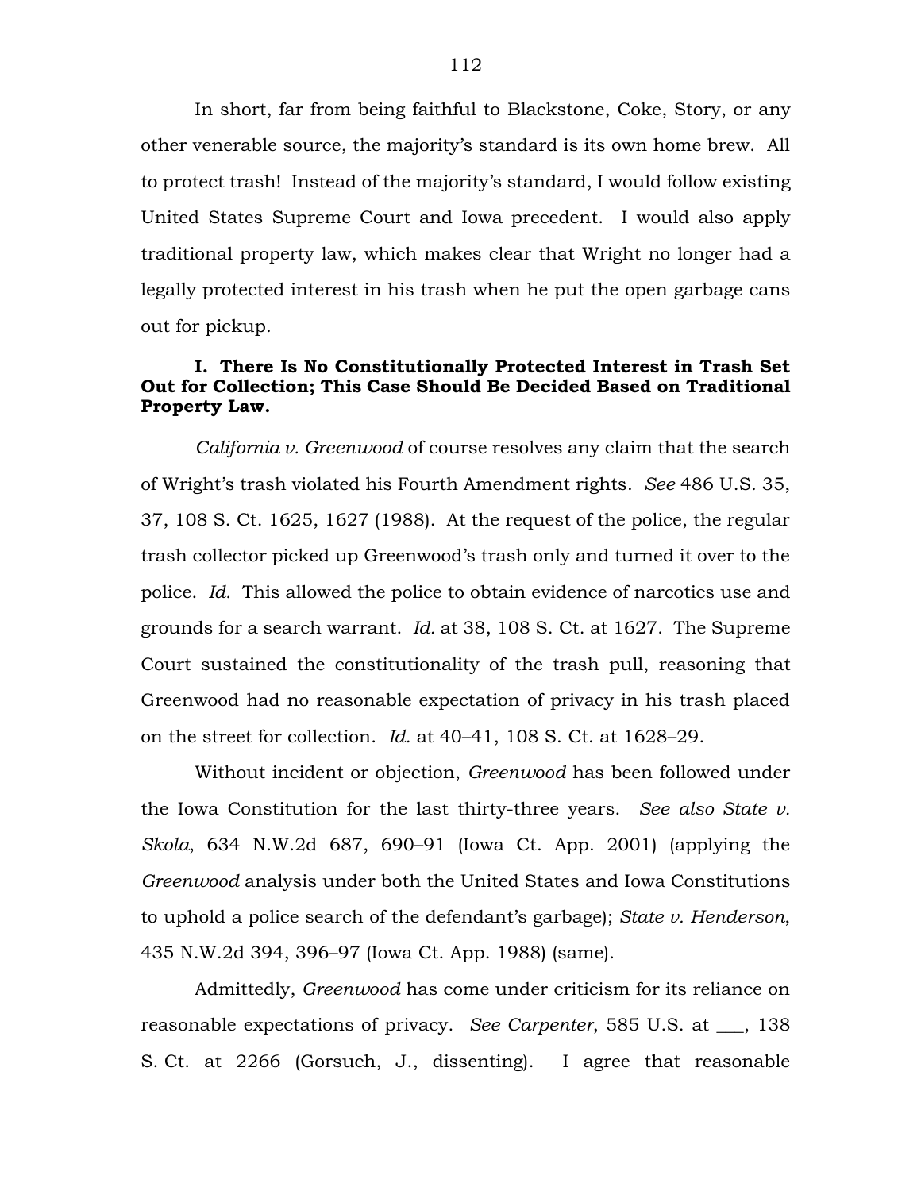In short, far from being faithful to Blackstone, Coke, Story, or any other venerable source, the majority's standard is its own home brew. All to protect trash! Instead of the majority's standard, I would follow existing United States Supreme Court and Iowa precedent. I would also apply traditional property law, which makes clear that Wright no longer had a legally protected interest in his trash when he put the open garbage cans out for pickup.

**I. There Is No Constitutionally Protected Interest in Trash Set Out for Collection; This Case Should Be Decided Based on Traditional Property Law.**

*California v. Greenwood* of course resolves any claim that the search of Wright's trash violated his Fourth Amendment rights. *See* 486 U.S. 35, 37, 108 S. Ct. 1625, 1627 (1988). At the request of the police, the regular trash collector picked up Greenwood's trash only and turned it over to the police. *Id.* This allowed the police to obtain evidence of narcotics use and grounds for a search warrant. *Id.* at 38, 108 S. Ct. at 1627. The Supreme Court sustained the constitutionality of the trash pull, reasoning that Greenwood had no reasonable expectation of privacy in his trash placed on the street for collection. *Id.* at 40–41, 108 S. Ct. at 1628–29.

Without incident or objection, *Greenwood* has been followed under the Iowa Constitution for the last thirty-three years. *See also State v. Skola*, 634 N.W.2d 687, 690–91 (Iowa Ct. App. 2001) (applying the *Greenwood* analysis under both the United States and Iowa Constitutions to uphold a police search of the defendant's garbage); *State v. Henderson*, 435 N.W.2d 394, 396–97 (Iowa Ct. App. 1988) (same).

Admittedly, *Greenwood* has come under criticism for its reliance on reasonable expectations of privacy. *See Carpenter*, 585 U.S. at ___, 138 S. Ct. at 2266 (Gorsuch, J., dissenting). I agree that reasonable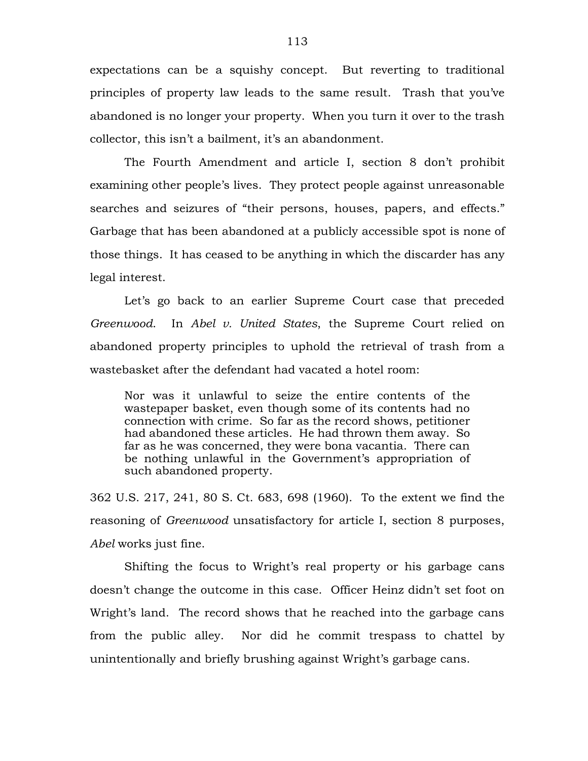expectations can be a squishy concept. But reverting to traditional principles of property law leads to the same result. Trash that you've abandoned is no longer your property. When you turn it over to the trash collector, this isn't a bailment, it's an abandonment.

The Fourth Amendment and article I, section 8 don't prohibit examining other people's lives. They protect people against unreasonable searches and seizures of "their persons, houses, papers, and effects." Garbage that has been abandoned at a publicly accessible spot is none of those things. It has ceased to be anything in which the discarder has any legal interest.

Let's go back to an earlier Supreme Court case that preceded *Greenwood*. In *Abel v. United States*, the Supreme Court relied on abandoned property principles to uphold the retrieval of trash from a wastebasket after the defendant had vacated a hotel room:

> Nor was it unlawful to seize the entire contents of the wastepaper basket, even though some of its contents had no connection with crime. So far as the record shows, petitioner had abandoned these articles. He had thrown them away. So far as he was concerned, they were bona vacantia. There can be nothing unlawful in the Government's appropriation of such abandoned property.

362 U.S. 217, 241, 80 S. Ct. 683, 698 (1960). To the extent we find the reasoning of *Greenwood* unsatisfactory for article I, section 8 purposes, *Abel* works just fine.

Shifting the focus to Wright's real property or his garbage cans doesn't change the outcome in this case. Officer Heinz didn't set foot on Wright's land. The record shows that he reached into the garbage cans from the public alley. Nor did he commit trespass to chattel by unintentionally and briefly brushing against Wright's garbage cans.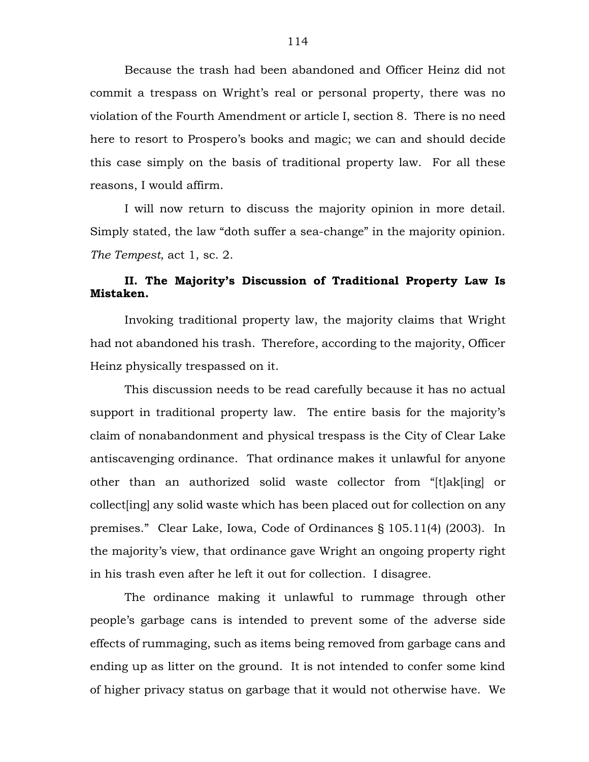Because the trash had been abandoned and Officer Heinz did not commit a trespass on Wright's real or personal property, there was no violation of the Fourth Amendment or article I, section 8. There is no need here to resort to Prospero's books and magic; we can and should decide this case simply on the basis of traditional property law. For all these reasons, I would affirm.

I will now return to discuss the majority opinion in more detail. Simply stated, the law "doth suffer a sea-change" in the majority opinion. *The Tempest*, act 1, sc. 2.

## II. The Majority's Discussion of Traditional Property Law Is Mistaken.

Invoking traditional property law, the majority claims that Wright had not abandoned his trash. Therefore, according to the majority, Officer Heinz physically trespassed on it.

This discussion needs to be read carefully because it has no actual support in traditional property law. The entire basis for the majority's claim of nonabandonment and physical trespass is the City of Clear Lake antiscavenging ordinance. That ordinance makes it unlawful for anyone other than an authorized solid waste collector from "[t]ak[ing] or collect[ing] any solid waste which has been placed out for collection on any premises." Clear Lake, Iowa, Code of Ordinances § 105.11(4) (2003). In the majority's view, that ordinance gave Wright an ongoing property right in his trash even after he left it out for collection. I disagree.

The ordinance making it unlawful to rummage through other people's garbage cans is intended to prevent some of the adverse side effects of rummaging, such as items being removed from garbage cans and ending up as litter on the ground. It is not intended to confer some kind of higher privacy status on garbage that it would not otherwise have. We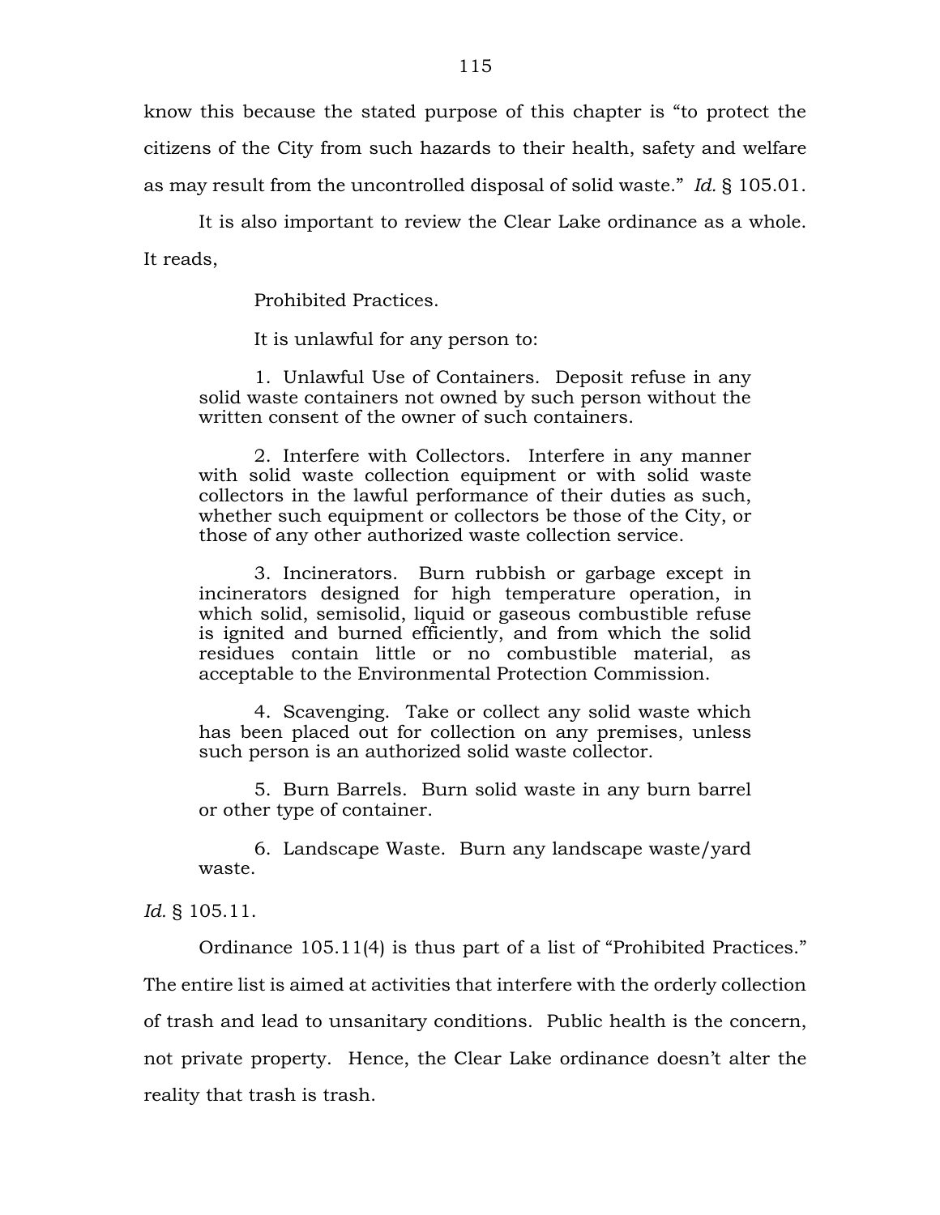know this because the stated purpose of this chapter is "to protect the citizens of the City from such hazards to their health, safety and welfare as may result from the uncontrolled disposal of solid waste." *Id.* § 105.01.

It is also important to review the Clear Lake ordinance as a whole. It reads,

> Prohibited Practices.
>
> It is unlawful for any person to:
>
> 1. Unlawful Use of Containers. Deposit refuse in any solid waste containers not owned by such person without the written consent of the owner of such containers.
>
> 2. Interfere with Collectors. Interfere in any manner with solid waste collection equipment or with solid waste collectors in the lawful performance of their duties as such, whether such equipment or collectors be those of the City, or those of any other authorized waste collection service.
>
> 3. Incinerators. Burn rubbish or garbage except in incinerators designed for high temperature operation, in which solid, semisolid, liquid or gaseous combustible refuse is ignited and burned efficiently, and from which the solid residues contain little or no combustible material, as acceptable to the Environmental Protection Commission.
>
> 4. Scavenging. Take or collect any solid waste which has been placed out for collection on any premises, unless such person is an authorized solid waste collector.
>
> 5. Burn Barrels. Burn solid waste in any burn barrel or other type of container.
>
> 6. Landscape Waste. Burn any landscape waste/yard waste.

*Id.* § 105.11.

Ordinance 105.11(4) is thus part of a list of "Prohibited Practices." The entire list is aimed at activities that interfere with the orderly collection of trash and lead to unsanitary conditions. Public health is the concern, not private property. Hence, the Clear Lake ordinance doesn't alter the reality that trash is trash.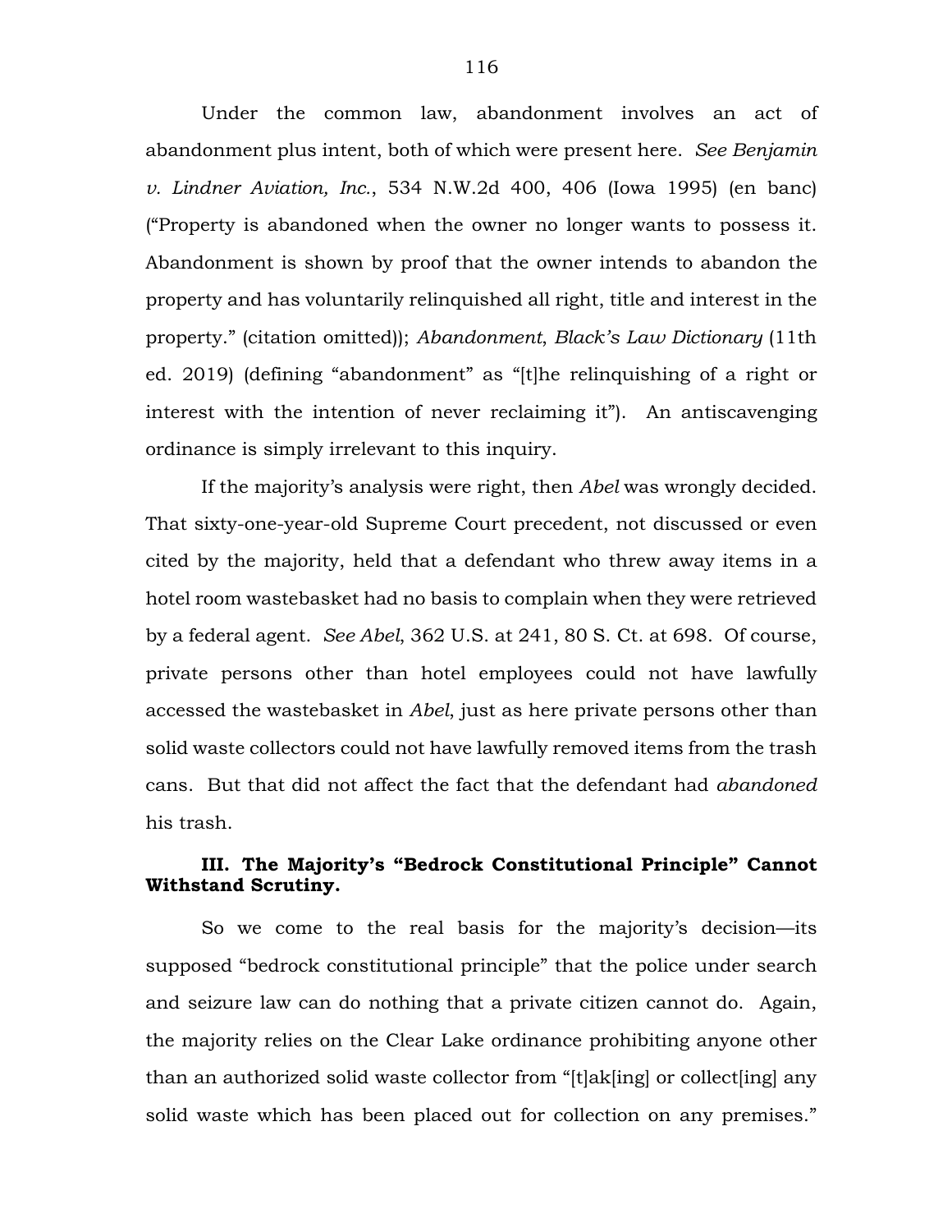Under the common law, abandonment involves an act of abandonment plus intent, both of which were present here. *See Benjamin v. Lindner Aviation, Inc.*, 534 N.W.2d 400, 406 (Iowa 1995) (en banc) ("Property is abandoned when the owner no longer wants to possess it. Abandonment is shown by proof that the owner intends to abandon the property and has voluntarily relinquished all right, title and interest in the property." (citation omitted)); *Abandonment*, *Black's Law Dictionary* (11th ed. 2019) (defining "abandonment" as "[t]he relinquishing of a right or interest with the intention of never reclaiming it"). An antiscavenging ordinance is simply irrelevant to this inquiry.

If the majority's analysis were right, then *Abel* was wrongly decided. That sixty-one-year-old Supreme Court precedent, not discussed or even cited by the majority, held that a defendant who threw away items in a hotel room wastebasket had no basis to complain when they were retrieved by a federal agent. *See Abel*, 362 U.S. at 241, 80 S. Ct. at 698. Of course, private persons other than hotel employees could not have lawfully accessed the wastebasket in *Abel*, just as here private persons other than solid waste collectors could not have lawfully removed items from the trash cans. But that did not affect the fact that the defendant had *abandoned* his trash.

### III. The Majority's "Bedrock Constitutional Principle" Cannot Withstand Scrutiny.

So we come to the real basis for the majority's decision—its supposed "bedrock constitutional principle" that the police under search and seizure law can do nothing that a private citizen cannot do. Again, the majority relies on the Clear Lake ordinance prohibiting anyone other than an authorized solid waste collector from "[t]ak[ing] or collect[ing] any solid waste which has been placed out for collection on any premises."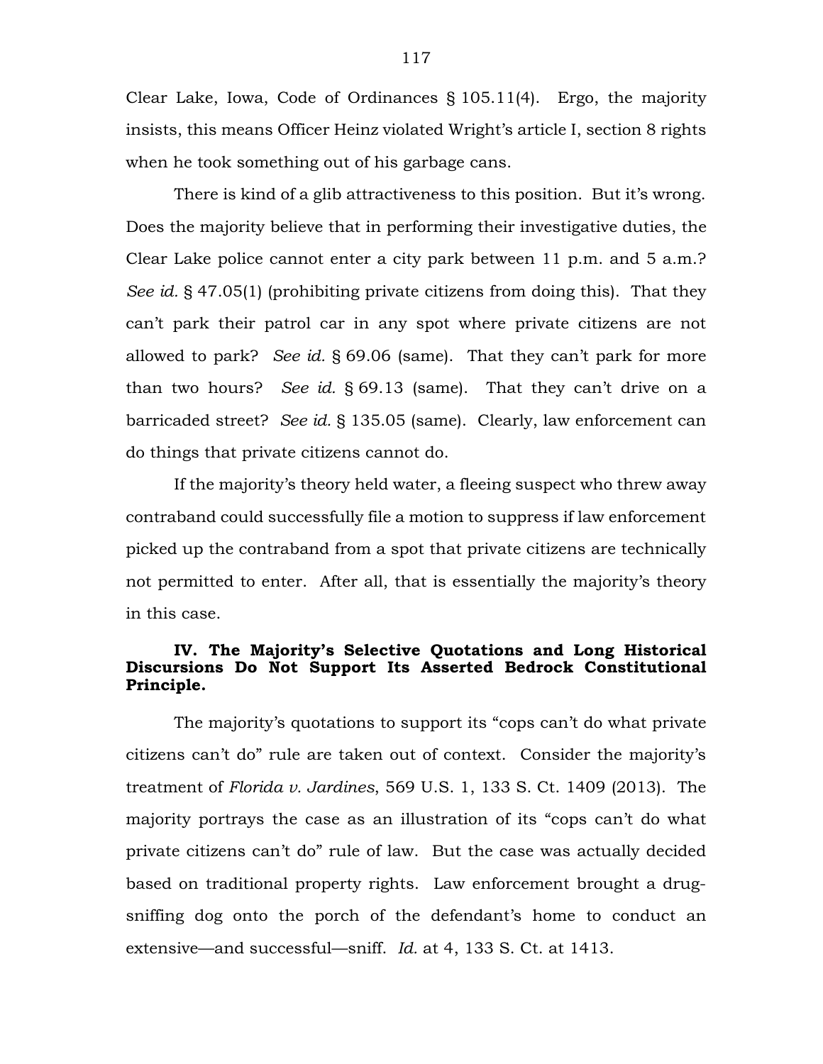Clear Lake, Iowa, Code of Ordinances § 105.11(4). Ergo, the majority insists, this means Officer Heinz violated Wright's article I, section 8 rights when he took something out of his garbage cans.

There is kind of a glib attractiveness to this position. But it's wrong. Does the majority believe that in performing their investigative duties, the Clear Lake police cannot enter a city park between 11 p.m. and 5 a.m.? *See id.* § 47.05(1) (prohibiting private citizens from doing this). That they can't park their patrol car in any spot where private citizens are not allowed to park? *See id.* § 69.06 (same). That they can't park for more than two hours? *See id.* § 69.13 (same). That they can't drive on a barricaded street? *See id.* § 135.05 (same). Clearly, law enforcement can do things that private citizens cannot do.

If the majority's theory held water, a fleeing suspect who threw away contraband could successfully file a motion to suppress if law enforcement picked up the contraband from a spot that private citizens are technically not permitted to enter. After all, that is essentially the majority's theory in this case.

### IV. The Majority's Selective Quotations and Long Historical Discursions Do Not Support Its Asserted Bedrock Constitutional Principle.

The majority's quotations to support its "cops can't do what private citizens can't do" rule are taken out of context. Consider the majority's treatment of *Florida v. Jardines*, 569 U.S. 1, 133 S. Ct. 1409 (2013). The majority portrays the case as an illustration of its "cops can't do what private citizens can't do" rule of law. But the case was actually decided based on traditional property rights. Law enforcement brought a drug-sniffing dog onto the porch of the defendant's home to conduct an extensive—and successful—sniff. *Id.* at 4, 133 S. Ct. at 1413.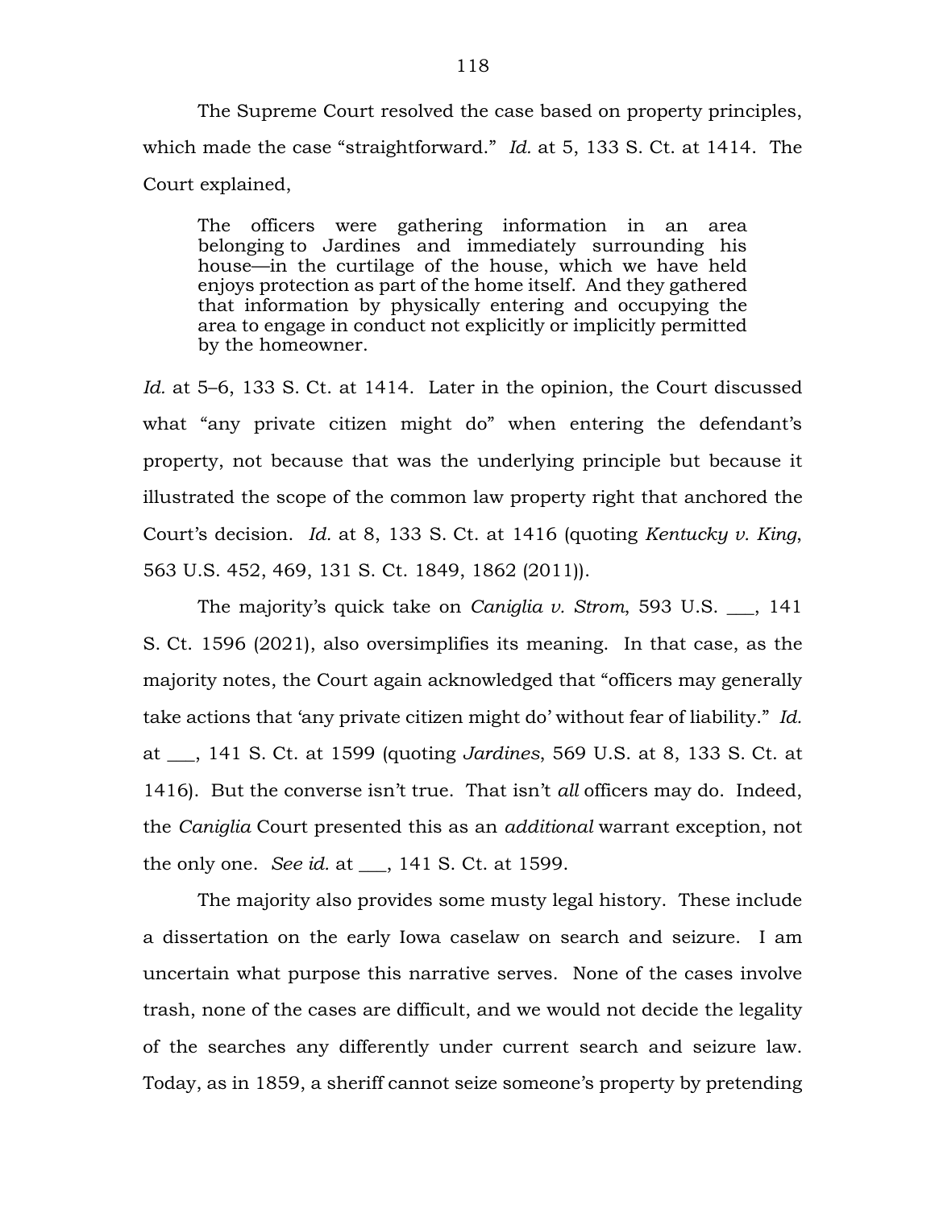The Supreme Court resolved the case based on property principles, which made the case "straightforward." *Id.* at 5, 133 S. Ct. at 1414. The Court explained,

> The officers were gathering information in an area belonging to Jardines and immediately surrounding his house—in the curtilage of the house, which we have held enjoys protection as part of the home itself. And they gathered that information by physically entering and occupying the area to engage in conduct not explicitly or implicitly permitted by the homeowner.

*Id.* at 5–6, 133 S. Ct. at 1414. Later in the opinion, the Court discussed what "any private citizen might do" when entering the defendant's property, not because that was the underlying principle but because it illustrated the scope of the common law property right that anchored the Court's decision. *Id.* at 8, 133 S. Ct. at 1416 (quoting *Kentucky v. King*, 563 U.S. 452, 469, 131 S. Ct. 1849, 1862 (2011)).

The majority's quick take on *Caniglia v. Strom*, 593 U.S. ___, 141 S. Ct. 1596 (2021), also oversimplifies its meaning. In that case, as the majority notes, the Court again acknowledged that "officers may generally take actions that 'any private citizen might do' without fear of liability." *Id.* at ___, 141 S. Ct. at 1599 (quoting *Jardines*, 569 U.S. at 8, 133 S. Ct. at 1416). But the converse isn't true. That isn't *all* officers may do. Indeed, the *Caniglia* Court presented this as an *additional* warrant exception, not the only one. *See id.* at ___, 141 S. Ct. at 1599.

The majority also provides some musty legal history. These include a dissertation on the early Iowa caselaw on search and seizure. I am uncertain what purpose this narrative serves. None of the cases involve trash, none of the cases are difficult, and we would not decide the legality of the searches any differently under current search and seizure law. Today, as in 1859, a sheriff cannot seize someone's property by pretending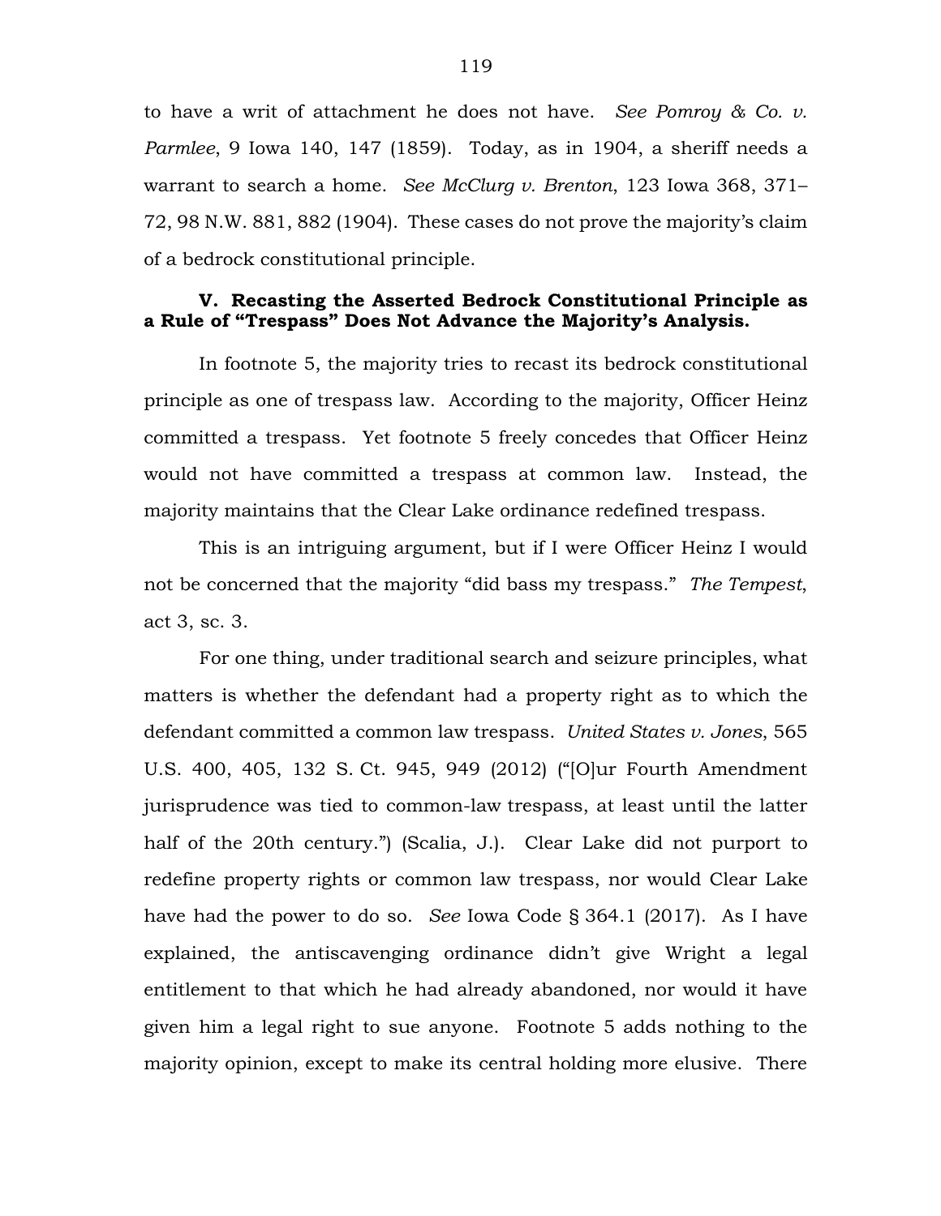to have a writ of attachment he does not have. *See Pomroy & Co. v. Parmlee*, 9 Iowa 140, 147 (1859). Today, as in 1904, a sheriff needs a warrant to search a home. *See McClurg v. Brenton*, 123 Iowa 368, 371–72, 98 N.W. 881, 882 (1904). These cases do not prove the majority's claim of a bedrock constitutional principle.

### V. Recasting the Asserted Bedrock Constitutional Principle as a Rule of "Trespass" Does Not Advance the Majority's Analysis.

In footnote 5, the majority tries to recast its bedrock constitutional principle as one of trespass law. According to the majority, Officer Heinz committed a trespass. Yet footnote 5 freely concedes that Officer Heinz would not have committed a trespass at common law. Instead, the majority maintains that the Clear Lake ordinance redefined trespass.

This is an intriguing argument, but if I were Officer Heinz I would not be concerned that the majority "did bass my trespass." *The Tempest*, act 3, sc. 3.

For one thing, under traditional search and seizure principles, what matters is whether the defendant had a property right as to which the defendant committed a common law trespass. *United States v. Jones*, 565 U.S. 400, 405, 132 S. Ct. 945, 949 (2012) ("[O]ur Fourth Amendment jurisprudence was tied to common-law trespass, at least until the latter half of the 20th century.") (Scalia, J.). Clear Lake did not purport to redefine property rights or common law trespass, nor would Clear Lake have had the power to do so. *See* Iowa Code § 364.1 (2017). As I have explained, the antiscavenging ordinance didn't give Wright a legal entitlement to that which he had already abandoned, nor would it have given him a legal right to sue anyone. Footnote 5 adds nothing to the majority opinion, except to make its central holding more elusive. There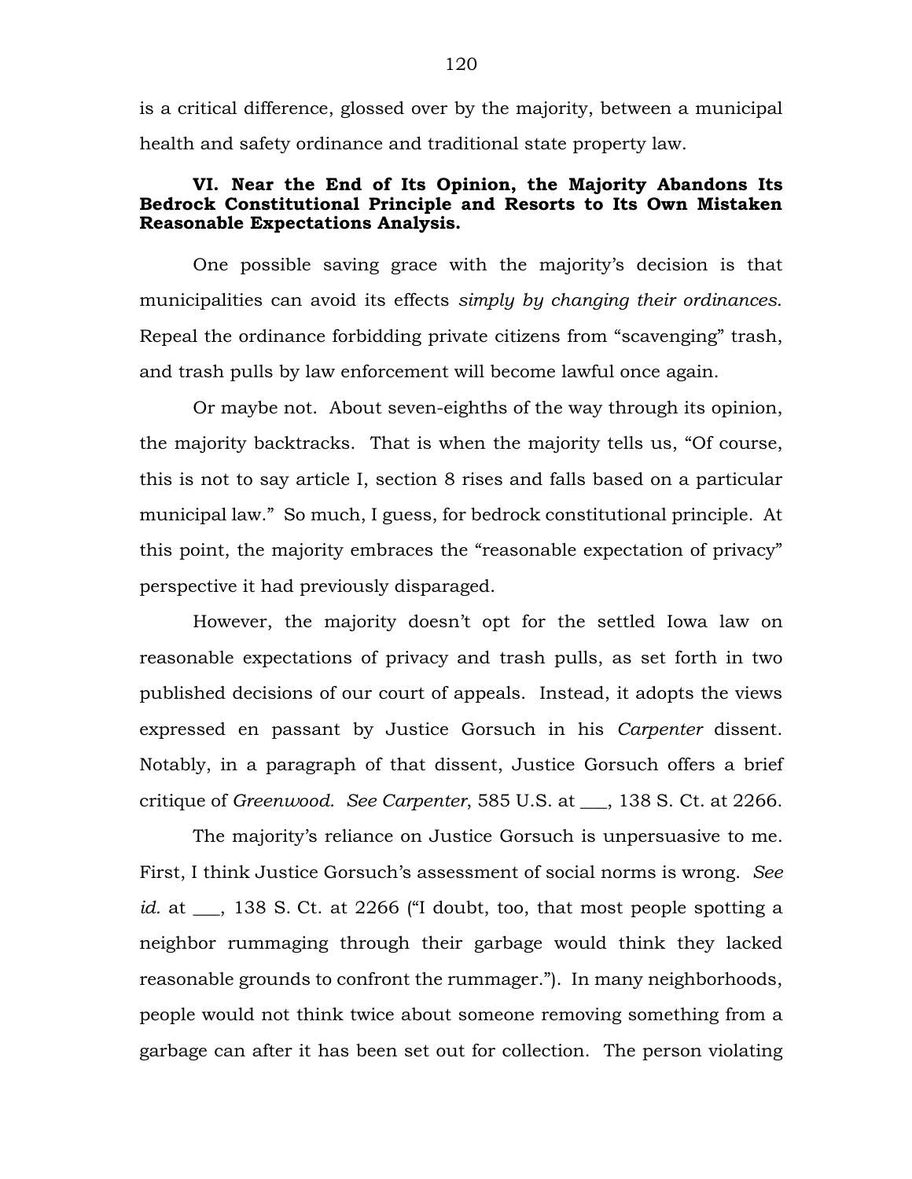is a critical difference, glossed over by the majority, between a municipal health and safety ordinance and traditional state property law.

**VI. Near the End of Its Opinion, the Majority Abandons Its Bedrock Constitutional Principle and Resorts to Its Own Mistaken Reasonable Expectations Analysis.**

One possible saving grace with the majority's decision is that municipalities can avoid its effects *simply by changing their ordinances*. Repeal the ordinance forbidding private citizens from "scavenging" trash, and trash pulls by law enforcement will become lawful once again.

Or maybe not. About seven-eighths of the way through its opinion, the majority backtracks. That is when the majority tells us, "Of course, this is not to say article I, section 8 rises and falls based on a particular municipal law." So much, I guess, for bedrock constitutional principle. At this point, the majority embraces the "reasonable expectation of privacy" perspective it had previously disparaged.

However, the majority doesn't opt for the settled Iowa law on reasonable expectations of privacy and trash pulls, as set forth in two published decisions of our court of appeals. Instead, it adopts the views expressed en passant by Justice Gorsuch in his *Carpenter* dissent. Notably, in a paragraph of that dissent, Justice Gorsuch offers a brief critique of *Greenwood*. *See Carpenter*, 585 U.S. at ___, 138 S. Ct. at 2266.

The majority's reliance on Justice Gorsuch is unpersuasive to me. First, I think Justice Gorsuch's assessment of social norms is wrong. *See id.* at ___, 138 S. Ct. at 2266 ("I doubt, too, that most people spotting a neighbor rummaging through their garbage would think they lacked reasonable grounds to confront the rummager."). In many neighborhoods, people would not think twice about someone removing something from a garbage can after it has been set out for collection. The person violating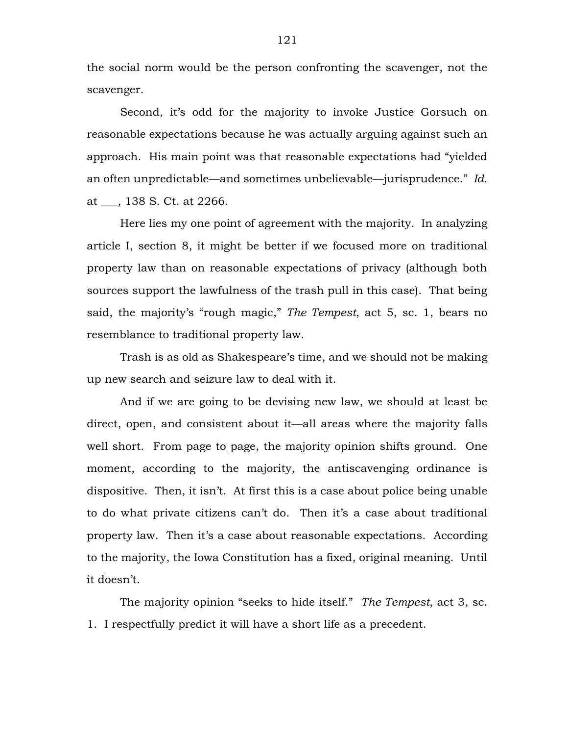the social norm would be the person confronting the scavenger, not the scavenger.

Second, it's odd for the majority to invoke Justice Gorsuch on reasonable expectations because he was actually arguing against such an approach. His main point was that reasonable expectations had "yielded an often unpredictable—and sometimes unbelievable—jurisprudence." *Id.* at ___, 138 S. Ct. at 2266.

Here lies my one point of agreement with the majority. In analyzing article I, section 8, it might be better if we focused more on traditional property law than on reasonable expectations of privacy (although both sources support the lawfulness of the trash pull in this case). That being said, the majority's "rough magic," *The Tempest*, act 5, sc. 1, bears no resemblance to traditional property law.

Trash is as old as Shakespeare's time, and we should not be making up new search and seizure law to deal with it.

And if we are going to be devising new law, we should at least be direct, open, and consistent about it—all areas where the majority falls well short. From page to page, the majority opinion shifts ground. One moment, according to the majority, the antiscavenging ordinance is dispositive. Then, it isn't. At first this is a case about police being unable to do what private citizens can't do. Then it's a case about traditional property law. Then it's a case about reasonable expectations. According to the majority, the Iowa Constitution has a fixed, original meaning. Until it doesn't.

The majority opinion "seeks to hide itself." *The Tempest*, act 3, sc. 1. I respectfully predict it will have a short life as a precedent.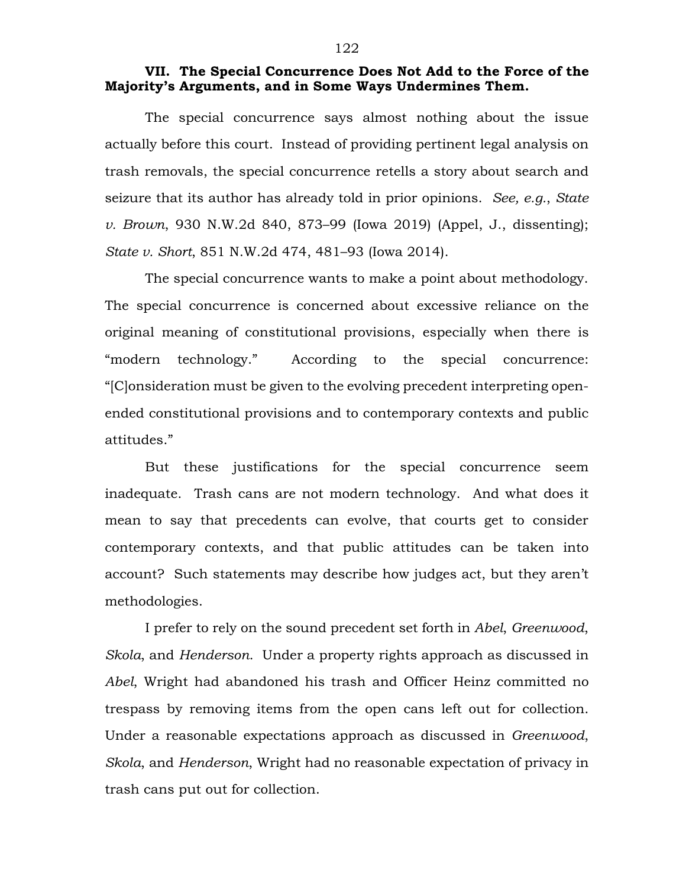### VII. The Special Concurrence Does Not Add to the Force of the Majority's Arguments, and in Some Ways Undermines Them.

The special concurrence says almost nothing about the issue actually before this court. Instead of providing pertinent legal analysis on trash removals, the special concurrence retells a story about search and seizure that its author has already told in prior opinions. *See, e.g.*, *State v. Brown*, 930 N.W.2d 840, 873–99 (Iowa 2019) (Appel, J., dissenting); *State v. Short*, 851 N.W.2d 474, 481–93 (Iowa 2014).

The special concurrence wants to make a point about methodology. The special concurrence is concerned about excessive reliance on the original meaning of constitutional provisions, especially when there is "modern technology." According to the special concurrence: "[C]onsideration must be given to the evolving precedent interpreting open-ended constitutional provisions and to contemporary contexts and public attitudes."

But these justifications for the special concurrence seem inadequate. Trash cans are not modern technology. And what does it mean to say that precedents can evolve, that courts get to consider contemporary contexts, and that public attitudes can be taken into account? Such statements may describe how judges act, but they aren't methodologies.

I prefer to rely on the sound precedent set forth in *Abel*, *Greenwood*, *Skola*, and *Henderson*. Under a property rights approach as discussed in *Abel*, Wright had abandoned his trash and Officer Heinz committed no trespass by removing items from the open cans left out for collection. Under a reasonable expectations approach as discussed in *Greenwood*, *Skola*, and *Henderson*, Wright had no reasonable expectation of privacy in trash cans put out for collection.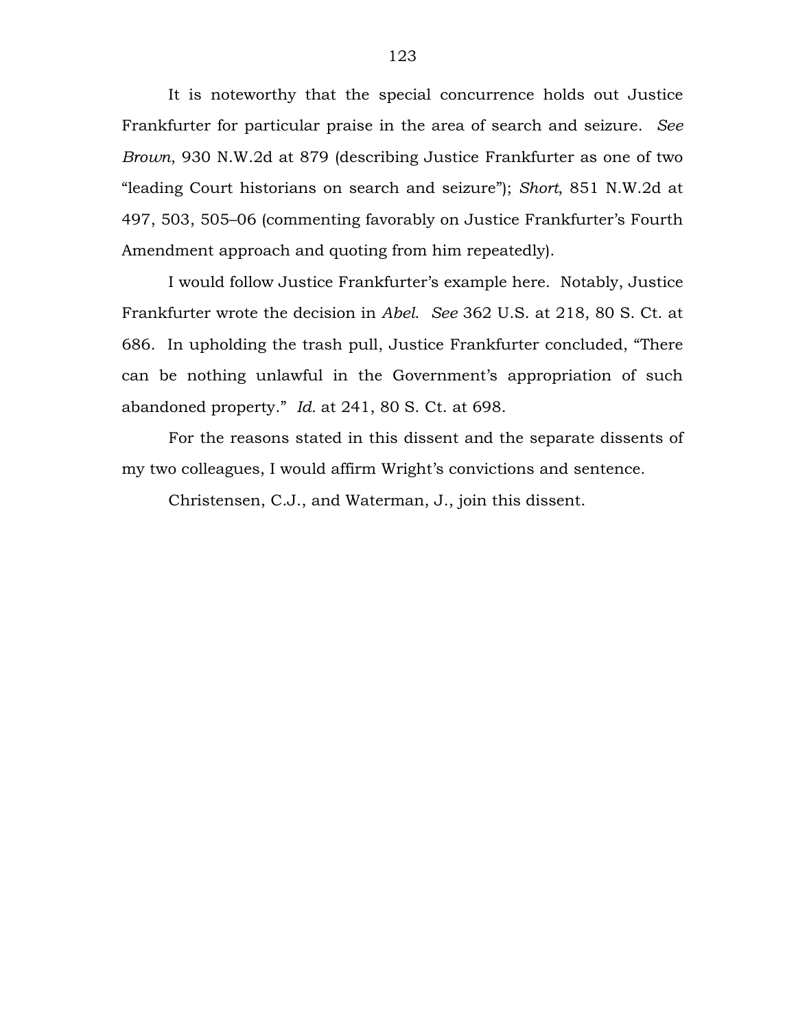It is noteworthy that the special concurrence holds out Justice Frankfurter for particular praise in the area of search and seizure. *See Brown*, 930 N.W.2d at 879 (describing Justice Frankfurter as one of two "leading Court historians on search and seizure"); *Short*, 851 N.W.2d at 497, 503, 505–06 (commenting favorably on Justice Frankfurter's Fourth Amendment approach and quoting from him repeatedly).

I would follow Justice Frankfurter's example here. Notably, Justice Frankfurter wrote the decision in *Abel*. *See* 362 U.S. at 218, 80 S. Ct. at 686. In upholding the trash pull, Justice Frankfurter concluded, "There can be nothing unlawful in the Government's appropriation of such abandoned property." *Id.* at 241, 80 S. Ct. at 698.

For the reasons stated in this dissent and the separate dissents of my two colleagues, I would affirm Wright's convictions and sentence.

Christensen, C.J., and Waterman, J., join this dissent.